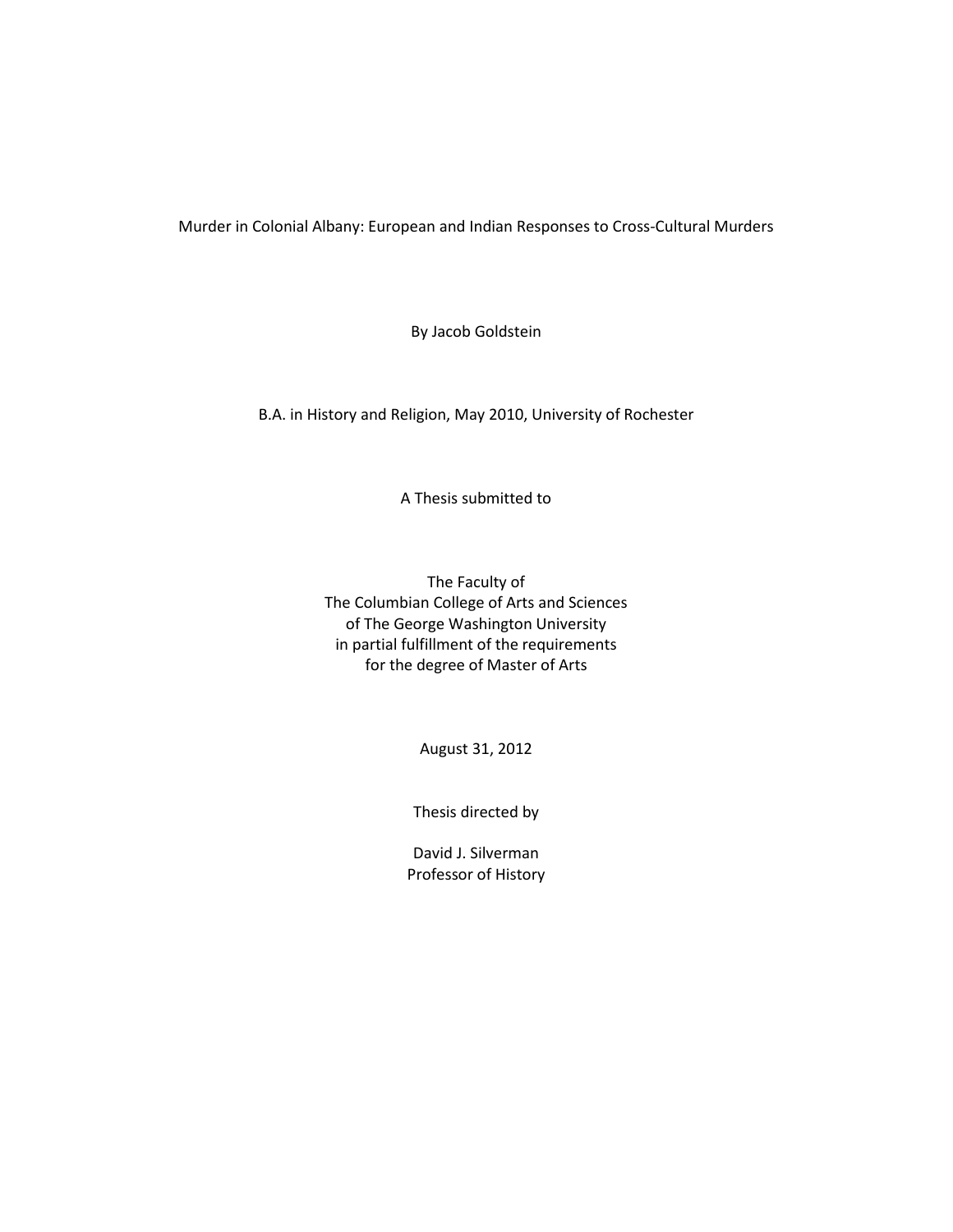# Murder in Colonial Albany: European and Indian Responses to Cross-Cultural Murders

By Jacob Goldstein

B.A. in History and Religion, May 2010, University of Rochester

A Thesis submitted to

The Faculty of
The Columbian College of Arts and Sciences
of The George Washington University
in partial fulfillment of the requirements
for the degree of Master of Arts

August 31, 2012

Thesis directed by

David J. Silverman
Professor of History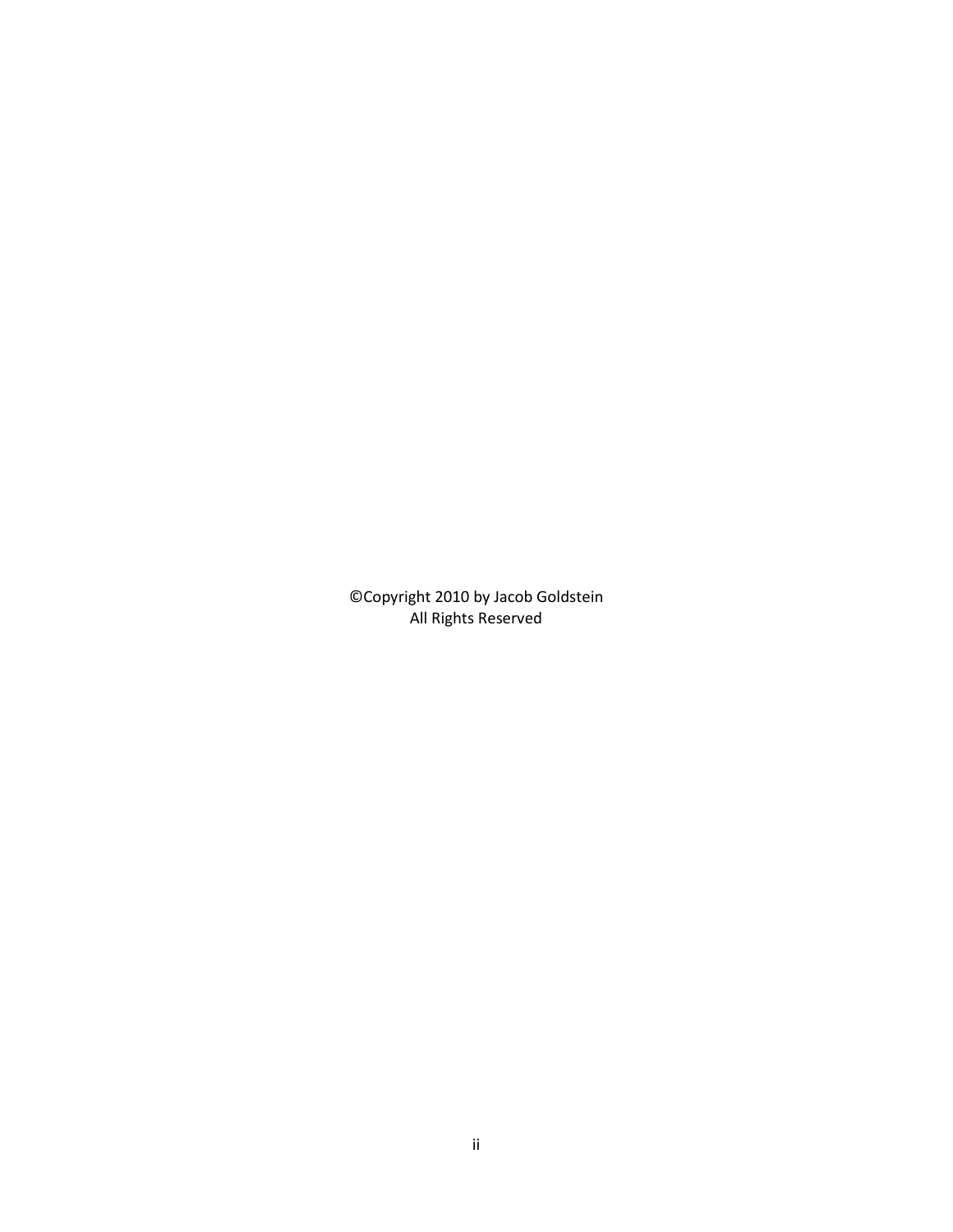©Copyright 2010 by Jacob Goldstein
All Rights Reserved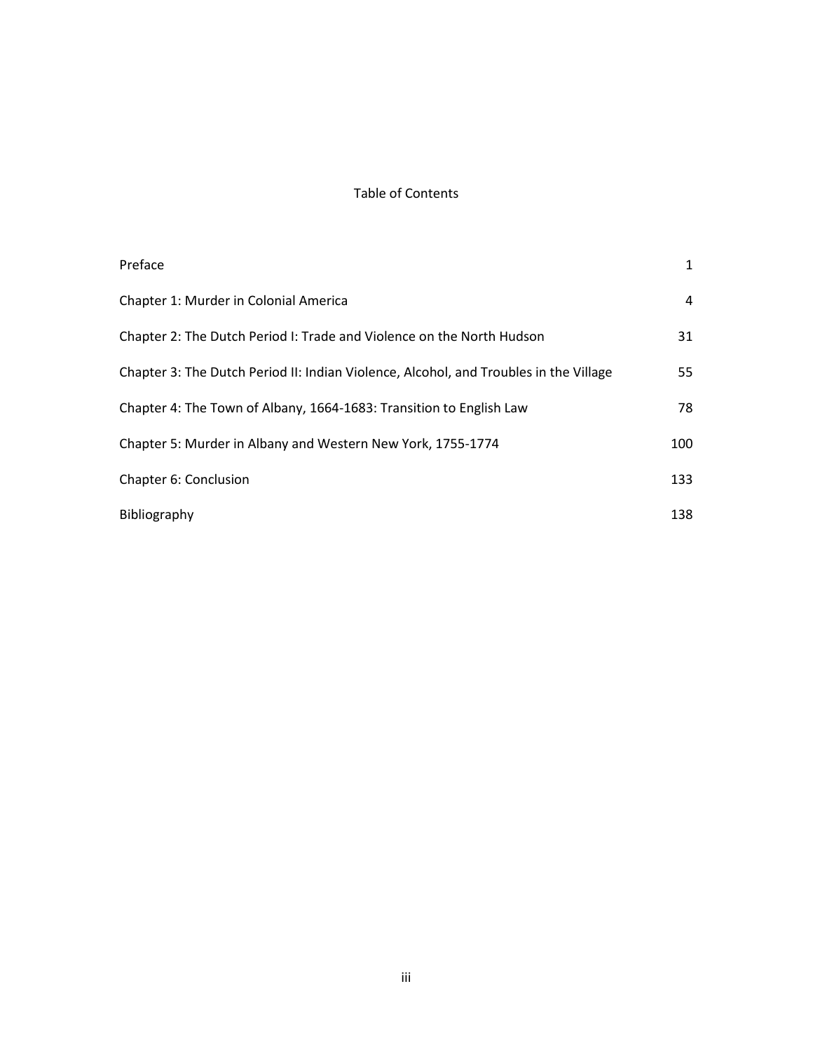# Table of Contents

| | |
|---|---|
| Preface | 1 |
| Chapter 1: Murder in Colonial America | 4 |
| Chapter 2: The Dutch Period I: Trade and Violence on the North Hudson | 31 |
| Chapter 3: The Dutch Period II: Indian Violence, Alcohol, and Troubles in the Village | 55 |
| Chapter 4: The Town of Albany, 1664-1683: Transition to English Law | 78 |
| Chapter 5: Murder in Albany and Western New York, 1755-1774 | 100 |
| Chapter 6: Conclusion | 133 |
| Bibliography | 138 |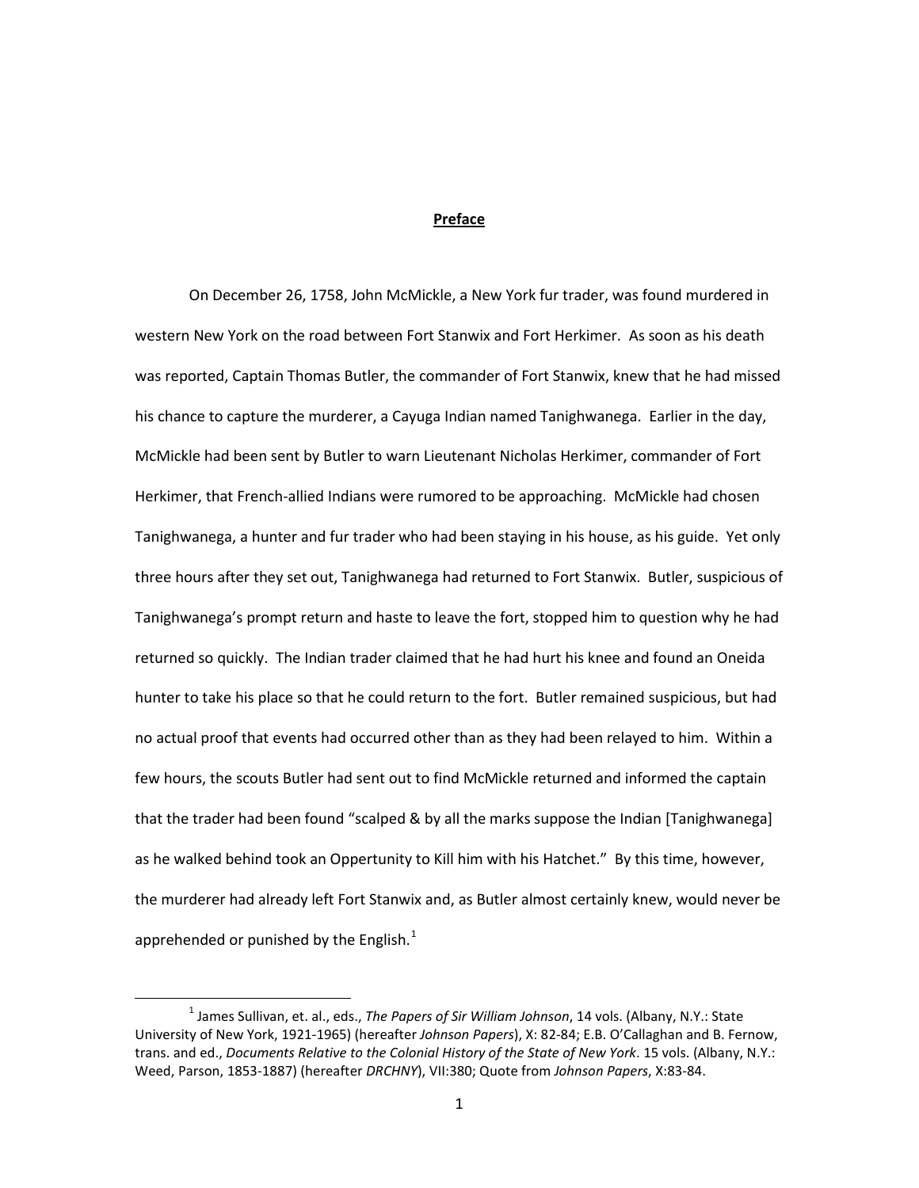## Preface

On December 26, 1758, John McMickle, a New York fur trader, was found murdered in western New York on the road between Fort Stanwix and Fort Herkimer. As soon as his death was reported, Captain Thomas Butler, the commander of Fort Stanwix, knew that he had missed his chance to capture the murderer, a Cayuga Indian named Tanighwanega. Earlier in the day, McMickle had been sent by Butler to warn Lieutenant Nicholas Herkimer, commander of Fort Herkimer, that French-allied Indians were rumored to be approaching. McMickle had chosen Tanighwanega, a hunter and fur trader who had been staying in his house, as his guide. Yet only three hours after they set out, Tanighwanega had returned to Fort Stanwix. Butler, suspicious of Tanighwanega's prompt return and haste to leave the fort, stopped him to question why he had returned so quickly. The Indian trader claimed that he had hurt his knee and found an Oneida hunter to take his place so that he could return to the fort. Butler remained suspicious, but had no actual proof that events had occurred other than as they had been relayed to him. Within a few hours, the scouts Butler had sent out to find McMickle returned and informed the captain that the trader had been found "scalped & by all the marks suppose the Indian [Tanighwanega] as he walked behind took an Oppertunity to Kill him with his Hatchet." By this time, however, the murderer had already left Fort Stanwix and, as Butler almost certainly knew, would never be apprehended or punished by the English.[1]

[1] James Sullivan, et. al., eds., *The Papers of Sir William Johnson*, 14 vols. (Albany, N.Y.: State University of New York, 1921-1965) (hereafter *Johnson Papers*), X: 82-84; E.B. O'Callaghan and B. Fernow, trans. and ed., *Documents Relative to the Colonial History of the State of New York*. 15 vols. (Albany, N.Y.: Weed, Parson, 1853-1887) (hereafter *DRCHNY*), VII:380; Quote from *Johnson Papers*, X:83-84.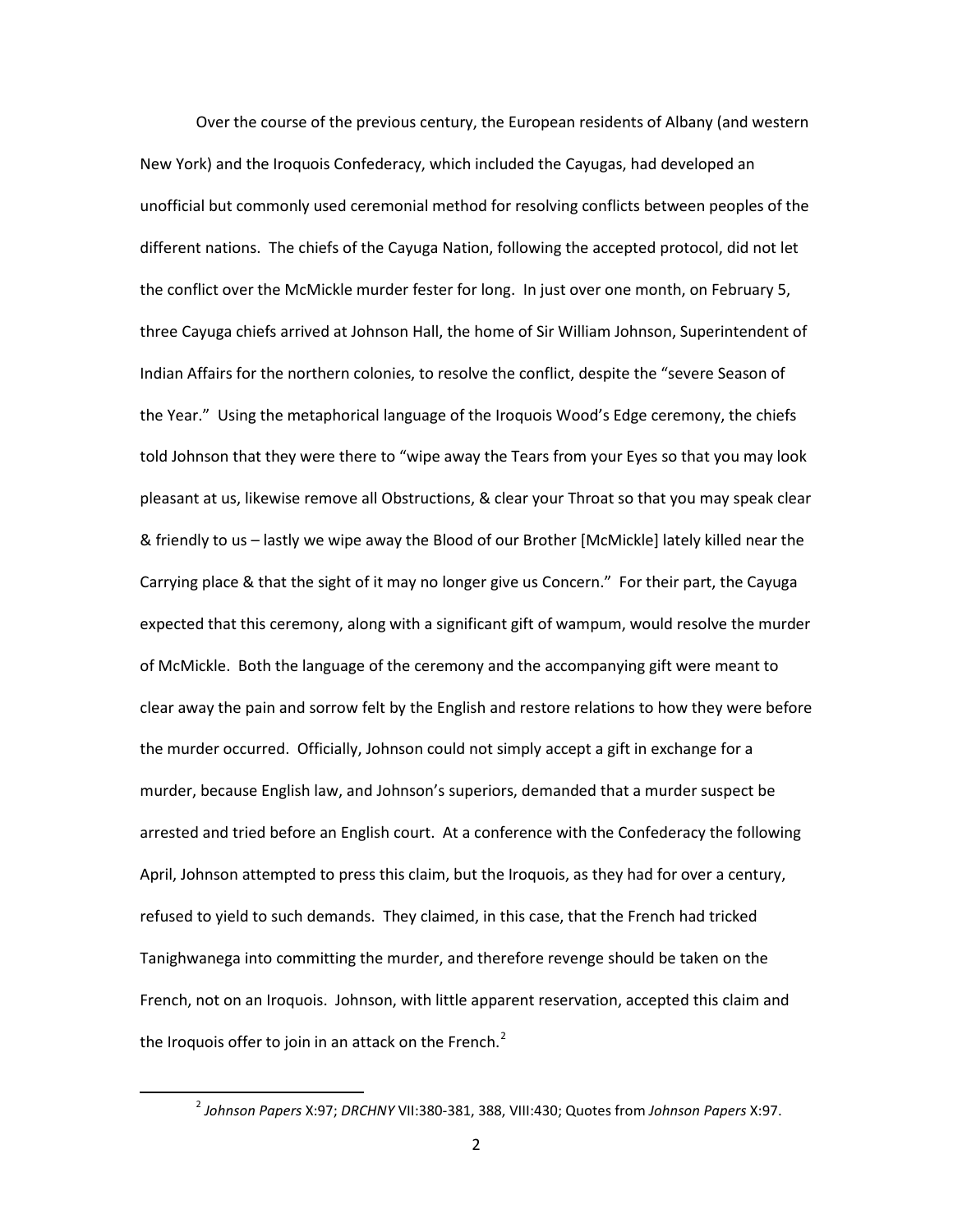Over the course of the previous century, the European residents of Albany (and western New York) and the Iroquois Confederacy, which included the Cayugas, had developed an unofficial but commonly used ceremonial method for resolving conflicts between peoples of the different nations. The chiefs of the Cayuga Nation, following the accepted protocol, did not let the conflict over the McMickle murder fester for long. In just over one month, on February 5, three Cayuga chiefs arrived at Johnson Hall, the home of Sir William Johnson, Superintendent of Indian Affairs for the northern colonies, to resolve the conflict, despite the "severe Season of the Year." Using the metaphorical language of the Iroquois Wood's Edge ceremony, the chiefs told Johnson that they were there to "wipe away the Tears from your Eyes so that you may look pleasant at us, likewise remove all Obstructions, & clear your Throat so that you may speak clear & friendly to us – lastly we wipe away the Blood of our Brother [McMickle] lately killed near the Carrying place & that the sight of it may no longer give us Concern." For their part, the Cayuga expected that this ceremony, along with a significant gift of wampum, would resolve the murder of McMickle. Both the language of the ceremony and the accompanying gift were meant to clear away the pain and sorrow felt by the English and restore relations to how they were before the murder occurred. Officially, Johnson could not simply accept a gift in exchange for a murder, because English law, and Johnson's superiors, demanded that a murder suspect be arrested and tried before an English court. At a conference with the Confederacy the following April, Johnson attempted to press this claim, but the Iroquois, as they had for over a century, refused to yield to such demands. They claimed, in this case, that the French had tricked Tanighwanega into committing the murder, and therefore revenge should be taken on the French, not on an Iroquois. Johnson, with little apparent reservation, accepted this claim and the Iroquois offer to join in an attack on the French.[2]

[2] *Johnson Papers* X:97; *DRCHNY* VII:380-381, 388, VIII:430; Quotes from *Johnson Papers* X:97.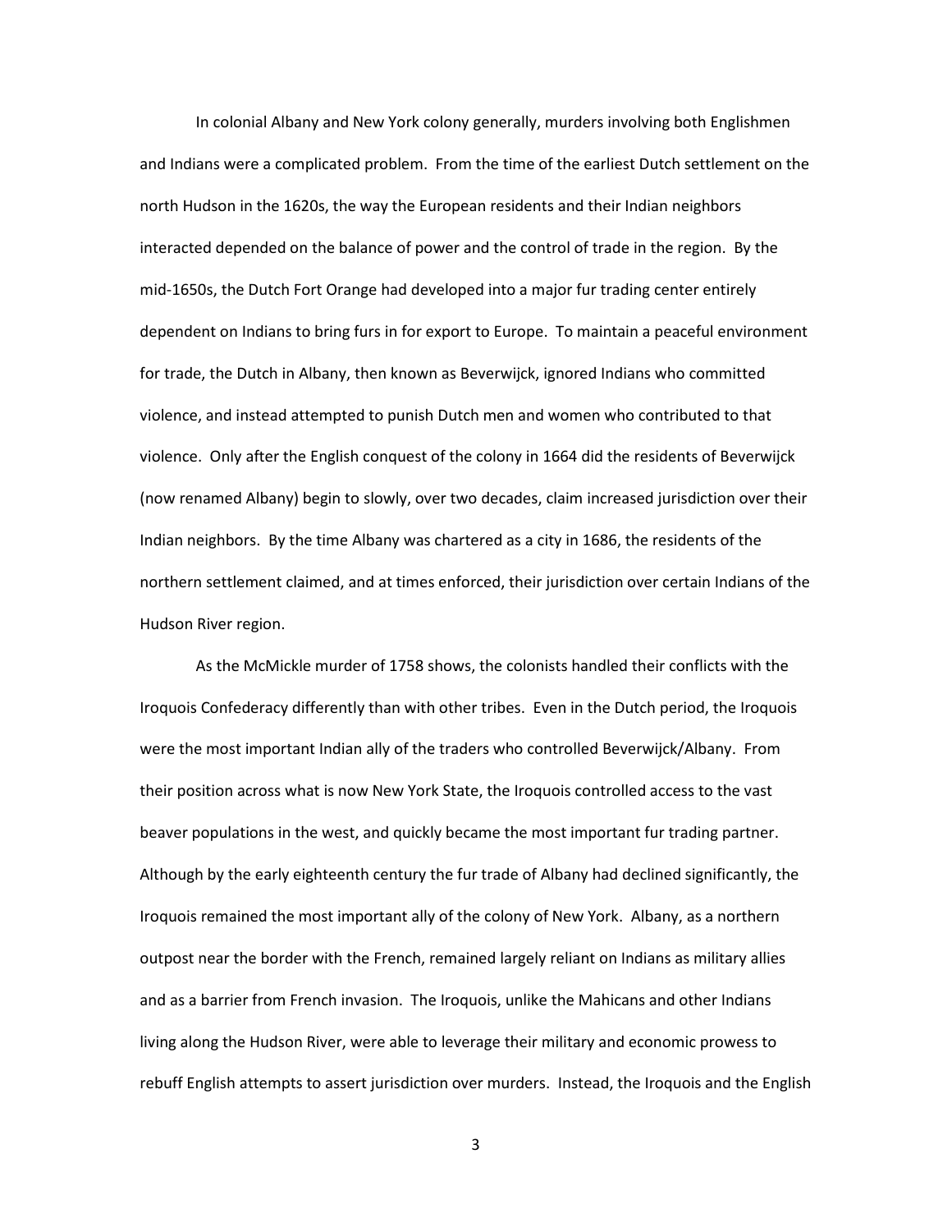In colonial Albany and New York colony generally, murders involving both Englishmen and Indians were a complicated problem. From the time of the earliest Dutch settlement on the north Hudson in the 1620s, the way the European residents and their Indian neighbors interacted depended on the balance of power and the control of trade in the region. By the mid-1650s, the Dutch Fort Orange had developed into a major fur trading center entirely dependent on Indians to bring furs in for export to Europe. To maintain a peaceful environment for trade, the Dutch in Albany, then known as Beverwijck, ignored Indians who committed violence, and instead attempted to punish Dutch men and women who contributed to that violence. Only after the English conquest of the colony in 1664 did the residents of Beverwijck (now renamed Albany) begin to slowly, over two decades, claim increased jurisdiction over their Indian neighbors. By the time Albany was chartered as a city in 1686, the residents of the northern settlement claimed, and at times enforced, their jurisdiction over certain Indians of the Hudson River region.

As the McMickle murder of 1758 shows, the colonists handled their conflicts with the Iroquois Confederacy differently than with other tribes. Even in the Dutch period, the Iroquois were the most important Indian ally of the traders who controlled Beverwijck/Albany. From their position across what is now New York State, the Iroquois controlled access to the vast beaver populations in the west, and quickly became the most important fur trading partner. Although by the early eighteenth century the fur trade of Albany had declined significantly, the Iroquois remained the most important ally of the colony of New York. Albany, as a northern outpost near the border with the French, remained largely reliant on Indians as military allies and as a barrier from French invasion. The Iroquois, unlike the Mahicans and other Indians living along the Hudson River, were able to leverage their military and economic prowess to rebuff English attempts to assert jurisdiction over murders. Instead, the Iroquois and the English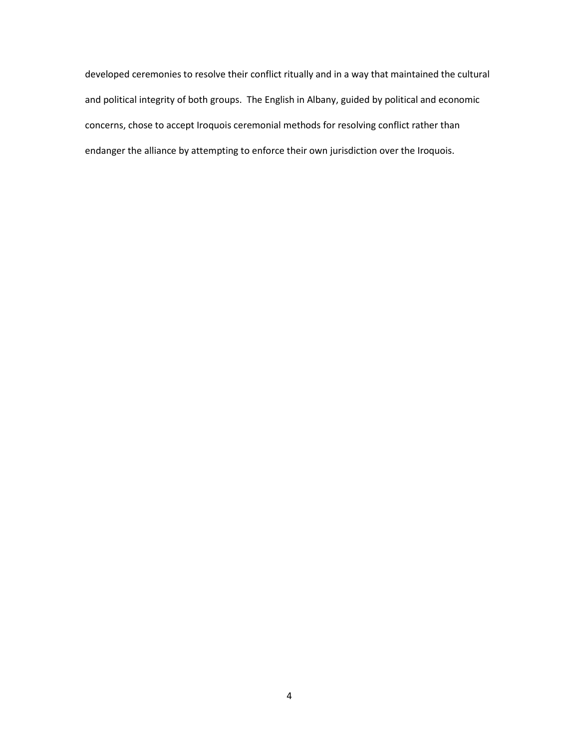developed ceremonies to resolve their conflict ritually and in a way that maintained the cultural and political integrity of both groups. The English in Albany, guided by political and economic concerns, chose to accept Iroquois ceremonial methods for resolving conflict rather than endanger the alliance by attempting to enforce their own jurisdiction over the Iroquois.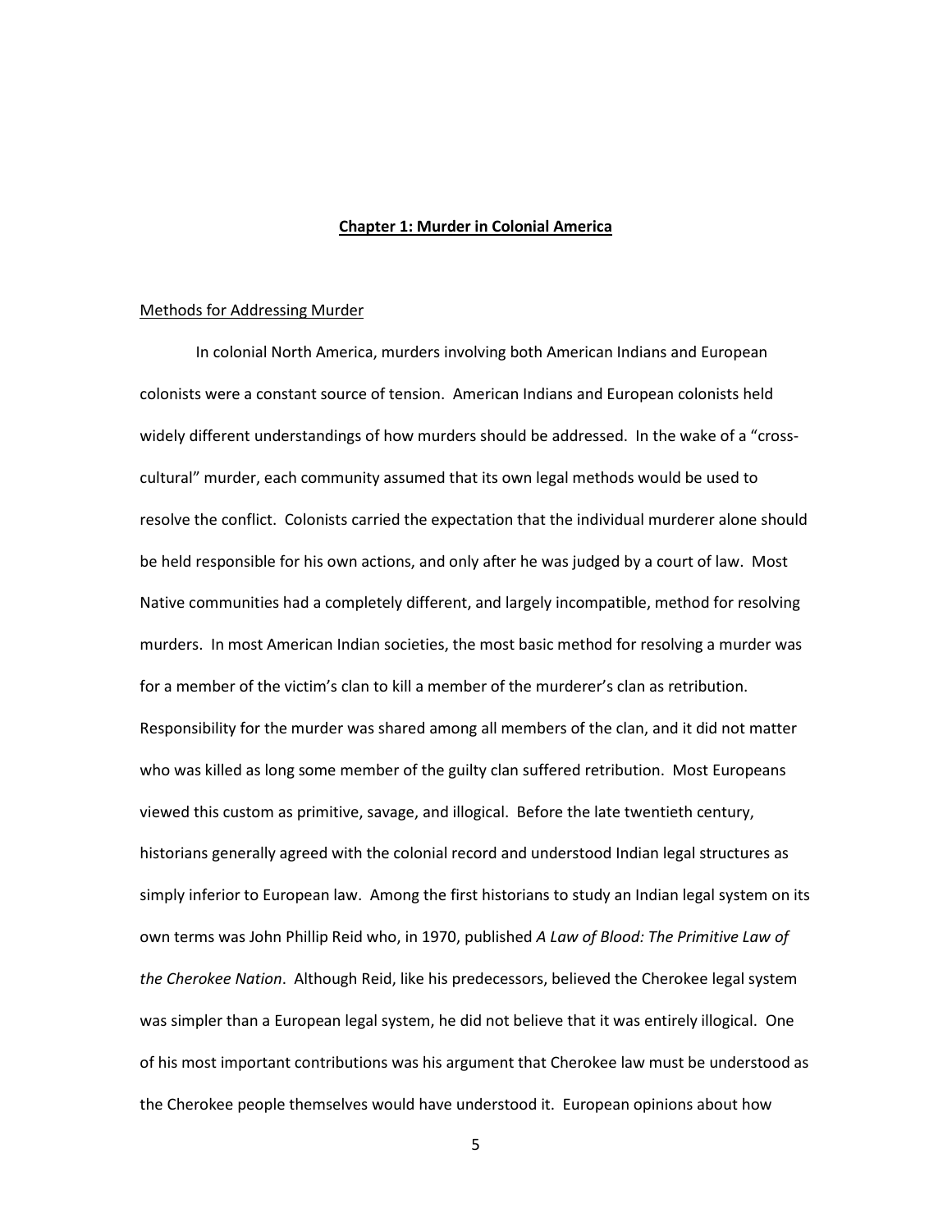# **Chapter 1: Murder in Colonial America**

## Methods for Addressing Murder

In colonial North America, murders involving both American Indians and European colonists were a constant source of tension. American Indians and European colonists held widely different understandings of how murders should be addressed. In the wake of a "cross-cultural" murder, each community assumed that its own legal methods would be used to resolve the conflict. Colonists carried the expectation that the individual murderer alone should be held responsible for his own actions, and only after he was judged by a court of law. Most Native communities had a completely different, and largely incompatible, method for resolving murders. In most American Indian societies, the most basic method for resolving a murder was for a member of the victim's clan to kill a member of the murderer's clan as retribution. Responsibility for the murder was shared among all members of the clan, and it did not matter who was killed as long some member of the guilty clan suffered retribution. Most Europeans viewed this custom as primitive, savage, and illogical. Before the late twentieth century, historians generally agreed with the colonial record and understood Indian legal structures as simply inferior to European law. Among the first historians to study an Indian legal system on its own terms was John Phillip Reid who, in 1970, published *A Law of Blood: The Primitive Law of the Cherokee Nation*. Although Reid, like his predecessors, believed the Cherokee legal system was simpler than a European legal system, he did not believe that it was entirely illogical. One of his most important contributions was his argument that Cherokee law must be understood as the Cherokee people themselves would have understood it. European opinions about how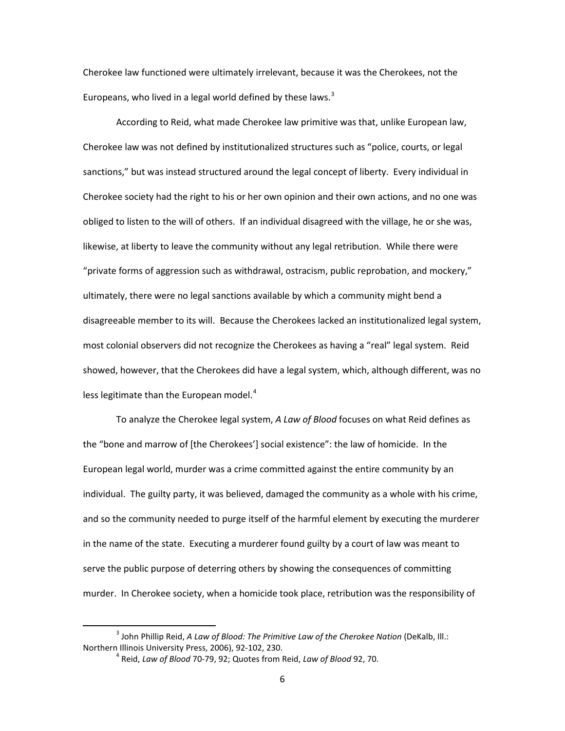Cherokee law functioned were ultimately irrelevant, because it was the Cherokees, not the Europeans, who lived in a legal world defined by these laws.[3]

According to Reid, what made Cherokee law primitive was that, unlike European law, Cherokee law was not defined by institutionalized structures such as "police, courts, or legal sanctions," but was instead structured around the legal concept of liberty. Every individual in Cherokee society had the right to his or her own opinion and their own actions, and no one was obliged to listen to the will of others. If an individual disagreed with the village, he or she was, likewise, at liberty to leave the community without any legal retribution. While there were "private forms of aggression such as withdrawal, ostracism, public reprobation, and mockery," ultimately, there were no legal sanctions available by which a community might bend a disagreeable member to its will. Because the Cherokees lacked an institutionalized legal system, most colonial observers did not recognize the Cherokees as having a "real" legal system. Reid showed, however, that the Cherokees did have a legal system, which, although different, was no less legitimate than the European model.[4]

To analyze the Cherokee legal system, *A Law of Blood* focuses on what Reid defines as the "bone and marrow of [the Cherokees'] social existence": the law of homicide. In the European legal world, murder was a crime committed against the entire community by an individual. The guilty party, it was believed, damaged the community as a whole with his crime, and so the community needed to purge itself of the harmful element by executing the murderer in the name of the state. Executing a murderer found guilty by a court of law was meant to serve the public purpose of deterring others by showing the consequences of committing murder. In Cherokee society, when a homicide took place, retribution was the responsibility of

[3] John Phillip Reid, *A Law of Blood: The Primitive Law of the Cherokee Nation* (DeKalb, Ill.: Northern Illinois University Press, 2006), 92-102, 230.

[4] Reid, *Law of Blood* 70-79, 92; Quotes from Reid, *Law of Blood* 92, 70.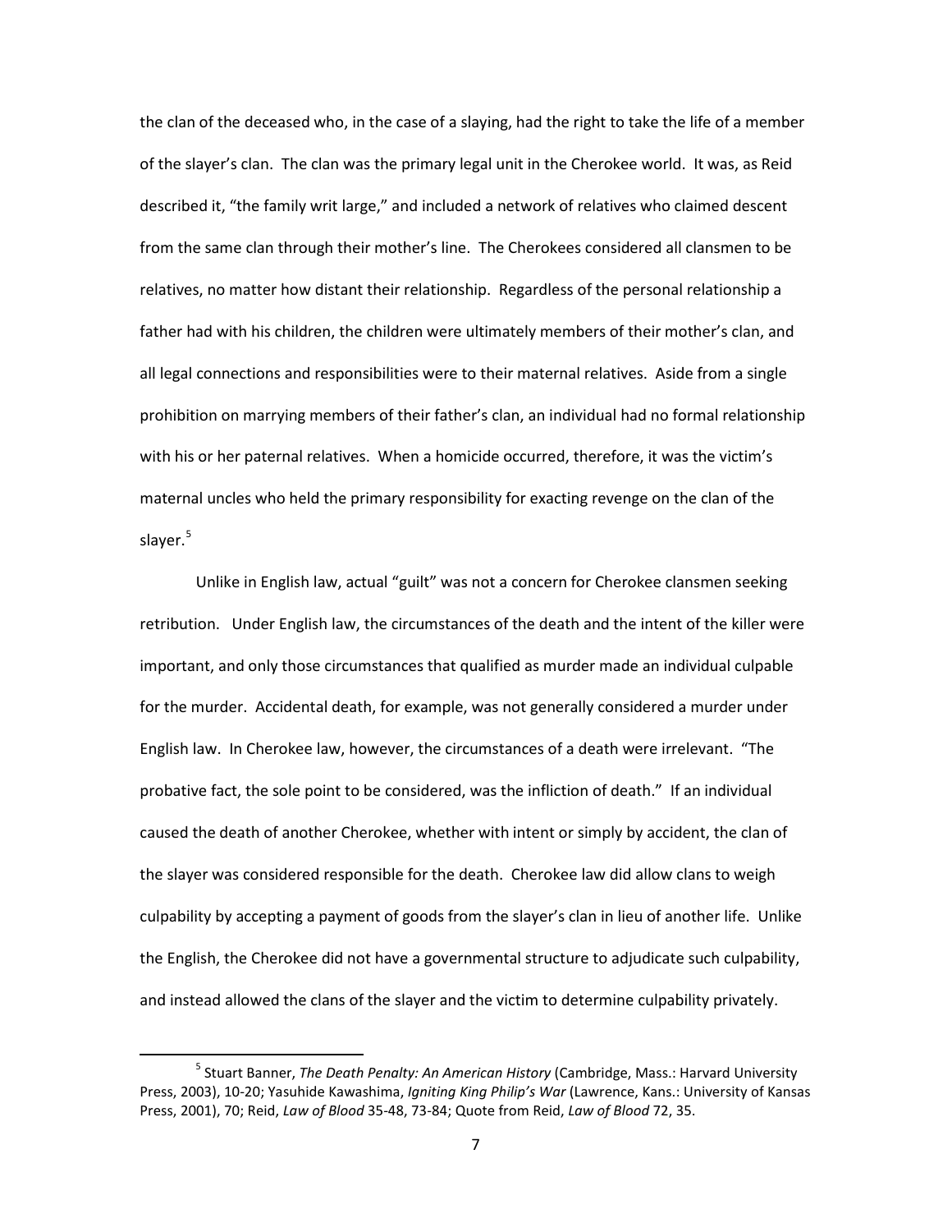the clan of the deceased who, in the case of a slaying, had the right to take the life of a member of the slayer's clan. The clan was the primary legal unit in the Cherokee world. It was, as Reid described it, "the family writ large," and included a network of relatives who claimed descent from the same clan through their mother's line. The Cherokees considered all clansmen to be relatives, no matter how distant their relationship. Regardless of the personal relationship a father had with his children, the children were ultimately members of their mother's clan, and all legal connections and responsibilities were to their maternal relatives. Aside from a single prohibition on marrying members of their father's clan, an individual had no formal relationship with his or her paternal relatives. When a homicide occurred, therefore, it was the victim's maternal uncles who held the primary responsibility for exacting revenge on the clan of the slayer.[5]

Unlike in English law, actual "guilt" was not a concern for Cherokee clansmen seeking retribution. Under English law, the circumstances of the death and the intent of the killer were important, and only those circumstances that qualified as murder made an individual culpable for the murder. Accidental death, for example, was not generally considered a murder under English law. In Cherokee law, however, the circumstances of a death were irrelevant. "The probative fact, the sole point to be considered, was the infliction of death." If an individual caused the death of another Cherokee, whether with intent or simply by accident, the clan of the slayer was considered responsible for the death. Cherokee law did allow clans to weigh culpability by accepting a payment of goods from the slayer's clan in lieu of another life. Unlike the English, the Cherokee did not have a governmental structure to adjudicate such culpability, and instead allowed the clans of the slayer and the victim to determine culpability privately.

[5] Stuart Banner, *The Death Penalty: An American History* (Cambridge, Mass.: Harvard University Press, 2003), 10-20; Yasuhide Kawashima, *Igniting King Philip's War* (Lawrence, Kans.: University of Kansas Press, 2001), 70; Reid, *Law of Blood* 35-48, 73-84; Quote from Reid, *Law of Blood* 72, 35.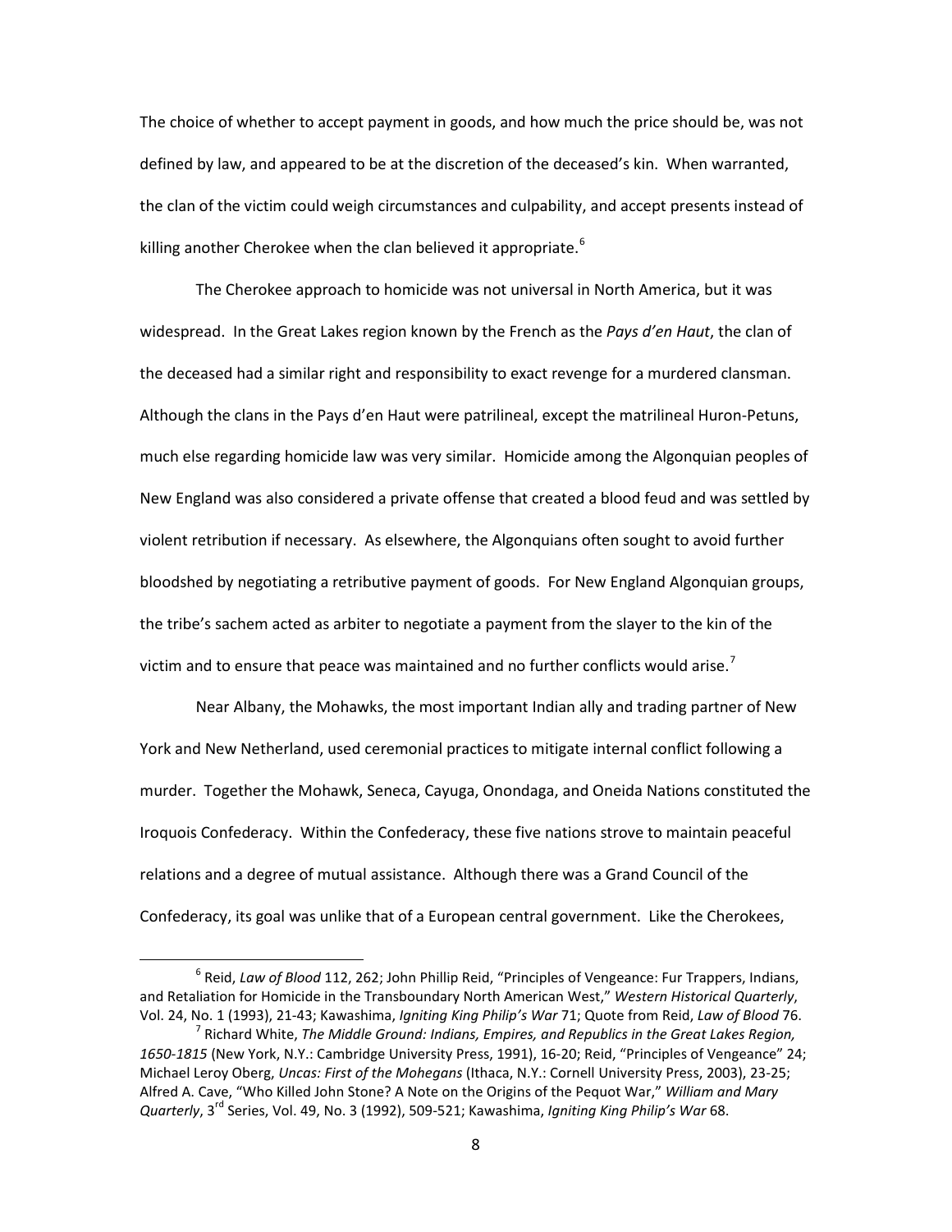The choice of whether to accept payment in goods, and how much the price should be, was not defined by law, and appeared to be at the discretion of the deceased's kin. When warranted, the clan of the victim could weigh circumstances and culpability, and accept presents instead of killing another Cherokee when the clan believed it appropriate.[6]

The Cherokee approach to homicide was not universal in North America, but it was widespread. In the Great Lakes region known by the French as the *Pays d'en Haut*, the clan of the deceased had a similar right and responsibility to exact revenge for a murdered clansman. Although the clans in the Pays d'en Haut were patrilineal, except the matrilineal Huron-Petuns, much else regarding homicide law was very similar. Homicide among the Algonquian peoples of New England was also considered a private offense that created a blood feud and was settled by violent retribution if necessary. As elsewhere, the Algonquians often sought to avoid further bloodshed by negotiating a retributive payment of goods. For New England Algonquian groups, the tribe's sachem acted as arbiter to negotiate a payment from the slayer to the kin of the victim and to ensure that peace was maintained and no further conflicts would arise.[7]

Near Albany, the Mohawks, the most important Indian ally and trading partner of New York and New Netherland, used ceremonial practices to mitigate internal conflict following a murder. Together the Mohawk, Seneca, Cayuga, Onondaga, and Oneida Nations constituted the Iroquois Confederacy. Within the Confederacy, these five nations strove to maintain peaceful relations and a degree of mutual assistance. Although there was a Grand Council of the Confederacy, its goal was unlike that of a European central government. Like the Cherokees,

---

[6] Reid, *Law of Blood* 112, 262; John Phillip Reid, "Principles of Vengeance: Fur Trappers, Indians, and Retaliation for Homicide in the Transboundary North American West," *Western Historical Quarterly*, Vol. 24, No. 1 (1993), 21-43; Kawashima, *Igniting King Philip's War* 71; Quote from Reid, *Law of Blood* 76.

[7] Richard White, *The Middle Ground: Indians, Empires, and Republics in the Great Lakes Region, 1650-1815* (New York, N.Y.: Cambridge University Press, 1991), 16-20; Reid, "Principles of Vengeance" 24; Michael Leroy Oberg, *Uncas: First of the Mohegans* (Ithaca, N.Y.: Cornell University Press, 2003), 23-25; Alfred A. Cave, "Who Killed John Stone? A Note on the Origins of the Pequot War," *William and Mary Quarterly*, 3rd Series, Vol. 49, No. 3 (1992), 509-521; Kawashima, *Igniting King Philip's War* 68.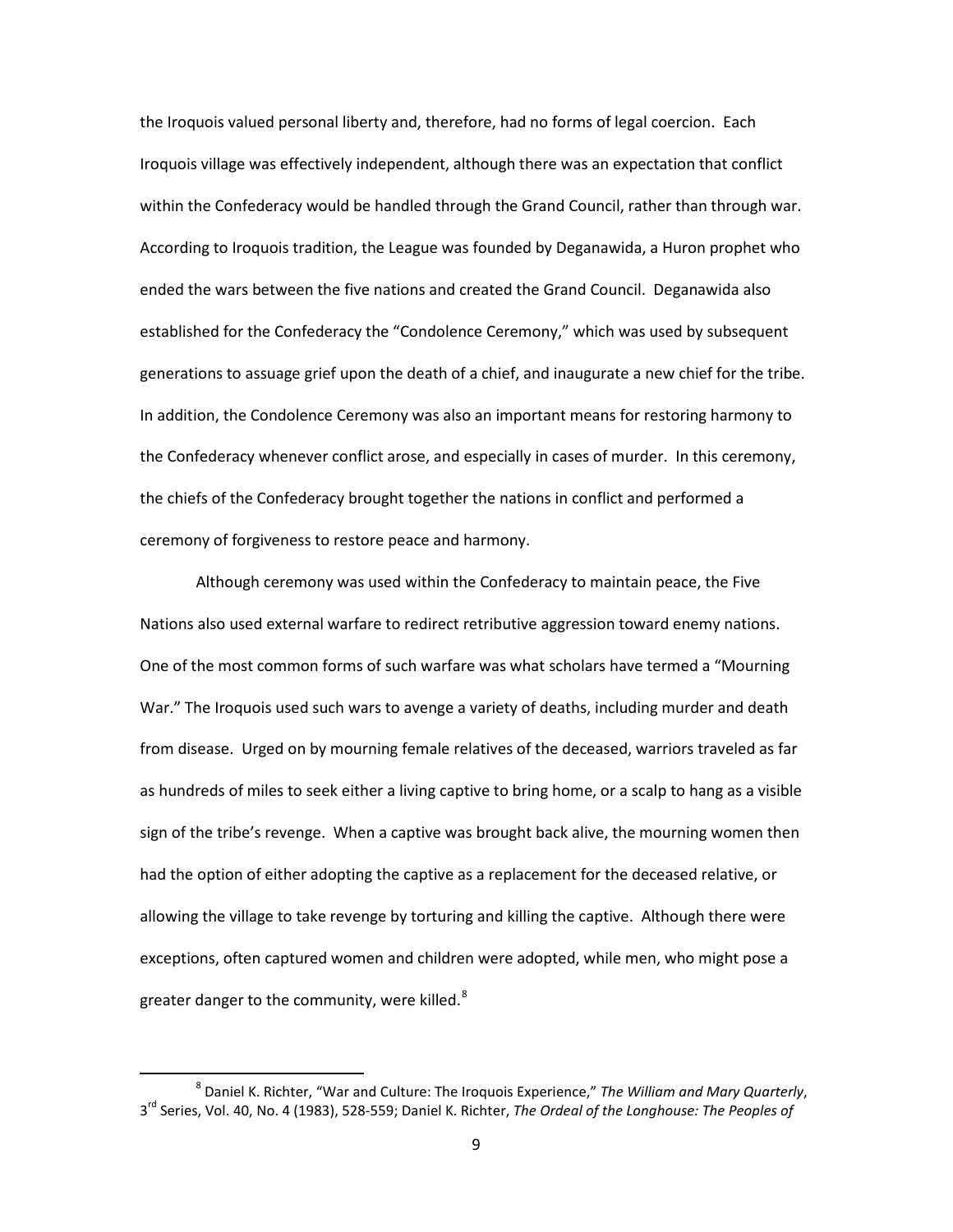the Iroquois valued personal liberty and, therefore, had no forms of legal coercion. Each Iroquois village was effectively independent, although there was an expectation that conflict within the Confederacy would be handled through the Grand Council, rather than through war. According to Iroquois tradition, the League was founded by Deganawida, a Huron prophet who ended the wars between the five nations and created the Grand Council. Deganawida also established for the Confederacy the "Condolence Ceremony," which was used by subsequent generations to assuage grief upon the death of a chief, and inaugurate a new chief for the tribe. In addition, the Condolence Ceremony was also an important means for restoring harmony to the Confederacy whenever conflict arose, and especially in cases of murder. In this ceremony, the chiefs of the Confederacy brought together the nations in conflict and performed a ceremony of forgiveness to restore peace and harmony.

Although ceremony was used within the Confederacy to maintain peace, the Five Nations also used external warfare to redirect retributive aggression toward enemy nations. One of the most common forms of such warfare was what scholars have termed a "Mourning War." The Iroquois used such wars to avenge a variety of deaths, including murder and death from disease. Urged on by mourning female relatives of the deceased, warriors traveled as far as hundreds of miles to seek either a living captive to bring home, or a scalp to hang as a visible sign of the tribe's revenge. When a captive was brought back alive, the mourning women then had the option of either adopting the captive as a replacement for the deceased relative, or allowing the village to take revenge by torturing and killing the captive. Although there were exceptions, often captured women and children were adopted, while men, who might pose a greater danger to the community, were killed.[8]

---

[8] Daniel K. Richter, "War and Culture: The Iroquois Experience," *The William and Mary Quarterly*, 3rd Series, Vol. 40, No. 4 (1983), 528-559; Daniel K. Richter, *The Ordeal of the Longhouse: The Peoples of*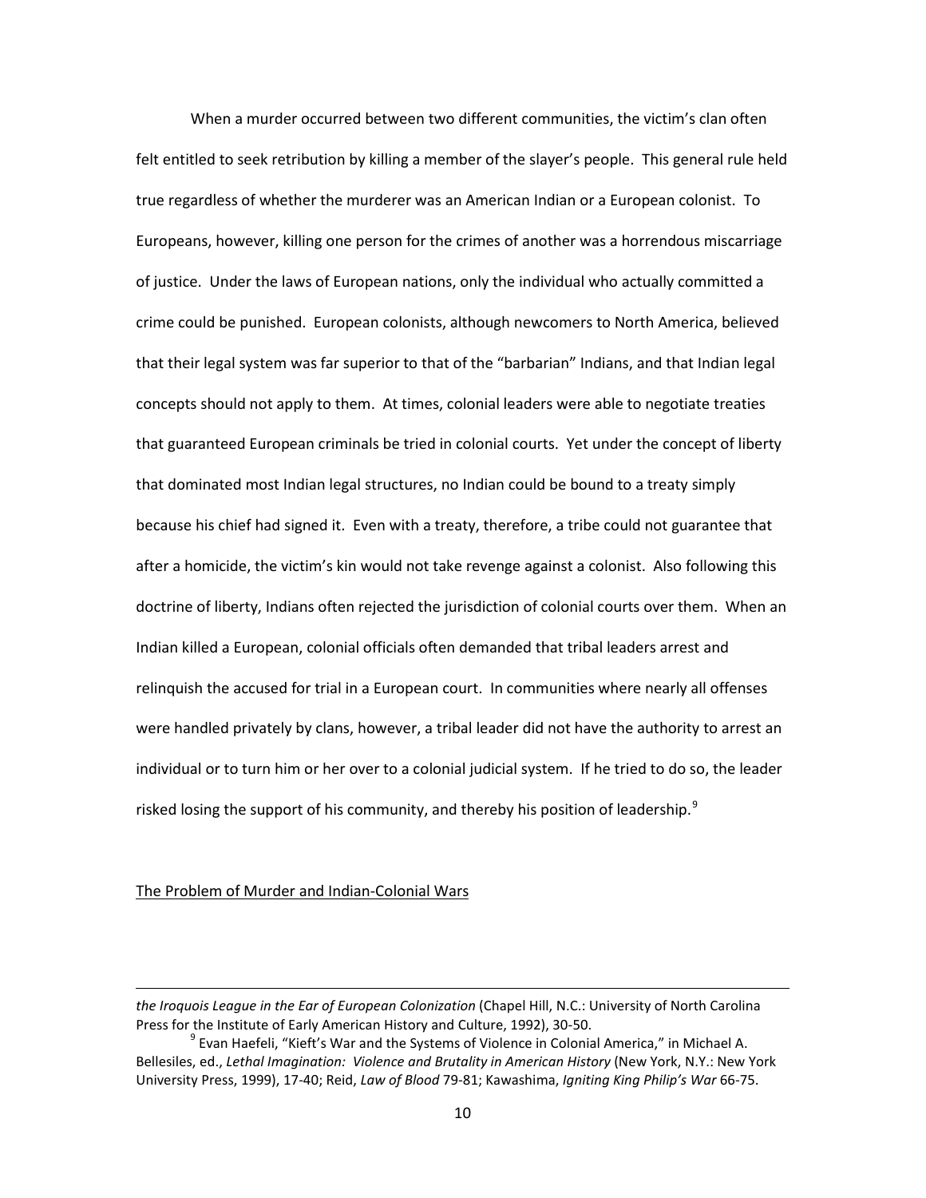When a murder occurred between two different communities, the victim's clan often felt entitled to seek retribution by killing a member of the slayer's people. This general rule held true regardless of whether the murderer was an American Indian or a European colonist. To Europeans, however, killing one person for the crimes of another was a horrendous miscarriage of justice. Under the laws of European nations, only the individual who actually committed a crime could be punished. European colonists, although newcomers to North America, believed that their legal system was far superior to that of the "barbarian" Indians, and that Indian legal concepts should not apply to them. At times, colonial leaders were able to negotiate treaties that guaranteed European criminals be tried in colonial courts. Yet under the concept of liberty that dominated most Indian legal structures, no Indian could be bound to a treaty simply because his chief had signed it. Even with a treaty, therefore, a tribe could not guarantee that after a homicide, the victim's kin would not take revenge against a colonist. Also following this doctrine of liberty, Indians often rejected the jurisdiction of colonial courts over them. When an Indian killed a European, colonial officials often demanded that tribal leaders arrest and relinquish the accused for trial in a European court. In communities where nearly all offenses were handled privately by clans, however, a tribal leader did not have the authority to arrest an individual or to turn him or her over to a colonial judicial system. If he tried to do so, the leader risked losing the support of his community, and thereby his position of leadership.[9]

The Problem of Murder and Indian-Colonial Wars

---

*the Iroquois League in the Ear of European Colonization* (Chapel Hill, N.C.: University of North Carolina Press for the Institute of Early American History and Culture, 1992), 30-50.

[9] Evan Haefeli, "Kieft's War and the Systems of Violence in Colonial America," in Michael A. Bellesiles, ed., *Lethal Imagination: Violence and Brutality in American History* (New York, N.Y.: New York University Press, 1999), 17-40; Reid, *Law of Blood* 79-81; Kawashima, *Igniting King Philip's War* 66-75.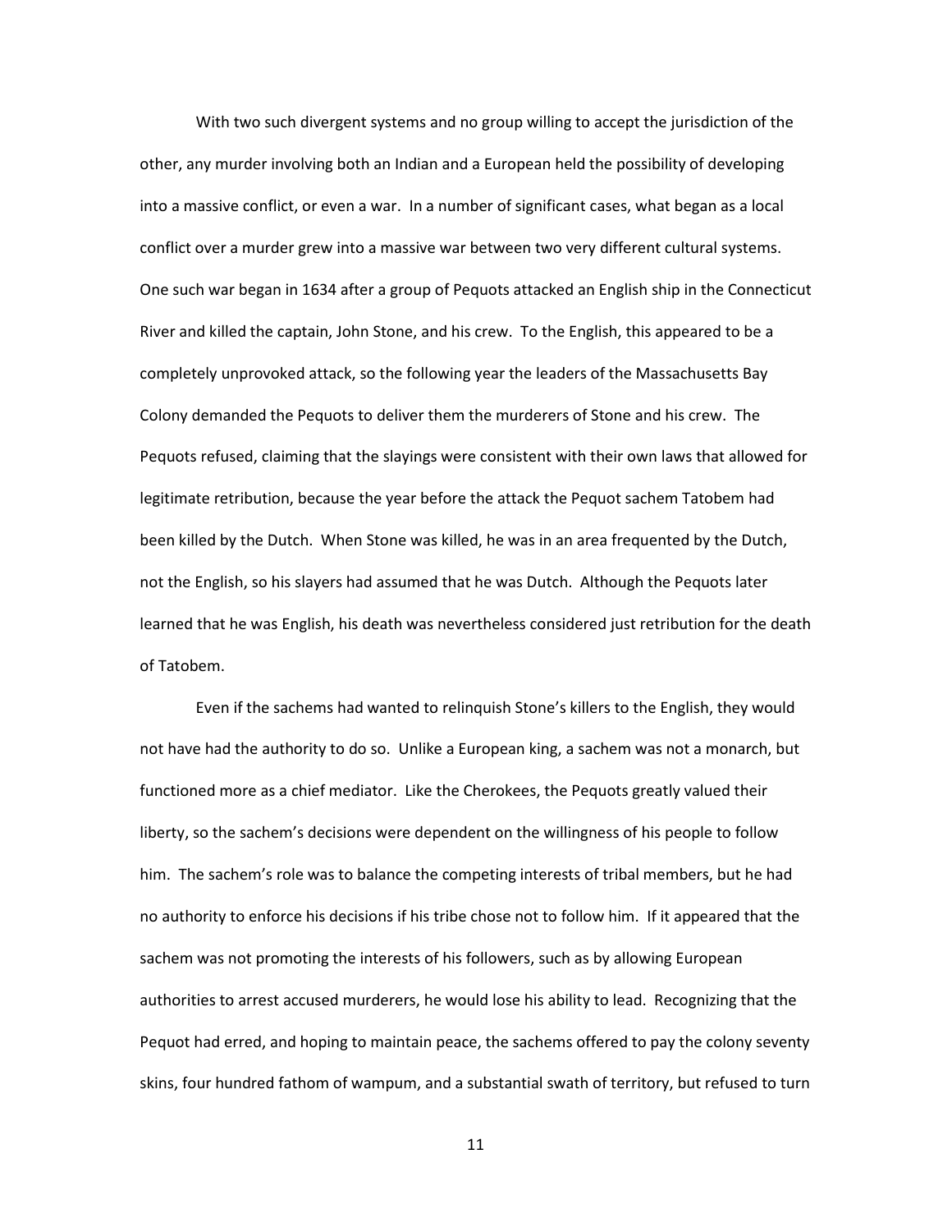With two such divergent systems and no group willing to accept the jurisdiction of the other, any murder involving both an Indian and a European held the possibility of developing into a massive conflict, or even a war. In a number of significant cases, what began as a local conflict over a murder grew into a massive war between two very different cultural systems. One such war began in 1634 after a group of Pequots attacked an English ship in the Connecticut River and killed the captain, John Stone, and his crew. To the English, this appeared to be a completely unprovoked attack, so the following year the leaders of the Massachusetts Bay Colony demanded the Pequots to deliver them the murderers of Stone and his crew. The Pequots refused, claiming that the slayings were consistent with their own laws that allowed for legitimate retribution, because the year before the attack the Pequot sachem Tatobem had been killed by the Dutch. When Stone was killed, he was in an area frequented by the Dutch, not the English, so his slayers had assumed that he was Dutch. Although the Pequots later learned that he was English, his death was nevertheless considered just retribution for the death of Tatobem.

Even if the sachems had wanted to relinquish Stone's killers to the English, they would not have had the authority to do so. Unlike a European king, a sachem was not a monarch, but functioned more as a chief mediator. Like the Cherokees, the Pequots greatly valued their liberty, so the sachem's decisions were dependent on the willingness of his people to follow him. The sachem's role was to balance the competing interests of tribal members, but he had no authority to enforce his decisions if his tribe chose not to follow him. If it appeared that the sachem was not promoting the interests of his followers, such as by allowing European authorities to arrest accused murderers, he would lose his ability to lead. Recognizing that the Pequot had erred, and hoping to maintain peace, the sachems offered to pay the colony seventy skins, four hundred fathom of wampum, and a substantial swath of territory, but refused to turn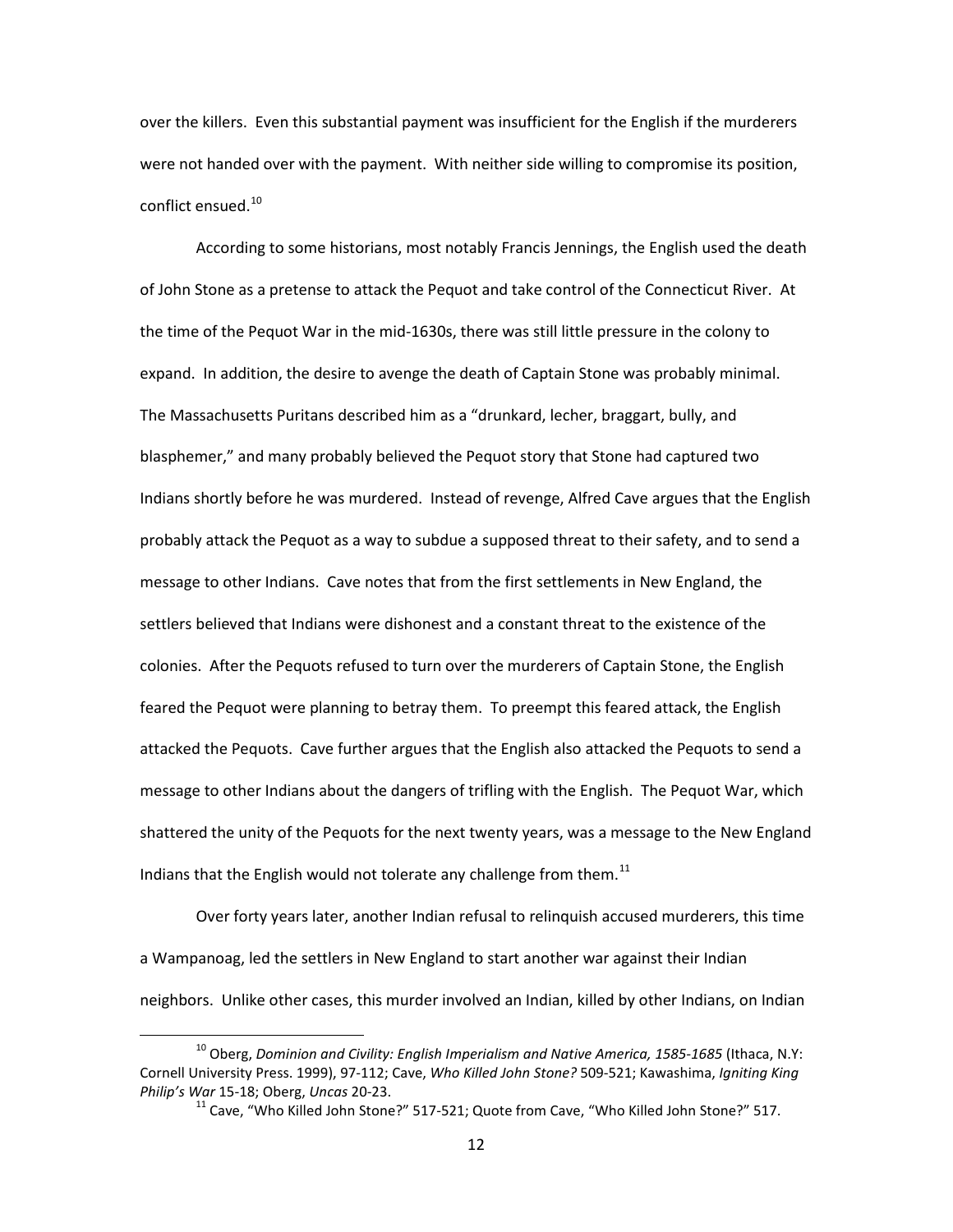over the killers. Even this substantial payment was insufficient for the English if the murderers were not handed over with the payment. With neither side willing to compromise its position, conflict ensued.[10]

According to some historians, most notably Francis Jennings, the English used the death of John Stone as a pretense to attack the Pequot and take control of the Connecticut River. At the time of the Pequot War in the mid-1630s, there was still little pressure in the colony to expand. In addition, the desire to avenge the death of Captain Stone was probably minimal. The Massachusetts Puritans described him as a "drunkard, lecher, braggart, bully, and blasphemer," and many probably believed the Pequot story that Stone had captured two Indians shortly before he was murdered. Instead of revenge, Alfred Cave argues that the English probably attack the Pequot as a way to subdue a supposed threat to their safety, and to send a message to other Indians. Cave notes that from the first settlements in New England, the settlers believed that Indians were dishonest and a constant threat to the existence of the colonies. After the Pequots refused to turn over the murderers of Captain Stone, the English feared the Pequot were planning to betray them. To preempt this feared attack, the English attacked the Pequots. Cave further argues that the English also attacked the Pequots to send a message to other Indians about the dangers of trifling with the English. The Pequot War, which shattered the unity of the Pequots for the next twenty years, was a message to the New England Indians that the English would not tolerate any challenge from them.[11]

Over forty years later, another Indian refusal to relinquish accused murderers, this time a Wampanoag, led the settlers in New England to start another war against their Indian neighbors. Unlike other cases, this murder involved an Indian, killed by other Indians, on Indian

---

[10] Oberg, *Dominion and Civility: English Imperialism and Native America, 1585-1685* (Ithaca, N.Y: Cornell University Press. 1999), 97-112; Cave, *Who Killed John Stone?* 509-521; Kawashima, *Igniting King Philip's War* 15-18; Oberg, *Uncas* 20-23.

[11] Cave, "Who Killed John Stone?" 517-521; Quote from Cave, "Who Killed John Stone?" 517.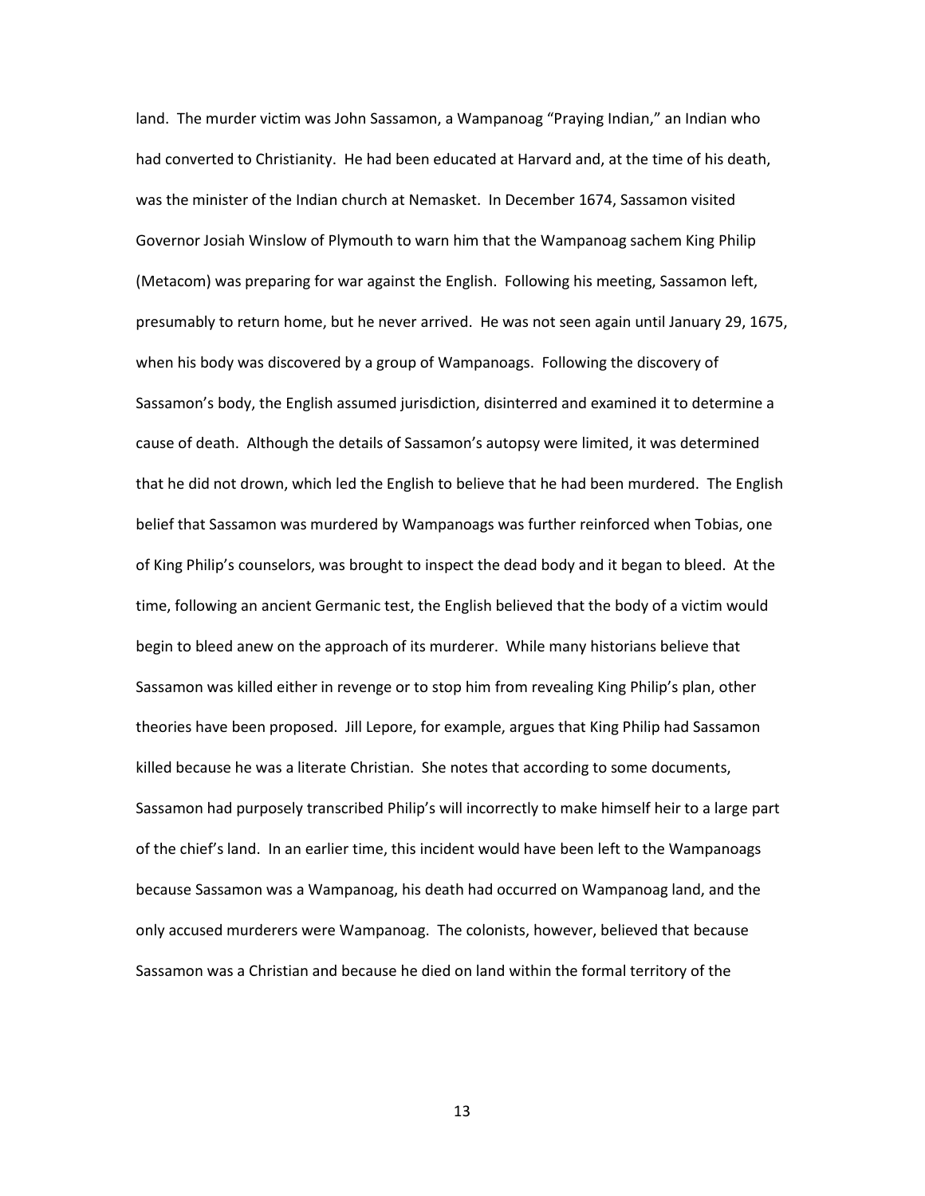land. The murder victim was John Sassamon, a Wampanoag "Praying Indian," an Indian who had converted to Christianity. He had been educated at Harvard and, at the time of his death, was the minister of the Indian church at Nemasket. In December 1674, Sassamon visited Governor Josiah Winslow of Plymouth to warn him that the Wampanoag sachem King Philip (Metacom) was preparing for war against the English. Following his meeting, Sassamon left, presumably to return home, but he never arrived. He was not seen again until January 29, 1675, when his body was discovered by a group of Wampanoags. Following the discovery of Sassamon's body, the English assumed jurisdiction, disinterred and examined it to determine a cause of death. Although the details of Sassamon's autopsy were limited, it was determined that he did not drown, which led the English to believe that he had been murdered. The English belief that Sassamon was murdered by Wampanoags was further reinforced when Tobias, one of King Philip's counselors, was brought to inspect the dead body and it began to bleed. At the time, following an ancient Germanic test, the English believed that the body of a victim would begin to bleed anew on the approach of its murderer. While many historians believe that Sassamon was killed either in revenge or to stop him from revealing King Philip's plan, other theories have been proposed. Jill Lepore, for example, argues that King Philip had Sassamon killed because he was a literate Christian. She notes that according to some documents, Sassamon had purposely transcribed Philip's will incorrectly to make himself heir to a large part of the chief's land. In an earlier time, this incident would have been left to the Wampanoags because Sassamon was a Wampanoag, his death had occurred on Wampanoag land, and the only accused murderers were Wampanoag. The colonists, however, believed that because Sassamon was a Christian and because he died on land within the formal territory of the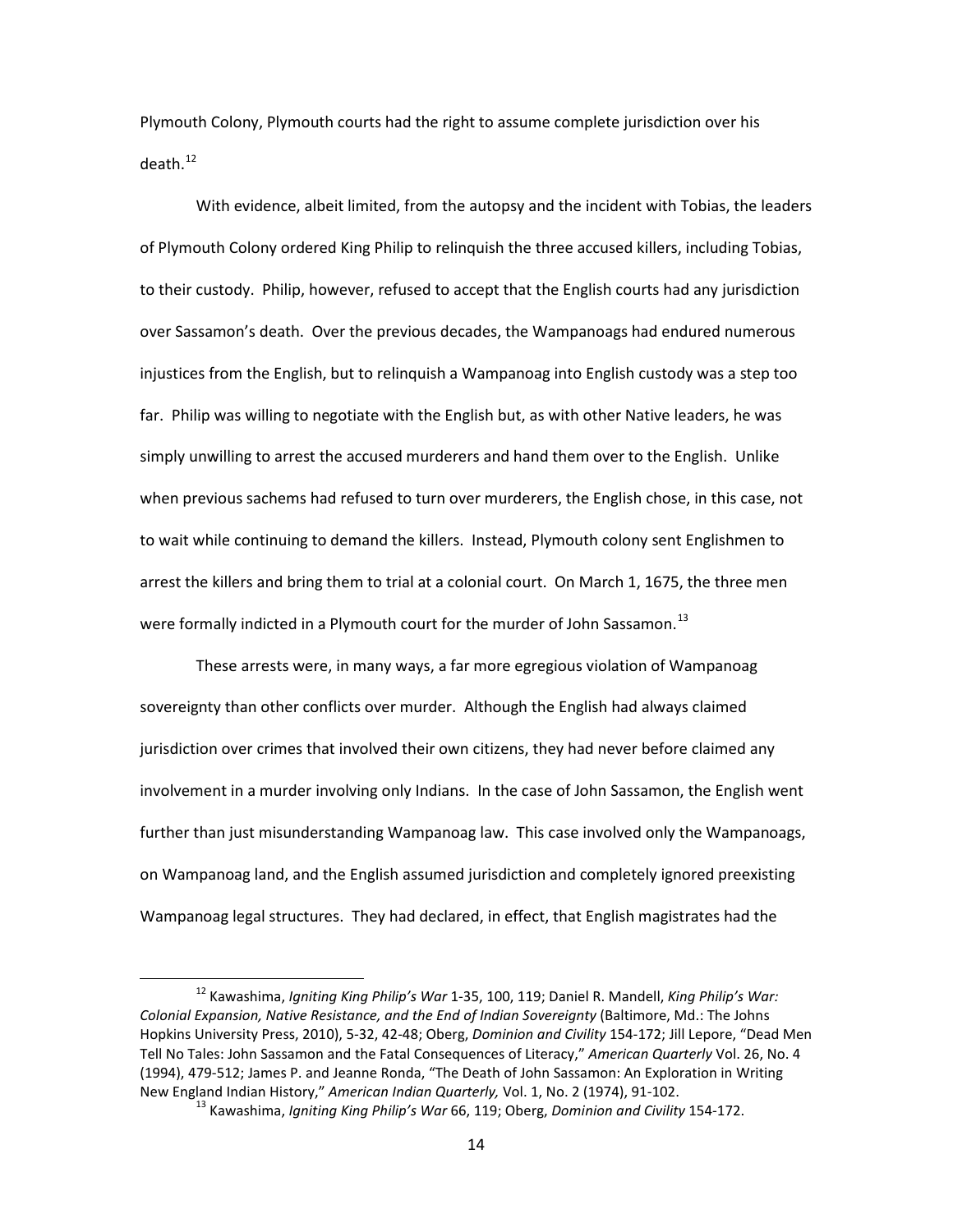Plymouth Colony, Plymouth courts had the right to assume complete jurisdiction over his death.[12]

With evidence, albeit limited, from the autopsy and the incident with Tobias, the leaders of Plymouth Colony ordered King Philip to relinquish the three accused killers, including Tobias, to their custody. Philip, however, refused to accept that the English courts had any jurisdiction over Sassamon's death. Over the previous decades, the Wampanoags had endured numerous injustices from the English, but to relinquish a Wampanoag into English custody was a step too far. Philip was willing to negotiate with the English but, as with other Native leaders, he was simply unwilling to arrest the accused murderers and hand them over to the English. Unlike when previous sachems had refused to turn over murderers, the English chose, in this case, not to wait while continuing to demand the killers. Instead, Plymouth colony sent Englishmen to arrest the killers and bring them to trial at a colonial court. On March 1, 1675, the three men were formally indicted in a Plymouth court for the murder of John Sassamon.[13]

These arrests were, in many ways, a far more egregious violation of Wampanoag sovereignty than other conflicts over murder. Although the English had always claimed jurisdiction over crimes that involved their own citizens, they had never before claimed any involvement in a murder involving only Indians. In the case of John Sassamon, the English went further than just misunderstanding Wampanoag law. This case involved only the Wampanoags, on Wampanoag land, and the English assumed jurisdiction and completely ignored preexisting Wampanoag legal structures. They had declared, in effect, that English magistrates had the

---

[12] Kawashima, *Igniting King Philip's War* 1-35, 100, 119; Daniel R. Mandell, *King Philip's War: Colonial Expansion, Native Resistance, and the End of Indian Sovereignty* (Baltimore, Md.: The Johns Hopkins University Press, 2010), 5-32, 42-48; Oberg, *Dominion and Civility* 154-172; Jill Lepore, "Dead Men Tell No Tales: John Sassamon and the Fatal Consequences of Literacy," *American Quarterly* Vol. 26, No. 4 (1994), 479-512; James P. and Jeanne Ronda, "The Death of John Sassamon: An Exploration in Writing New England Indian History," *American Indian Quarterly,* Vol. 1, No. 2 (1974), 91-102.

[13] Kawashima, *Igniting King Philip's War* 66, 119; Oberg, *Dominion and Civility* 154-172.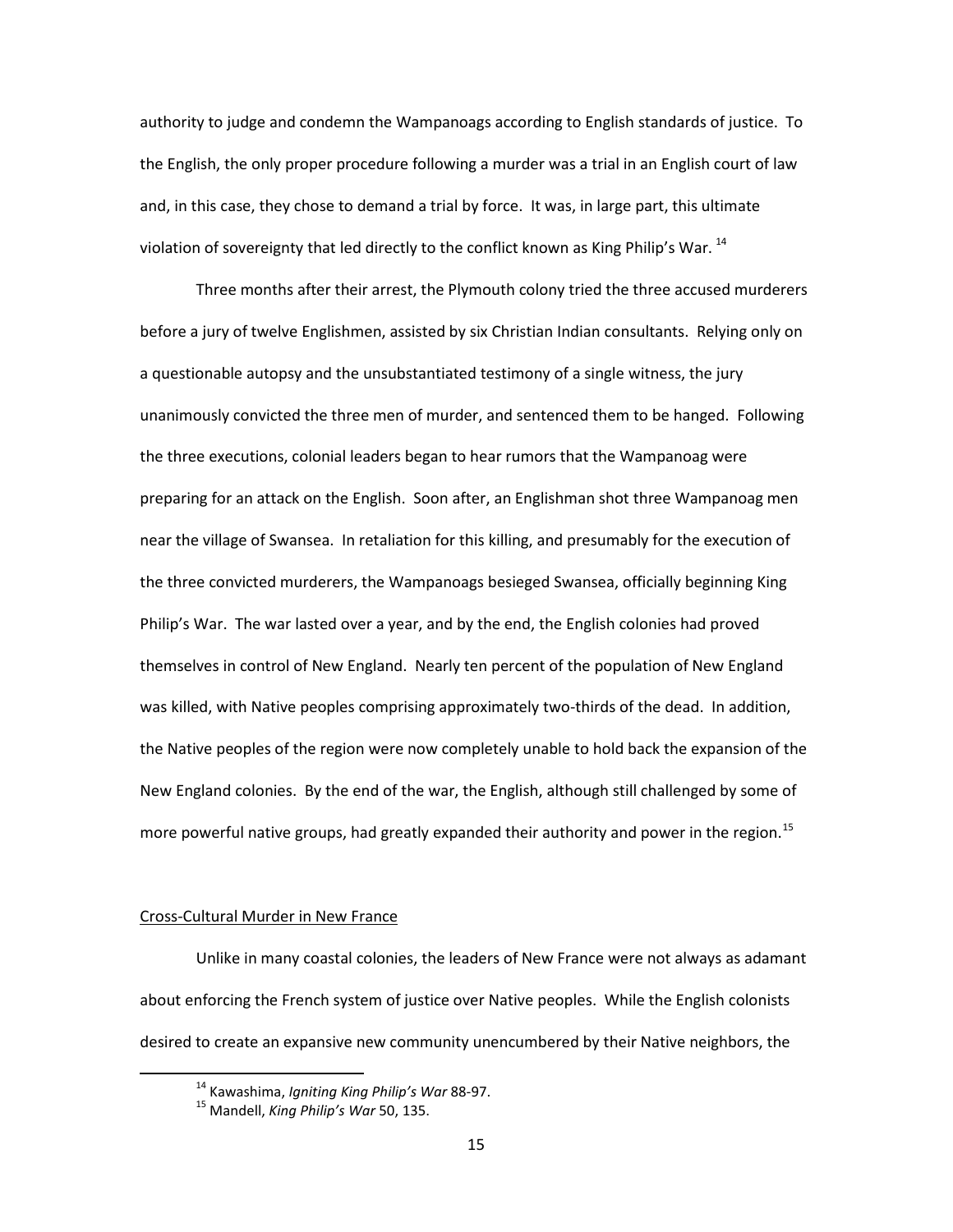authority to judge and condemn the Wampanoags according to English standards of justice. To the English, the only proper procedure following a murder was a trial in an English court of law and, in this case, they chose to demand a trial by force. It was, in large part, this ultimate violation of sovereignty that led directly to the conflict known as King Philip's War. [14]

Three months after their arrest, the Plymouth colony tried the three accused murderers before a jury of twelve Englishmen, assisted by six Christian Indian consultants. Relying only on a questionable autopsy and the unsubstantiated testimony of a single witness, the jury unanimously convicted the three men of murder, and sentenced them to be hanged. Following the three executions, colonial leaders began to hear rumors that the Wampanoag were preparing for an attack on the English. Soon after, an Englishman shot three Wampanoag men near the village of Swansea. In retaliation for this killing, and presumably for the execution of the three convicted murderers, the Wampanoags besieged Swansea, officially beginning King Philip's War. The war lasted over a year, and by the end, the English colonies had proved themselves in control of New England. Nearly ten percent of the population of New England was killed, with Native peoples comprising approximately two-thirds of the dead. In addition, the Native peoples of the region were now completely unable to hold back the expansion of the New England colonies. By the end of the war, the English, although still challenged by some of more powerful native groups, had greatly expanded their authority and power in the region.[15]

<u>Cross-Cultural Murder in New France</u>

Unlike in many coastal colonies, the leaders of New France were not always as adamant about enforcing the French system of justice over Native peoples. While the English colonists desired to create an expansive new community unencumbered by their Native neighbors, the

---

[14] Kawashima, *Igniting King Philip's War* 88-97.

[15] Mandell, *King Philip's War* 50, 135.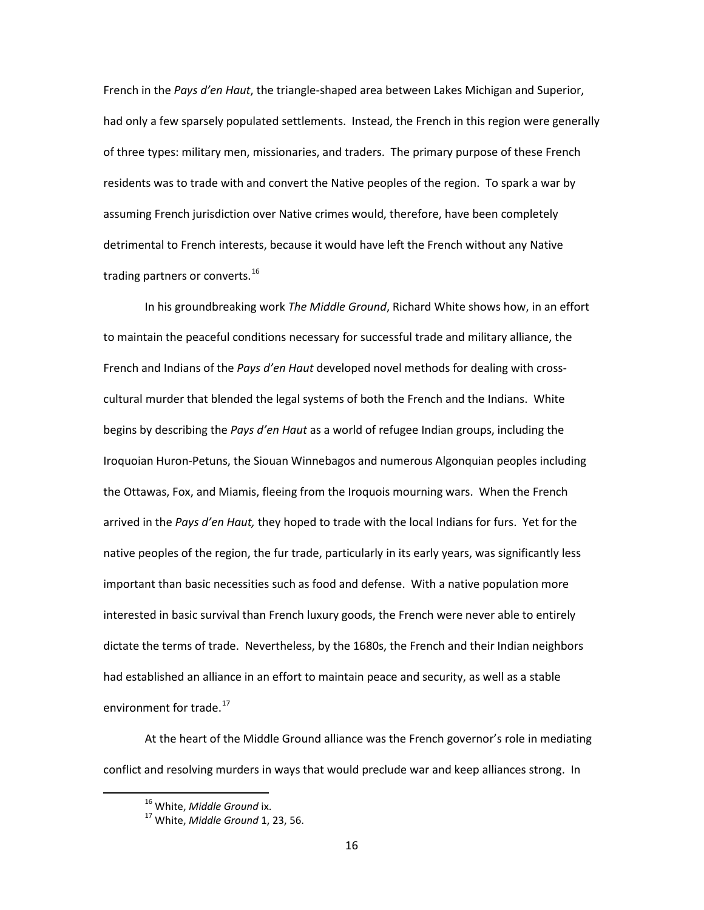French in the *Pays d'en Haut*, the triangle-shaped area between Lakes Michigan and Superior, had only a few sparsely populated settlements. Instead, the French in this region were generally of three types: military men, missionaries, and traders. The primary purpose of these French residents was to trade with and convert the Native peoples of the region. To spark a war by assuming French jurisdiction over Native crimes would, therefore, have been completely detrimental to French interests, because it would have left the French without any Native trading partners or converts.[16]

In his groundbreaking work *The Middle Ground*, Richard White shows how, in an effort to maintain the peaceful conditions necessary for successful trade and military alliance, the French and Indians of the *Pays d'en Haut* developed novel methods for dealing with cross-cultural murder that blended the legal systems of both the French and the Indians. White begins by describing the *Pays d'en Haut* as a world of refugee Indian groups, including the Iroquoian Huron-Petuns, the Siouan Winnebagos and numerous Algonquian peoples including the Ottawas, Fox, and Miamis, fleeing from the Iroquois mourning wars. When the French arrived in the *Pays d'en Haut,* they hoped to trade with the local Indians for furs. Yet for the native peoples of the region, the fur trade, particularly in its early years, was significantly less important than basic necessities such as food and defense. With a native population more interested in basic survival than French luxury goods, the French were never able to entirely dictate the terms of trade. Nevertheless, by the 1680s, the French and their Indian neighbors had established an alliance in an effort to maintain peace and security, as well as a stable environment for trade.[17]

At the heart of the Middle Ground alliance was the French governor's role in mediating conflict and resolving murders in ways that would preclude war and keep alliances strong. In

[16] White, *Middle Ground* ix.

[17] White, *Middle Ground* 1, 23, 56.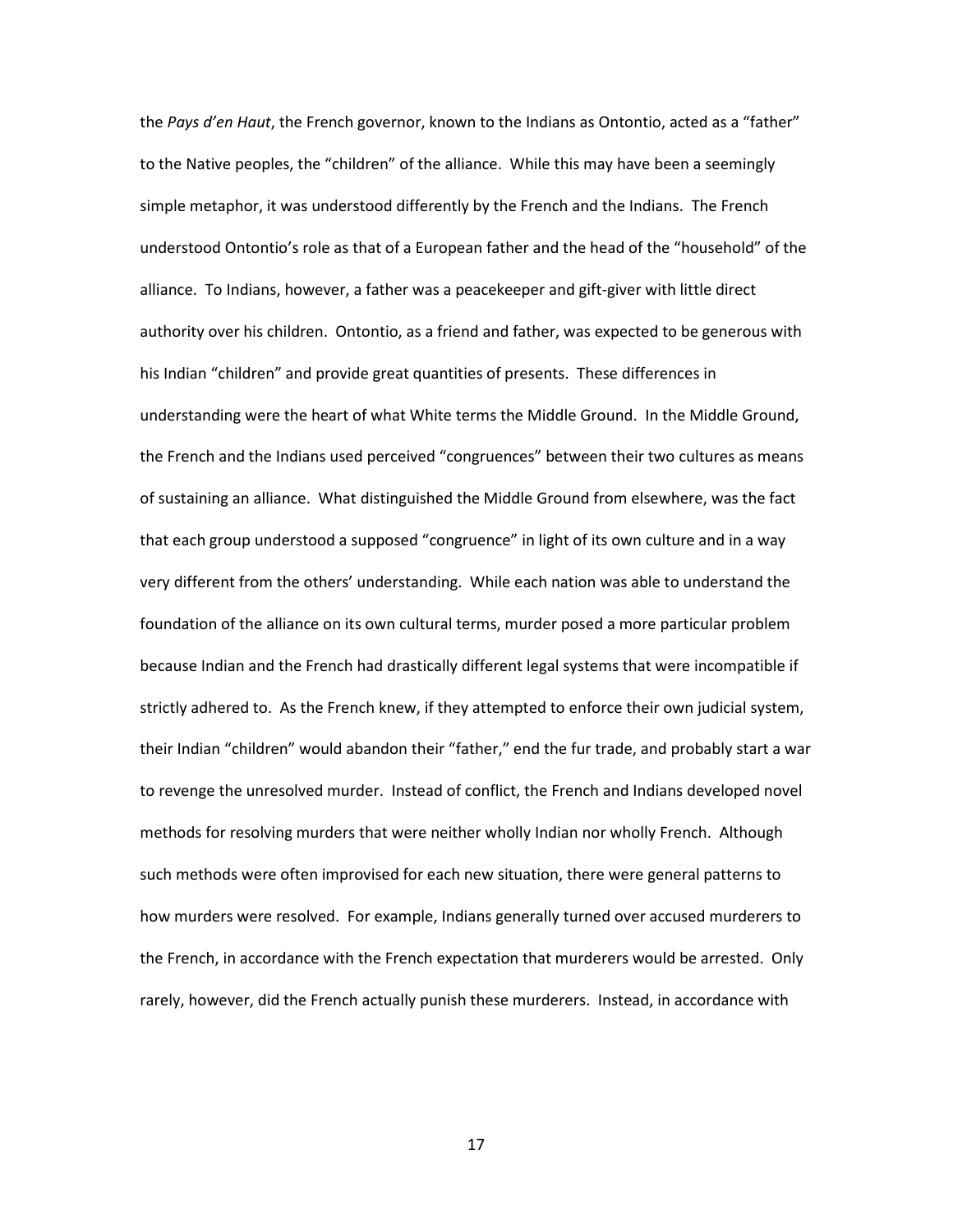the *Pays d'en Haut*, the French governor, known to the Indians as Ontontio, acted as a "father" to the Native peoples, the "children" of the alliance. While this may have been a seemingly simple metaphor, it was understood differently by the French and the Indians. The French understood Ontontio's role as that of a European father and the head of the "household" of the alliance. To Indians, however, a father was a peacekeeper and gift-giver with little direct authority over his children. Ontontio, as a friend and father, was expected to be generous with his Indian "children" and provide great quantities of presents. These differences in understanding were the heart of what White terms the Middle Ground. In the Middle Ground, the French and the Indians used perceived "congruences" between their two cultures as means of sustaining an alliance. What distinguished the Middle Ground from elsewhere, was the fact that each group understood a supposed "congruence" in light of its own culture and in a way very different from the others' understanding. While each nation was able to understand the foundation of the alliance on its own cultural terms, murder posed a more particular problem because Indian and the French had drastically different legal systems that were incompatible if strictly adhered to. As the French knew, if they attempted to enforce their own judicial system, their Indian "children" would abandon their "father," end the fur trade, and probably start a war to revenge the unresolved murder. Instead of conflict, the French and Indians developed novel methods for resolving murders that were neither wholly Indian nor wholly French. Although such methods were often improvised for each new situation, there were general patterns to how murders were resolved. For example, Indians generally turned over accused murderers to the French, in accordance with the French expectation that murderers would be arrested. Only rarely, however, did the French actually punish these murderers. Instead, in accordance with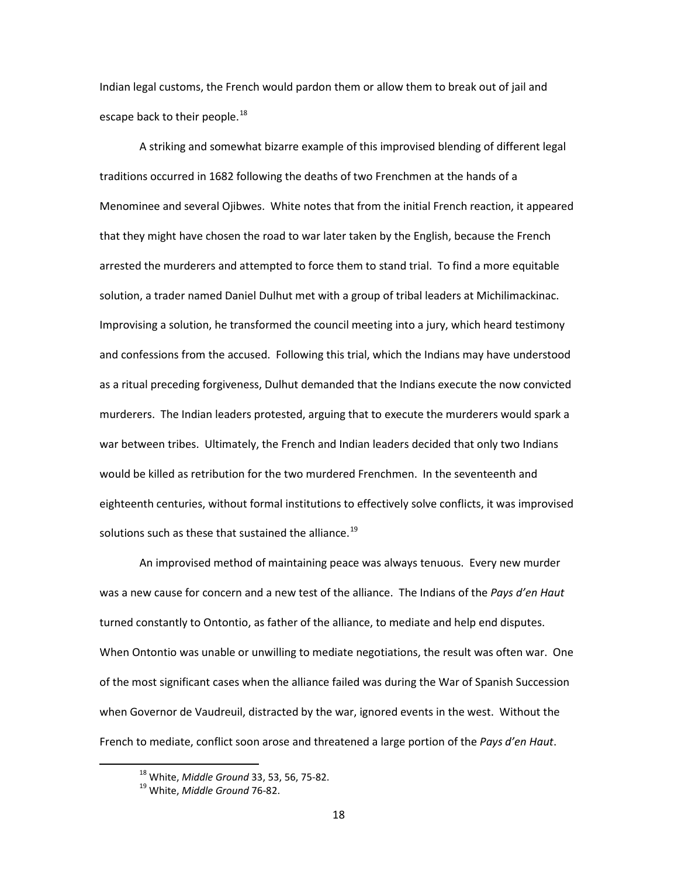Indian legal customs, the French would pardon them or allow them to break out of jail and escape back to their people.[18]

A striking and somewhat bizarre example of this improvised blending of different legal traditions occurred in 1682 following the deaths of two Frenchmen at the hands of a Menominee and several Ojibwes. White notes that from the initial French reaction, it appeared that they might have chosen the road to war later taken by the English, because the French arrested the murderers and attempted to force them to stand trial. To find a more equitable solution, a trader named Daniel Dulhut met with a group of tribal leaders at Michilimackinac. Improvising a solution, he transformed the council meeting into a jury, which heard testimony and confessions from the accused. Following this trial, which the Indians may have understood as a ritual preceding forgiveness, Dulhut demanded that the Indians execute the now convicted murderers. The Indian leaders protested, arguing that to execute the murderers would spark a war between tribes. Ultimately, the French and Indian leaders decided that only two Indians would be killed as retribution for the two murdered Frenchmen. In the seventeenth and eighteenth centuries, without formal institutions to effectively solve conflicts, it was improvised solutions such as these that sustained the alliance.[19]

An improvised method of maintaining peace was always tenuous. Every new murder was a new cause for concern and a new test of the alliance. The Indians of the *Pays d'en Haut* turned constantly to Ontontio, as father of the alliance, to mediate and help end disputes. When Ontontio was unable or unwilling to mediate negotiations, the result was often war. One of the most significant cases when the alliance failed was during the War of Spanish Succession when Governor de Vaudreuil, distracted by the war, ignored events in the west. Without the French to mediate, conflict soon arose and threatened a large portion of the *Pays d'en Haut*.

---

[18] White, *Middle Ground* 33, 53, 56, 75-82.

[19] White, *Middle Ground* 76-82.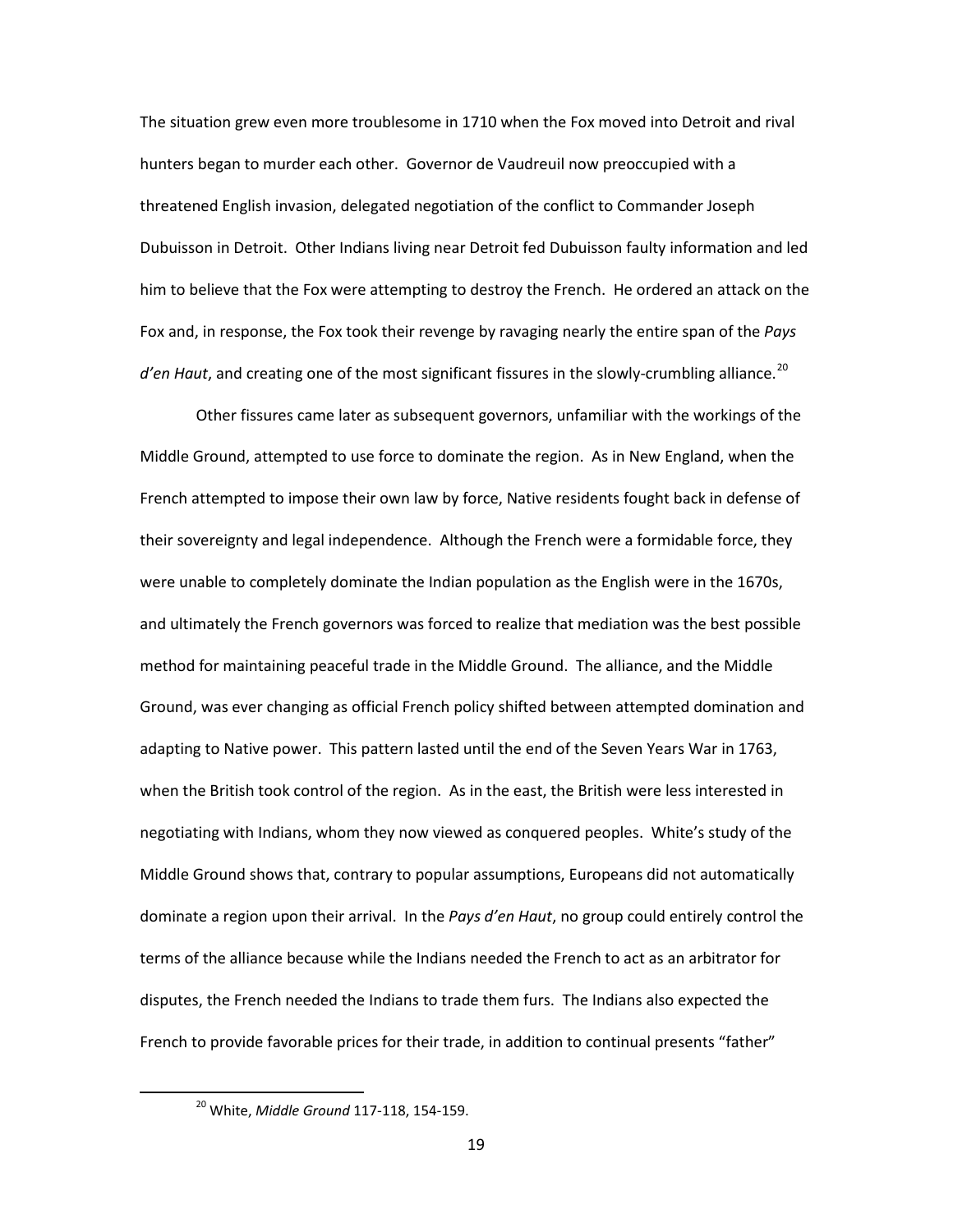The situation grew even more troublesome in 1710 when the Fox moved into Detroit and rival hunters began to murder each other. Governor de Vaudreuil now preoccupied with a threatened English invasion, delegated negotiation of the conflict to Commander Joseph Dubuisson in Detroit. Other Indians living near Detroit fed Dubuisson faulty information and led him to believe that the Fox were attempting to destroy the French. He ordered an attack on the Fox and, in response, the Fox took their revenge by ravaging nearly the entire span of the *Pays d'en Haut*, and creating one of the most significant fissures in the slowly-crumbling alliance.[20]

Other fissures came later as subsequent governors, unfamiliar with the workings of the Middle Ground, attempted to use force to dominate the region. As in New England, when the French attempted to impose their own law by force, Native residents fought back in defense of their sovereignty and legal independence. Although the French were a formidable force, they were unable to completely dominate the Indian population as the English were in the 1670s, and ultimately the French governors was forced to realize that mediation was the best possible method for maintaining peaceful trade in the Middle Ground. The alliance, and the Middle Ground, was ever changing as official French policy shifted between attempted domination and adapting to Native power. This pattern lasted until the end of the Seven Years War in 1763, when the British took control of the region. As in the east, the British were less interested in negotiating with Indians, whom they now viewed as conquered peoples. White's study of the Middle Ground shows that, contrary to popular assumptions, Europeans did not automatically dominate a region upon their arrival. In the *Pays d'en Haut*, no group could entirely control the terms of the alliance because while the Indians needed the French to act as an arbitrator for disputes, the French needed the Indians to trade them furs. The Indians also expected the French to provide favorable prices for their trade, in addition to continual presents "father"

[20] White, *Middle Ground* 117-118, 154-159.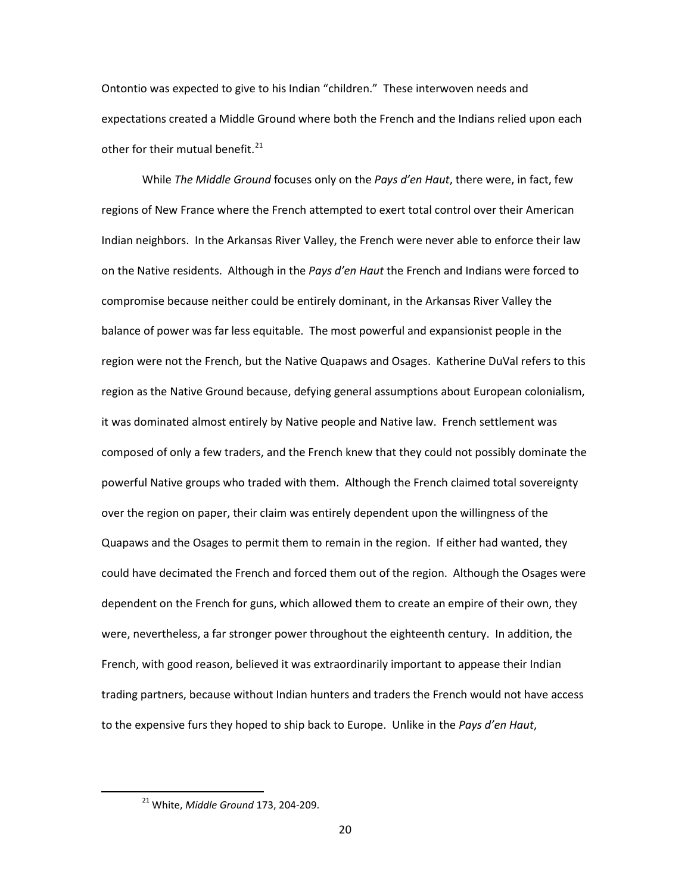Ontontio was expected to give to his Indian "children." These interwoven needs and expectations created a Middle Ground where both the French and the Indians relied upon each other for their mutual benefit.[21]

While *The Middle Ground* focuses only on the *Pays d'en Haut*, there were, in fact, few regions of New France where the French attempted to exert total control over their American Indian neighbors. In the Arkansas River Valley, the French were never able to enforce their law on the Native residents. Although in the *Pays d'en Haut* the French and Indians were forced to compromise because neither could be entirely dominant, in the Arkansas River Valley the balance of power was far less equitable. The most powerful and expansionist people in the region were not the French, but the Native Quapaws and Osages. Katherine DuVal refers to this region as the Native Ground because, defying general assumptions about European colonialism, it was dominated almost entirely by Native people and Native law. French settlement was composed of only a few traders, and the French knew that they could not possibly dominate the powerful Native groups who traded with them. Although the French claimed total sovereignty over the region on paper, their claim was entirely dependent upon the willingness of the Quapaws and the Osages to permit them to remain in the region. If either had wanted, they could have decimated the French and forced them out of the region. Although the Osages were dependent on the French for guns, which allowed them to create an empire of their own, they were, nevertheless, a far stronger power throughout the eighteenth century. In addition, the French, with good reason, believed it was extraordinarily important to appease their Indian trading partners, because without Indian hunters and traders the French would not have access to the expensive furs they hoped to ship back to Europe. Unlike in the *Pays d'en Haut*,

[21] White, *Middle Ground* 173, 204-209.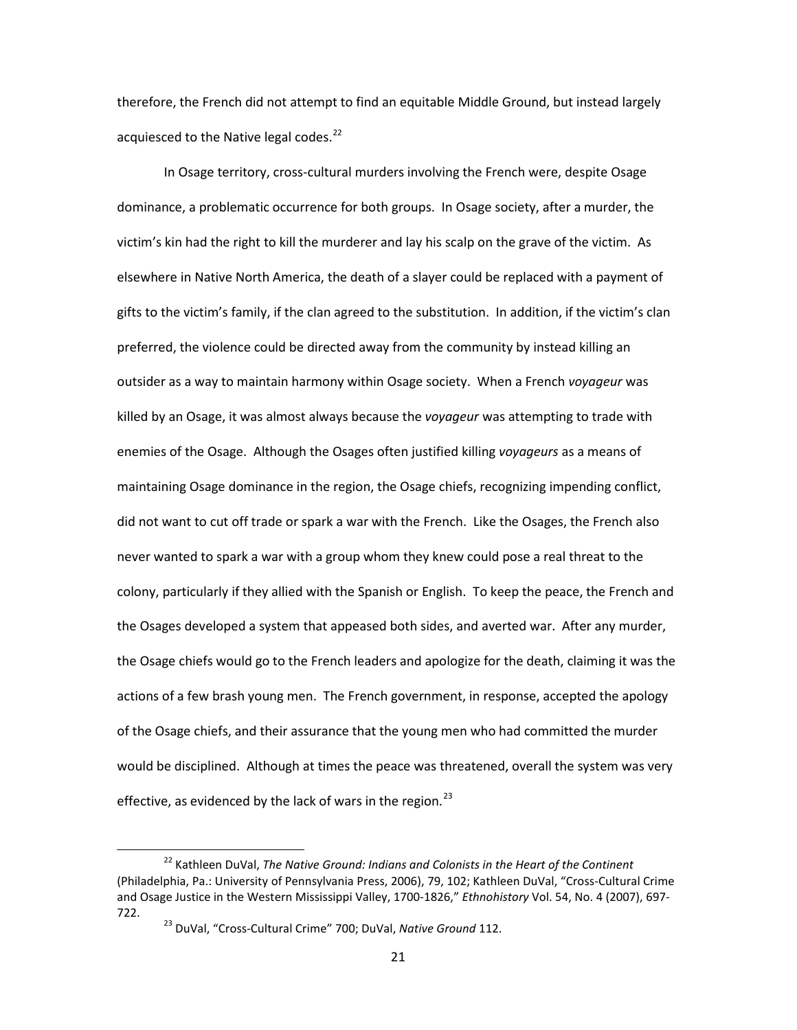therefore, the French did not attempt to find an equitable Middle Ground, but instead largely acquiesced to the Native legal codes.[22]

In Osage territory, cross-cultural murders involving the French were, despite Osage dominance, a problematic occurrence for both groups. In Osage society, after a murder, the victim's kin had the right to kill the murderer and lay his scalp on the grave of the victim. As elsewhere in Native North America, the death of a slayer could be replaced with a payment of gifts to the victim's family, if the clan agreed to the substitution. In addition, if the victim's clan preferred, the violence could be directed away from the community by instead killing an outsider as a way to maintain harmony within Osage society. When a French *voyageur* was killed by an Osage, it was almost always because the *voyageur* was attempting to trade with enemies of the Osage. Although the Osages often justified killing *voyageurs* as a means of maintaining Osage dominance in the region, the Osage chiefs, recognizing impending conflict, did not want to cut off trade or spark a war with the French. Like the Osages, the French also never wanted to spark a war with a group whom they knew could pose a real threat to the colony, particularly if they allied with the Spanish or English. To keep the peace, the French and the Osages developed a system that appeased both sides, and averted war. After any murder, the Osage chiefs would go to the French leaders and apologize for the death, claiming it was the actions of a few brash young men. The French government, in response, accepted the apology of the Osage chiefs, and their assurance that the young men who had committed the murder would be disciplined. Although at times the peace was threatened, overall the system was very effective, as evidenced by the lack of wars in the region.[23]

---

[22] Kathleen DuVal, *The Native Ground: Indians and Colonists in the Heart of the Continent* (Philadelphia, Pa.: University of Pennsylvania Press, 2006), 79, 102; Kathleen DuVal, "Cross-Cultural Crime and Osage Justice in the Western Mississippi Valley, 1700-1826," *Ethnohistory* Vol. 54, No. 4 (2007), 697-722.

[23] DuVal, "Cross-Cultural Crime" 700; DuVal, *Native Ground* 112.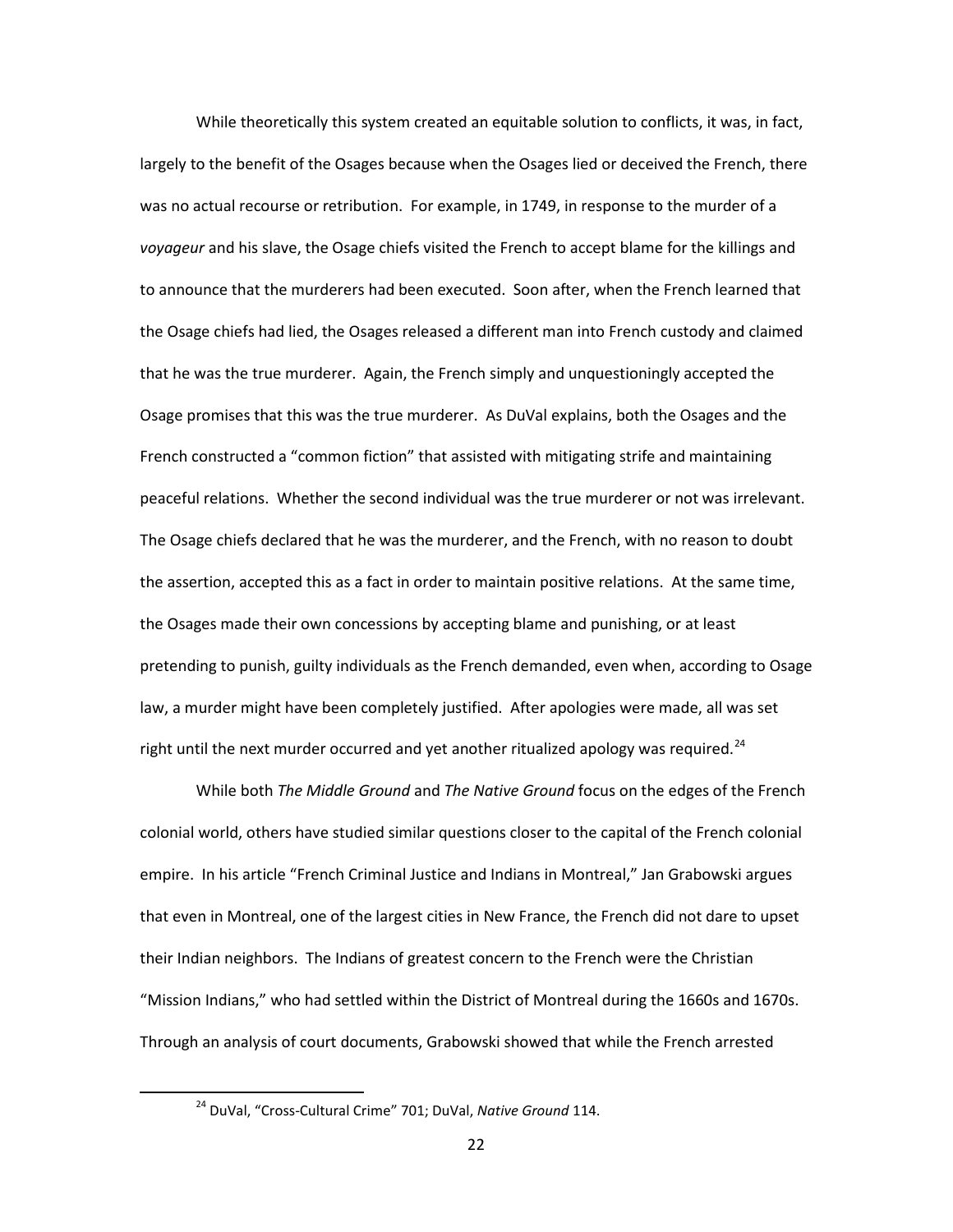While theoretically this system created an equitable solution to conflicts, it was, in fact, largely to the benefit of the Osages because when the Osages lied or deceived the French, there was no actual recourse or retribution. For example, in 1749, in response to the murder of a *voyageur* and his slave, the Osage chiefs visited the French to accept blame for the killings and to announce that the murderers had been executed. Soon after, when the French learned that the Osage chiefs had lied, the Osages released a different man into French custody and claimed that he was the true murderer. Again, the French simply and unquestioningly accepted the Osage promises that this was the true murderer. As DuVal explains, both the Osages and the French constructed a "common fiction" that assisted with mitigating strife and maintaining peaceful relations. Whether the second individual was the true murderer or not was irrelevant. The Osage chiefs declared that he was the murderer, and the French, with no reason to doubt the assertion, accepted this as a fact in order to maintain positive relations. At the same time, the Osages made their own concessions by accepting blame and punishing, or at least pretending to punish, guilty individuals as the French demanded, even when, according to Osage law, a murder might have been completely justified. After apologies were made, all was set right until the next murder occurred and yet another ritualized apology was required.[24]

While both *The Middle Ground* and *The Native Ground* focus on the edges of the French colonial world, others have studied similar questions closer to the capital of the French colonial empire. In his article "French Criminal Justice and Indians in Montreal," Jan Grabowski argues that even in Montreal, one of the largest cities in New France, the French did not dare to upset their Indian neighbors. The Indians of greatest concern to the French were the Christian "Mission Indians," who had settled within the District of Montreal during the 1660s and 1670s. Through an analysis of court documents, Grabowski showed that while the French arrested

---

[24] DuVal, "Cross-Cultural Crime" 701; DuVal, *Native Ground* 114.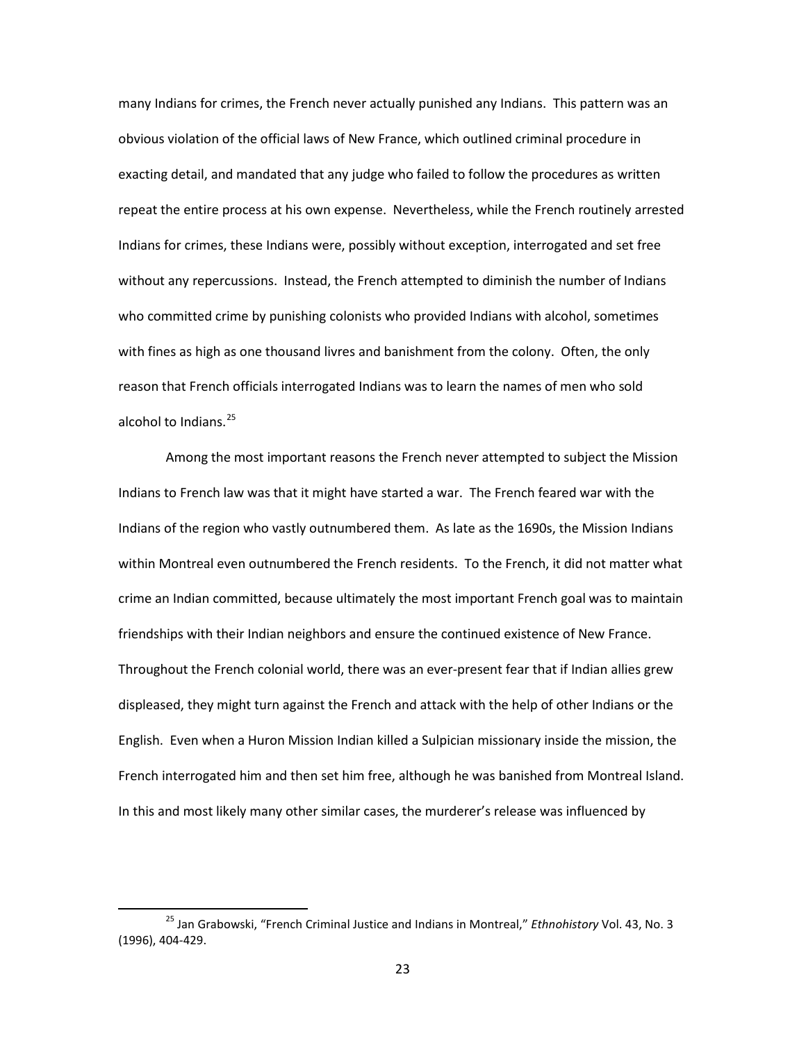many Indians for crimes, the French never actually punished any Indians. This pattern was an obvious violation of the official laws of New France, which outlined criminal procedure in exacting detail, and mandated that any judge who failed to follow the procedures as written repeat the entire process at his own expense. Nevertheless, while the French routinely arrested Indians for crimes, these Indians were, possibly without exception, interrogated and set free without any repercussions. Instead, the French attempted to diminish the number of Indians who committed crime by punishing colonists who provided Indians with alcohol, sometimes with fines as high as one thousand livres and banishment from the colony. Often, the only reason that French officials interrogated Indians was to learn the names of men who sold alcohol to Indians.[25]

Among the most important reasons the French never attempted to subject the Mission Indians to French law was that it might have started a war. The French feared war with the Indians of the region who vastly outnumbered them. As late as the 1690s, the Mission Indians within Montreal even outnumbered the French residents. To the French, it did not matter what crime an Indian committed, because ultimately the most important French goal was to maintain friendships with their Indian neighbors and ensure the continued existence of New France. Throughout the French colonial world, there was an ever-present fear that if Indian allies grew displeased, they might turn against the French and attack with the help of other Indians or the English. Even when a Huron Mission Indian killed a Sulpician missionary inside the mission, the French interrogated him and then set him free, although he was banished from Montreal Island. In this and most likely many other similar cases, the murderer's release was influenced by

[25] Jan Grabowski, "French Criminal Justice and Indians in Montreal," *Ethnohistory* Vol. 43, No. 3 (1996), 404-429.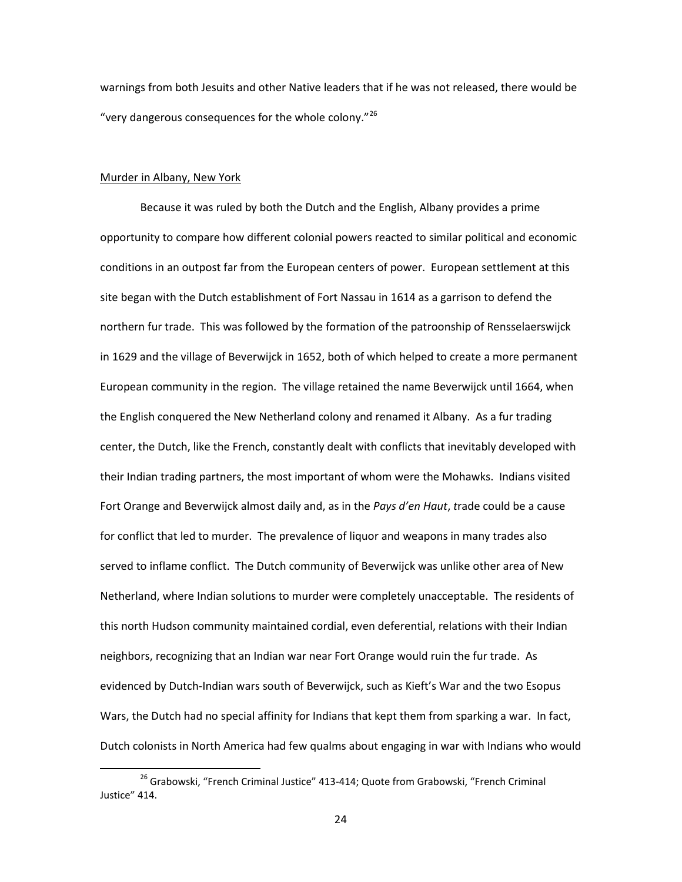warnings from both Jesuits and other Native leaders that if he was not released, there would be "very dangerous consequences for the whole colony."[26]

## Murder in Albany, New York

Because it was ruled by both the Dutch and the English, Albany provides a prime opportunity to compare how different colonial powers reacted to similar political and economic conditions in an outpost far from the European centers of power. European settlement at this site began with the Dutch establishment of Fort Nassau in 1614 as a garrison to defend the northern fur trade. This was followed by the formation of the patroonship of Rensselaerswijck in 1629 and the village of Beverwijck in 1652, both of which helped to create a more permanent European community in the region. The village retained the name Beverwijck until 1664, when the English conquered the New Netherland colony and renamed it Albany. As a fur trading center, the Dutch, like the French, constantly dealt with conflicts that inevitably developed with their Indian trading partners, the most important of whom were the Mohawks. Indians visited Fort Orange and Beverwijck almost daily and, as in the *Pays d'en Haut*, trade could be a cause for conflict that led to murder. The prevalence of liquor and weapons in many trades also served to inflame conflict. The Dutch community of Beverwijck was unlike other area of New Netherland, where Indian solutions to murder were completely unacceptable. The residents of this north Hudson community maintained cordial, even deferential, relations with their Indian neighbors, recognizing that an Indian war near Fort Orange would ruin the fur trade. As evidenced by Dutch-Indian wars south of Beverwijck, such as Kieft's War and the two Esopus Wars, the Dutch had no special affinity for Indians that kept them from sparking a war. In fact, Dutch colonists in North America had few qualms about engaging in war with Indians who would

---

[26] Grabowski, "French Criminal Justice" 413-414; Quote from Grabowski, "French Criminal Justice" 414.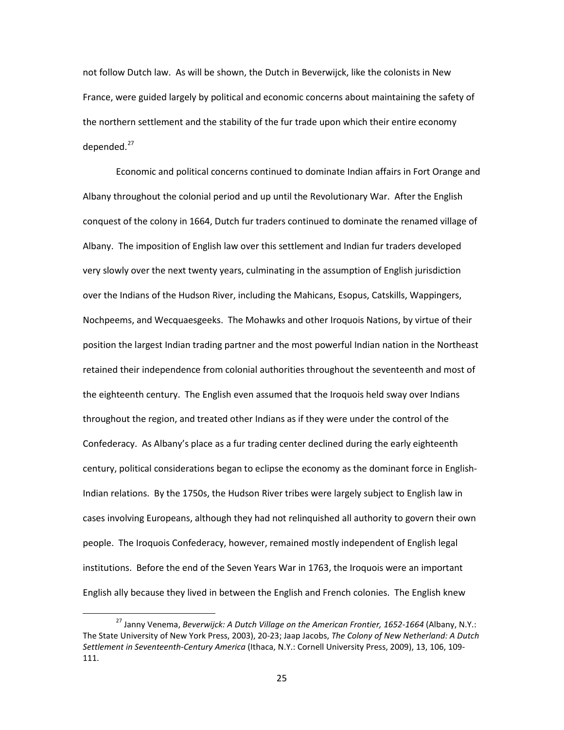not follow Dutch law. As will be shown, the Dutch in Beverwijck, like the colonists in New France, were guided largely by political and economic concerns about maintaining the safety of the northern settlement and the stability of the fur trade upon which their entire economy depended.[27]

Economic and political concerns continued to dominate Indian affairs in Fort Orange and Albany throughout the colonial period and up until the Revolutionary War. After the English conquest of the colony in 1664, Dutch fur traders continued to dominate the renamed village of Albany. The imposition of English law over this settlement and Indian fur traders developed very slowly over the next twenty years, culminating in the assumption of English jurisdiction over the Indians of the Hudson River, including the Mahicans, Esopus, Catskills, Wappingers, Nochpeems, and Wecquaesgeeks. The Mohawks and other Iroquois Nations, by virtue of their position the largest Indian trading partner and the most powerful Indian nation in the Northeast retained their independence from colonial authorities throughout the seventeenth and most of the eighteenth century. The English even assumed that the Iroquois held sway over Indians throughout the region, and treated other Indians as if they were under the control of the Confederacy. As Albany's place as a fur trading center declined during the early eighteenth century, political considerations began to eclipse the economy as the dominant force in English-Indian relations. By the 1750s, the Hudson River tribes were largely subject to English law in cases involving Europeans, although they had not relinquished all authority to govern their own people. The Iroquois Confederacy, however, remained mostly independent of English legal institutions. Before the end of the Seven Years War in 1763, the Iroquois were an important English ally because they lived in between the English and French colonies. The English knew

[27] Janny Venema, *Beverwijck: A Dutch Village on the American Frontier, 1652-1664* (Albany, N.Y.: The State University of New York Press, 2003), 20-23; Jaap Jacobs, *The Colony of New Netherland: A Dutch Settlement in Seventeenth-Century America* (Ithaca, N.Y.: Cornell University Press, 2009), 13, 106, 109-111.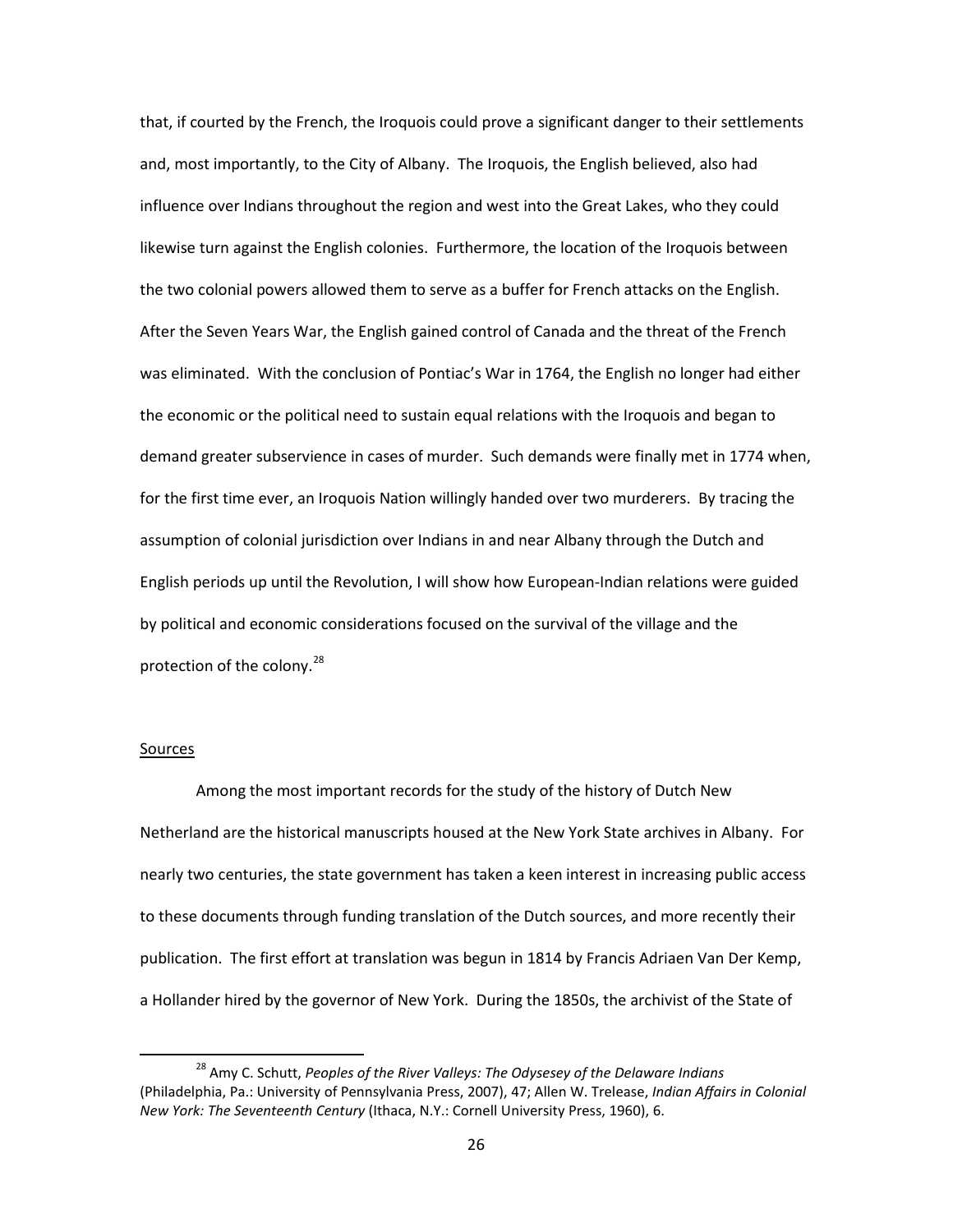that, if courted by the French, the Iroquois could prove a significant danger to their settlements and, most importantly, to the City of Albany. The Iroquois, the English believed, also had influence over Indians throughout the region and west into the Great Lakes, who they could likewise turn against the English colonies. Furthermore, the location of the Iroquois between the two colonial powers allowed them to serve as a buffer for French attacks on the English. After the Seven Years War, the English gained control of Canada and the threat of the French was eliminated. With the conclusion of Pontiac's War in 1764, the English no longer had either the economic or the political need to sustain equal relations with the Iroquois and began to demand greater subservience in cases of murder. Such demands were finally met in 1774 when, for the first time ever, an Iroquois Nation willingly handed over two murderers. By tracing the assumption of colonial jurisdiction over Indians in and near Albany through the Dutch and English periods up until the Revolution, I will show how European-Indian relations were guided by political and economic considerations focused on the survival of the village and the protection of the colony.[28]

<u>Sources</u>

Among the most important records for the study of the history of Dutch New Netherland are the historical manuscripts housed at the New York State archives in Albany. For nearly two centuries, the state government has taken a keen interest in increasing public access to these documents through funding translation of the Dutch sources, and more recently their publication. The first effort at translation was begun in 1814 by Francis Adriaen Van Der Kemp, a Hollander hired by the governor of New York. During the 1850s, the archivist of the State of

[28] Amy C. Schutt, *Peoples of the River Valleys: The Odysesey of the Delaware Indians* (Philadelphia, Pa.: University of Pennsylvania Press, 2007), 47; Allen W. Trelease, *Indian Affairs in Colonial New York: The Seventeenth Century* (Ithaca, N.Y.: Cornell University Press, 1960), 6.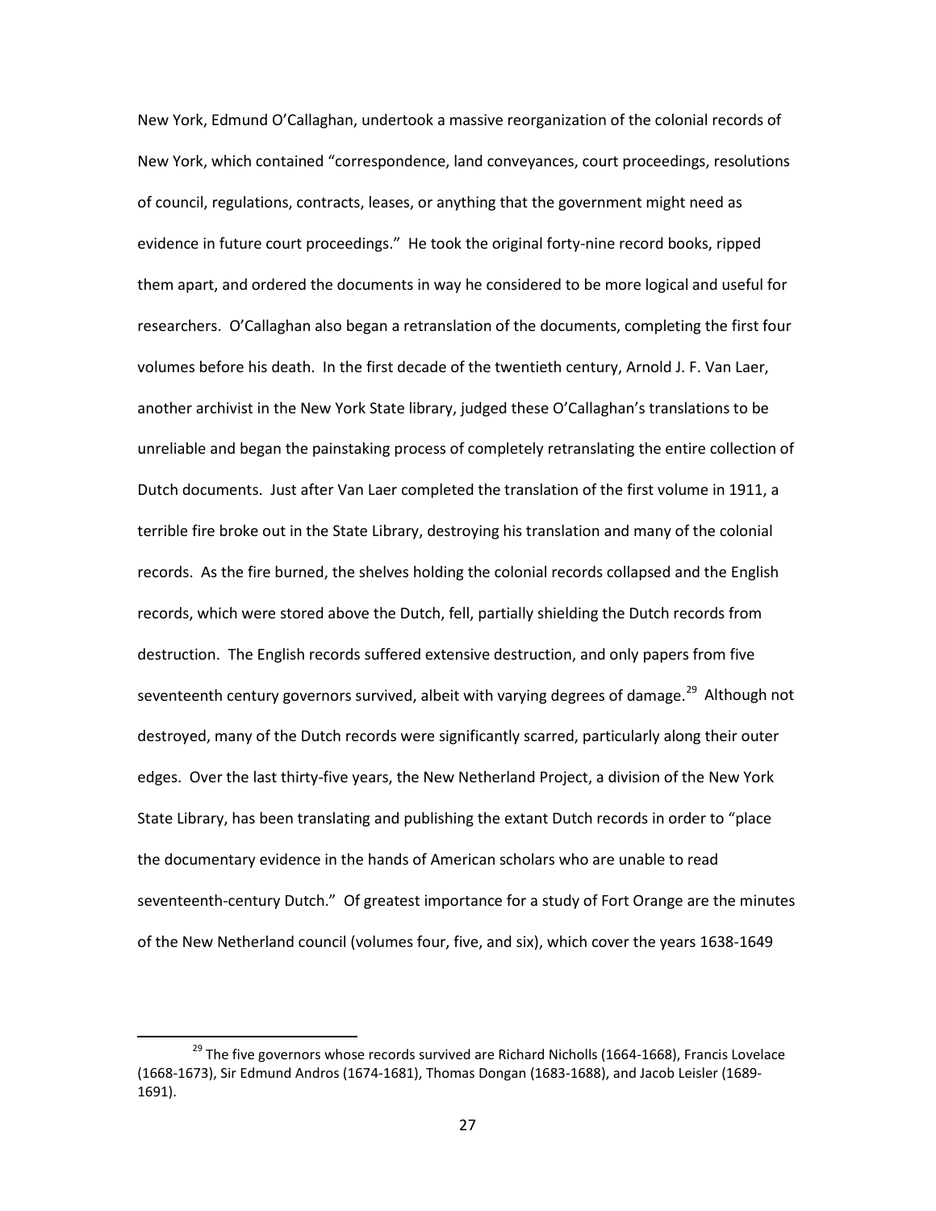New York, Edmund O'Callaghan, undertook a massive reorganization of the colonial records of New York, which contained "correspondence, land conveyances, court proceedings, resolutions of council, regulations, contracts, leases, or anything that the government might need as evidence in future court proceedings." He took the original forty-nine record books, ripped them apart, and ordered the documents in way he considered to be more logical and useful for researchers. O'Callaghan also began a retranslation of the documents, completing the first four volumes before his death. In the first decade of the twentieth century, Arnold J. F. Van Laer, another archivist in the New York State library, judged these O'Callaghan's translations to be unreliable and began the painstaking process of completely retranslating the entire collection of Dutch documents. Just after Van Laer completed the translation of the first volume in 1911, a terrible fire broke out in the State Library, destroying his translation and many of the colonial records. As the fire burned, the shelves holding the colonial records collapsed and the English records, which were stored above the Dutch, fell, partially shielding the Dutch records from destruction. The English records suffered extensive destruction, and only papers from five seventeenth century governors survived, albeit with varying degrees of damage.[29] Although not destroyed, many of the Dutch records were significantly scarred, particularly along their outer edges. Over the last thirty-five years, the New Netherland Project, a division of the New York State Library, has been translating and publishing the extant Dutch records in order to "place the documentary evidence in the hands of American scholars who are unable to read seventeenth-century Dutch." Of greatest importance for a study of Fort Orange are the minutes of the New Netherland council (volumes four, five, and six), which cover the years 1638-1649

[29] The five governors whose records survived are Richard Nicholls (1664-1668), Francis Lovelace (1668-1673), Sir Edmund Andros (1674-1681), Thomas Dongan (1683-1688), and Jacob Leisler (1689-1691).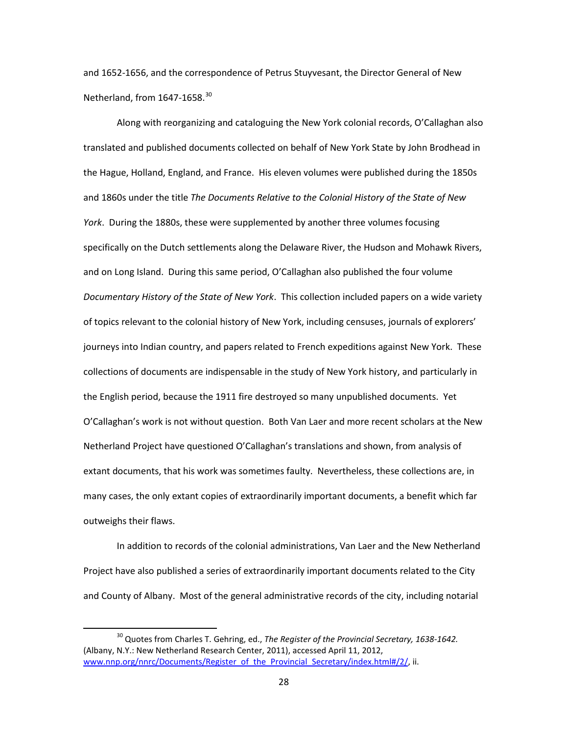and 1652-1656, and the correspondence of Petrus Stuyvesant, the Director General of New Netherland, from 1647-1658.[30]

Along with reorganizing and cataloguing the New York colonial records, O'Callaghan also translated and published documents collected on behalf of New York State by John Brodhead in the Hague, Holland, England, and France. His eleven volumes were published during the 1850s and 1860s under the title *The Documents Relative to the Colonial History of the State of New York*. During the 1880s, these were supplemented by another three volumes focusing specifically on the Dutch settlements along the Delaware River, the Hudson and Mohawk Rivers, and on Long Island. During this same period, O'Callaghan also published the four volume *Documentary History of the State of New York*. This collection included papers on a wide variety of topics relevant to the colonial history of New York, including censuses, journals of explorers' journeys into Indian country, and papers related to French expeditions against New York. These collections of documents are indispensable in the study of New York history, and particularly in the English period, because the 1911 fire destroyed so many unpublished documents. Yet O'Callaghan's work is not without question. Both Van Laer and more recent scholars at the New Netherland Project have questioned O'Callaghan's translations and shown, from analysis of extant documents, that his work was sometimes faulty. Nevertheless, these collections are, in many cases, the only extant copies of extraordinarily important documents, a benefit which far outweighs their flaws.

In addition to records of the colonial administrations, Van Laer and the New Netherland Project have also published a series of extraordinarily important documents related to the City and County of Albany. Most of the general administrative records of the city, including notarial

---

[30] Quotes from Charles T. Gehring, ed., *The Register of the Provincial Secretary, 1638-1642.* (Albany, N.Y.: New Netherland Research Center, 2011), accessed April 11, 2012, www.nnp.org/nnrc/Documents/Register_of_the_Provincial_Secretary/index.html#/2/, ii.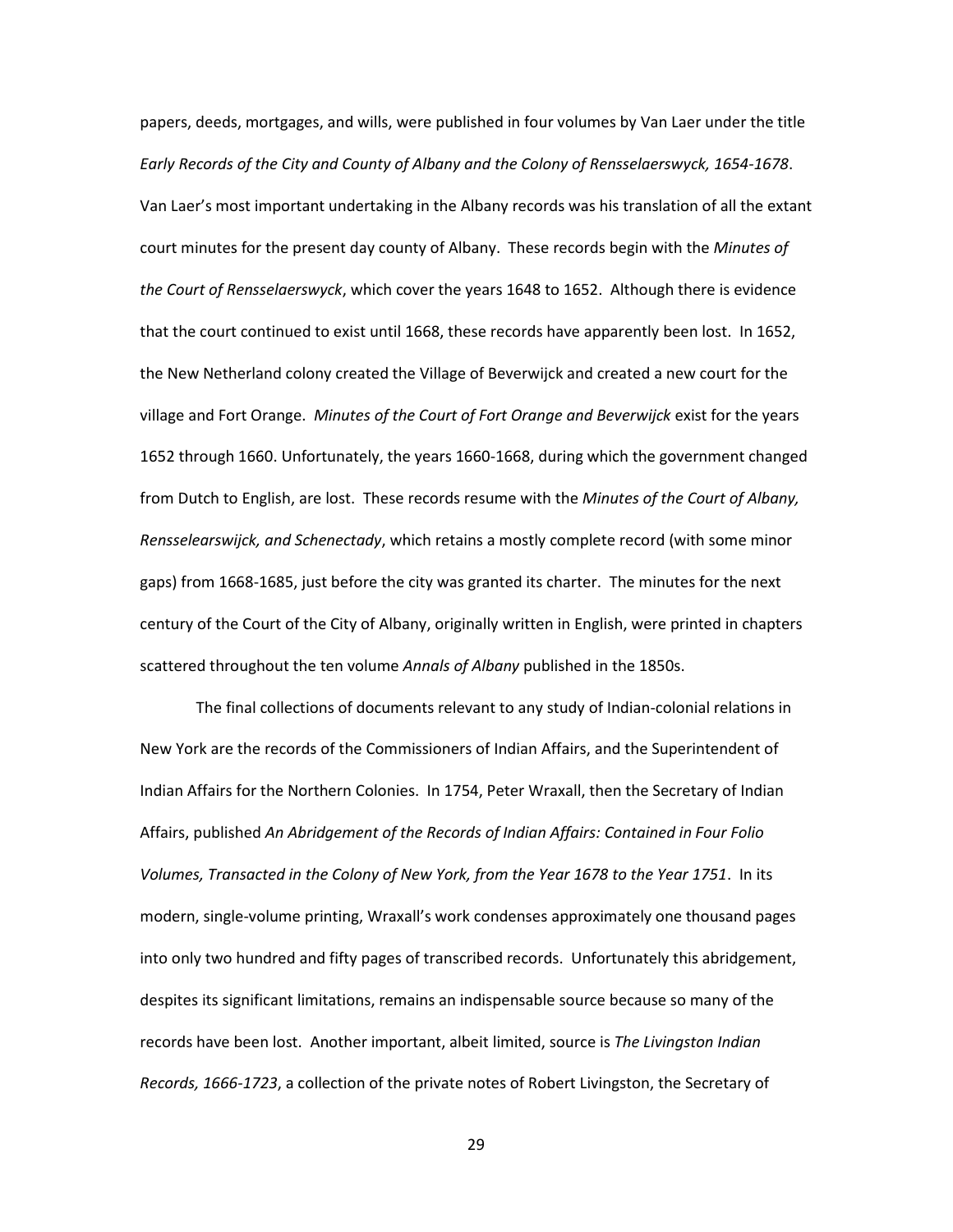papers, deeds, mortgages, and wills, were published in four volumes by Van Laer under the title *Early Records of the City and County of Albany and the Colony of Rensselaerswyck, 1654-1678*. Van Laer's most important undertaking in the Albany records was his translation of all the extant court minutes for the present day county of Albany. These records begin with the *Minutes of the Court of Rensselaerswyck*, which cover the years 1648 to 1652. Although there is evidence that the court continued to exist until 1668, these records have apparently been lost. In 1652, the New Netherland colony created the Village of Beverwijck and created a new court for the village and Fort Orange. *Minutes of the Court of Fort Orange and Beverwijck* exist for the years 1652 through 1660. Unfortunately, the years 1660-1668, during which the government changed from Dutch to English, are lost. These records resume with the *Minutes of the Court of Albany, Rensselearswijck, and Schenectady*, which retains a mostly complete record (with some minor gaps) from 1668-1685, just before the city was granted its charter. The minutes for the next century of the Court of the City of Albany, originally written in English, were printed in chapters scattered throughout the ten volume *Annals of Albany* published in the 1850s.

The final collections of documents relevant to any study of Indian-colonial relations in New York are the records of the Commissioners of Indian Affairs, and the Superintendent of Indian Affairs for the Northern Colonies. In 1754, Peter Wraxall, then the Secretary of Indian Affairs, published *An Abridgement of the Records of Indian Affairs: Contained in Four Folio Volumes, Transacted in the Colony of New York, from the Year 1678 to the Year 1751*. In its modern, single-volume printing, Wraxall's work condenses approximately one thousand pages into only two hundred and fifty pages of transcribed records. Unfortunately this abridgement, despites its significant limitations, remains an indispensable source because so many of the records have been lost. Another important, albeit limited, source is *The Livingston Indian Records, 1666-1723*, a collection of the private notes of Robert Livingston, the Secretary of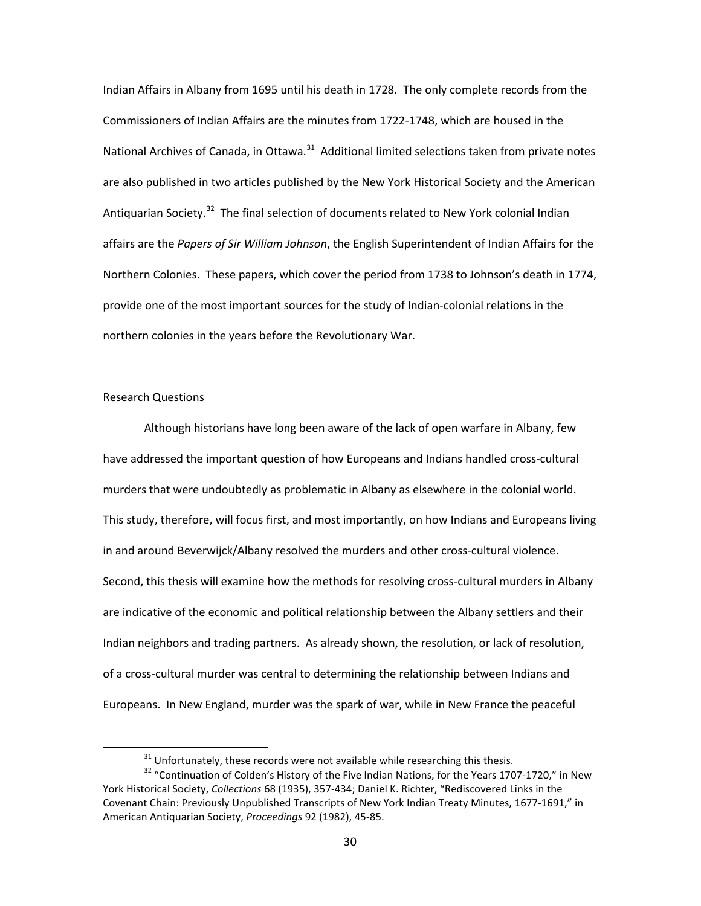Indian Affairs in Albany from 1695 until his death in 1728. The only complete records from the Commissioners of Indian Affairs are the minutes from 1722-1748, which are housed in the National Archives of Canada, in Ottawa.[31] Additional limited selections taken from private notes are also published in two articles published by the New York Historical Society and the American Antiquarian Society.[32] The final selection of documents related to New York colonial Indian affairs are the *Papers of Sir William Johnson*, the English Superintendent of Indian Affairs for the Northern Colonies. These papers, which cover the period from 1738 to Johnson's death in 1774, provide one of the most important sources for the study of Indian-colonial relations in the northern colonies in the years before the Revolutionary War.

## Research Questions

Although historians have long been aware of the lack of open warfare in Albany, few have addressed the important question of how Europeans and Indians handled cross-cultural murders that were undoubtedly as problematic in Albany as elsewhere in the colonial world. This study, therefore, will focus first, and most importantly, on how Indians and Europeans living in and around Beverwijck/Albany resolved the murders and other cross-cultural violence. Second, this thesis will examine how the methods for resolving cross-cultural murders in Albany are indicative of the economic and political relationship between the Albany settlers and their Indian neighbors and trading partners. As already shown, the resolution, or lack of resolution, of a cross-cultural murder was central to determining the relationship between Indians and Europeans. In New England, murder was the spark of war, while in New France the peaceful

[31] Unfortunately, these records were not available while researching this thesis.

[32] "Continuation of Colden's History of the Five Indian Nations, for the Years 1707-1720," in New York Historical Society, *Collections* 68 (1935), 357-434; Daniel K. Richter, "Rediscovered Links in the Covenant Chain: Previously Unpublished Transcripts of New York Indian Treaty Minutes, 1677-1691," in American Antiquarian Society, *Proceedings* 92 (1982), 45-85.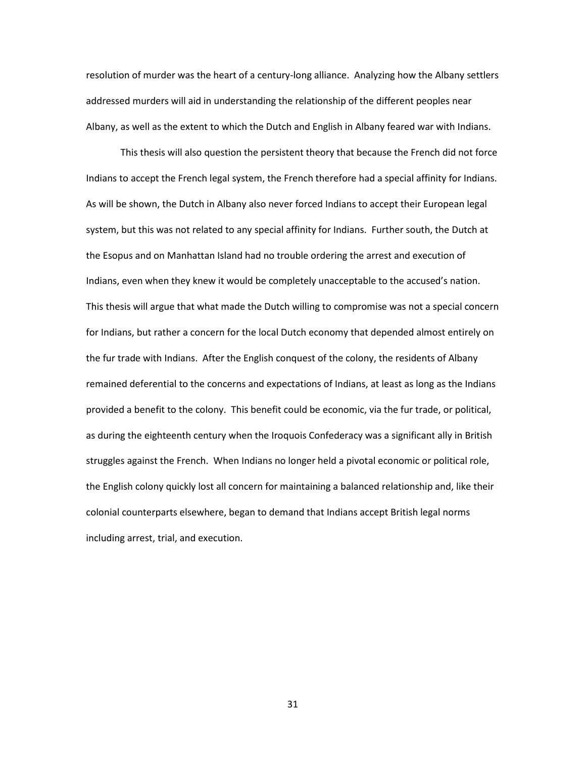resolution of murder was the heart of a century-long alliance. Analyzing how the Albany settlers addressed murders will aid in understanding the relationship of the different peoples near Albany, as well as the extent to which the Dutch and English in Albany feared war with Indians.

This thesis will also question the persistent theory that because the French did not force Indians to accept the French legal system, the French therefore had a special affinity for Indians. As will be shown, the Dutch in Albany also never forced Indians to accept their European legal system, but this was not related to any special affinity for Indians. Further south, the Dutch at the Esopus and on Manhattan Island had no trouble ordering the arrest and execution of Indians, even when they knew it would be completely unacceptable to the accused's nation. This thesis will argue that what made the Dutch willing to compromise was not a special concern for Indians, but rather a concern for the local Dutch economy that depended almost entirely on the fur trade with Indians. After the English conquest of the colony, the residents of Albany remained deferential to the concerns and expectations of Indians, at least as long as the Indians provided a benefit to the colony. This benefit could be economic, via the fur trade, or political, as during the eighteenth century when the Iroquois Confederacy was a significant ally in British struggles against the French. When Indians no longer held a pivotal economic or political role, the English colony quickly lost all concern for maintaining a balanced relationship and, like their colonial counterparts elsewhere, began to demand that Indians accept British legal norms including arrest, trial, and execution.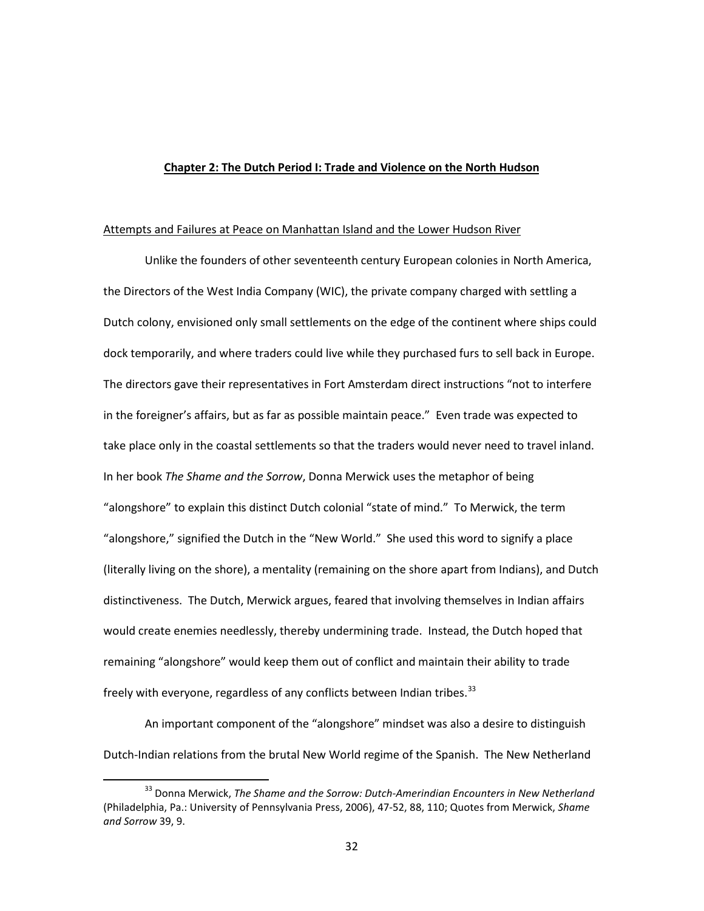## Chapter 2: The Dutch Period I: Trade and Violence on the North Hudson

### Attempts and Failures at Peace on Manhattan Island and the Lower Hudson River

Unlike the founders of other seventeenth century European colonies in North America, the Directors of the West India Company (WIC), the private company charged with settling a Dutch colony, envisioned only small settlements on the edge of the continent where ships could dock temporarily, and where traders could live while they purchased furs to sell back in Europe. The directors gave their representatives in Fort Amsterdam direct instructions "not to interfere in the foreigner's affairs, but as far as possible maintain peace." Even trade was expected to take place only in the coastal settlements so that the traders would never need to travel inland. In her book *The Shame and the Sorrow*, Donna Merwick uses the metaphor of being "alongshore" to explain this distinct Dutch colonial "state of mind." To Merwick, the term "alongshore," signified the Dutch in the "New World." She used this word to signify a place (literally living on the shore), a mentality (remaining on the shore apart from Indians), and Dutch distinctiveness. The Dutch, Merwick argues, feared that involving themselves in Indian affairs would create enemies needlessly, thereby undermining trade. Instead, the Dutch hoped that remaining "alongshore" would keep them out of conflict and maintain their ability to trade freely with everyone, regardless of any conflicts between Indian tribes.[33]

An important component of the "alongshore" mindset was also a desire to distinguish Dutch-Indian relations from the brutal New World regime of the Spanish. The New Netherland

---

[33] Donna Merwick, *The Shame and the Sorrow: Dutch-Amerindian Encounters in New Netherland* (Philadelphia, Pa.: University of Pennsylvania Press, 2006), 47-52, 88, 110; Quotes from Merwick, *Shame and Sorrow* 39, 9.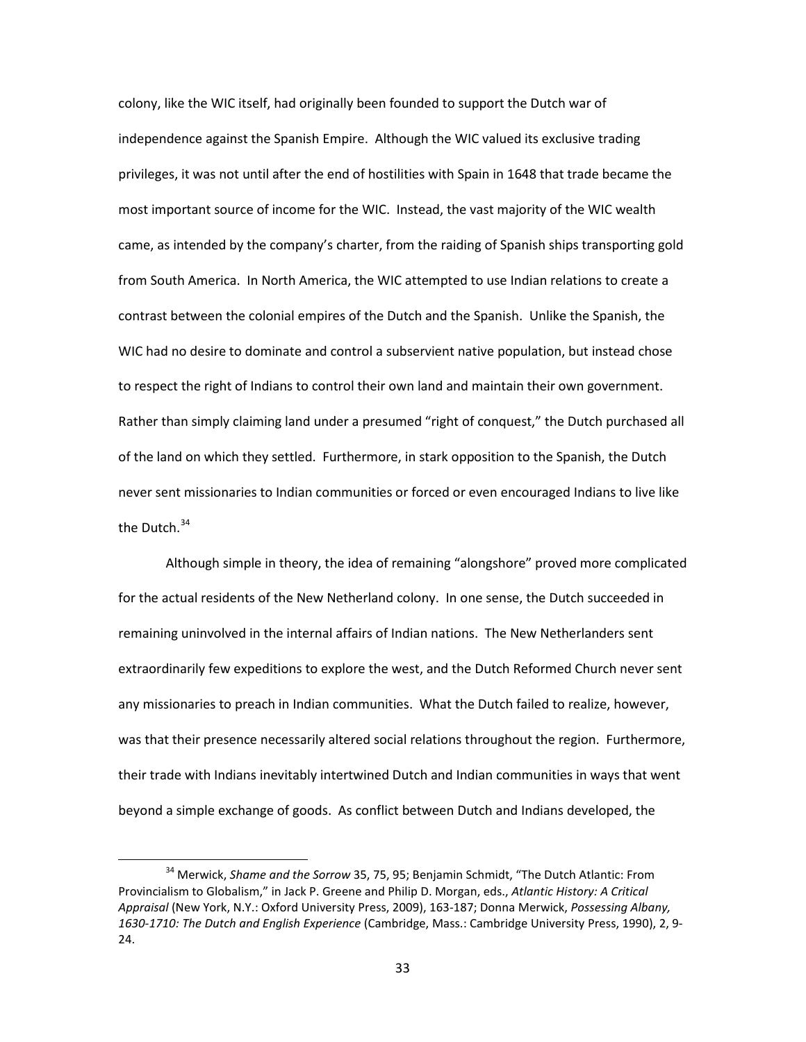colony, like the WIC itself, had originally been founded to support the Dutch war of independence against the Spanish Empire. Although the WIC valued its exclusive trading privileges, it was not until after the end of hostilities with Spain in 1648 that trade became the most important source of income for the WIC. Instead, the vast majority of the WIC wealth came, as intended by the company's charter, from the raiding of Spanish ships transporting gold from South America. In North America, the WIC attempted to use Indian relations to create a contrast between the colonial empires of the Dutch and the Spanish. Unlike the Spanish, the WIC had no desire to dominate and control a subservient native population, but instead chose to respect the right of Indians to control their own land and maintain their own government. Rather than simply claiming land under a presumed "right of conquest," the Dutch purchased all of the land on which they settled. Furthermore, in stark opposition to the Spanish, the Dutch never sent missionaries to Indian communities or forced or even encouraged Indians to live like the Dutch.[34]

Although simple in theory, the idea of remaining "alongshore" proved more complicated for the actual residents of the New Netherland colony. In one sense, the Dutch succeeded in remaining uninvolved in the internal affairs of Indian nations. The New Netherlanders sent extraordinarily few expeditions to explore the west, and the Dutch Reformed Church never sent any missionaries to preach in Indian communities. What the Dutch failed to realize, however, was that their presence necessarily altered social relations throughout the region. Furthermore, their trade with Indians inevitably intertwined Dutch and Indian communities in ways that went beyond a simple exchange of goods. As conflict between Dutch and Indians developed, the

[34] Merwick, *Shame and the Sorrow* 35, 75, 95; Benjamin Schmidt, "The Dutch Atlantic: From Provincialism to Globalism," in Jack P. Greene and Philip D. Morgan, eds., *Atlantic History: A Critical Appraisal* (New York, N.Y.: Oxford University Press, 2009), 163-187; Donna Merwick, *Possessing Albany, 1630-1710: The Dutch and English Experience* (Cambridge, Mass.: Cambridge University Press, 1990), 2, 9-24.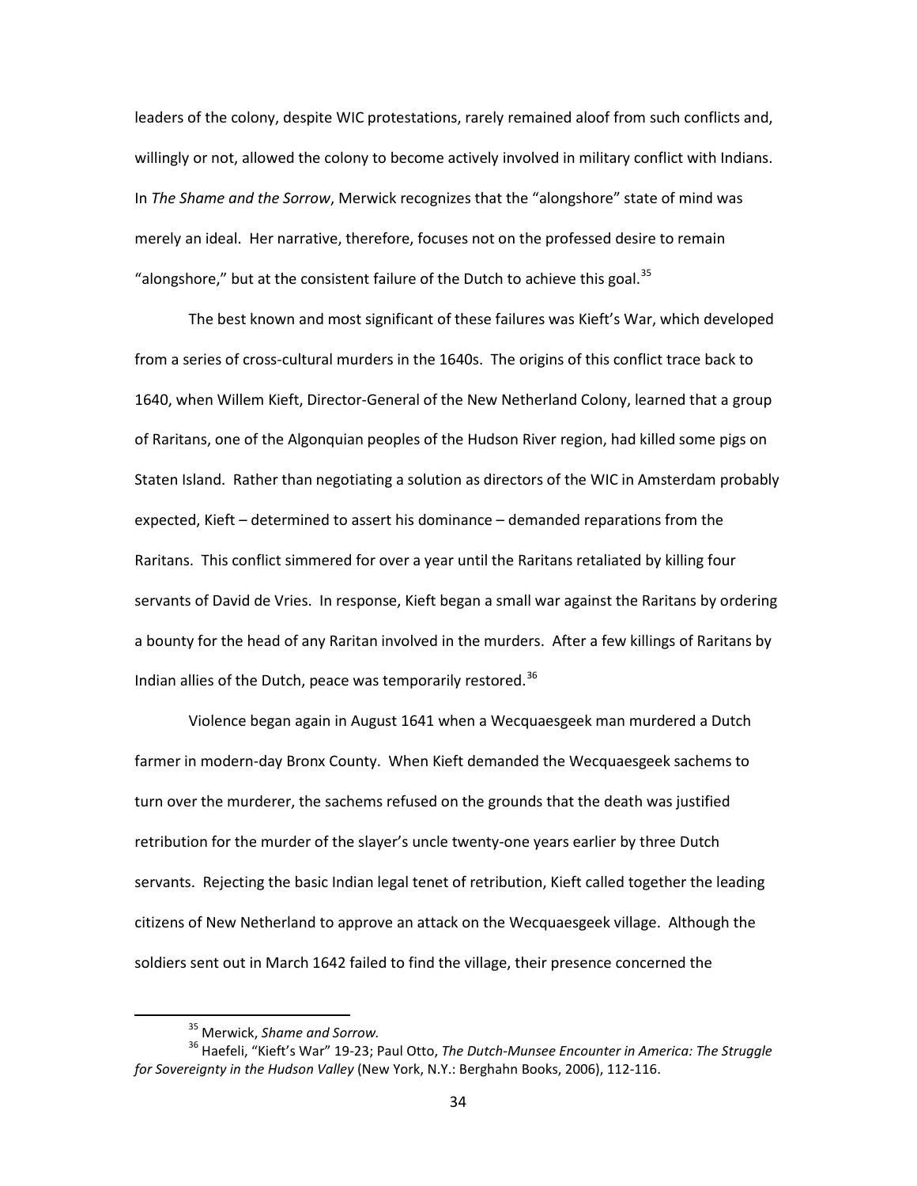leaders of the colony, despite WIC protestations, rarely remained aloof from such conflicts and, willingly or not, allowed the colony to become actively involved in military conflict with Indians. In *The Shame and the Sorrow*, Merwick recognizes that the "alongshore" state of mind was merely an ideal. Her narrative, therefore, focuses not on the professed desire to remain "alongshore," but at the consistent failure of the Dutch to achieve this goal.[35]

The best known and most significant of these failures was Kieft's War, which developed from a series of cross-cultural murders in the 1640s. The origins of this conflict trace back to 1640, when Willem Kieft, Director-General of the New Netherland Colony, learned that a group of Raritans, one of the Algonquian peoples of the Hudson River region, had killed some pigs on Staten Island. Rather than negotiating a solution as directors of the WIC in Amsterdam probably expected, Kieft – determined to assert his dominance – demanded reparations from the Raritans. This conflict simmered for over a year until the Raritans retaliated by killing four servants of David de Vries. In response, Kieft began a small war against the Raritans by ordering a bounty for the head of any Raritan involved in the murders. After a few killings of Raritans by Indian allies of the Dutch, peace was temporarily restored.[36]

Violence began again in August 1641 when a Wecquaesgeek man murdered a Dutch farmer in modern-day Bronx County. When Kieft demanded the Wecquaesgeek sachems to turn over the murderer, the sachems refused on the grounds that the death was justified retribution for the murder of the slayer's uncle twenty-one years earlier by three Dutch servants. Rejecting the basic Indian legal tenet of retribution, Kieft called together the leading citizens of New Netherland to approve an attack on the Wecquaesgeek village. Although the soldiers sent out in March 1642 failed to find the village, their presence concerned the

---

[35] Merwick, *Shame and Sorrow.*

[36] Haefeli, "Kieft's War" 19-23; Paul Otto, *The Dutch-Munsee Encounter in America: The Struggle for Sovereignty in the Hudson Valley* (New York, N.Y.: Berghahn Books, 2006), 112-116.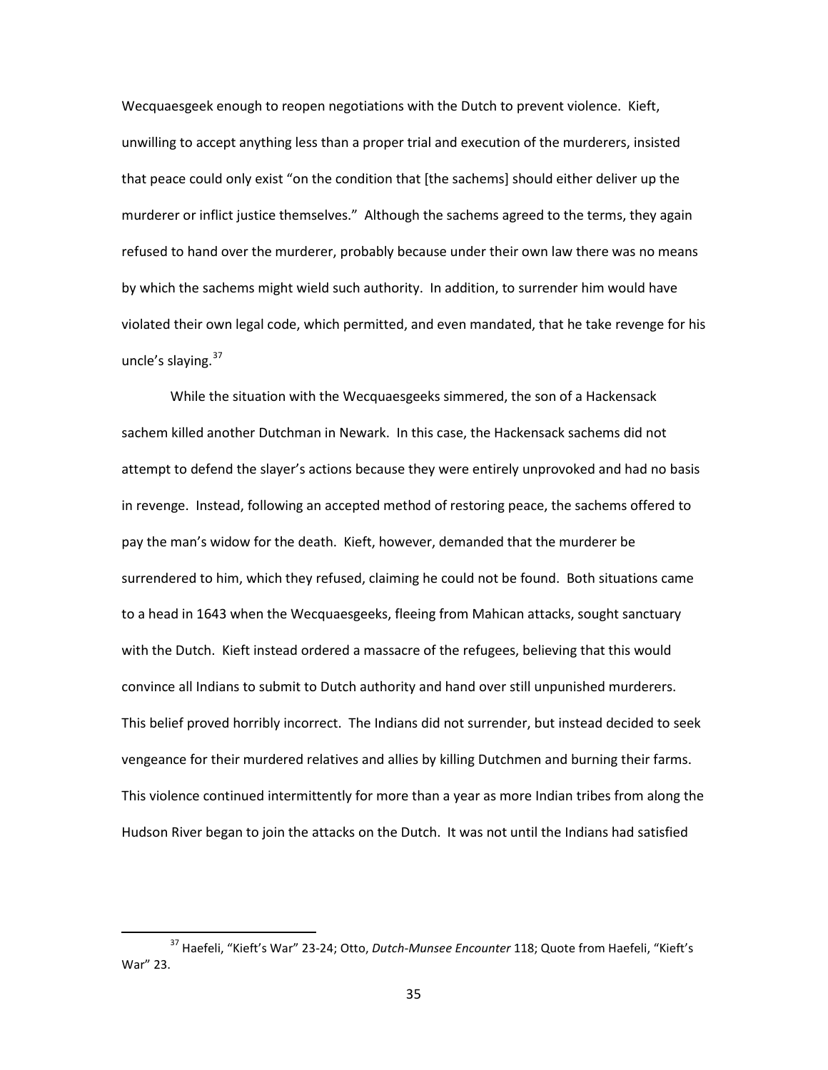Wecquaesgeek enough to reopen negotiations with the Dutch to prevent violence. Kieft, unwilling to accept anything less than a proper trial and execution of the murderers, insisted that peace could only exist "on the condition that [the sachems] should either deliver up the murderer or inflict justice themselves." Although the sachems agreed to the terms, they again refused to hand over the murderer, probably because under their own law there was no means by which the sachems might wield such authority. In addition, to surrender him would have violated their own legal code, which permitted, and even mandated, that he take revenge for his uncle's slaying.[37]

While the situation with the Wecquaesgeeks simmered, the son of a Hackensack sachem killed another Dutchman in Newark. In this case, the Hackensack sachems did not attempt to defend the slayer's actions because they were entirely unprovoked and had no basis in revenge. Instead, following an accepted method of restoring peace, the sachems offered to pay the man's widow for the death. Kieft, however, demanded that the murderer be surrendered to him, which they refused, claiming he could not be found. Both situations came to a head in 1643 when the Wecquaesgeeks, fleeing from Mahican attacks, sought sanctuary with the Dutch. Kieft instead ordered a massacre of the refugees, believing that this would convince all Indians to submit to Dutch authority and hand over still unpunished murderers. This belief proved horribly incorrect. The Indians did not surrender, but instead decided to seek vengeance for their murdered relatives and allies by killing Dutchmen and burning their farms. This violence continued intermittently for more than a year as more Indian tribes from along the Hudson River began to join the attacks on the Dutch. It was not until the Indians had satisfied

[37] Haefeli, "Kieft's War" 23-24; Otto, *Dutch-Munsee Encounter* 118; Quote from Haefeli, "Kieft's War" 23.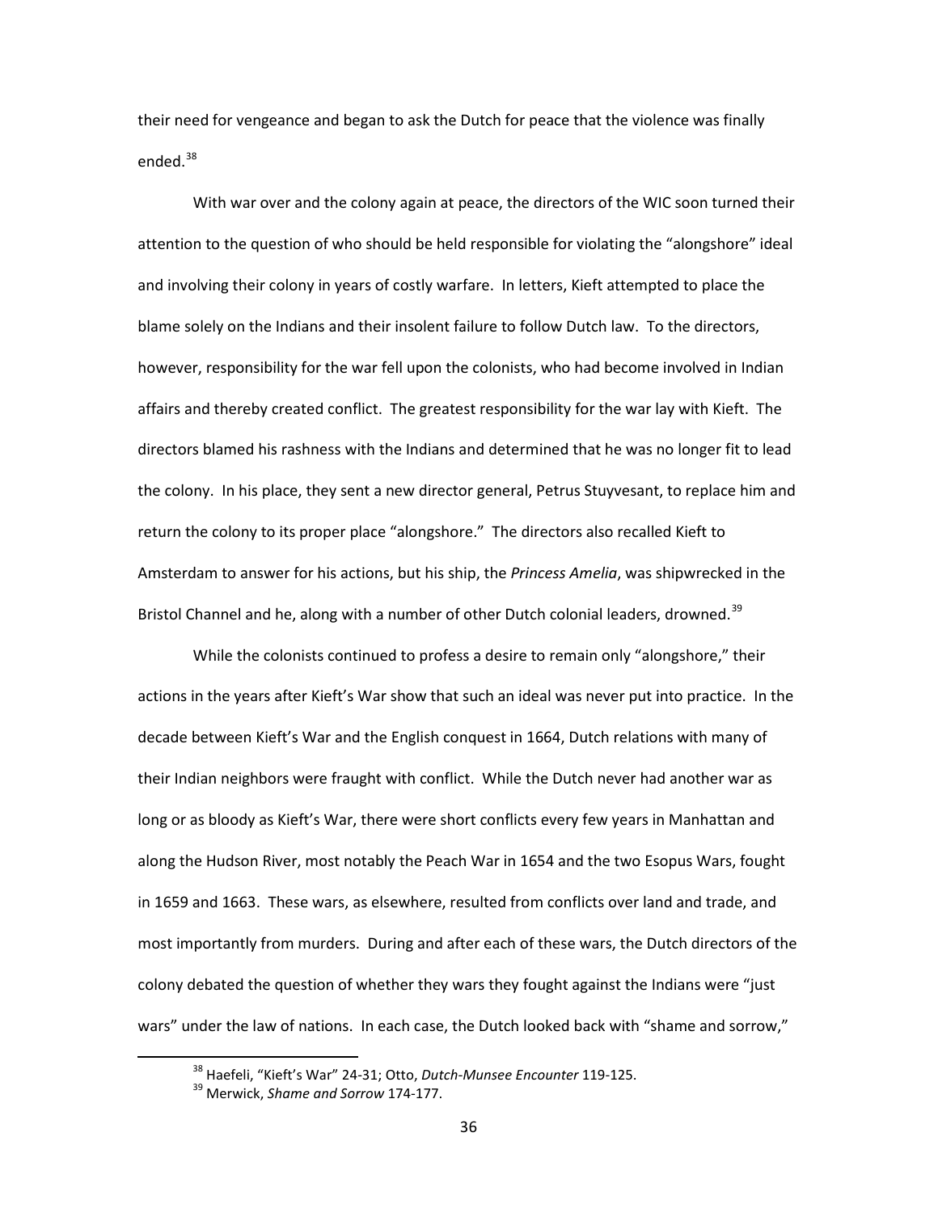their need for vengeance and began to ask the Dutch for peace that the violence was finally ended.[38]

With war over and the colony again at peace, the directors of the WIC soon turned their attention to the question of who should be held responsible for violating the "alongshore" ideal and involving their colony in years of costly warfare. In letters, Kieft attempted to place the blame solely on the Indians and their insolent failure to follow Dutch law. To the directors, however, responsibility for the war fell upon the colonists, who had become involved in Indian affairs and thereby created conflict. The greatest responsibility for the war lay with Kieft. The directors blamed his rashness with the Indians and determined that he was no longer fit to lead the colony. In his place, they sent a new director general, Petrus Stuyvesant, to replace him and return the colony to its proper place "alongshore." The directors also recalled Kieft to Amsterdam to answer for his actions, but his ship, the *Princess Amelia*, was shipwrecked in the Bristol Channel and he, along with a number of other Dutch colonial leaders, drowned.[39]

While the colonists continued to profess a desire to remain only "alongshore," their actions in the years after Kieft's War show that such an ideal was never put into practice. In the decade between Kieft's War and the English conquest in 1664, Dutch relations with many of their Indian neighbors were fraught with conflict. While the Dutch never had another war as long or as bloody as Kieft's War, there were short conflicts every few years in Manhattan and along the Hudson River, most notably the Peach War in 1654 and the two Esopus Wars, fought in 1659 and 1663. These wars, as elsewhere, resulted from conflicts over land and trade, and most importantly from murders. During and after each of these wars, the Dutch directors of the colony debated the question of whether they wars they fought against the Indians were "just wars" under the law of nations. In each case, the Dutch looked back with "shame and sorrow,"

[38] Haefeli, "Kieft's War" 24-31; Otto, *Dutch-Munsee Encounter* 119-125.

[39] Merwick, *Shame and Sorrow* 174-177.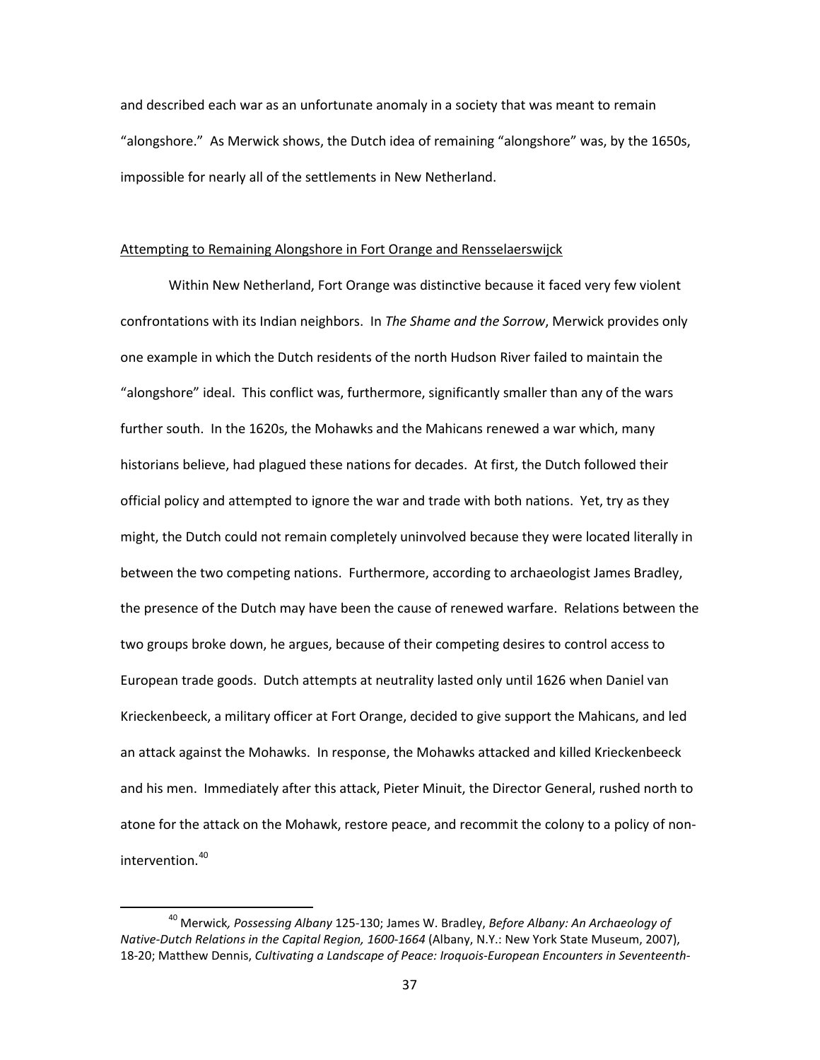and described each war as an unfortunate anomaly in a society that was meant to remain "alongshore." As Merwick shows, the Dutch idea of remaining "alongshore" was, by the 1650s, impossible for nearly all of the settlements in New Netherland.

## Attempting to Remaining Alongshore in Fort Orange and Rensselaerswijck

Within New Netherland, Fort Orange was distinctive because it faced very few violent confrontations with its Indian neighbors. In *The Shame and the Sorrow*, Merwick provides only one example in which the Dutch residents of the north Hudson River failed to maintain the "alongshore" ideal. This conflict was, furthermore, significantly smaller than any of the wars further south. In the 1620s, the Mohawks and the Mahicans renewed a war which, many historians believe, had plagued these nations for decades. At first, the Dutch followed their official policy and attempted to ignore the war and trade with both nations. Yet, try as they might, the Dutch could not remain completely uninvolved because they were located literally in between the two competing nations. Furthermore, according to archaeologist James Bradley, the presence of the Dutch may have been the cause of renewed warfare. Relations between the two groups broke down, he argues, because of their competing desires to control access to European trade goods. Dutch attempts at neutrality lasted only until 1626 when Daniel van Krieckenbeeck, a military officer at Fort Orange, decided to give support the Mahicans, and led an attack against the Mohawks. In response, the Mohawks attacked and killed Krieckenbeeck and his men. Immediately after this attack, Pieter Minuit, the Director General, rushed north to atone for the attack on the Mohawk, restore peace, and recommit the colony to a policy of non-intervention.[40]

[40] Merwick*, Possessing Albany* 125-130; James W. Bradley, *Before Albany: An Archaeology of Native-Dutch Relations in the Capital Region, 1600-1664* (Albany, N.Y.: New York State Museum, 2007), 18-20; Matthew Dennis, *Cultivating a Landscape of Peace: Iroquois-European Encounters in Seventeenth-*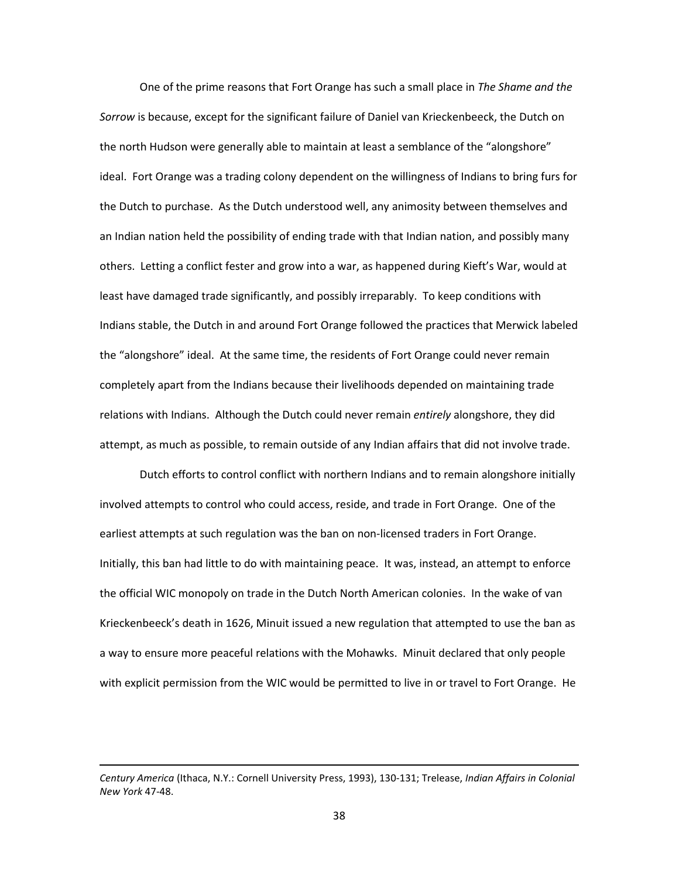One of the prime reasons that Fort Orange has such a small place in *The Shame and the Sorrow* is because, except for the significant failure of Daniel van Krieckenbeeck, the Dutch on the north Hudson were generally able to maintain at least a semblance of the "alongshore" ideal. Fort Orange was a trading colony dependent on the willingness of Indians to bring furs for the Dutch to purchase. As the Dutch understood well, any animosity between themselves and an Indian nation held the possibility of ending trade with that Indian nation, and possibly many others. Letting a conflict fester and grow into a war, as happened during Kieft's War, would at least have damaged trade significantly, and possibly irreparably. To keep conditions with Indians stable, the Dutch in and around Fort Orange followed the practices that Merwick labeled the "alongshore" ideal. At the same time, the residents of Fort Orange could never remain completely apart from the Indians because their livelihoods depended on maintaining trade relations with Indians. Although the Dutch could never remain *entirely* alongshore, they did attempt, as much as possible, to remain outside of any Indian affairs that did not involve trade.

Dutch efforts to control conflict with northern Indians and to remain alongshore initially involved attempts to control who could access, reside, and trade in Fort Orange. One of the earliest attempts at such regulation was the ban on non-licensed traders in Fort Orange. Initially, this ban had little to do with maintaining peace. It was, instead, an attempt to enforce the official WIC monopoly on trade in the Dutch North American colonies. In the wake of van Krieckenbeeck's death in 1626, Minuit issued a new regulation that attempted to use the ban as a way to ensure more peaceful relations with the Mohawks. Minuit declared that only people with explicit permission from the WIC would be permitted to live in or travel to Fort Orange. He

---

*Century America* (Ithaca, N.Y.: Cornell University Press, 1993), 130-131; Trelease, *Indian Affairs in Colonial New York* 47-48.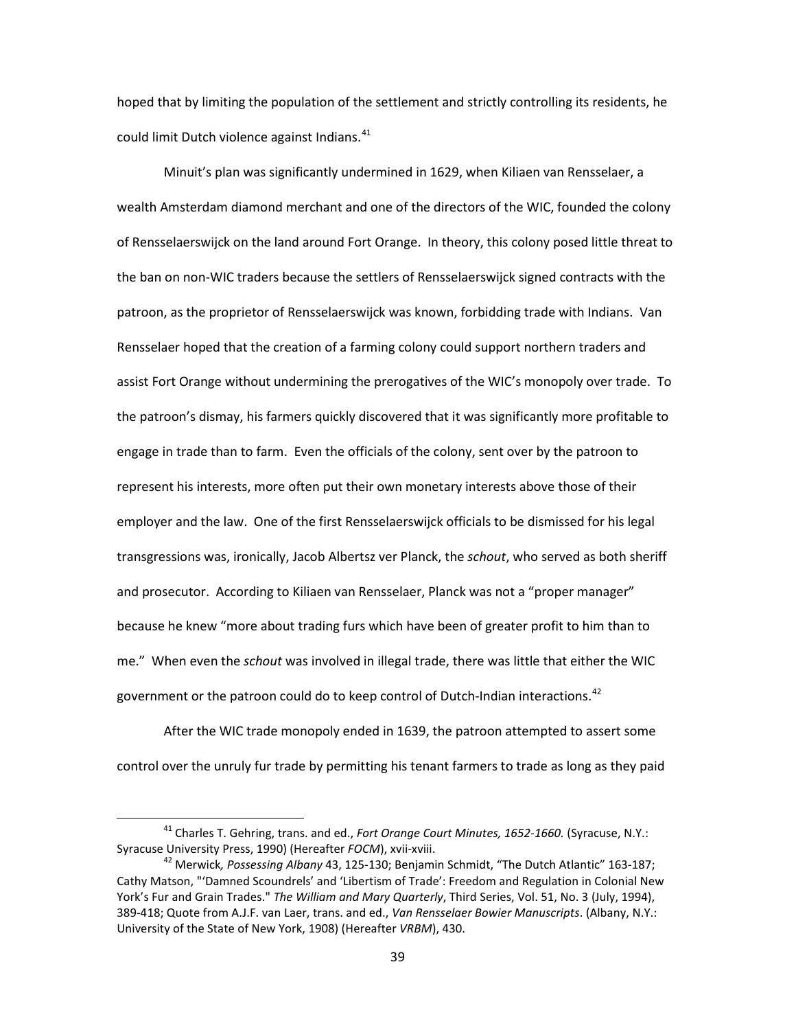hoped that by limiting the population of the settlement and strictly controlling its residents, he could limit Dutch violence against Indians.[41]

Minuit's plan was significantly undermined in 1629, when Kiliaen van Rensselaer, a wealth Amsterdam diamond merchant and one of the directors of the WIC, founded the colony of Rensselaerswijck on the land around Fort Orange. In theory, this colony posed little threat to the ban on non-WIC traders because the settlers of Rensselaerswijck signed contracts with the patroon, as the proprietor of Rensselaerswijck was known, forbidding trade with Indians. Van Rensselaer hoped that the creation of a farming colony could support northern traders and assist Fort Orange without undermining the prerogatives of the WIC's monopoly over trade. To the patroon's dismay, his farmers quickly discovered that it was significantly more profitable to engage in trade than to farm. Even the officials of the colony, sent over by the patroon to represent his interests, more often put their own monetary interests above those of their employer and the law. One of the first Rensselaerswijck officials to be dismissed for his legal transgressions was, ironically, Jacob Albertsz ver Planck, the *schout*, who served as both sheriff and prosecutor. According to Kiliaen van Rensselaer, Planck was not a "proper manager" because he knew "more about trading furs which have been of greater profit to him than to me." When even the *schout* was involved in illegal trade, there was little that either the WIC government or the patroon could do to keep control of Dutch-Indian interactions.[42]

After the WIC trade monopoly ended in 1639, the patroon attempted to assert some control over the unruly fur trade by permitting his tenant farmers to trade as long as they paid

---

[41] Charles T. Gehring, trans. and ed., *Fort Orange Court Minutes, 1652-1660.* (Syracuse, N.Y.: Syracuse University Press, 1990) (Hereafter *FOCM*), xvii-xviii.

[42] Merwick*, Possessing Albany* 43, 125-130; Benjamin Schmidt, "The Dutch Atlantic" 163-187; Cathy Matson, "'Damned Scoundrels' and 'Libertism of Trade': Freedom and Regulation in Colonial New York's Fur and Grain Trades." *The William and Mary Quarterly*, Third Series, Vol. 51, No. 3 (July, 1994), 389-418; Quote from A.J.F. van Laer, trans. and ed., *Van Rensselaer Bowier Manuscripts*. (Albany, N.Y.: University of the State of New York, 1908) (Hereafter *VRBM*), 430.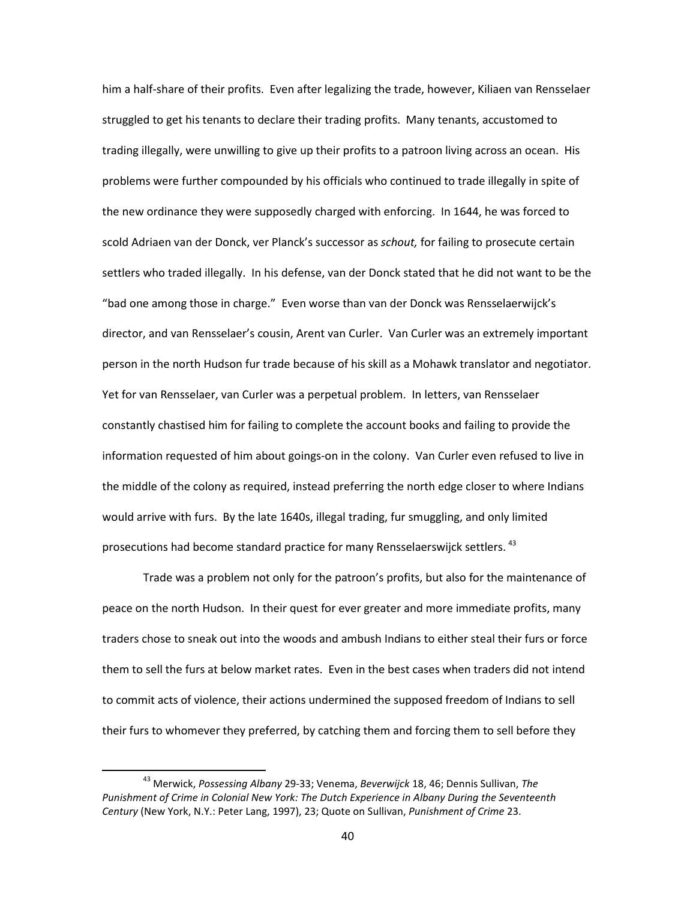him a half-share of their profits. Even after legalizing the trade, however, Kiliaen van Rensselaer struggled to get his tenants to declare their trading profits. Many tenants, accustomed to trading illegally, were unwilling to give up their profits to a patroon living across an ocean. His problems were further compounded by his officials who continued to trade illegally in spite of the new ordinance they were supposedly charged with enforcing. In 1644, he was forced to scold Adriaen van der Donck, ver Planck's successor as *schout,* for failing to prosecute certain settlers who traded illegally. In his defense, van der Donck stated that he did not want to be the "bad one among those in charge." Even worse than van der Donck was Rensselaerwijck's director, and van Rensselaer's cousin, Arent van Curler. Van Curler was an extremely important person in the north Hudson fur trade because of his skill as a Mohawk translator and negotiator. Yet for van Rensselaer, van Curler was a perpetual problem. In letters, van Rensselaer constantly chastised him for failing to complete the account books and failing to provide the information requested of him about goings-on in the colony. Van Curler even refused to live in the middle of the colony as required, instead preferring the north edge closer to where Indians would arrive with furs. By the late 1640s, illegal trading, fur smuggling, and only limited prosecutions had become standard practice for many Rensselaerswijck settlers. [43]

Trade was a problem not only for the patroon's profits, but also for the maintenance of peace on the north Hudson. In their quest for ever greater and more immediate profits, many traders chose to sneak out into the woods and ambush Indians to either steal their furs or force them to sell the furs at below market rates. Even in the best cases when traders did not intend to commit acts of violence, their actions undermined the supposed freedom of Indians to sell their furs to whomever they preferred, by catching them and forcing them to sell before they

---

[43] Merwick, *Possessing Albany* 29-33; Venema, *Beverwijck* 18, 46; Dennis Sullivan, *The Punishment of Crime in Colonial New York: The Dutch Experience in Albany During the Seventeenth Century* (New York, N.Y.: Peter Lang, 1997), 23; Quote on Sullivan, *Punishment of Crime* 23.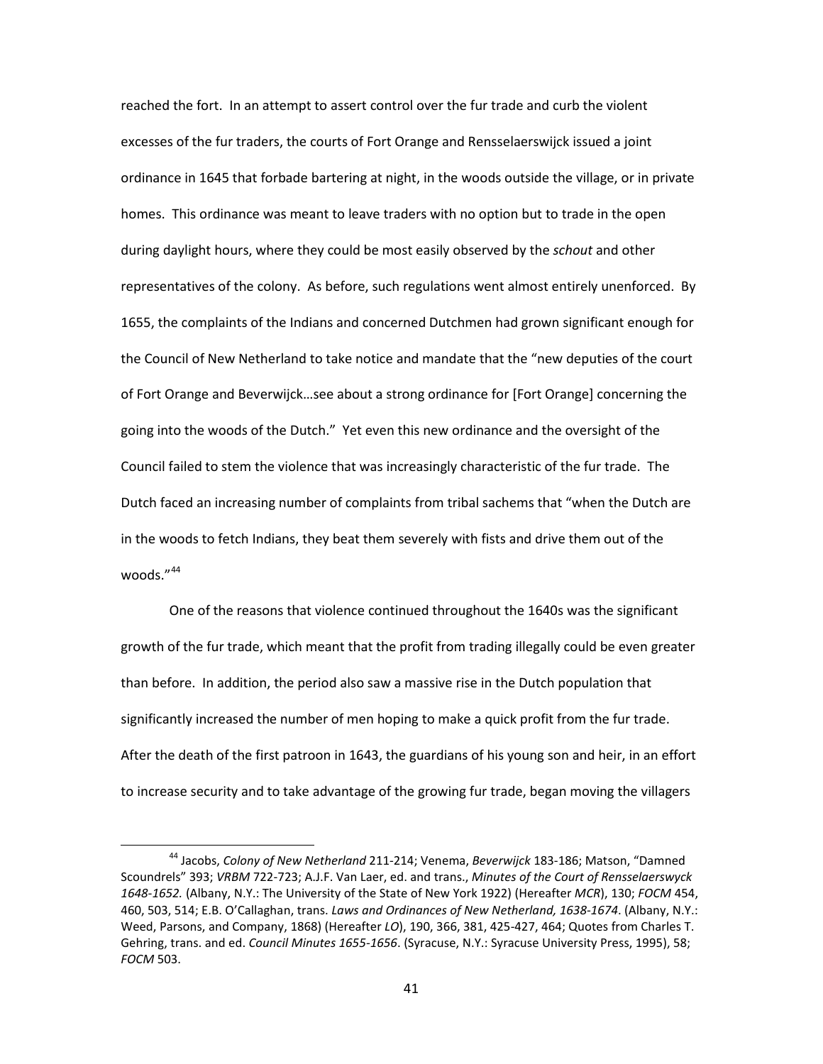reached the fort. In an attempt to assert control over the fur trade and curb the violent excesses of the fur traders, the courts of Fort Orange and Rensselaerswijck issued a joint ordinance in 1645 that forbade bartering at night, in the woods outside the village, or in private homes. This ordinance was meant to leave traders with no option but to trade in the open during daylight hours, where they could be most easily observed by the *schout* and other representatives of the colony. As before, such regulations went almost entirely unenforced. By 1655, the complaints of the Indians and concerned Dutchmen had grown significant enough for the Council of New Netherland to take notice and mandate that the "new deputies of the court of Fort Orange and Beverwijck…see about a strong ordinance for [Fort Orange] concerning the going into the woods of the Dutch." Yet even this new ordinance and the oversight of the Council failed to stem the violence that was increasingly characteristic of the fur trade. The Dutch faced an increasing number of complaints from tribal sachems that "when the Dutch are in the woods to fetch Indians, they beat them severely with fists and drive them out of the woods."[44]

One of the reasons that violence continued throughout the 1640s was the significant growth of the fur trade, which meant that the profit from trading illegally could be even greater than before. In addition, the period also saw a massive rise in the Dutch population that significantly increased the number of men hoping to make a quick profit from the fur trade. After the death of the first patroon in 1643, the guardians of his young son and heir, in an effort to increase security and to take advantage of the growing fur trade, began moving the villagers

---

[44] Jacobs, *Colony of New Netherland* 211-214; Venema, *Beverwijck* 183-186; Matson, "Damned Scoundrels" 393; *VRBM* 722-723; A.J.F. Van Laer, ed. and trans., *Minutes of the Court of Rensselaerswyck 1648-1652.* (Albany, N.Y.: The University of the State of New York 1922) (Hereafter *MCR*), 130; *FOCM* 454, 460, 503, 514; E.B. O'Callaghan, trans. *Laws and Ordinances of New Netherland, 1638-1674*. (Albany, N.Y.: Weed, Parsons, and Company, 1868) (Hereafter *LO*), 190, 366, 381, 425-427, 464; Quotes from Charles T. Gehring, trans. and ed. *Council Minutes 1655-1656*. (Syracuse, N.Y.: Syracuse University Press, 1995), 58; *FOCM* 503.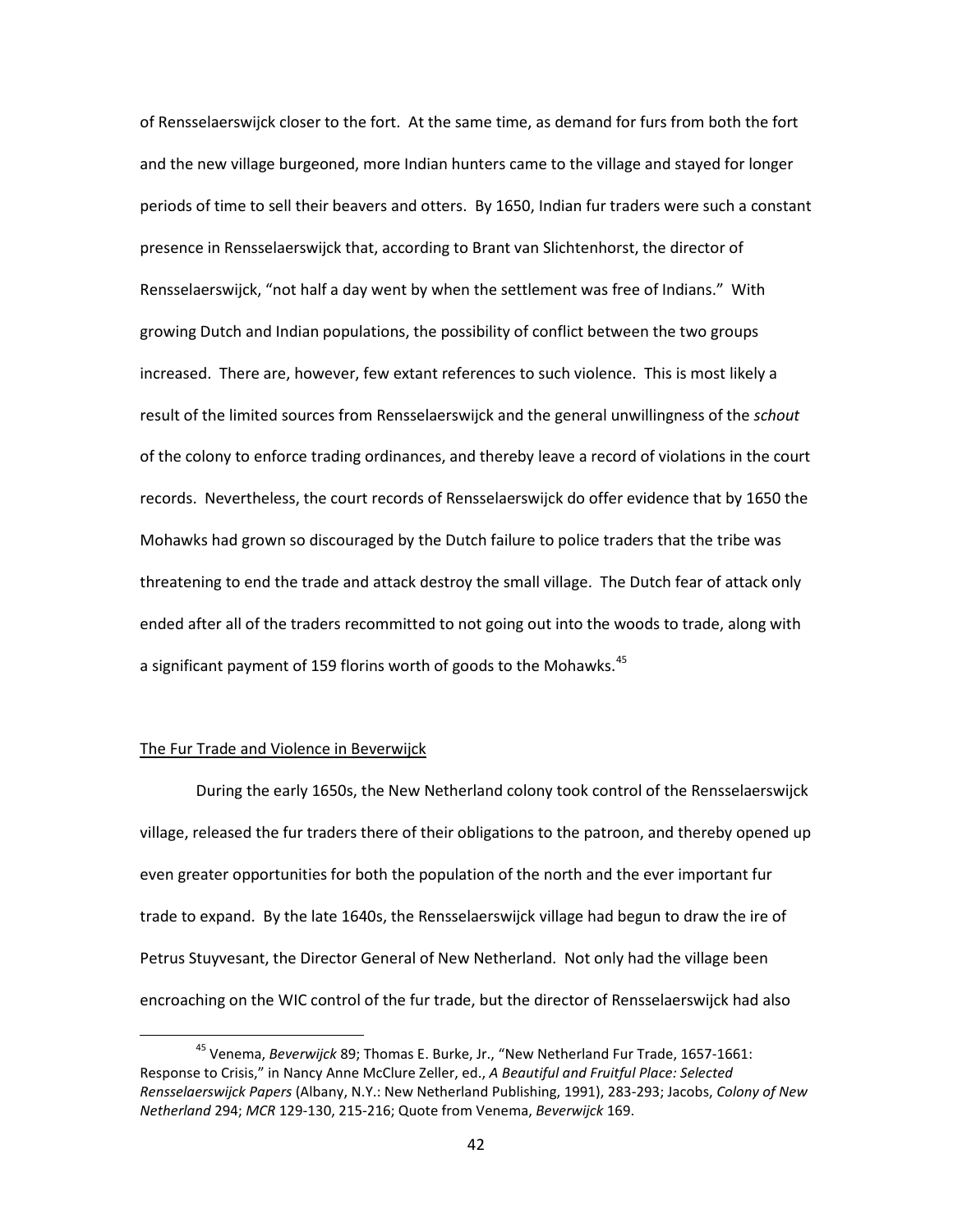of Rensselaerswijck closer to the fort. At the same time, as demand for furs from both the fort and the new village burgeoned, more Indian hunters came to the village and stayed for longer periods of time to sell their beavers and otters. By 1650, Indian fur traders were such a constant presence in Rensselaerswijck that, according to Brant van Slichtenhorst, the director of Rensselaerswijck, "not half a day went by when the settlement was free of Indians." With growing Dutch and Indian populations, the possibility of conflict between the two groups increased. There are, however, few extant references to such violence. This is most likely a result of the limited sources from Rensselaerswijck and the general unwillingness of the *schout* of the colony to enforce trading ordinances, and thereby leave a record of violations in the court records. Nevertheless, the court records of Rensselaerswijck do offer evidence that by 1650 the Mohawks had grown so discouraged by the Dutch failure to police traders that the tribe was threatening to end the trade and attack destroy the small village. The Dutch fear of attack only ended after all of the traders recommitted to not going out into the woods to trade, along with a significant payment of 159 florins worth of goods to the Mohawks.[45]

## The Fur Trade and Violence in Beverwijck

During the early 1650s, the New Netherland colony took control of the Rensselaerswijck village, released the fur traders there of their obligations to the patroon, and thereby opened up even greater opportunities for both the population of the north and the ever important fur trade to expand. By the late 1640s, the Rensselaerswijck village had begun to draw the ire of Petrus Stuyvesant, the Director General of New Netherland. Not only had the village been encroaching on the WIC control of the fur trade, but the director of Rensselaerswijck had also

[45] Venema, *Beverwijck* 89; Thomas E. Burke, Jr., "New Netherland Fur Trade, 1657-1661: Response to Crisis," in Nancy Anne McClure Zeller, ed., *A Beautiful and Fruitful Place: Selected Rensselaerswijck Papers* (Albany, N.Y.: New Netherland Publishing, 1991), 283-293; Jacobs, *Colony of New Netherland* 294; *MCR* 129-130, 215-216; Quote from Venema, *Beverwijck* 169.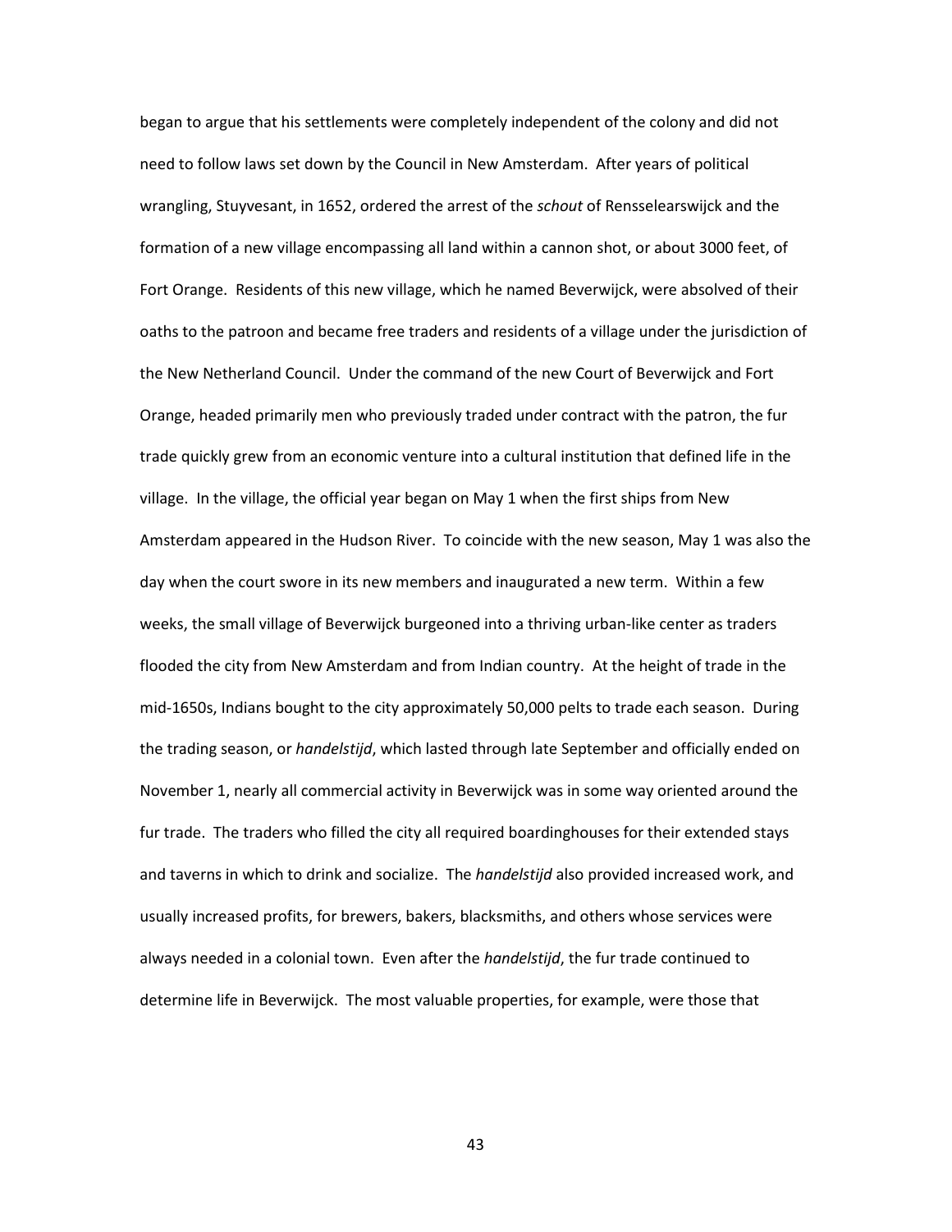began to argue that his settlements were completely independent of the colony and did not need to follow laws set down by the Council in New Amsterdam. After years of political wrangling, Stuyvesant, in 1652, ordered the arrest of the *schout* of Rensselearswijck and the formation of a new village encompassing all land within a cannon shot, or about 3000 feet, of Fort Orange. Residents of this new village, which he named Beverwijck, were absolved of their oaths to the patroon and became free traders and residents of a village under the jurisdiction of the New Netherland Council. Under the command of the new Court of Beverwijck and Fort Orange, headed primarily men who previously traded under contract with the patron, the fur trade quickly grew from an economic venture into a cultural institution that defined life in the village. In the village, the official year began on May 1 when the first ships from New Amsterdam appeared in the Hudson River. To coincide with the new season, May 1 was also the day when the court swore in its new members and inaugurated a new term. Within a few weeks, the small village of Beverwijck burgeoned into a thriving urban-like center as traders flooded the city from New Amsterdam and from Indian country. At the height of trade in the mid-1650s, Indians bought to the city approximately 50,000 pelts to trade each season. During the trading season, or *handelstijd*, which lasted through late September and officially ended on November 1, nearly all commercial activity in Beverwijck was in some way oriented around the fur trade. The traders who filled the city all required boardinghouses for their extended stays and taverns in which to drink and socialize. The *handelstijd* also provided increased work, and usually increased profits, for brewers, bakers, blacksmiths, and others whose services were always needed in a colonial town. Even after the *handelstijd*, the fur trade continued to determine life in Beverwijck. The most valuable properties, for example, were those that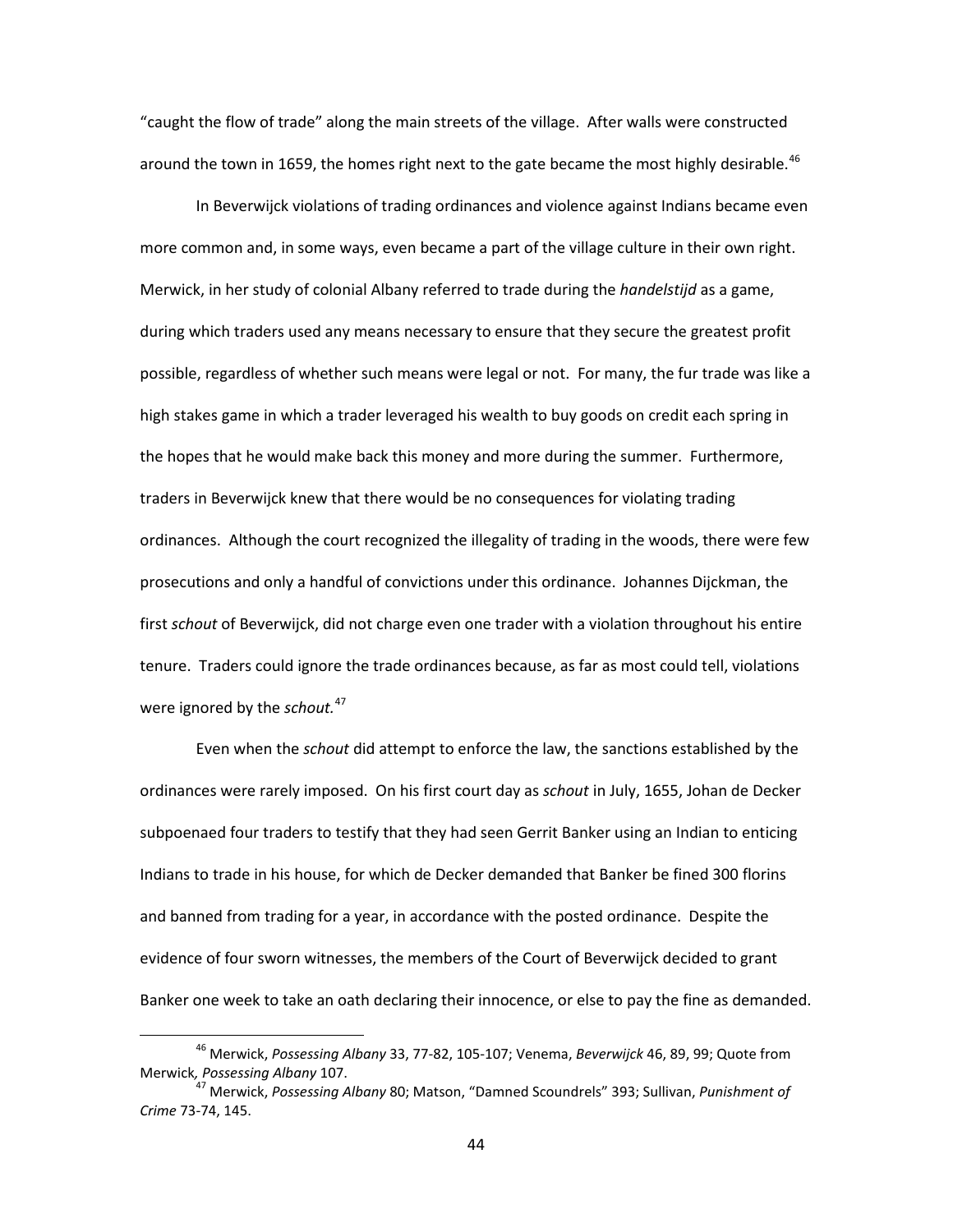"caught the flow of trade" along the main streets of the village. After walls were constructed around the town in 1659, the homes right next to the gate became the most highly desirable.[46]

In Beverwijck violations of trading ordinances and violence against Indians became even more common and, in some ways, even became a part of the village culture in their own right. Merwick, in her study of colonial Albany referred to trade during the *handelstijd* as a game, during which traders used any means necessary to ensure that they secure the greatest profit possible, regardless of whether such means were legal or not. For many, the fur trade was like a high stakes game in which a trader leveraged his wealth to buy goods on credit each spring in the hopes that he would make back this money and more during the summer. Furthermore, traders in Beverwijck knew that there would be no consequences for violating trading ordinances. Although the court recognized the illegality of trading in the woods, there were few prosecutions and only a handful of convictions under this ordinance. Johannes Dijckman, the first *schout* of Beverwijck, did not charge even one trader with a violation throughout his entire tenure. Traders could ignore the trade ordinances because, as far as most could tell, violations were ignored by the *schout.*[47]

Even when the *schout* did attempt to enforce the law, the sanctions established by the ordinances were rarely imposed. On his first court day as *schout* in July, 1655, Johan de Decker subpoenaed four traders to testify that they had seen Gerrit Banker using an Indian to enticing Indians to trade in his house, for which de Decker demanded that Banker be fined 300 florins and banned from trading for a year, in accordance with the posted ordinance. Despite the evidence of four sworn witnesses, the members of the Court of Beverwijck decided to grant Banker one week to take an oath declaring their innocence, or else to pay the fine as demanded.

---

[46] Merwick, *Possessing Albany* 33, 77-82, 105-107; Venema, *Beverwijck* 46, 89, 99; Quote from Merwick*, Possessing Albany* 107.

[47] Merwick, *Possessing Albany* 80; Matson, "Damned Scoundrels" 393; Sullivan, *Punishment of Crime* 73-74, 145.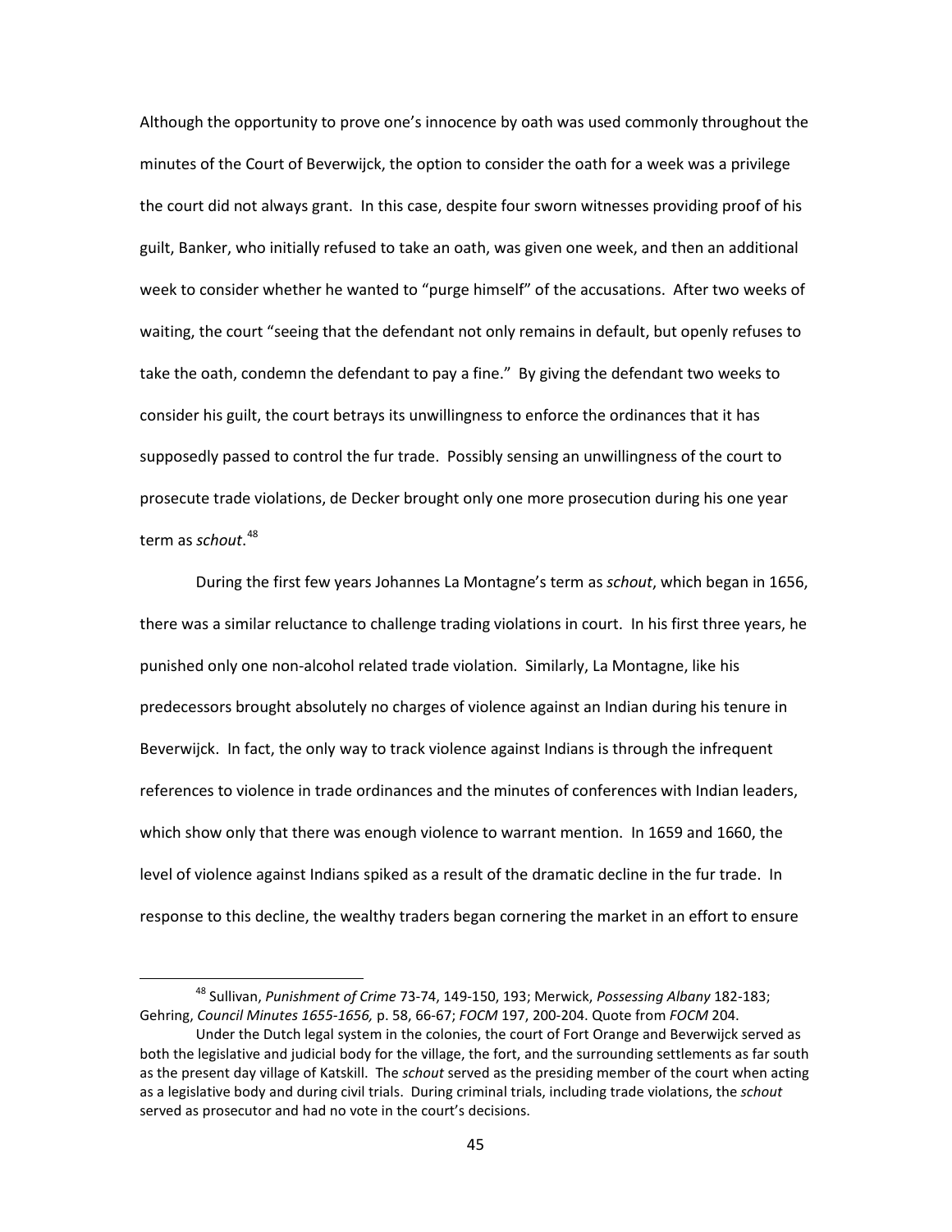Although the opportunity to prove one's innocence by oath was used commonly throughout the minutes of the Court of Beverwijck, the option to consider the oath for a week was a privilege the court did not always grant. In this case, despite four sworn witnesses providing proof of his guilt, Banker, who initially refused to take an oath, was given one week, and then an additional week to consider whether he wanted to "purge himself" of the accusations. After two weeks of waiting, the court "seeing that the defendant not only remains in default, but openly refuses to take the oath, condemn the defendant to pay a fine." By giving the defendant two weeks to consider his guilt, the court betrays its unwillingness to enforce the ordinances that it has supposedly passed to control the fur trade. Possibly sensing an unwillingness of the court to prosecute trade violations, de Decker brought only one more prosecution during his one year term as *schout*.[48]

During the first few years Johannes La Montagne's term as *schout*, which began in 1656, there was a similar reluctance to challenge trading violations in court. In his first three years, he punished only one non-alcohol related trade violation. Similarly, La Montagne, like his predecessors brought absolutely no charges of violence against an Indian during his tenure in Beverwijck. In fact, the only way to track violence against Indians is through the infrequent references to violence in trade ordinances and the minutes of conferences with Indian leaders, which show only that there was enough violence to warrant mention. In 1659 and 1660, the level of violence against Indians spiked as a result of the dramatic decline in the fur trade. In response to this decline, the wealthy traders began cornering the market in an effort to ensure

---

[48] Sullivan, *Punishment of Crime* 73-74, 149-150, 193; Merwick, *Possessing Albany* 182-183; Gehring, *Council Minutes 1655-1656,* p. 58, 66-67; *FOCM* 197, 200-204. Quote from *FOCM* 204.

Under the Dutch legal system in the colonies, the court of Fort Orange and Beverwijck served as both the legislative and judicial body for the village, the fort, and the surrounding settlements as far south as the present day village of Katskill. The *schout* served as the presiding member of the court when acting as a legislative body and during civil trials. During criminal trials, including trade violations, the *schout* served as prosecutor and had no vote in the court's decisions.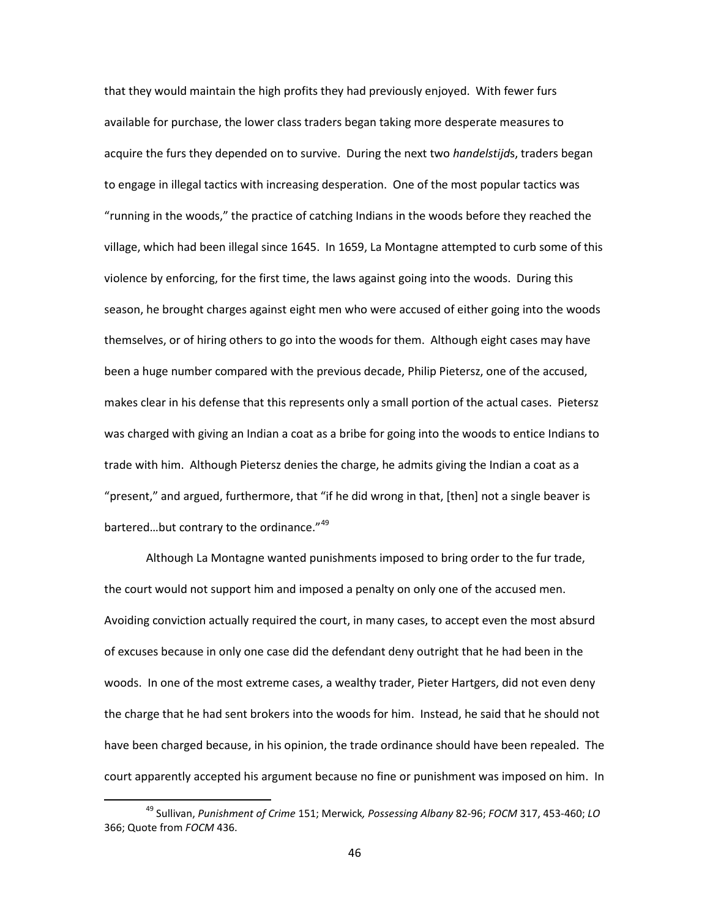that they would maintain the high profits they had previously enjoyed. With fewer furs available for purchase, the lower class traders began taking more desperate measures to acquire the furs they depended on to survive. During the next two *handelstijd*s, traders began to engage in illegal tactics with increasing desperation. One of the most popular tactics was "running in the woods," the practice of catching Indians in the woods before they reached the village, which had been illegal since 1645. In 1659, La Montagne attempted to curb some of this violence by enforcing, for the first time, the laws against going into the woods. During this season, he brought charges against eight men who were accused of either going into the woods themselves, or of hiring others to go into the woods for them. Although eight cases may have been a huge number compared with the previous decade, Philip Pietersz, one of the accused, makes clear in his defense that this represents only a small portion of the actual cases. Pietersz was charged with giving an Indian a coat as a bribe for going into the woods to entice Indians to trade with him. Although Pietersz denies the charge, he admits giving the Indian a coat as a "present," and argued, furthermore, that "if he did wrong in that, [then] not a single beaver is bartered…but contrary to the ordinance."[49]

Although La Montagne wanted punishments imposed to bring order to the fur trade, the court would not support him and imposed a penalty on only one of the accused men. Avoiding conviction actually required the court, in many cases, to accept even the most absurd of excuses because in only one case did the defendant deny outright that he had been in the woods. In one of the most extreme cases, a wealthy trader, Pieter Hartgers, did not even deny the charge that he had sent brokers into the woods for him. Instead, he said that he should not have been charged because, in his opinion, the trade ordinance should have been repealed. The court apparently accepted his argument because no fine or punishment was imposed on him. In

[49] Sullivan, *Punishment of Crime* 151; Merwick*, Possessing Albany* 82-96; *FOCM* 317, 453-460; *LO* 366; Quote from *FOCM* 436.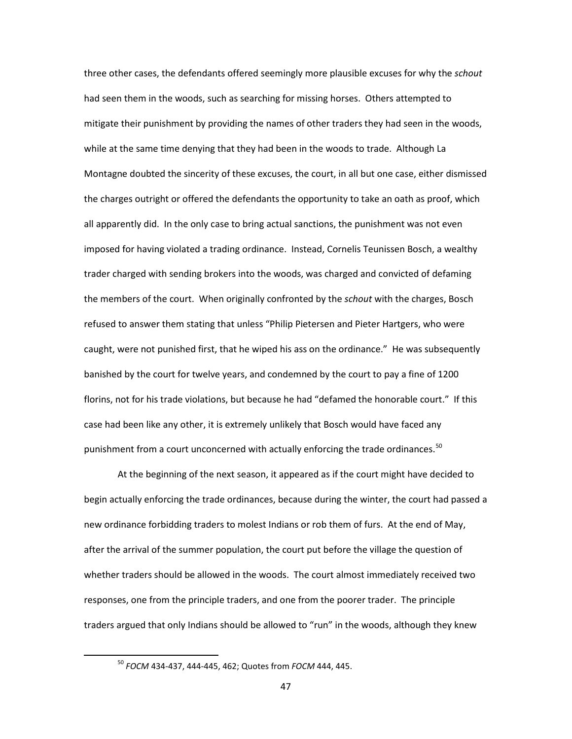three other cases, the defendants offered seemingly more plausible excuses for why the *schout* had seen them in the woods, such as searching for missing horses. Others attempted to mitigate their punishment by providing the names of other traders they had seen in the woods, while at the same time denying that they had been in the woods to trade. Although La Montagne doubted the sincerity of these excuses, the court, in all but one case, either dismissed the charges outright or offered the defendants the opportunity to take an oath as proof, which all apparently did. In the only case to bring actual sanctions, the punishment was not even imposed for having violated a trading ordinance. Instead, Cornelis Teunissen Bosch, a wealthy trader charged with sending brokers into the woods, was charged and convicted of defaming the members of the court. When originally confronted by the *schout* with the charges, Bosch refused to answer them stating that unless "Philip Pietersen and Pieter Hartgers, who were caught, were not punished first, that he wiped his ass on the ordinance." He was subsequently banished by the court for twelve years, and condemned by the court to pay a fine of 1200 florins, not for his trade violations, but because he had "defamed the honorable court." If this case had been like any other, it is extremely unlikely that Bosch would have faced any punishment from a court unconcerned with actually enforcing the trade ordinances.[50]

At the beginning of the next season, it appeared as if the court might have decided to begin actually enforcing the trade ordinances, because during the winter, the court had passed a new ordinance forbidding traders to molest Indians or rob them of furs. At the end of May, after the arrival of the summer population, the court put before the village the question of whether traders should be allowed in the woods. The court almost immediately received two responses, one from the principle traders, and one from the poorer trader. The principle traders argued that only Indians should be allowed to "run" in the woods, although they knew

[50] *FOCM* 434-437, 444-445, 462; Quotes from *FOCM* 444, 445.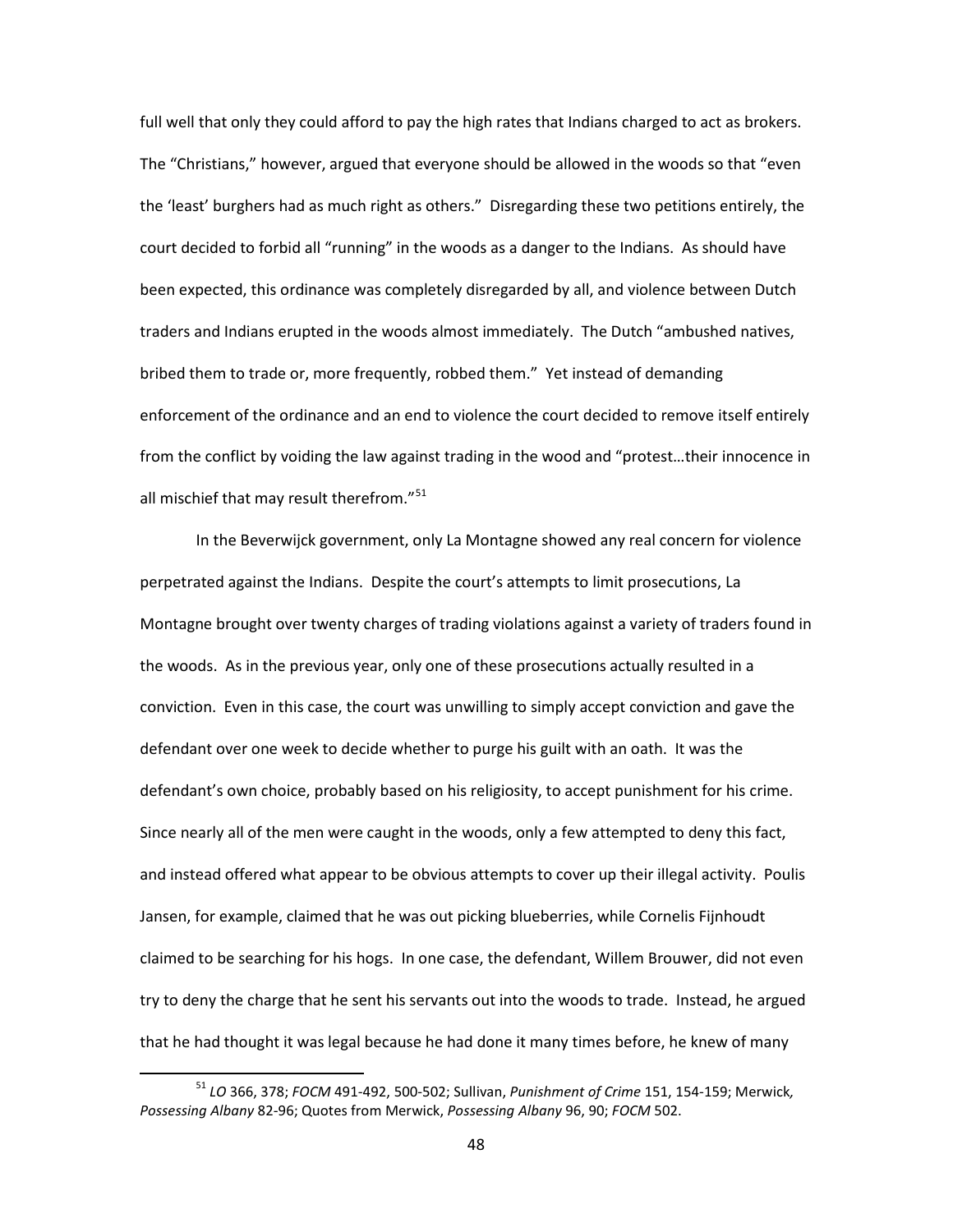full well that only they could afford to pay the high rates that Indians charged to act as brokers. The "Christians," however, argued that everyone should be allowed in the woods so that "even the 'least' burghers had as much right as others." Disregarding these two petitions entirely, the court decided to forbid all "running" in the woods as a danger to the Indians. As should have been expected, this ordinance was completely disregarded by all, and violence between Dutch traders and Indians erupted in the woods almost immediately. The Dutch "ambushed natives, bribed them to trade or, more frequently, robbed them." Yet instead of demanding enforcement of the ordinance and an end to violence the court decided to remove itself entirely from the conflict by voiding the law against trading in the wood and "protest…their innocence in all mischief that may result therefrom."[51]

In the Beverwijck government, only La Montagne showed any real concern for violence perpetrated against the Indians. Despite the court's attempts to limit prosecutions, La Montagne brought over twenty charges of trading violations against a variety of traders found in the woods. As in the previous year, only one of these prosecutions actually resulted in a conviction. Even in this case, the court was unwilling to simply accept conviction and gave the defendant over one week to decide whether to purge his guilt with an oath. It was the defendant's own choice, probably based on his religiosity, to accept punishment for his crime. Since nearly all of the men were caught in the woods, only a few attempted to deny this fact, and instead offered what appear to be obvious attempts to cover up their illegal activity. Poulis Jansen, for example, claimed that he was out picking blueberries, while Cornelis Fijnhoudt claimed to be searching for his hogs. In one case, the defendant, Willem Brouwer, did not even try to deny the charge that he sent his servants out into the woods to trade. Instead, he argued that he had thought it was legal because he had done it many times before, he knew of many

[51] *LO* 366, 378; *FOCM* 491-492, 500-502; Sullivan, *Punishment of Crime* 151, 154-159; Merwick*, Possessing Albany* 82-96; Quotes from Merwick, *Possessing Albany* 96, 90; *FOCM* 502.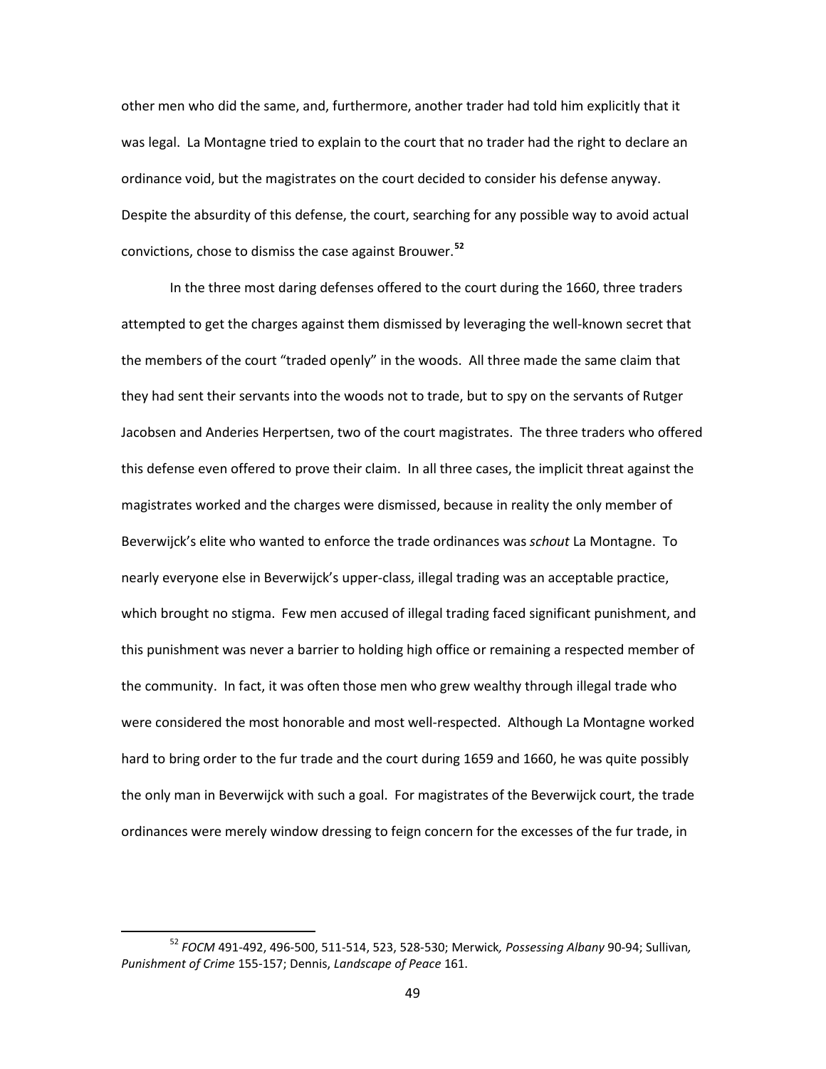other men who did the same, and, furthermore, another trader had told him explicitly that it was legal. La Montagne tried to explain to the court that no trader had the right to declare an ordinance void, but the magistrates on the court decided to consider his defense anyway. Despite the absurdity of this defense, the court, searching for any possible way to avoid actual convictions, chose to dismiss the case against Brouwer.[52]

In the three most daring defenses offered to the court during the 1660, three traders attempted to get the charges against them dismissed by leveraging the well-known secret that the members of the court "traded openly" in the woods. All three made the same claim that they had sent their servants into the woods not to trade, but to spy on the servants of Rutger Jacobsen and Anderies Herpertsen, two of the court magistrates. The three traders who offered this defense even offered to prove their claim. In all three cases, the implicit threat against the magistrates worked and the charges were dismissed, because in reality the only member of Beverwijck's elite who wanted to enforce the trade ordinances was *schout* La Montagne. To nearly everyone else in Beverwijck's upper-class, illegal trading was an acceptable practice, which brought no stigma. Few men accused of illegal trading faced significant punishment, and this punishment was never a barrier to holding high office or remaining a respected member of the community. In fact, it was often those men who grew wealthy through illegal trade who were considered the most honorable and most well-respected. Although La Montagne worked hard to bring order to the fur trade and the court during 1659 and 1660, he was quite possibly the only man in Beverwijck with such a goal. For magistrates of the Beverwijck court, the trade ordinances were merely window dressing to feign concern for the excesses of the fur trade, in

[52] *FOCM* 491-492, 496-500, 511-514, 523, 528-530; Merwick*, Possessing Albany* 90-94; Sullivan*, Punishment of Crime* 155-157; Dennis, *Landscape of Peace* 161.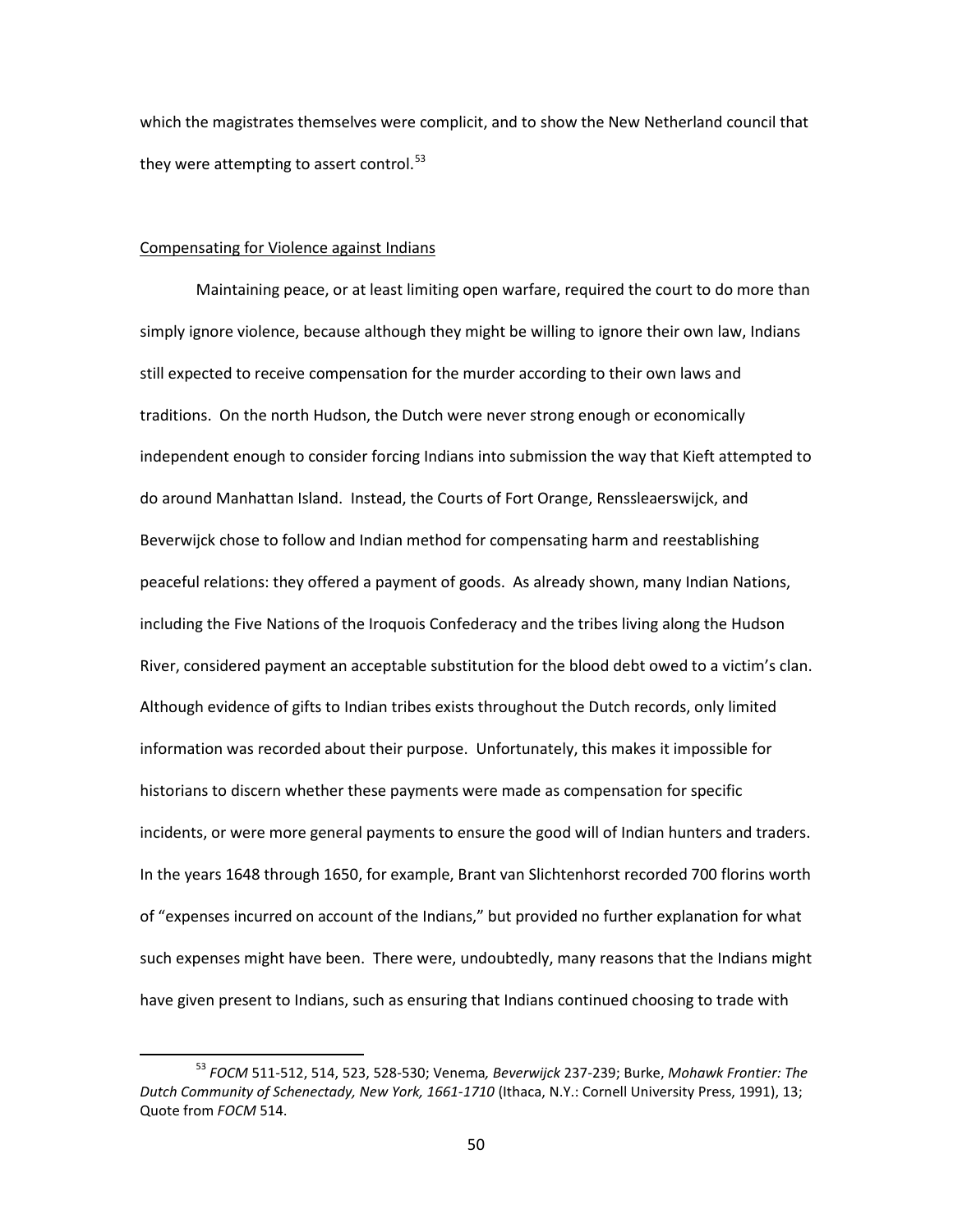which the magistrates themselves were complicit, and to show the New Netherland council that they were attempting to assert control.[53]

Compensating for Violence against Indians

Maintaining peace, or at least limiting open warfare, required the court to do more than simply ignore violence, because although they might be willing to ignore their own law, Indians still expected to receive compensation for the murder according to their own laws and traditions. On the north Hudson, the Dutch were never strong enough or economically independent enough to consider forcing Indians into submission the way that Kieft attempted to do around Manhattan Island. Instead, the Courts of Fort Orange, Renssleaerswijck, and Beverwijck chose to follow and Indian method for compensating harm and reestablishing peaceful relations: they offered a payment of goods. As already shown, many Indian Nations, including the Five Nations of the Iroquois Confederacy and the tribes living along the Hudson River, considered payment an acceptable substitution for the blood debt owed to a victim's clan. Although evidence of gifts to Indian tribes exists throughout the Dutch records, only limited information was recorded about their purpose. Unfortunately, this makes it impossible for historians to discern whether these payments were made as compensation for specific incidents, or were more general payments to ensure the good will of Indian hunters and traders. In the years 1648 through 1650, for example, Brant van Slichtenhorst recorded 700 florins worth of "expenses incurred on account of the Indians," but provided no further explanation for what such expenses might have been. There were, undoubtedly, many reasons that the Indians might have given present to Indians, such as ensuring that Indians continued choosing to trade with

[53] *FOCM* 511-512, 514, 523, 528-530; Venema*, Beverwijck* 237-239; Burke, *Mohawk Frontier: The Dutch Community of Schenectady, New York, 1661-1710* (Ithaca, N.Y.: Cornell University Press, 1991), 13; Quote from *FOCM* 514.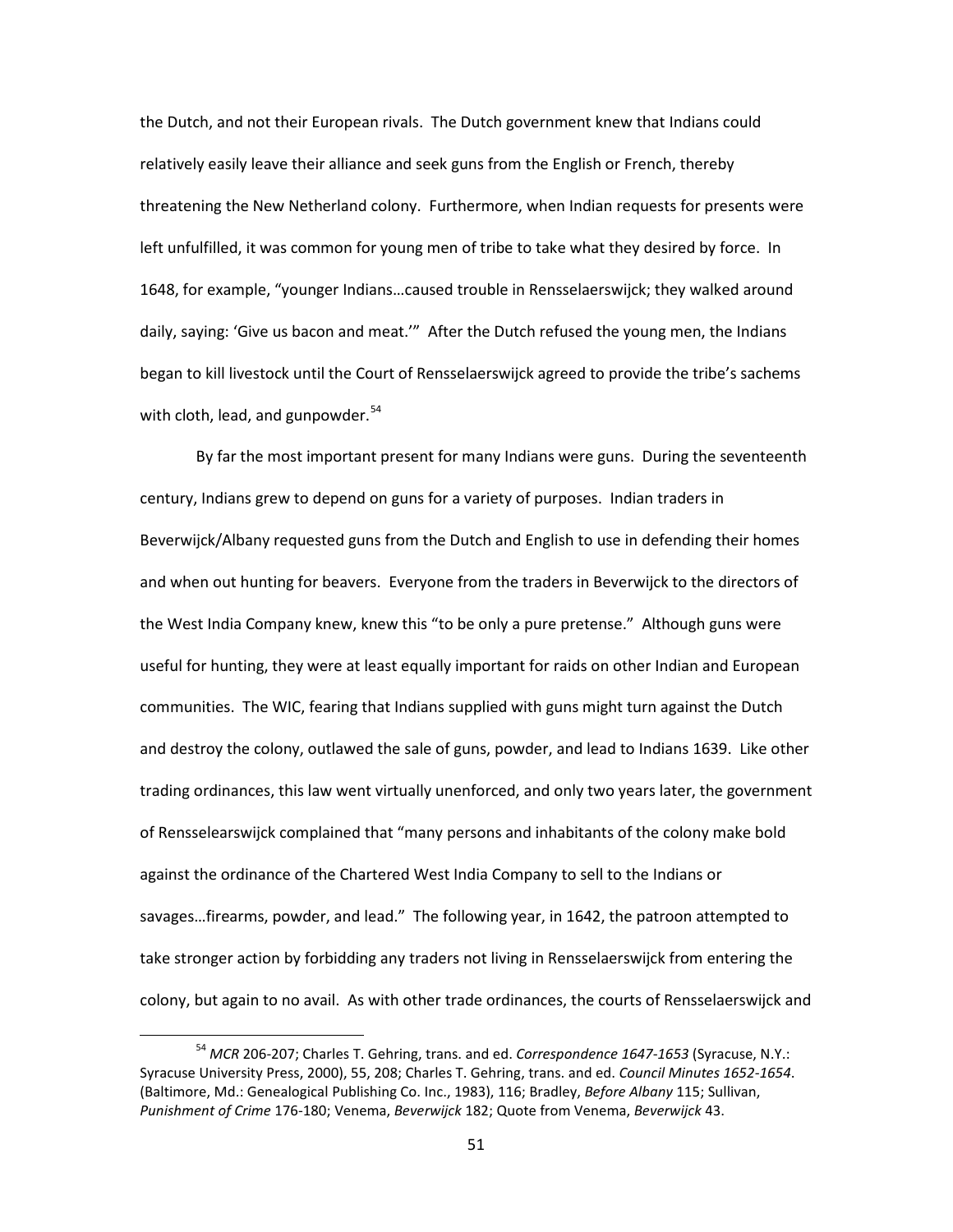the Dutch, and not their European rivals. The Dutch government knew that Indians could relatively easily leave their alliance and seek guns from the English or French, thereby threatening the New Netherland colony. Furthermore, when Indian requests for presents were left unfulfilled, it was common for young men of tribe to take what they desired by force. In 1648, for example, "younger Indians…caused trouble in Rensselaerswijck; they walked around daily, saying: 'Give us bacon and meat.'" After the Dutch refused the young men, the Indians began to kill livestock until the Court of Rensselaerswijck agreed to provide the tribe's sachems with cloth, lead, and gunpowder.[54]

By far the most important present for many Indians were guns. During the seventeenth century, Indians grew to depend on guns for a variety of purposes. Indian traders in Beverwijck/Albany requested guns from the Dutch and English to use in defending their homes and when out hunting for beavers. Everyone from the traders in Beverwijck to the directors of the West India Company knew, knew this "to be only a pure pretense." Although guns were useful for hunting, they were at least equally important for raids on other Indian and European communities. The WIC, fearing that Indians supplied with guns might turn against the Dutch and destroy the colony, outlawed the sale of guns, powder, and lead to Indians 1639. Like other trading ordinances, this law went virtually unenforced, and only two years later, the government of Rensselearswijck complained that "many persons and inhabitants of the colony make bold against the ordinance of the Chartered West India Company to sell to the Indians or savages…firearms, powder, and lead." The following year, in 1642, the patroon attempted to take stronger action by forbidding any traders not living in Rensselaerswijck from entering the colony, but again to no avail. As with other trade ordinances, the courts of Rensselaerswijck and

[54] *MCR* 206-207; Charles T. Gehring, trans. and ed. *Correspondence 1647-1653* (Syracuse, N.Y.: Syracuse University Press, 2000), 55, 208; Charles T. Gehring, trans. and ed. *Council Minutes 1652-1654*. (Baltimore, Md.: Genealogical Publishing Co. Inc., 1983), 116; Bradley, *Before Albany* 115; Sullivan, *Punishment of Crime* 176-180; Venema, *Beverwijck* 182; Quote from Venema, *Beverwijck* 43.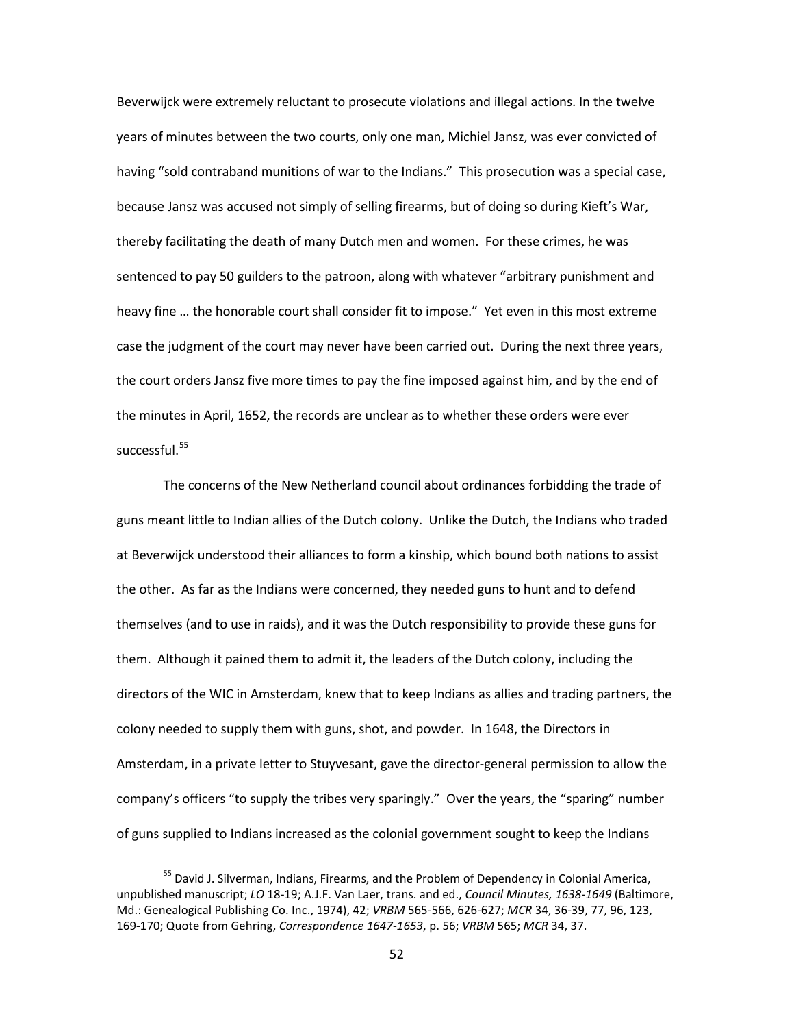Beverwijck were extremely reluctant to prosecute violations and illegal actions. In the twelve years of minutes between the two courts, only one man, Michiel Jansz, was ever convicted of having "sold contraband munitions of war to the Indians." This prosecution was a special case, because Jansz was accused not simply of selling firearms, but of doing so during Kieft's War, thereby facilitating the death of many Dutch men and women. For these crimes, he was sentenced to pay 50 guilders to the patroon, along with whatever "arbitrary punishment and heavy fine … the honorable court shall consider fit to impose." Yet even in this most extreme case the judgment of the court may never have been carried out. During the next three years, the court orders Jansz five more times to pay the fine imposed against him, and by the end of the minutes in April, 1652, the records are unclear as to whether these orders were ever successful.[55]

The concerns of the New Netherland council about ordinances forbidding the trade of guns meant little to Indian allies of the Dutch colony. Unlike the Dutch, the Indians who traded at Beverwijck understood their alliances to form a kinship, which bound both nations to assist the other. As far as the Indians were concerned, they needed guns to hunt and to defend themselves (and to use in raids), and it was the Dutch responsibility to provide these guns for them. Although it pained them to admit it, the leaders of the Dutch colony, including the directors of the WIC in Amsterdam, knew that to keep Indians as allies and trading partners, the colony needed to supply them with guns, shot, and powder. In 1648, the Directors in Amsterdam, in a private letter to Stuyvesant, gave the director-general permission to allow the company's officers "to supply the tribes very sparingly." Over the years, the "sparing" number of guns supplied to Indians increased as the colonial government sought to keep the Indians

---

[55] David J. Silverman, Indians, Firearms, and the Problem of Dependency in Colonial America, unpublished manuscript; *LO* 18-19; A.J.F. Van Laer, trans. and ed., *Council Minutes, 1638-1649* (Baltimore, Md.: Genealogical Publishing Co. Inc., 1974), 42; *VRBM* 565-566, 626-627; *MCR* 34, 36-39, 77, 96, 123, 169-170; Quote from Gehring, *Correspondence 1647-1653*, p. 56; *VRBM* 565; *MCR* 34, 37.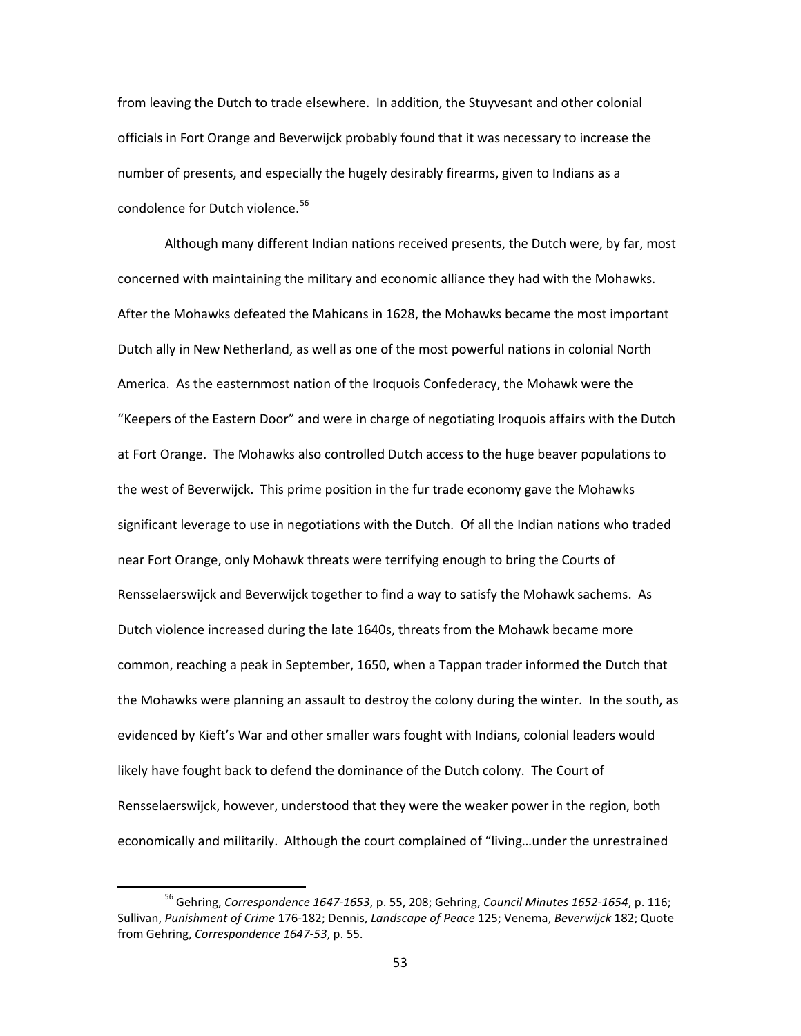from leaving the Dutch to trade elsewhere. In addition, the Stuyvesant and other colonial officials in Fort Orange and Beverwijck probably found that it was necessary to increase the number of presents, and especially the hugely desirably firearms, given to Indians as a condolence for Dutch violence.[56]

Although many different Indian nations received presents, the Dutch were, by far, most concerned with maintaining the military and economic alliance they had with the Mohawks. After the Mohawks defeated the Mahicans in 1628, the Mohawks became the most important Dutch ally in New Netherland, as well as one of the most powerful nations in colonial North America. As the easternmost nation of the Iroquois Confederacy, the Mohawk were the "Keepers of the Eastern Door" and were in charge of negotiating Iroquois affairs with the Dutch at Fort Orange. The Mohawks also controlled Dutch access to the huge beaver populations to the west of Beverwijck. This prime position in the fur trade economy gave the Mohawks significant leverage to use in negotiations with the Dutch. Of all the Indian nations who traded near Fort Orange, only Mohawk threats were terrifying enough to bring the Courts of Rensselaerswijck and Beverwijck together to find a way to satisfy the Mohawk sachems. As Dutch violence increased during the late 1640s, threats from the Mohawk became more common, reaching a peak in September, 1650, when a Tappan trader informed the Dutch that the Mohawks were planning an assault to destroy the colony during the winter. In the south, as evidenced by Kieft's War and other smaller wars fought with Indians, colonial leaders would likely have fought back to defend the dominance of the Dutch colony. The Court of Rensselaerswijck, however, understood that they were the weaker power in the region, both economically and militarily. Although the court complained of "living…under the unrestrained

---

[56] Gehring, *Correspondence 1647-1653*, p. 55, 208; Gehring, *Council Minutes 1652-1654*, p. 116; Sullivan, *Punishment of Crime* 176-182; Dennis, *Landscape of Peace* 125; Venema, *Beverwijck* 182; Quote from Gehring, *Correspondence 1647-53*, p. 55.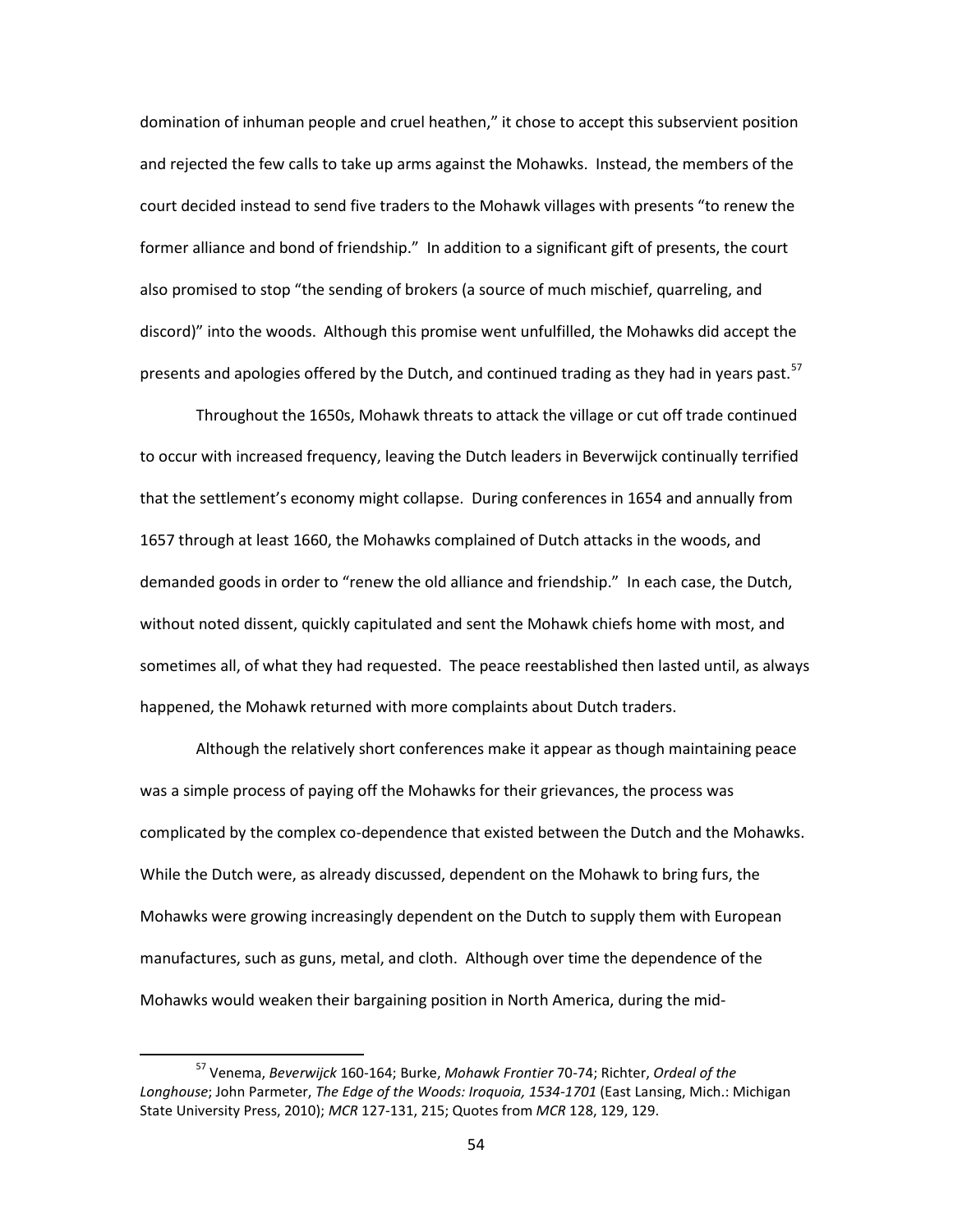domination of inhuman people and cruel heathen," it chose to accept this subservient position and rejected the few calls to take up arms against the Mohawks. Instead, the members of the court decided instead to send five traders to the Mohawk villages with presents "to renew the former alliance and bond of friendship." In addition to a significant gift of presents, the court also promised to stop "the sending of brokers (a source of much mischief, quarreling, and discord)" into the woods. Although this promise went unfulfilled, the Mohawks did accept the presents and apologies offered by the Dutch, and continued trading as they had in years past.[57]

Throughout the 1650s, Mohawk threats to attack the village or cut off trade continued to occur with increased frequency, leaving the Dutch leaders in Beverwijck continually terrified that the settlement's economy might collapse. During conferences in 1654 and annually from 1657 through at least 1660, the Mohawks complained of Dutch attacks in the woods, and demanded goods in order to "renew the old alliance and friendship." In each case, the Dutch, without noted dissent, quickly capitulated and sent the Mohawk chiefs home with most, and sometimes all, of what they had requested. The peace reestablished then lasted until, as always happened, the Mohawk returned with more complaints about Dutch traders.

Although the relatively short conferences make it appear as though maintaining peace was a simple process of paying off the Mohawks for their grievances, the process was complicated by the complex co-dependence that existed between the Dutch and the Mohawks. While the Dutch were, as already discussed, dependent on the Mohawk to bring furs, the Mohawks were growing increasingly dependent on the Dutch to supply them with European manufactures, such as guns, metal, and cloth. Although over time the dependence of the Mohawks would weaken their bargaining position in North America, during the mid-

[57] Venema, *Beverwijck* 160-164; Burke, *Mohawk Frontier* 70-74; Richter, *Ordeal of the Longhouse*; John Parmeter, *The Edge of the Woods: Iroquoia, 1534-1701* (East Lansing, Mich.: Michigan State University Press, 2010); *MCR* 127-131, 215; Quotes from *MCR* 128, 129, 129.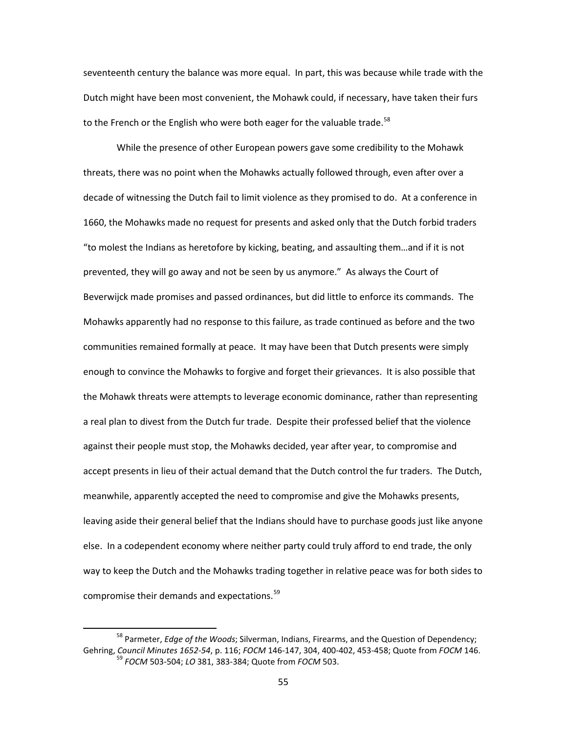seventeenth century the balance was more equal. In part, this was because while trade with the Dutch might have been most convenient, the Mohawk could, if necessary, have taken their furs to the French or the English who were both eager for the valuable trade.[58]

While the presence of other European powers gave some credibility to the Mohawk threats, there was no point when the Mohawks actually followed through, even after over a decade of witnessing the Dutch fail to limit violence as they promised to do. At a conference in 1660, the Mohawks made no request for presents and asked only that the Dutch forbid traders "to molest the Indians as heretofore by kicking, beating, and assaulting them…and if it is not prevented, they will go away and not be seen by us anymore." As always the Court of Beverwijck made promises and passed ordinances, but did little to enforce its commands. The Mohawks apparently had no response to this failure, as trade continued as before and the two communities remained formally at peace. It may have been that Dutch presents were simply enough to convince the Mohawks to forgive and forget their grievances. It is also possible that the Mohawk threats were attempts to leverage economic dominance, rather than representing a real plan to divest from the Dutch fur trade. Despite their professed belief that the violence against their people must stop, the Mohawks decided, year after year, to compromise and accept presents in lieu of their actual demand that the Dutch control the fur traders. The Dutch, meanwhile, apparently accepted the need to compromise and give the Mohawks presents, leaving aside their general belief that the Indians should have to purchase goods just like anyone else. In a codependent economy where neither party could truly afford to end trade, the only way to keep the Dutch and the Mohawks trading together in relative peace was for both sides to compromise their demands and expectations.[59]

---

[58] Parmeter, *Edge of the Woods*; Silverman, Indians, Firearms, and the Question of Dependency; Gehring, *Council Minutes 1652-54*, p. 116; *FOCM* 146-147, 304, 400-402, 453-458; Quote from *FOCM* 146.

[59] *FOCM* 503-504; *LO* 381, 383-384; Quote from *FOCM* 503.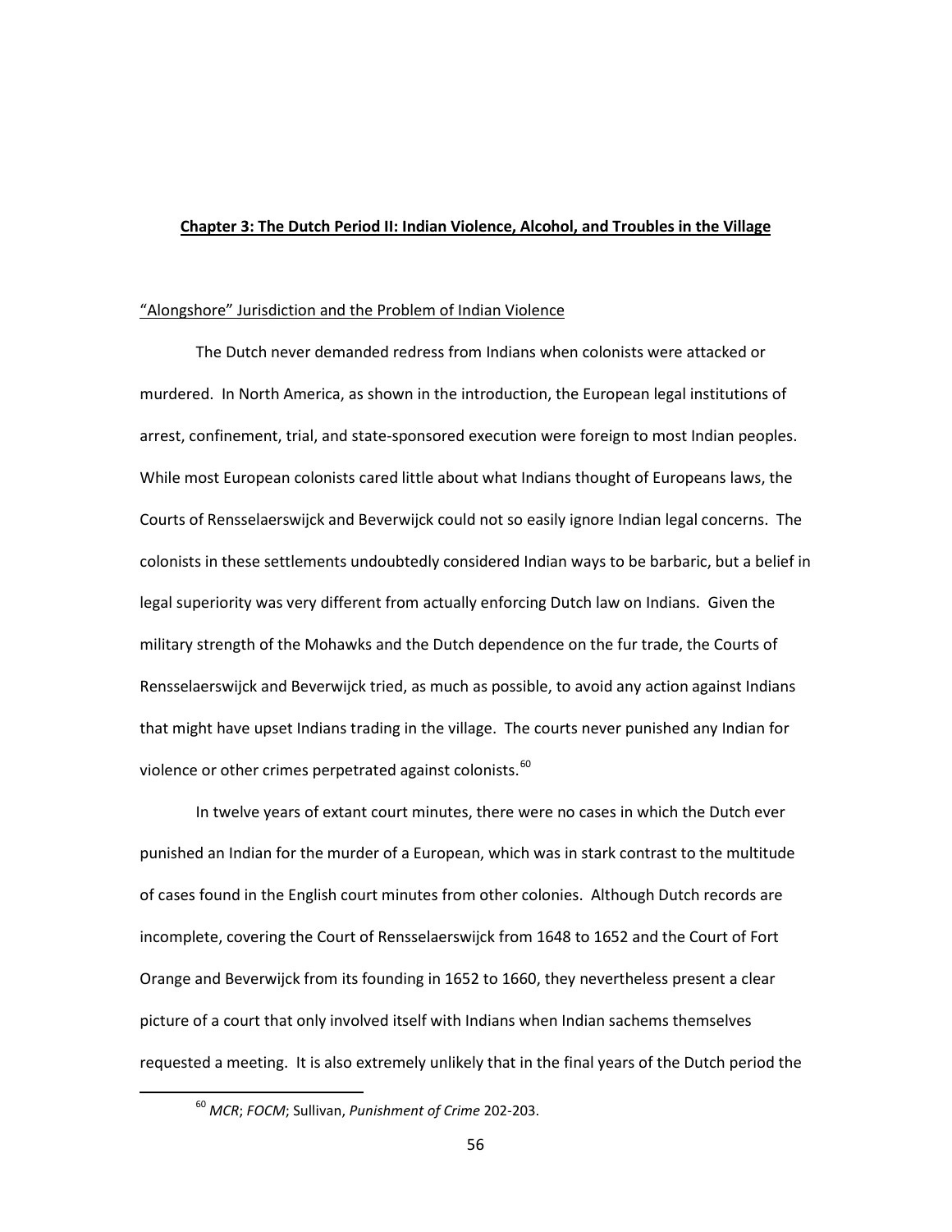## Chapter 3: The Dutch Period II: Indian Violence, Alcohol, and Troubles in the Village

### "Alongshore" Jurisdiction and the Problem of Indian Violence

The Dutch never demanded redress from Indians when colonists were attacked or murdered. In North America, as shown in the introduction, the European legal institutions of arrest, confinement, trial, and state-sponsored execution were foreign to most Indian peoples. While most European colonists cared little about what Indians thought of Europeans laws, the Courts of Rensselaerswijck and Beverwijck could not so easily ignore Indian legal concerns. The colonists in these settlements undoubtedly considered Indian ways to be barbaric, but a belief in legal superiority was very different from actually enforcing Dutch law on Indians. Given the military strength of the Mohawks and the Dutch dependence on the fur trade, the Courts of Rensselaerswijck and Beverwijck tried, as much as possible, to avoid any action against Indians that might have upset Indians trading in the village. The courts never punished any Indian for violence or other crimes perpetrated against colonists.[60]

In twelve years of extant court minutes, there were no cases in which the Dutch ever punished an Indian for the murder of a European, which was in stark contrast to the multitude of cases found in the English court minutes from other colonies. Although Dutch records are incomplete, covering the Court of Rensselaerswijck from 1648 to 1652 and the Court of Fort Orange and Beverwijck from its founding in 1652 to 1660, they nevertheless present a clear picture of a court that only involved itself with Indians when Indian sachems themselves requested a meeting. It is also extremely unlikely that in the final years of the Dutch period the

---

[60] *MCR*; *FOCM*; Sullivan, *Punishment of Crime* 202-203.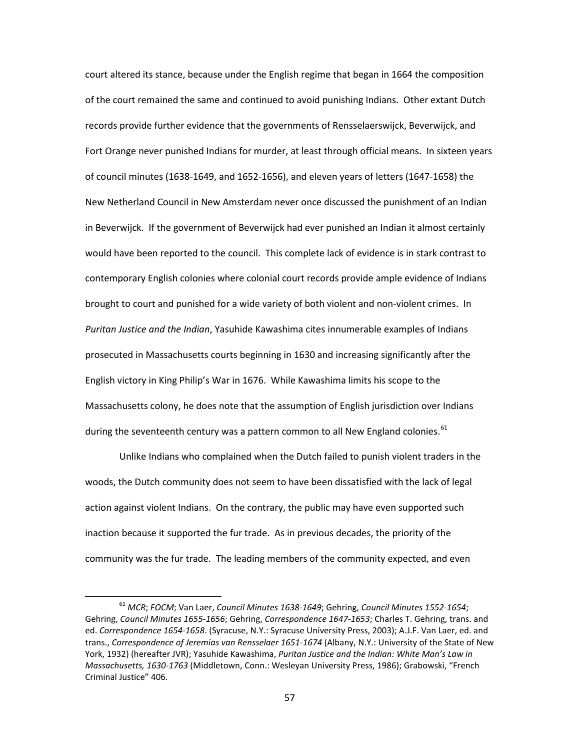court altered its stance, because under the English regime that began in 1664 the composition of the court remained the same and continued to avoid punishing Indians. Other extant Dutch records provide further evidence that the governments of Rensselaerswijck, Beverwijck, and Fort Orange never punished Indians for murder, at least through official means. In sixteen years of council minutes (1638-1649, and 1652-1656), and eleven years of letters (1647-1658) the New Netherland Council in New Amsterdam never once discussed the punishment of an Indian in Beverwijck. If the government of Beverwijck had ever punished an Indian it almost certainly would have been reported to the council. This complete lack of evidence is in stark contrast to contemporary English colonies where colonial court records provide ample evidence of Indians brought to court and punished for a wide variety of both violent and non-violent crimes. In *Puritan Justice and the Indian*, Yasuhide Kawashima cites innumerable examples of Indians prosecuted in Massachusetts courts beginning in 1630 and increasing significantly after the English victory in King Philip's War in 1676. While Kawashima limits his scope to the Massachusetts colony, he does note that the assumption of English jurisdiction over Indians during the seventeenth century was a pattern common to all New England colonies.[61]

Unlike Indians who complained when the Dutch failed to punish violent traders in the woods, the Dutch community does not seem to have been dissatisfied with the lack of legal action against violent Indians. On the contrary, the public may have even supported such inaction because it supported the fur trade. As in previous decades, the priority of the community was the fur trade. The leading members of the community expected, and even

---

[61] *MCR*; *FOCM*; Van Laer, *Council Minutes 1638-1649*; Gehring, *Council Minutes 1552-1654*; Gehring, *Council Minutes 1655-1656*; Gehring, *Correspondence 1647-1653*; Charles T. Gehring, trans. and ed. *Correspondence 1654-1658*. (Syracuse, N.Y.: Syracuse University Press, 2003); A.J.F. Van Laer, ed. and trans., *Correspondence of Jeremias van Rensselaer 1651-1674* (Albany, N.Y.: University of the State of New York, 1932) (hereafter JVR); Yasuhide Kawashima, *Puritan Justice and the Indian: White Man's Law in Massachusetts, 1630-1763* (Middletown, Conn.: Wesleyan University Press, 1986); Grabowski, "French Criminal Justice" 406.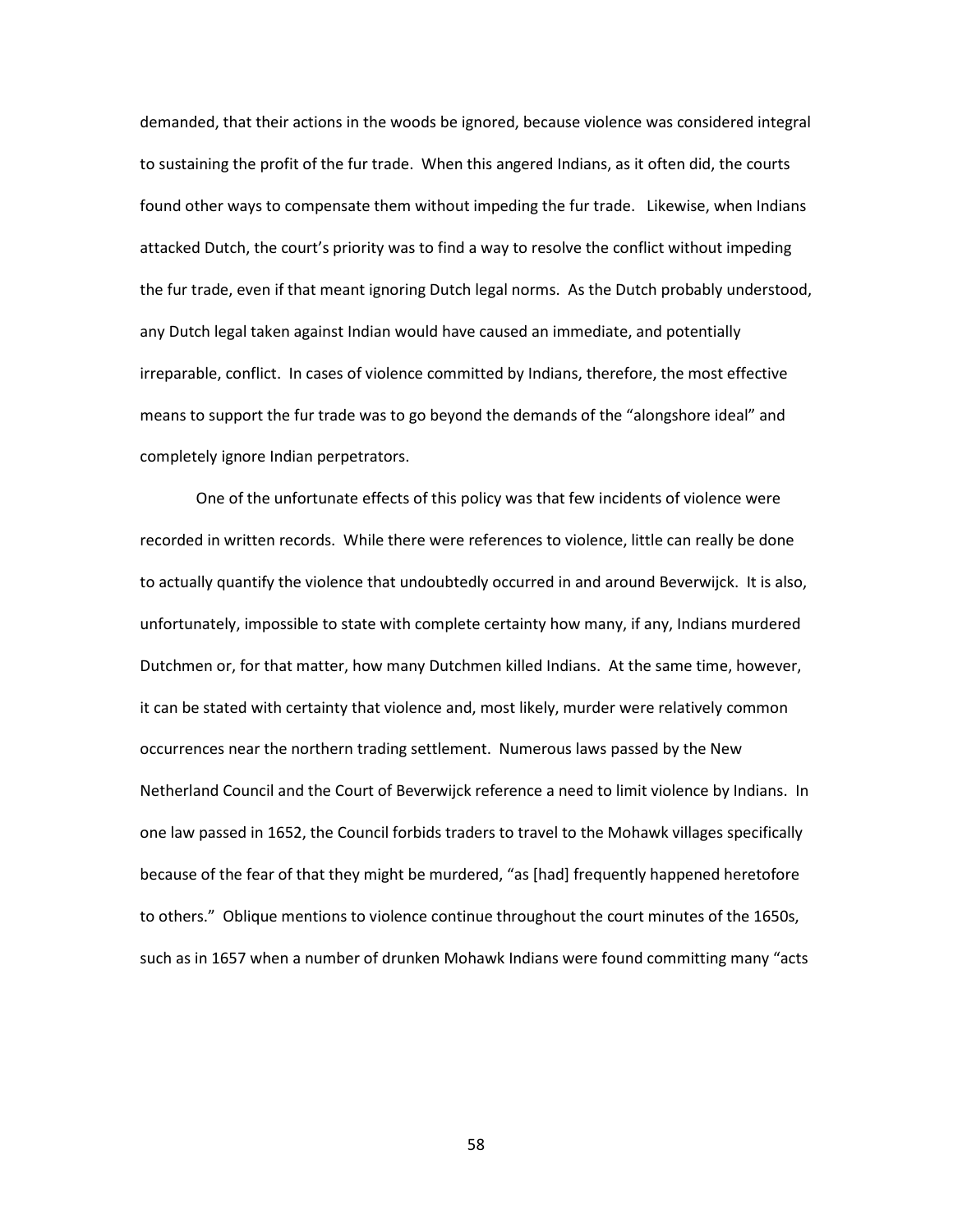demanded, that their actions in the woods be ignored, because violence was considered integral to sustaining the profit of the fur trade. When this angered Indians, as it often did, the courts found other ways to compensate them without impeding the fur trade. Likewise, when Indians attacked Dutch, the court's priority was to find a way to resolve the conflict without impeding the fur trade, even if that meant ignoring Dutch legal norms. As the Dutch probably understood, any Dutch legal taken against Indian would have caused an immediate, and potentially irreparable, conflict. In cases of violence committed by Indians, therefore, the most effective means to support the fur trade was to go beyond the demands of the "alongshore ideal" and completely ignore Indian perpetrators.

One of the unfortunate effects of this policy was that few incidents of violence were recorded in written records. While there were references to violence, little can really be done to actually quantify the violence that undoubtedly occurred in and around Beverwijck. It is also, unfortunately, impossible to state with complete certainty how many, if any, Indians murdered Dutchmen or, for that matter, how many Dutchmen killed Indians. At the same time, however, it can be stated with certainty that violence and, most likely, murder were relatively common occurrences near the northern trading settlement. Numerous laws passed by the New Netherland Council and the Court of Beverwijck reference a need to limit violence by Indians. In one law passed in 1652, the Council forbids traders to travel to the Mohawk villages specifically because of the fear of that they might be murdered, "as [had] frequently happened heretofore to others." Oblique mentions to violence continue throughout the court minutes of the 1650s, such as in 1657 when a number of drunken Mohawk Indians were found committing many "acts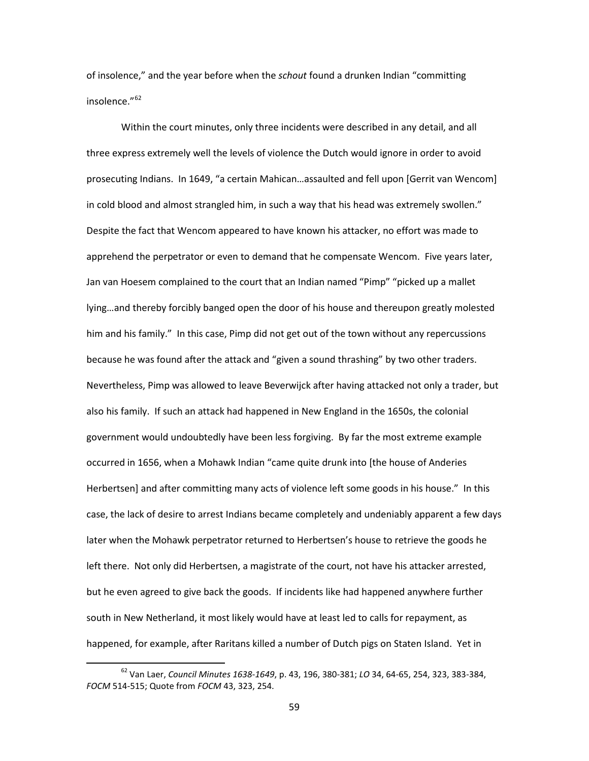of insolence," and the year before when the *schout* found a drunken Indian "committing insolence."[62]

Within the court minutes, only three incidents were described in any detail, and all three express extremely well the levels of violence the Dutch would ignore in order to avoid prosecuting Indians. In 1649, "a certain Mahican…assaulted and fell upon [Gerrit van Wencom] in cold blood and almost strangled him, in such a way that his head was extremely swollen." Despite the fact that Wencom appeared to have known his attacker, no effort was made to apprehend the perpetrator or even to demand that he compensate Wencom. Five years later, Jan van Hoesem complained to the court that an Indian named "Pimp" "picked up a mallet lying…and thereby forcibly banged open the door of his house and thereupon greatly molested him and his family." In this case, Pimp did not get out of the town without any repercussions because he was found after the attack and "given a sound thrashing" by two other traders. Nevertheless, Pimp was allowed to leave Beverwijck after having attacked not only a trader, but also his family. If such an attack had happened in New England in the 1650s, the colonial government would undoubtedly have been less forgiving. By far the most extreme example occurred in 1656, when a Mohawk Indian "came quite drunk into [the house of Anderies Herbertsen] and after committing many acts of violence left some goods in his house." In this case, the lack of desire to arrest Indians became completely and undeniably apparent a few days later when the Mohawk perpetrator returned to Herbertsen's house to retrieve the goods he left there. Not only did Herbertsen, a magistrate of the court, not have his attacker arrested, but he even agreed to give back the goods. If incidents like had happened anywhere further south in New Netherland, it most likely would have at least led to calls for repayment, as happened, for example, after Raritans killed a number of Dutch pigs on Staten Island. Yet in

---

[62] Van Laer, *Council Minutes 1638-1649*, p. 43, 196, 380-381; *LO* 34, 64-65, 254, 323, 383-384, *FOCM* 514-515; Quote from *FOCM* 43, 323, 254.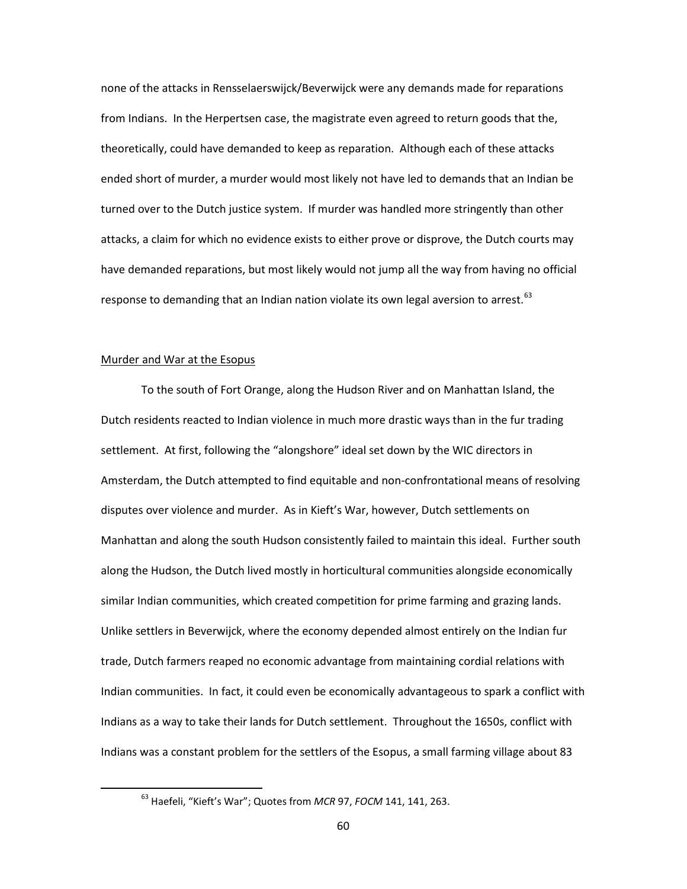none of the attacks in Rensselaerswijck/Beverwijck were any demands made for reparations from Indians. In the Herpertsen case, the magistrate even agreed to return goods that the, theoretically, could have demanded to keep as reparation. Although each of these attacks ended short of murder, a murder would most likely not have led to demands that an Indian be turned over to the Dutch justice system. If murder was handled more stringently than other attacks, a claim for which no evidence exists to either prove or disprove, the Dutch courts may have demanded reparations, but most likely would not jump all the way from having no official response to demanding that an Indian nation violate its own legal aversion to arrest.[63]

## Murder and War at the Esopus

To the south of Fort Orange, along the Hudson River and on Manhattan Island, the Dutch residents reacted to Indian violence in much more drastic ways than in the fur trading settlement. At first, following the "alongshore" ideal set down by the WIC directors in Amsterdam, the Dutch attempted to find equitable and non-confrontational means of resolving disputes over violence and murder. As in Kieft's War, however, Dutch settlements on Manhattan and along the south Hudson consistently failed to maintain this ideal. Further south along the Hudson, the Dutch lived mostly in horticultural communities alongside economically similar Indian communities, which created competition for prime farming and grazing lands. Unlike settlers in Beverwijck, where the economy depended almost entirely on the Indian fur trade, Dutch farmers reaped no economic advantage from maintaining cordial relations with Indian communities. In fact, it could even be economically advantageous to spark a conflict with Indians as a way to take their lands for Dutch settlement. Throughout the 1650s, conflict with Indians was a constant problem for the settlers of the Esopus, a small farming village about 83

[63] Haefeli, "Kieft's War"; Quotes from *MCR* 97, *FOCM* 141, 141, 263.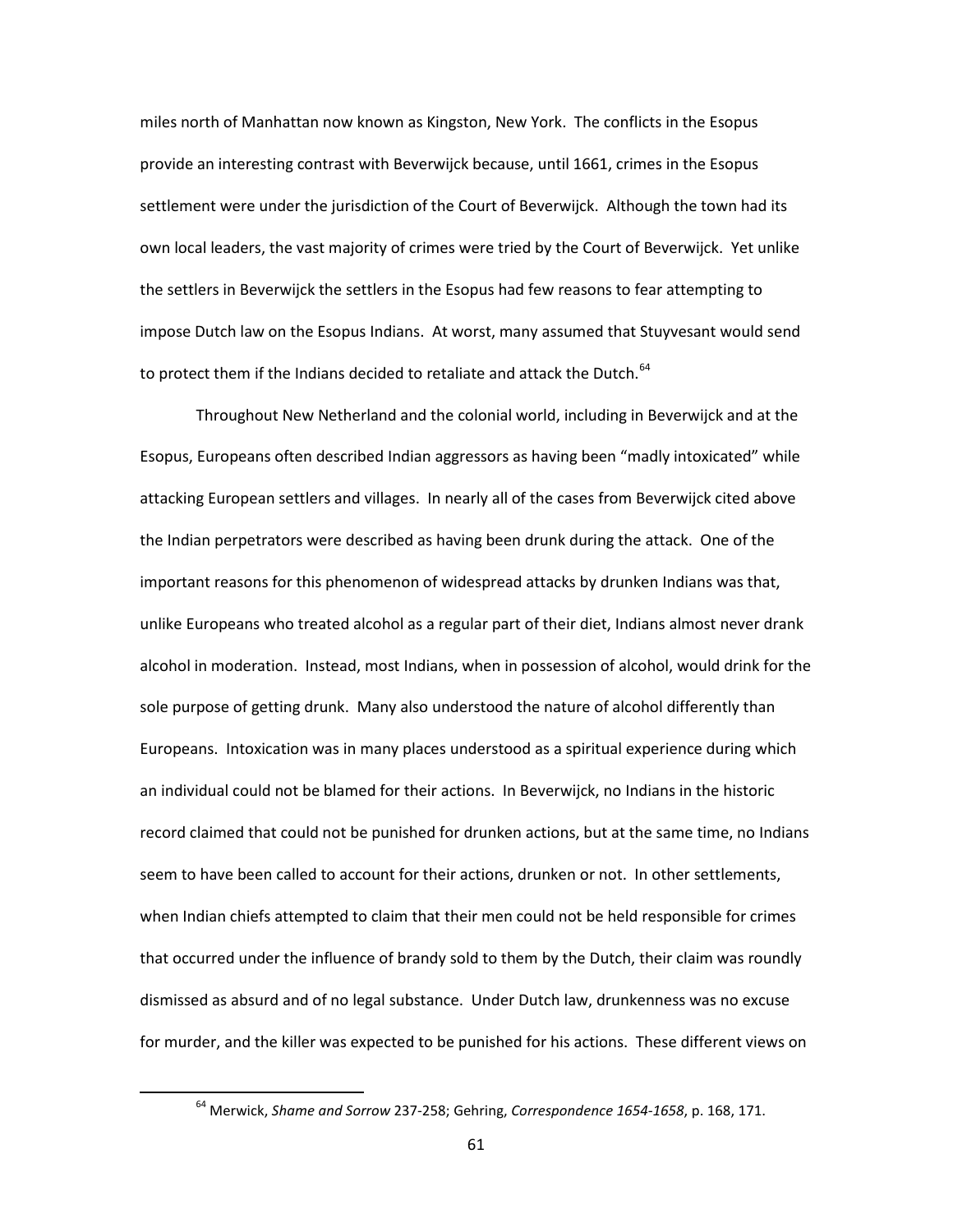miles north of Manhattan now known as Kingston, New York. The conflicts in the Esopus provide an interesting contrast with Beverwijck because, until 1661, crimes in the Esopus settlement were under the jurisdiction of the Court of Beverwijck. Although the town had its own local leaders, the vast majority of crimes were tried by the Court of Beverwijck. Yet unlike the settlers in Beverwijck the settlers in the Esopus had few reasons to fear attempting to impose Dutch law on the Esopus Indians. At worst, many assumed that Stuyvesant would send to protect them if the Indians decided to retaliate and attack the Dutch.[64]

Throughout New Netherland and the colonial world, including in Beverwijck and at the Esopus, Europeans often described Indian aggressors as having been "madly intoxicated" while attacking European settlers and villages. In nearly all of the cases from Beverwijck cited above the Indian perpetrators were described as having been drunk during the attack. One of the important reasons for this phenomenon of widespread attacks by drunken Indians was that, unlike Europeans who treated alcohol as a regular part of their diet, Indians almost never drank alcohol in moderation. Instead, most Indians, when in possession of alcohol, would drink for the sole purpose of getting drunk. Many also understood the nature of alcohol differently than Europeans. Intoxication was in many places understood as a spiritual experience during which an individual could not be blamed for their actions. In Beverwijck, no Indians in the historic record claimed that could not be punished for drunken actions, but at the same time, no Indians seem to have been called to account for their actions, drunken or not. In other settlements, when Indian chiefs attempted to claim that their men could not be held responsible for crimes that occurred under the influence of brandy sold to them by the Dutch, their claim was roundly dismissed as absurd and of no legal substance. Under Dutch law, drunkenness was no excuse for murder, and the killer was expected to be punished for his actions. These different views on

---

[64] Merwick, *Shame and Sorrow* 237-258; Gehring, *Correspondence 1654-1658*, p. 168, 171.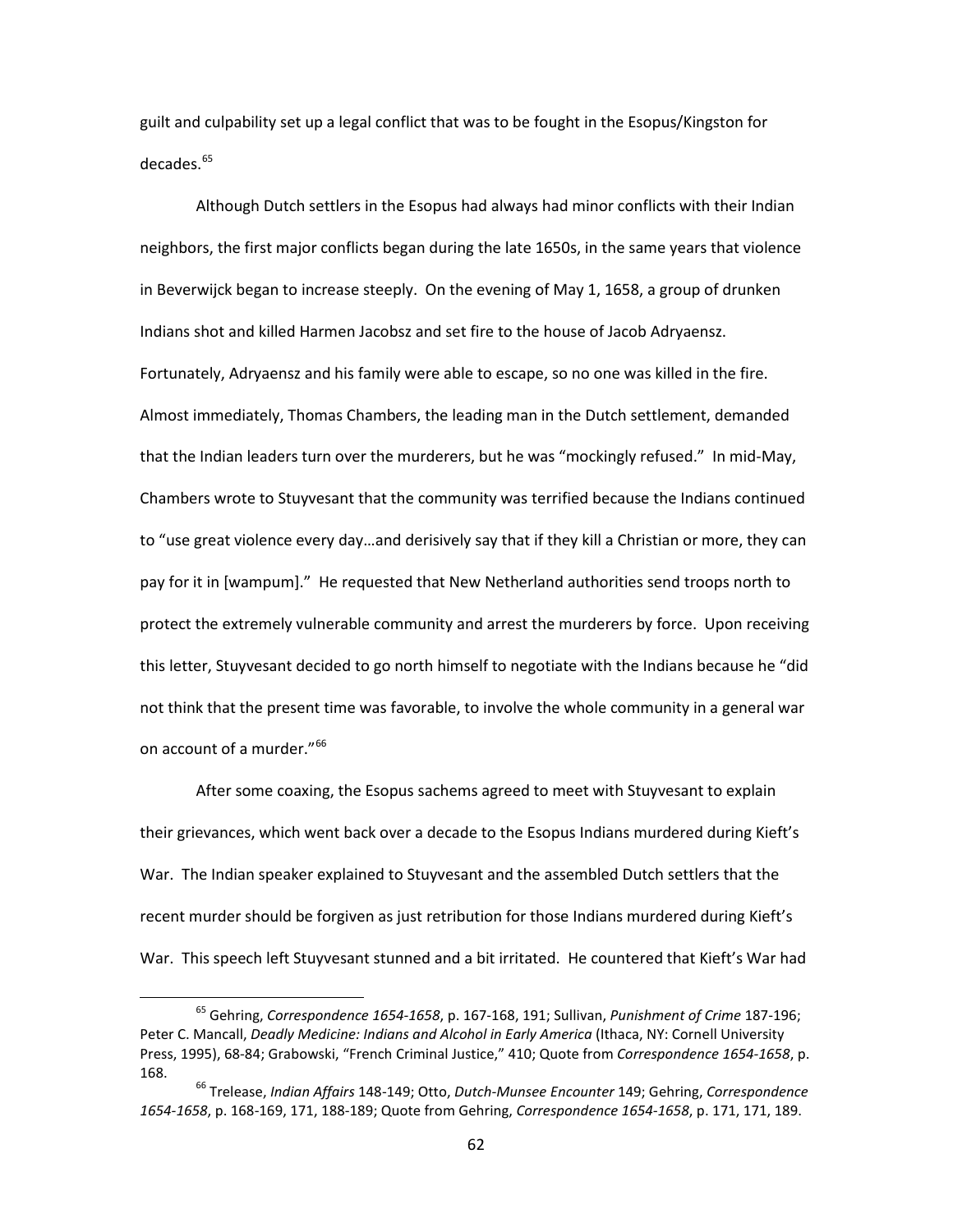guilt and culpability set up a legal conflict that was to be fought in the Esopus/Kingston for decades.[65]

Although Dutch settlers in the Esopus had always had minor conflicts with their Indian neighbors, the first major conflicts began during the late 1650s, in the same years that violence in Beverwijck began to increase steeply. On the evening of May 1, 1658, a group of drunken Indians shot and killed Harmen Jacobsz and set fire to the house of Jacob Adryaensz. Fortunately, Adryaensz and his family were able to escape, so no one was killed in the fire. Almost immediately, Thomas Chambers, the leading man in the Dutch settlement, demanded that the Indian leaders turn over the murderers, but he was "mockingly refused." In mid-May, Chambers wrote to Stuyvesant that the community was terrified because the Indians continued to "use great violence every day…and derisively say that if they kill a Christian or more, they can pay for it in [wampum]." He requested that New Netherland authorities send troops north to protect the extremely vulnerable community and arrest the murderers by force. Upon receiving this letter, Stuyvesant decided to go north himself to negotiate with the Indians because he "did not think that the present time was favorable, to involve the whole community in a general war on account of a murder."[66]

After some coaxing, the Esopus sachems agreed to meet with Stuyvesant to explain their grievances, which went back over a decade to the Esopus Indians murdered during Kieft's War. The Indian speaker explained to Stuyvesant and the assembled Dutch settlers that the recent murder should be forgiven as just retribution for those Indians murdered during Kieft's War. This speech left Stuyvesant stunned and a bit irritated. He countered that Kieft's War had

---

[65] Gehring, *Correspondence 1654-1658*, p. 167-168, 191; Sullivan, *Punishment of Crime* 187-196; Peter C. Mancall, *Deadly Medicine: Indians and Alcohol in Early America* (Ithaca, NY: Cornell University Press, 1995), 68-84; Grabowski, "French Criminal Justice," 410; Quote from *Correspondence 1654-1658*, p. 168.

[66] Trelease, *Indian Affairs* 148-149; Otto, *Dutch-Munsee Encounter* 149; Gehring, *Correspondence 1654-1658*, p. 168-169, 171, 188-189; Quote from Gehring, *Correspondence 1654-1658*, p. 171, 171, 189.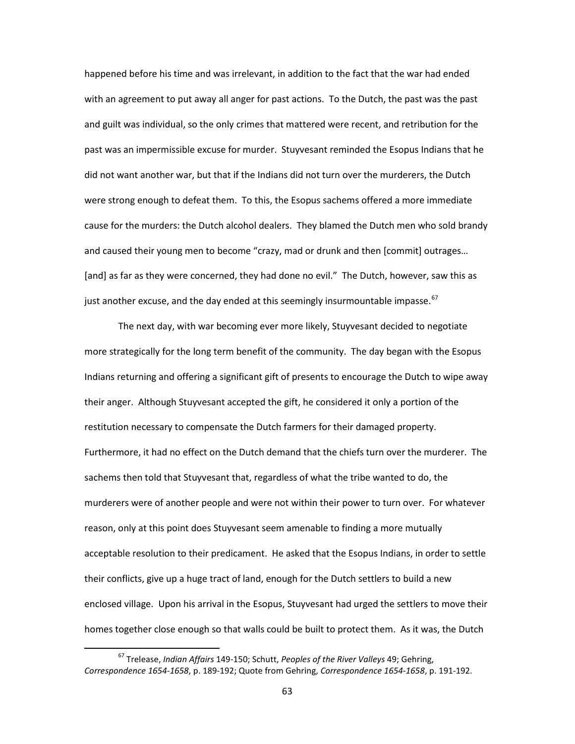happened before his time and was irrelevant, in addition to the fact that the war had ended with an agreement to put away all anger for past actions. To the Dutch, the past was the past and guilt was individual, so the only crimes that mattered were recent, and retribution for the past was an impermissible excuse for murder. Stuyvesant reminded the Esopus Indians that he did not want another war, but that if the Indians did not turn over the murderers, the Dutch were strong enough to defeat them. To this, the Esopus sachems offered a more immediate cause for the murders: the Dutch alcohol dealers. They blamed the Dutch men who sold brandy and caused their young men to become "crazy, mad or drunk and then [commit] outrages… [and] as far as they were concerned, they had done no evil." The Dutch, however, saw this as just another excuse, and the day ended at this seemingly insurmountable impasse.[67]

The next day, with war becoming ever more likely, Stuyvesant decided to negotiate more strategically for the long term benefit of the community. The day began with the Esopus Indians returning and offering a significant gift of presents to encourage the Dutch to wipe away their anger. Although Stuyvesant accepted the gift, he considered it only a portion of the restitution necessary to compensate the Dutch farmers for their damaged property. Furthermore, it had no effect on the Dutch demand that the chiefs turn over the murderer. The sachems then told that Stuyvesant that, regardless of what the tribe wanted to do, the murderers were of another people and were not within their power to turn over. For whatever reason, only at this point does Stuyvesant seem amenable to finding a more mutually acceptable resolution to their predicament. He asked that the Esopus Indians, in order to settle their conflicts, give up a huge tract of land, enough for the Dutch settlers to build a new enclosed village. Upon his arrival in the Esopus, Stuyvesant had urged the settlers to move their homes together close enough so that walls could be built to protect them. As it was, the Dutch

---

[67] Trelease, *Indian Affairs* 149-150; Schutt, *Peoples of the River Valleys* 49; Gehring, *Correspondence 1654-1658*, p. 189-192; Quote from Gehring, *Correspondence 1654-1658*, p. 191-192.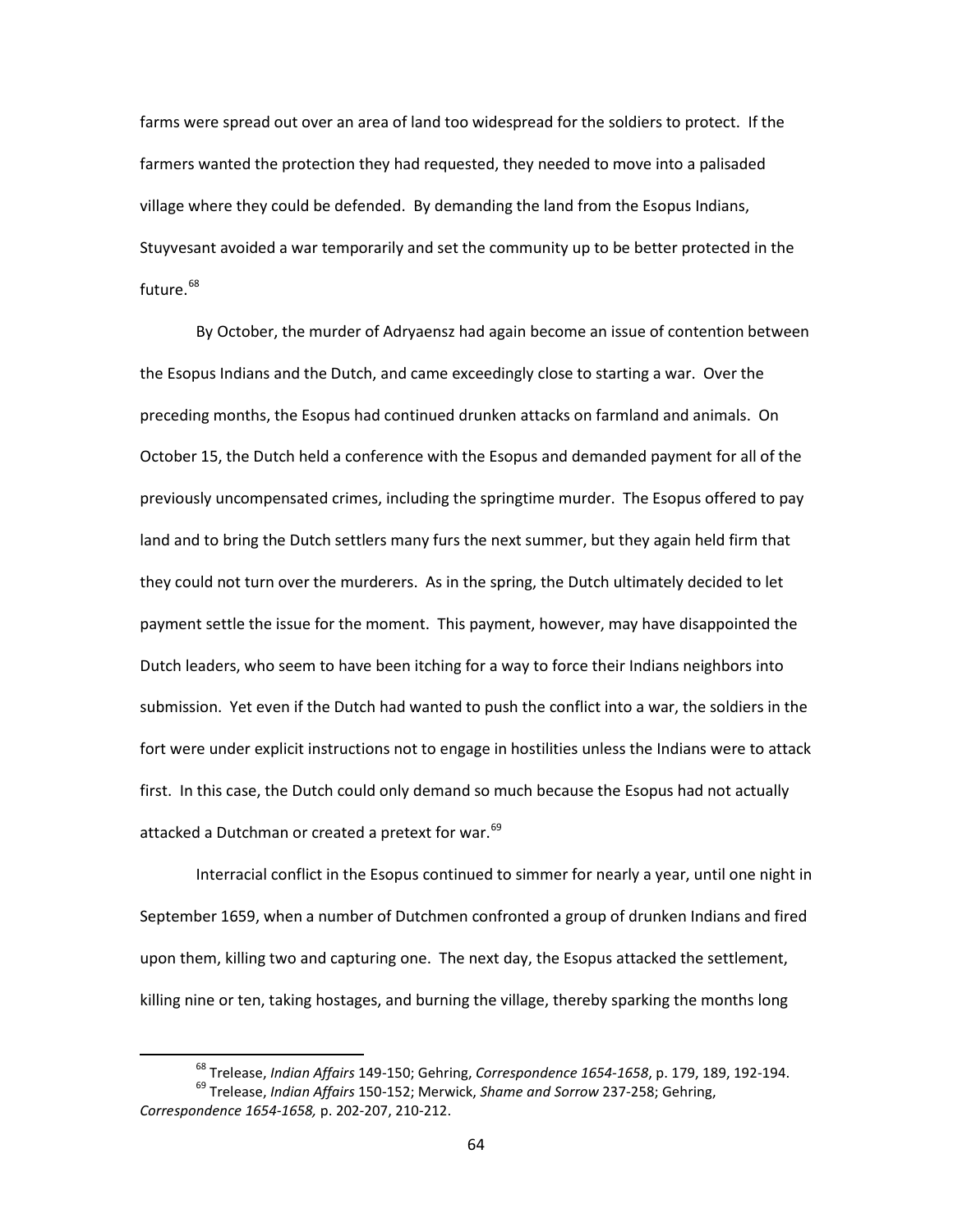farms were spread out over an area of land too widespread for the soldiers to protect. If the farmers wanted the protection they had requested, they needed to move into a palisaded village where they could be defended. By demanding the land from the Esopus Indians, Stuyvesant avoided a war temporarily and set the community up to be better protected in the future.[68]

By October, the murder of Adryaensz had again become an issue of contention between the Esopus Indians and the Dutch, and came exceedingly close to starting a war. Over the preceding months, the Esopus had continued drunken attacks on farmland and animals. On October 15, the Dutch held a conference with the Esopus and demanded payment for all of the previously uncompensated crimes, including the springtime murder. The Esopus offered to pay land and to bring the Dutch settlers many furs the next summer, but they again held firm that they could not turn over the murderers. As in the spring, the Dutch ultimately decided to let payment settle the issue for the moment. This payment, however, may have disappointed the Dutch leaders, who seem to have been itching for a way to force their Indians neighbors into submission. Yet even if the Dutch had wanted to push the conflict into a war, the soldiers in the fort were under explicit instructions not to engage in hostilities unless the Indians were to attack first. In this case, the Dutch could only demand so much because the Esopus had not actually attacked a Dutchman or created a pretext for war.[69]

Interracial conflict in the Esopus continued to simmer for nearly a year, until one night in September 1659, when a number of Dutchmen confronted a group of drunken Indians and fired upon them, killing two and capturing one. The next day, the Esopus attacked the settlement, killing nine or ten, taking hostages, and burning the village, thereby sparking the months long

[68] Trelease, *Indian Affairs* 149-150; Gehring, *Correspondence 1654-1658*, p. 179, 189, 192-194.

[69] Trelease, *Indian Affairs* 150-152; Merwick, *Shame and Sorrow* 237-258; Gehring, *Correspondence 1654-1658,* p. 202-207, 210-212.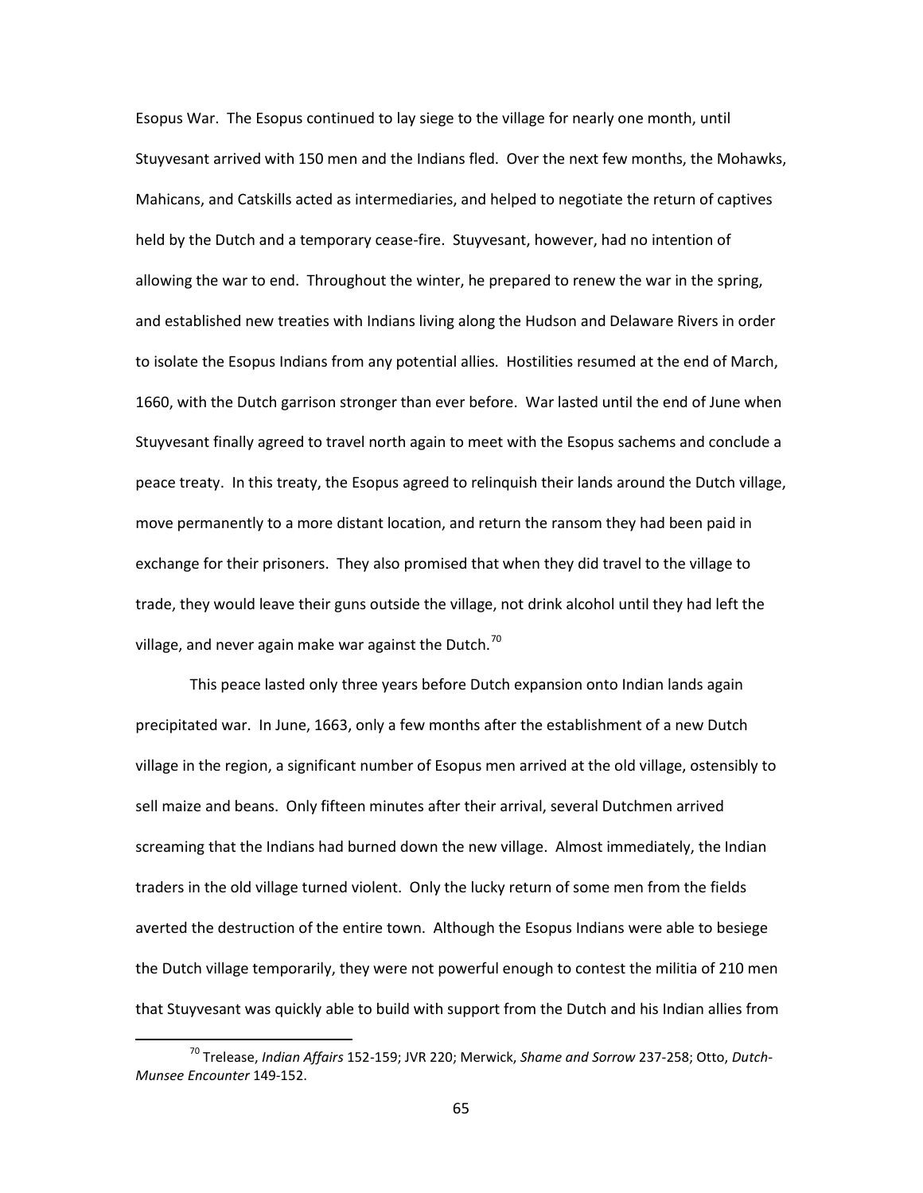Esopus War. The Esopus continued to lay siege to the village for nearly one month, until Stuyvesant arrived with 150 men and the Indians fled. Over the next few months, the Mohawks, Mahicans, and Catskills acted as intermediaries, and helped to negotiate the return of captives held by the Dutch and a temporary cease-fire. Stuyvesant, however, had no intention of allowing the war to end. Throughout the winter, he prepared to renew the war in the spring, and established new treaties with Indians living along the Hudson and Delaware Rivers in order to isolate the Esopus Indians from any potential allies. Hostilities resumed at the end of March, 1660, with the Dutch garrison stronger than ever before. War lasted until the end of June when Stuyvesant finally agreed to travel north again to meet with the Esopus sachems and conclude a peace treaty. In this treaty, the Esopus agreed to relinquish their lands around the Dutch village, move permanently to a more distant location, and return the ransom they had been paid in exchange for their prisoners. They also promised that when they did travel to the village to trade, they would leave their guns outside the village, not drink alcohol until they had left the village, and never again make war against the Dutch.[70]

This peace lasted only three years before Dutch expansion onto Indian lands again precipitated war. In June, 1663, only a few months after the establishment of a new Dutch village in the region, a significant number of Esopus men arrived at the old village, ostensibly to sell maize and beans. Only fifteen minutes after their arrival, several Dutchmen arrived screaming that the Indians had burned down the new village. Almost immediately, the Indian traders in the old village turned violent. Only the lucky return of some men from the fields averted the destruction of the entire town. Although the Esopus Indians were able to besiege the Dutch village temporarily, they were not powerful enough to contest the militia of 210 men that Stuyvesant was quickly able to build with support from the Dutch and his Indian allies from

[70] Trelease, *Indian Affairs* 152-159; JVR 220; Merwick, *Shame and Sorrow* 237-258; Otto, *Dutch-Munsee Encounter* 149-152.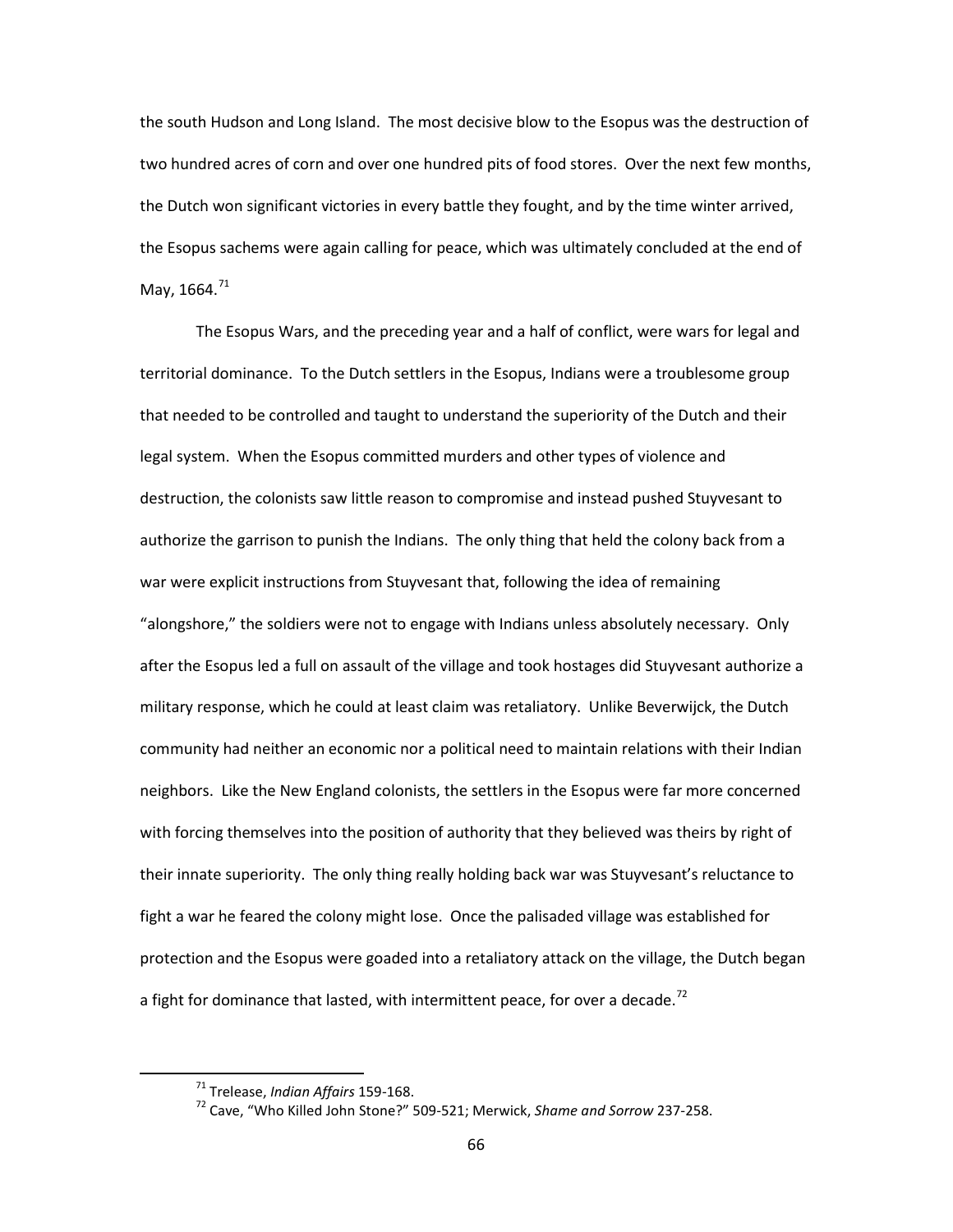the south Hudson and Long Island. The most decisive blow to the Esopus was the destruction of two hundred acres of corn and over one hundred pits of food stores. Over the next few months, the Dutch won significant victories in every battle they fought, and by the time winter arrived, the Esopus sachems were again calling for peace, which was ultimately concluded at the end of May, 1664.[71]

The Esopus Wars, and the preceding year and a half of conflict, were wars for legal and territorial dominance. To the Dutch settlers in the Esopus, Indians were a troublesome group that needed to be controlled and taught to understand the superiority of the Dutch and their legal system. When the Esopus committed murders and other types of violence and destruction, the colonists saw little reason to compromise and instead pushed Stuyvesant to authorize the garrison to punish the Indians. The only thing that held the colony back from a war were explicit instructions from Stuyvesant that, following the idea of remaining "alongshore," the soldiers were not to engage with Indians unless absolutely necessary. Only after the Esopus led a full on assault of the village and took hostages did Stuyvesant authorize a military response, which he could at least claim was retaliatory. Unlike Beverwijck, the Dutch community had neither an economic nor a political need to maintain relations with their Indian neighbors. Like the New England colonists, the settlers in the Esopus were far more concerned with forcing themselves into the position of authority that they believed was theirs by right of their innate superiority. The only thing really holding back war was Stuyvesant's reluctance to fight a war he feared the colony might lose. Once the palisaded village was established for protection and the Esopus were goaded into a retaliatory attack on the village, the Dutch began a fight for dominance that lasted, with intermittent peace, for over a decade.[72]

---

[71] Trelease, *Indian Affairs* 159-168.

[72] Cave, "Who Killed John Stone?" 509-521; Merwick, *Shame and Sorrow* 237-258.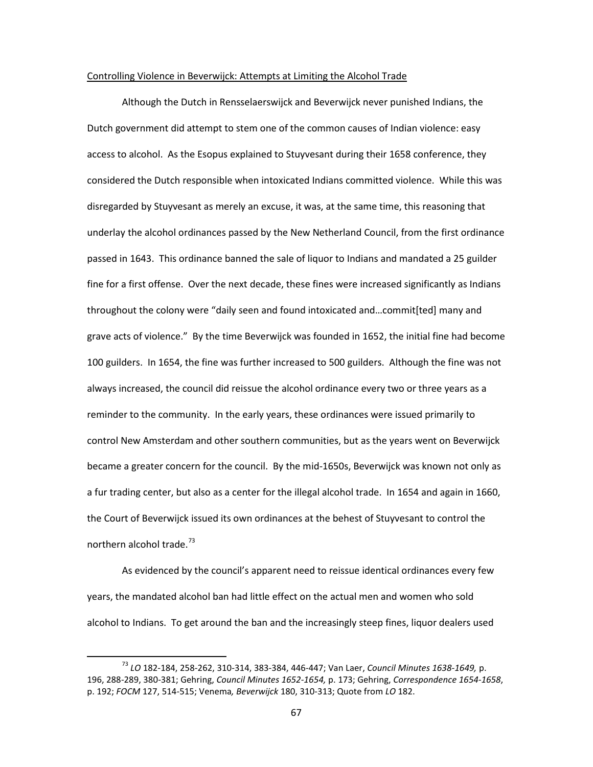Controlling Violence in Beverwijck: Attempts at Limiting the Alcohol Trade

Although the Dutch in Rensselaerswijck and Beverwijck never punished Indians, the Dutch government did attempt to stem one of the common causes of Indian violence: easy access to alcohol. As the Esopus explained to Stuyvesant during their 1658 conference, they considered the Dutch responsible when intoxicated Indians committed violence. While this was disregarded by Stuyvesant as merely an excuse, it was, at the same time, this reasoning that underlay the alcohol ordinances passed by the New Netherland Council, from the first ordinance passed in 1643. This ordinance banned the sale of liquor to Indians and mandated a 25 guilder fine for a first offense. Over the next decade, these fines were increased significantly as Indians throughout the colony were "daily seen and found intoxicated and…commit[ted] many and grave acts of violence." By the time Beverwijck was founded in 1652, the initial fine had become 100 guilders. In 1654, the fine was further increased to 500 guilders. Although the fine was not always increased, the council did reissue the alcohol ordinance every two or three years as a reminder to the community. In the early years, these ordinances were issued primarily to control New Amsterdam and other southern communities, but as the years went on Beverwijck became a greater concern for the council. By the mid-1650s, Beverwijck was known not only as a fur trading center, but also as a center for the illegal alcohol trade. In 1654 and again in 1660, the Court of Beverwijck issued its own ordinances at the behest of Stuyvesant to control the northern alcohol trade.[73]

As evidenced by the council's apparent need to reissue identical ordinances every few years, the mandated alcohol ban had little effect on the actual men and women who sold alcohol to Indians. To get around the ban and the increasingly steep fines, liquor dealers used

---

[73] *LO* 182-184, 258-262, 310-314, 383-384, 446-447; Van Laer, *Council Minutes 1638-1649,* p. 196, 288-289, 380-381; Gehring, *Council Minutes 1652-1654,* p. 173; Gehring, *Correspondence 1654-1658*, p. 192; *FOCM* 127, 514-515; Venema*, Beverwijck* 180, 310-313; Quote from *LO* 182.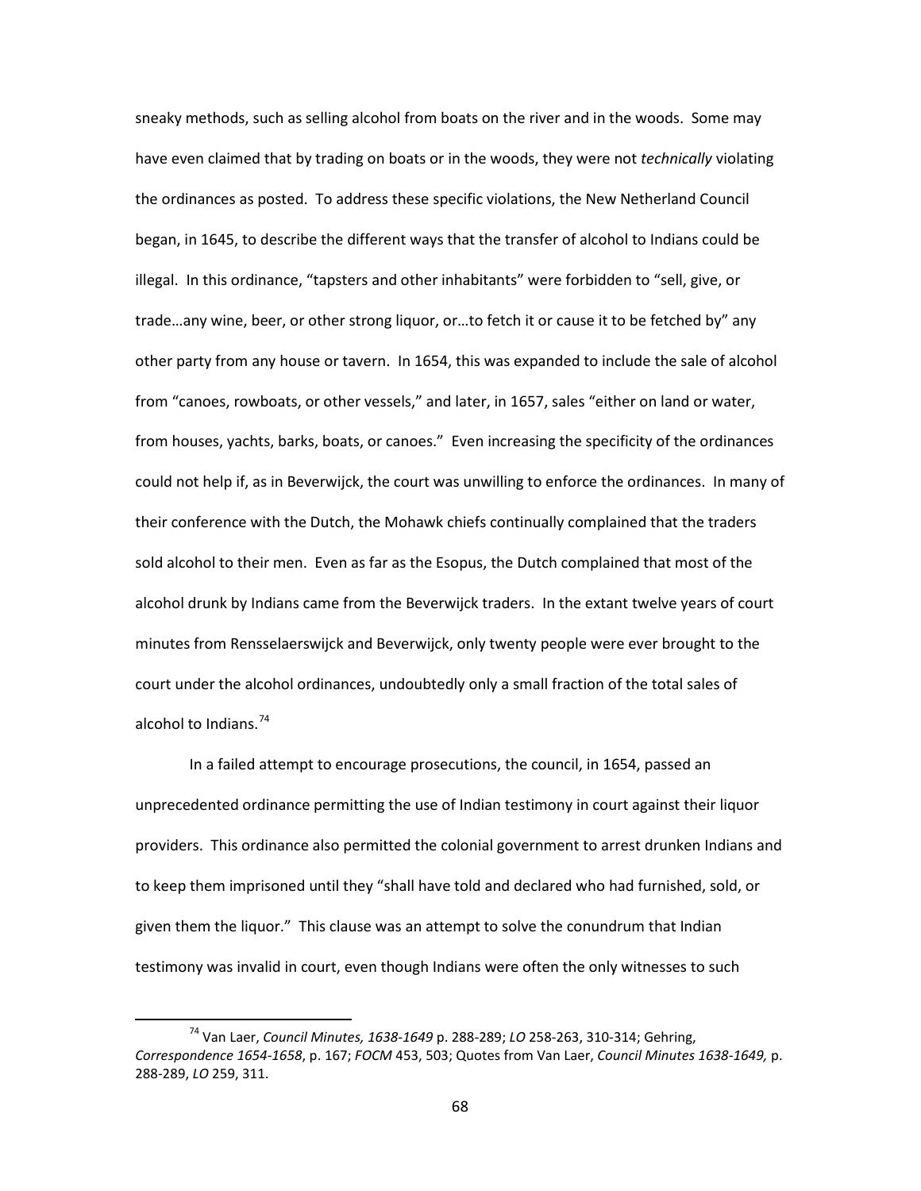sneaky methods, such as selling alcohol from boats on the river and in the woods. Some may have even claimed that by trading on boats or in the woods, they were not *technically* violating the ordinances as posted. To address these specific violations, the New Netherland Council began, in 1645, to describe the different ways that the transfer of alcohol to Indians could be illegal. In this ordinance, "tapsters and other inhabitants" were forbidden to "sell, give, or trade…any wine, beer, or other strong liquor, or…to fetch it or cause it to be fetched by" any other party from any house or tavern. In 1654, this was expanded to include the sale of alcohol from "canoes, rowboats, or other vessels," and later, in 1657, sales "either on land or water, from houses, yachts, barks, boats, or canoes." Even increasing the specificity of the ordinances could not help if, as in Beverwijck, the court was unwilling to enforce the ordinances. In many of their conference with the Dutch, the Mohawk chiefs continually complained that the traders sold alcohol to their men. Even as far as the Esopus, the Dutch complained that most of the alcohol drunk by Indians came from the Beverwijck traders. In the extant twelve years of court minutes from Rensselaerswijck and Beverwijck, only twenty people were ever brought to the court under the alcohol ordinances, undoubtedly only a small fraction of the total sales of alcohol to Indians.[74]

In a failed attempt to encourage prosecutions, the council, in 1654, passed an unprecedented ordinance permitting the use of Indian testimony in court against their liquor providers. This ordinance also permitted the colonial government to arrest drunken Indians and to keep them imprisoned until they "shall have told and declared who had furnished, sold, or given them the liquor." This clause was an attempt to solve the conundrum that Indian testimony was invalid in court, even though Indians were often the only witnesses to such

[74] Van Laer, *Council Minutes, 1638-1649* p. 288-289; *LO* 258-263, 310-314; Gehring, *Correspondence 1654-1658*, p. 167; *FOCM* 453, 503; Quotes from Van Laer, *Council Minutes 1638-1649,* p. 288-289, *LO* 259, 311.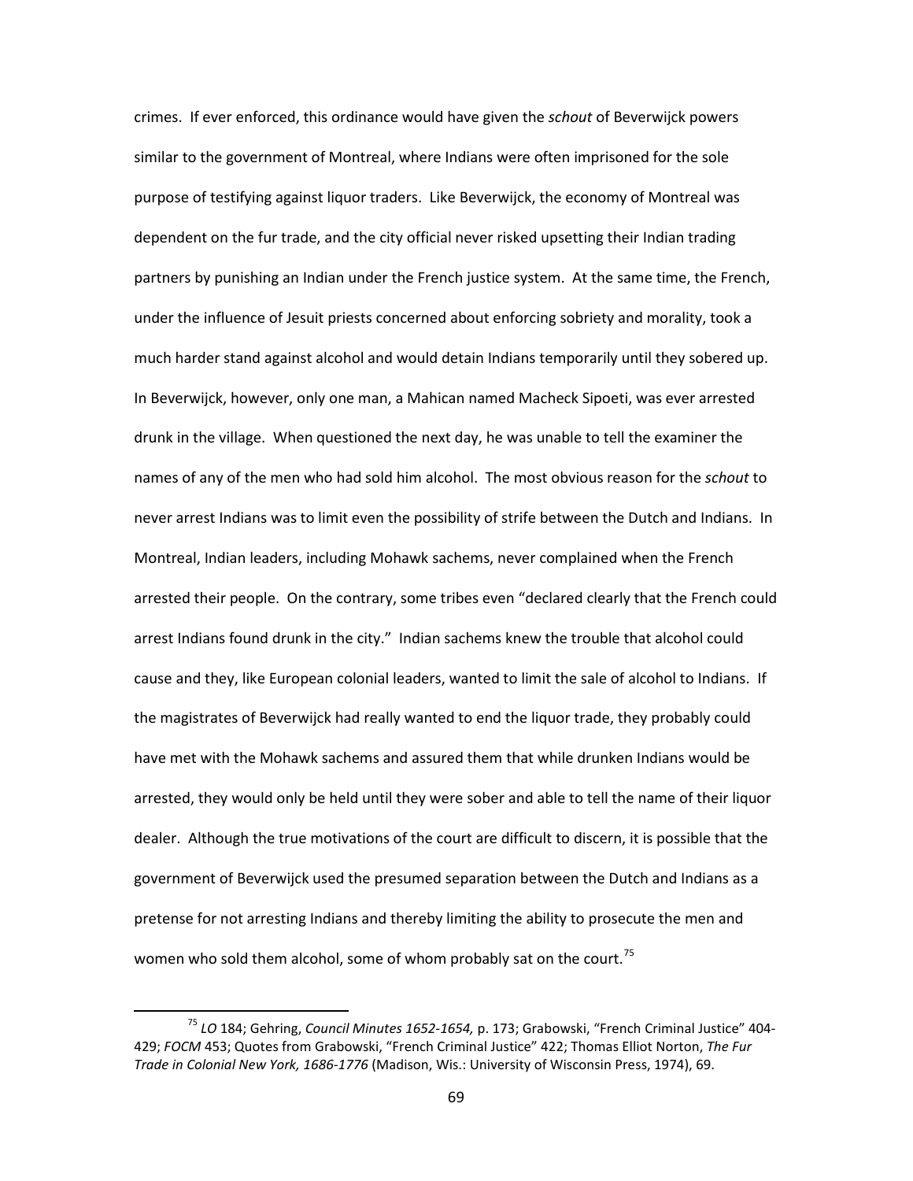crimes. If ever enforced, this ordinance would have given the *schout* of Beverwijck powers similar to the government of Montreal, where Indians were often imprisoned for the sole purpose of testifying against liquor traders. Like Beverwijck, the economy of Montreal was dependent on the fur trade, and the city official never risked upsetting their Indian trading partners by punishing an Indian under the French justice system. At the same time, the French, under the influence of Jesuit priests concerned about enforcing sobriety and morality, took a much harder stand against alcohol and would detain Indians temporarily until they sobered up. In Beverwijck, however, only one man, a Mahican named Macheck Sipoeti, was ever arrested drunk in the village. When questioned the next day, he was unable to tell the examiner the names of any of the men who had sold him alcohol. The most obvious reason for the *schout* to never arrest Indians was to limit even the possibility of strife between the Dutch and Indians. In Montreal, Indian leaders, including Mohawk sachems, never complained when the French arrested their people. On the contrary, some tribes even "declared clearly that the French could arrest Indians found drunk in the city." Indian sachems knew the trouble that alcohol could cause and they, like European colonial leaders, wanted to limit the sale of alcohol to Indians. If the magistrates of Beverwijck had really wanted to end the liquor trade, they probably could have met with the Mohawk sachems and assured them that while drunken Indians would be arrested, they would only be held until they were sober and able to tell the name of their liquor dealer. Although the true motivations of the court are difficult to discern, it is possible that the government of Beverwijck used the presumed separation between the Dutch and Indians as a pretense for not arresting Indians and thereby limiting the ability to prosecute the men and women who sold them alcohol, some of whom probably sat on the court.[75]

[75] *LO* 184; Gehring, *Council Minutes 1652-1654,* p. 173; Grabowski, "French Criminal Justice" 404-429; *FOCM* 453; Quotes from Grabowski, "French Criminal Justice" 422; Thomas Elliot Norton, *The Fur Trade in Colonial New York, 1686-1776* (Madison, Wis.: University of Wisconsin Press, 1974), 69.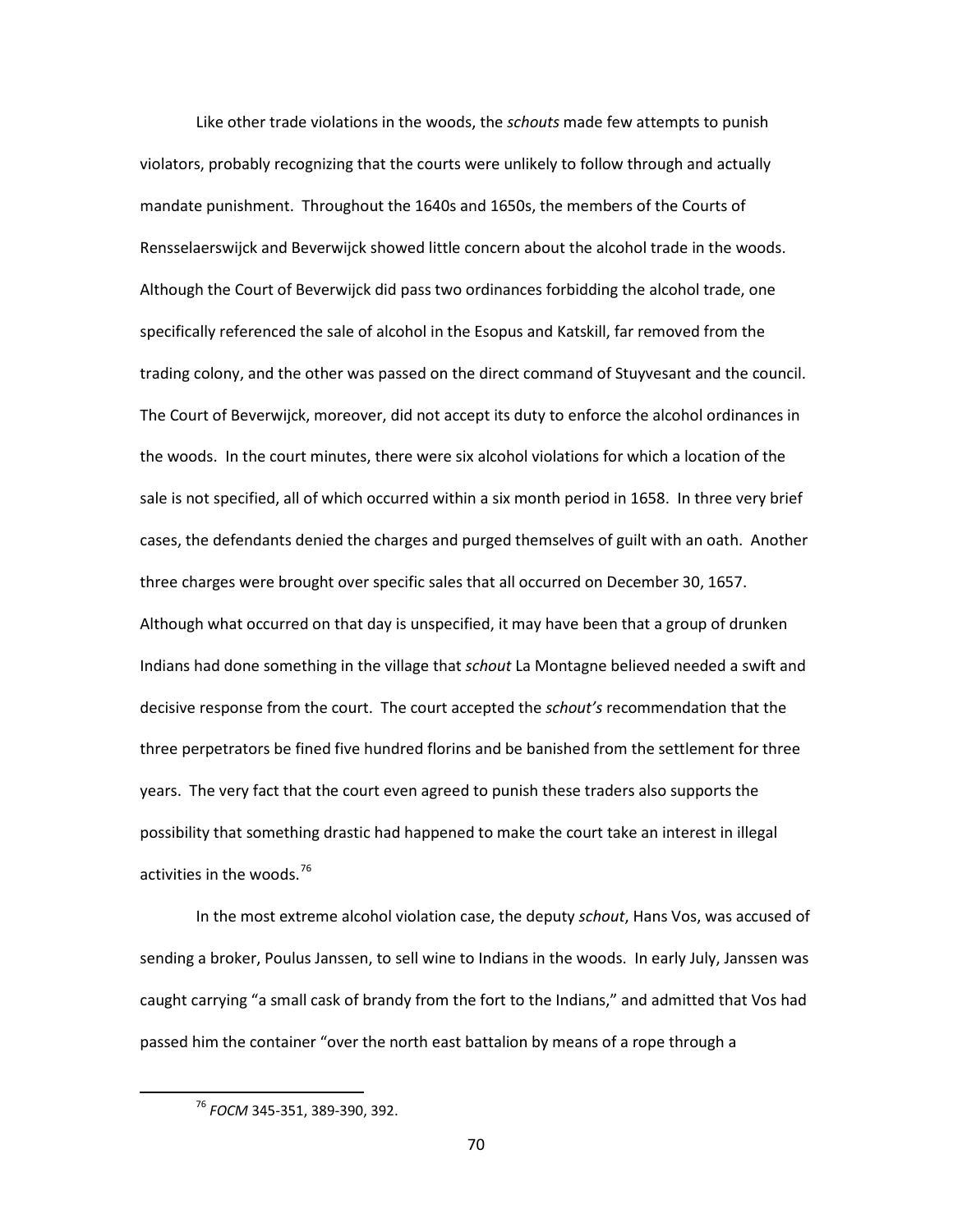Like other trade violations in the woods, the *schouts* made few attempts to punish violators, probably recognizing that the courts were unlikely to follow through and actually mandate punishment. Throughout the 1640s and 1650s, the members of the Courts of Rensselaerswijck and Beverwijck showed little concern about the alcohol trade in the woods. Although the Court of Beverwijck did pass two ordinances forbidding the alcohol trade, one specifically referenced the sale of alcohol in the Esopus and Katskill, far removed from the trading colony, and the other was passed on the direct command of Stuyvesant and the council. The Court of Beverwijck, moreover, did not accept its duty to enforce the alcohol ordinances in the woods. In the court minutes, there were six alcohol violations for which a location of the sale is not specified, all of which occurred within a six month period in 1658. In three very brief cases, the defendants denied the charges and purged themselves of guilt with an oath. Another three charges were brought over specific sales that all occurred on December 30, 1657. Although what occurred on that day is unspecified, it may have been that a group of drunken Indians had done something in the village that *schout* La Montagne believed needed a swift and decisive response from the court. The court accepted the *schout's* recommendation that the three perpetrators be fined five hundred florins and be banished from the settlement for three years. The very fact that the court even agreed to punish these traders also supports the possibility that something drastic had happened to make the court take an interest in illegal activities in the woods.[76]

In the most extreme alcohol violation case, the deputy *schout*, Hans Vos, was accused of sending a broker, Poulus Janssen, to sell wine to Indians in the woods. In early July, Janssen was caught carrying "a small cask of brandy from the fort to the Indians," and admitted that Vos had passed him the container "over the north east battalion by means of a rope through a

---

[76] *FOCM* 345-351, 389-390, 392.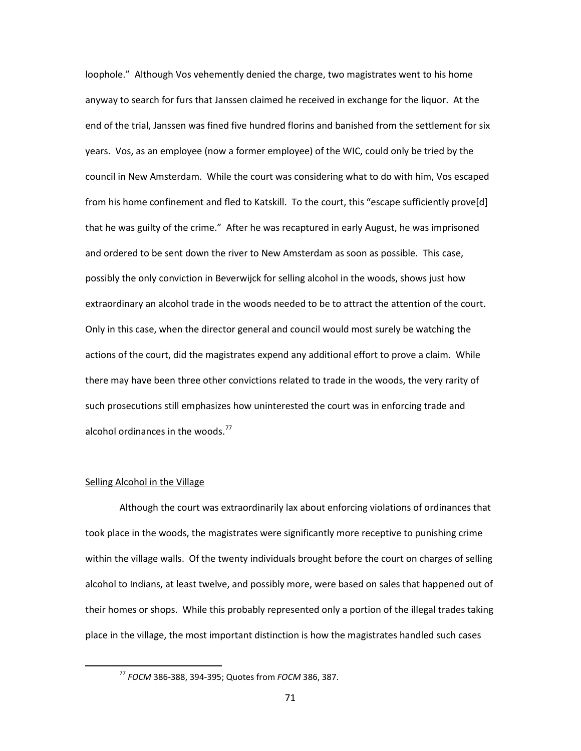loophole." Although Vos vehemently denied the charge, two magistrates went to his home anyway to search for furs that Janssen claimed he received in exchange for the liquor. At the end of the trial, Janssen was fined five hundred florins and banished from the settlement for six years. Vos, as an employee (now a former employee) of the WIC, could only be tried by the council in New Amsterdam. While the court was considering what to do with him, Vos escaped from his home confinement and fled to Katskill. To the court, this "escape sufficiently prove[d] that he was guilty of the crime." After he was recaptured in early August, he was imprisoned and ordered to be sent down the river to New Amsterdam as soon as possible. This case, possibly the only conviction in Beverwijck for selling alcohol in the woods, shows just how extraordinary an alcohol trade in the woods needed to be to attract the attention of the court. Only in this case, when the director general and council would most surely be watching the actions of the court, did the magistrates expend any additional effort to prove a claim. While there may have been three other convictions related to trade in the woods, the very rarity of such prosecutions still emphasizes how uninterested the court was in enforcing trade and alcohol ordinances in the woods.[77]

Selling Alcohol in the Village

Although the court was extraordinarily lax about enforcing violations of ordinances that took place in the woods, the magistrates were significantly more receptive to punishing crime within the village walls. Of the twenty individuals brought before the court on charges of selling alcohol to Indians, at least twelve, and possibly more, were based on sales that happened out of their homes or shops. While this probably represented only a portion of the illegal trades taking place in the village, the most important distinction is how the magistrates handled such cases

[77] *FOCM* 386-388, 394-395; Quotes from *FOCM* 386, 387.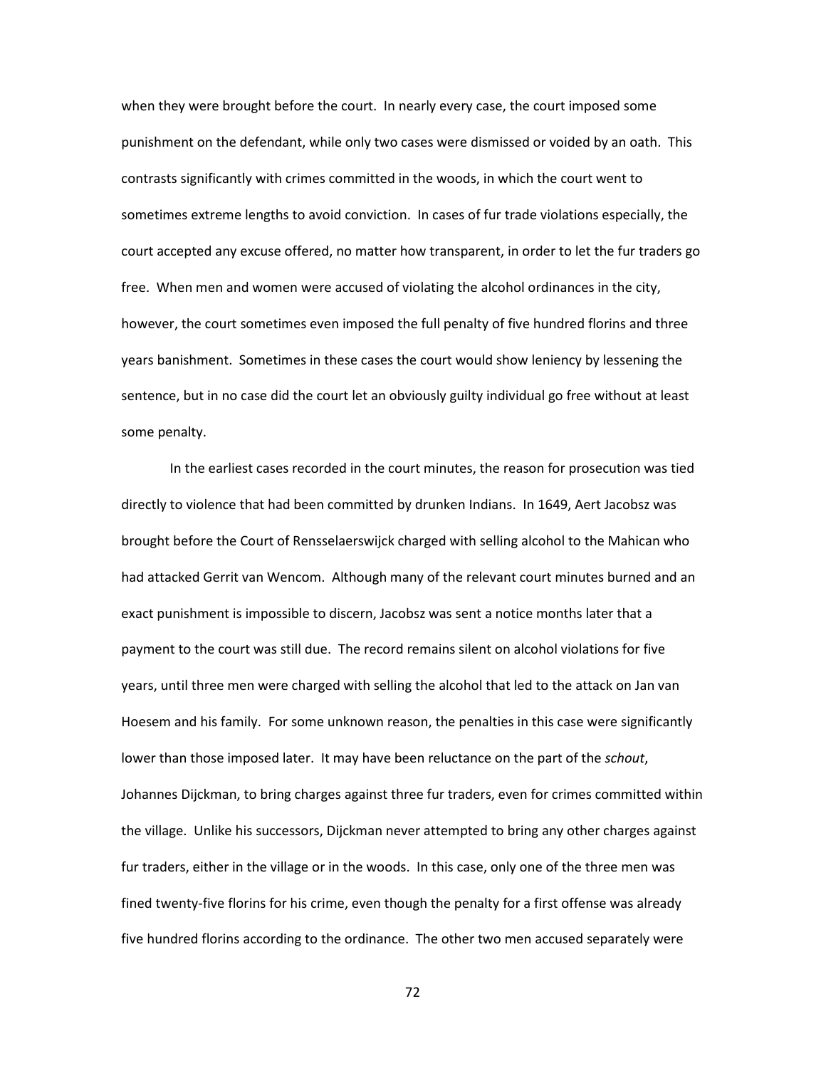when they were brought before the court. In nearly every case, the court imposed some punishment on the defendant, while only two cases were dismissed or voided by an oath. This contrasts significantly with crimes committed in the woods, in which the court went to sometimes extreme lengths to avoid conviction. In cases of fur trade violations especially, the court accepted any excuse offered, no matter how transparent, in order to let the fur traders go free. When men and women were accused of violating the alcohol ordinances in the city, however, the court sometimes even imposed the full penalty of five hundred florins and three years banishment. Sometimes in these cases the court would show leniency by lessening the sentence, but in no case did the court let an obviously guilty individual go free without at least some penalty.

In the earliest cases recorded in the court minutes, the reason for prosecution was tied directly to violence that had been committed by drunken Indians. In 1649, Aert Jacobsz was brought before the Court of Rensselaerswijck charged with selling alcohol to the Mahican who had attacked Gerrit van Wencom. Although many of the relevant court minutes burned and an exact punishment is impossible to discern, Jacobsz was sent a notice months later that a payment to the court was still due. The record remains silent on alcohol violations for five years, until three men were charged with selling the alcohol that led to the attack on Jan van Hoesem and his family. For some unknown reason, the penalties in this case were significantly lower than those imposed later. It may have been reluctance on the part of the *schout*, Johannes Dijckman, to bring charges against three fur traders, even for crimes committed within the village. Unlike his successors, Dijckman never attempted to bring any other charges against fur traders, either in the village or in the woods. In this case, only one of the three men was fined twenty-five florins for his crime, even though the penalty for a first offense was already five hundred florins according to the ordinance. The other two men accused separately were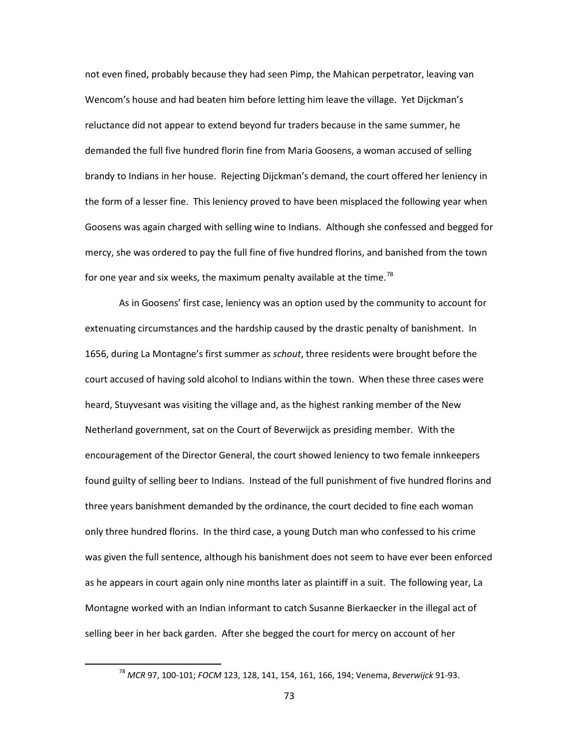not even fined, probably because they had seen Pimp, the Mahican perpetrator, leaving van Wencom's house and had beaten him before letting him leave the village. Yet Dijckman's reluctance did not appear to extend beyond fur traders because in the same summer, he demanded the full five hundred florin fine from Maria Goosens, a woman accused of selling brandy to Indians in her house. Rejecting Dijckman's demand, the court offered her leniency in the form of a lesser fine. This leniency proved to have been misplaced the following year when Goosens was again charged with selling wine to Indians. Although she confessed and begged for mercy, she was ordered to pay the full fine of five hundred florins, and banished from the town for one year and six weeks, the maximum penalty available at the time.[78]

As in Goosens' first case, leniency was an option used by the community to account for extenuating circumstances and the hardship caused by the drastic penalty of banishment. In 1656, during La Montagne's first summer as *schout*, three residents were brought before the court accused of having sold alcohol to Indians within the town. When these three cases were heard, Stuyvesant was visiting the village and, as the highest ranking member of the New Netherland government, sat on the Court of Beverwijck as presiding member. With the encouragement of the Director General, the court showed leniency to two female innkeepers found guilty of selling beer to Indians. Instead of the full punishment of five hundred florins and three years banishment demanded by the ordinance, the court decided to fine each woman only three hundred florins. In the third case, a young Dutch man who confessed to his crime was given the full sentence, although his banishment does not seem to have ever been enforced as he appears in court again only nine months later as plaintiff in a suit. The following year, La Montagne worked with an Indian informant to catch Susanne Bierkaecker in the illegal act of selling beer in her back garden. After she begged the court for mercy on account of her

[78] *MCR* 97, 100-101; *FOCM* 123, 128, 141, 154, 161, 166, 194; Venema, *Beverwijck* 91-93.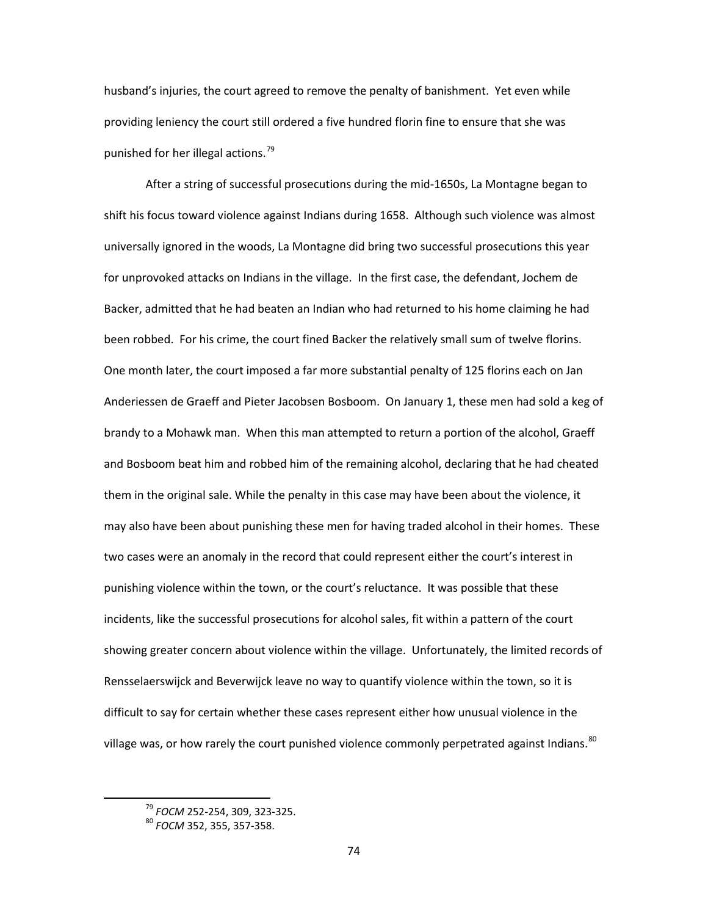husband's injuries, the court agreed to remove the penalty of banishment. Yet even while providing leniency the court still ordered a five hundred florin fine to ensure that she was punished for her illegal actions.[79]

After a string of successful prosecutions during the mid-1650s, La Montagne began to shift his focus toward violence against Indians during 1658. Although such violence was almost universally ignored in the woods, La Montagne did bring two successful prosecutions this year for unprovoked attacks on Indians in the village. In the first case, the defendant, Jochem de Backer, admitted that he had beaten an Indian who had returned to his home claiming he had been robbed. For his crime, the court fined Backer the relatively small sum of twelve florins. One month later, the court imposed a far more substantial penalty of 125 florins each on Jan Anderiessen de Graeff and Pieter Jacobsen Bosboom. On January 1, these men had sold a keg of brandy to a Mohawk man. When this man attempted to return a portion of the alcohol, Graeff and Bosboom beat him and robbed him of the remaining alcohol, declaring that he had cheated them in the original sale. While the penalty in this case may have been about the violence, it may also have been about punishing these men for having traded alcohol in their homes. These two cases were an anomaly in the record that could represent either the court's interest in punishing violence within the town, or the court's reluctance. It was possible that these incidents, like the successful prosecutions for alcohol sales, fit within a pattern of the court showing greater concern about violence within the village. Unfortunately, the limited records of Rensselaerswijck and Beverwijck leave no way to quantify violence within the town, so it is difficult to say for certain whether these cases represent either how unusual violence in the village was, or how rarely the court punished violence commonly perpetrated against Indians.[80]

---

[79] *FOCM* 252-254, 309, 323-325.

[80] *FOCM* 352, 355, 357-358.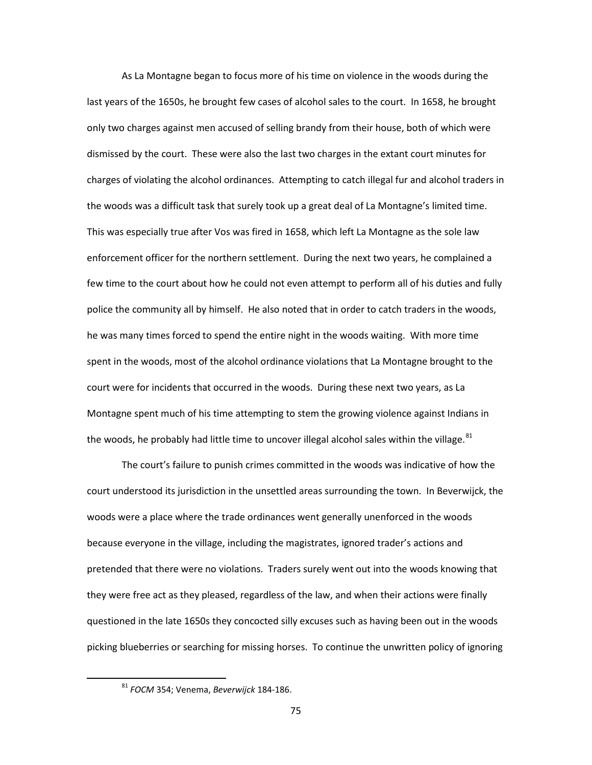As La Montagne began to focus more of his time on violence in the woods during the last years of the 1650s, he brought few cases of alcohol sales to the court. In 1658, he brought only two charges against men accused of selling brandy from their house, both of which were dismissed by the court. These were also the last two charges in the extant court minutes for charges of violating the alcohol ordinances. Attempting to catch illegal fur and alcohol traders in the woods was a difficult task that surely took up a great deal of La Montagne's limited time. This was especially true after Vos was fired in 1658, which left La Montagne as the sole law enforcement officer for the northern settlement. During the next two years, he complained a few time to the court about how he could not even attempt to perform all of his duties and fully police the community all by himself. He also noted that in order to catch traders in the woods, he was many times forced to spend the entire night in the woods waiting. With more time spent in the woods, most of the alcohol ordinance violations that La Montagne brought to the court were for incidents that occurred in the woods. During these next two years, as La Montagne spent much of his time attempting to stem the growing violence against Indians in the woods, he probably had little time to uncover illegal alcohol sales within the village.[81]

The court's failure to punish crimes committed in the woods was indicative of how the court understood its jurisdiction in the unsettled areas surrounding the town. In Beverwijck, the woods were a place where the trade ordinances went generally unenforced in the woods because everyone in the village, including the magistrates, ignored trader's actions and pretended that there were no violations. Traders surely went out into the woods knowing that they were free act as they pleased, regardless of the law, and when their actions were finally questioned in the late 1650s they concocted silly excuses such as having been out in the woods picking blueberries or searching for missing horses. To continue the unwritten policy of ignoring

[81] *FOCM* 354; Venema, *Beverwijck* 184-186.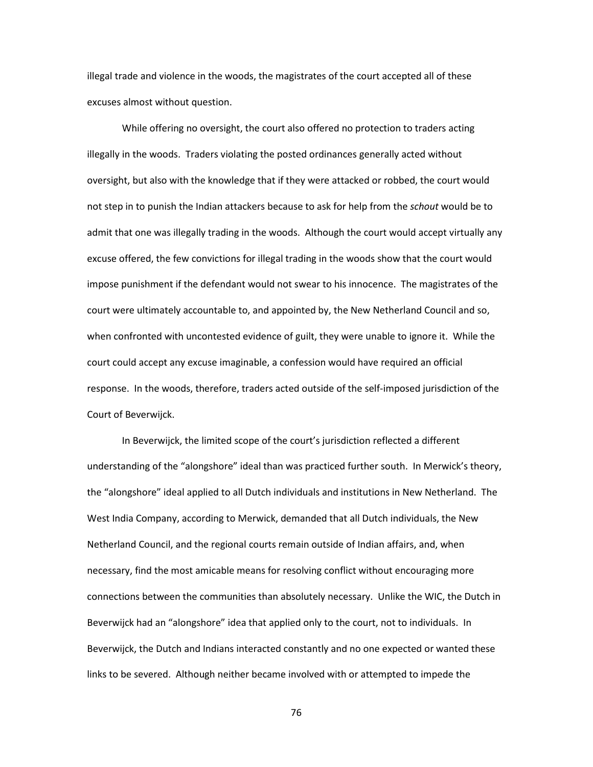illegal trade and violence in the woods, the magistrates of the court accepted all of these excuses almost without question.

While offering no oversight, the court also offered no protection to traders acting illegally in the woods. Traders violating the posted ordinances generally acted without oversight, but also with the knowledge that if they were attacked or robbed, the court would not step in to punish the Indian attackers because to ask for help from the *schout* would be to admit that one was illegally trading in the woods. Although the court would accept virtually any excuse offered, the few convictions for illegal trading in the woods show that the court would impose punishment if the defendant would not swear to his innocence. The magistrates of the court were ultimately accountable to, and appointed by, the New Netherland Council and so, when confronted with uncontested evidence of guilt, they were unable to ignore it. While the court could accept any excuse imaginable, a confession would have required an official response. In the woods, therefore, traders acted outside of the self-imposed jurisdiction of the Court of Beverwijck.

In Beverwijck, the limited scope of the court's jurisdiction reflected a different understanding of the "alongshore" ideal than was practiced further south. In Merwick's theory, the "alongshore" ideal applied to all Dutch individuals and institutions in New Netherland. The West India Company, according to Merwick, demanded that all Dutch individuals, the New Netherland Council, and the regional courts remain outside of Indian affairs, and, when necessary, find the most amicable means for resolving conflict without encouraging more connections between the communities than absolutely necessary. Unlike the WIC, the Dutch in Beverwijck had an "alongshore" idea that applied only to the court, not to individuals. In Beverwijck, the Dutch and Indians interacted constantly and no one expected or wanted these links to be severed. Although neither became involved with or attempted to impede the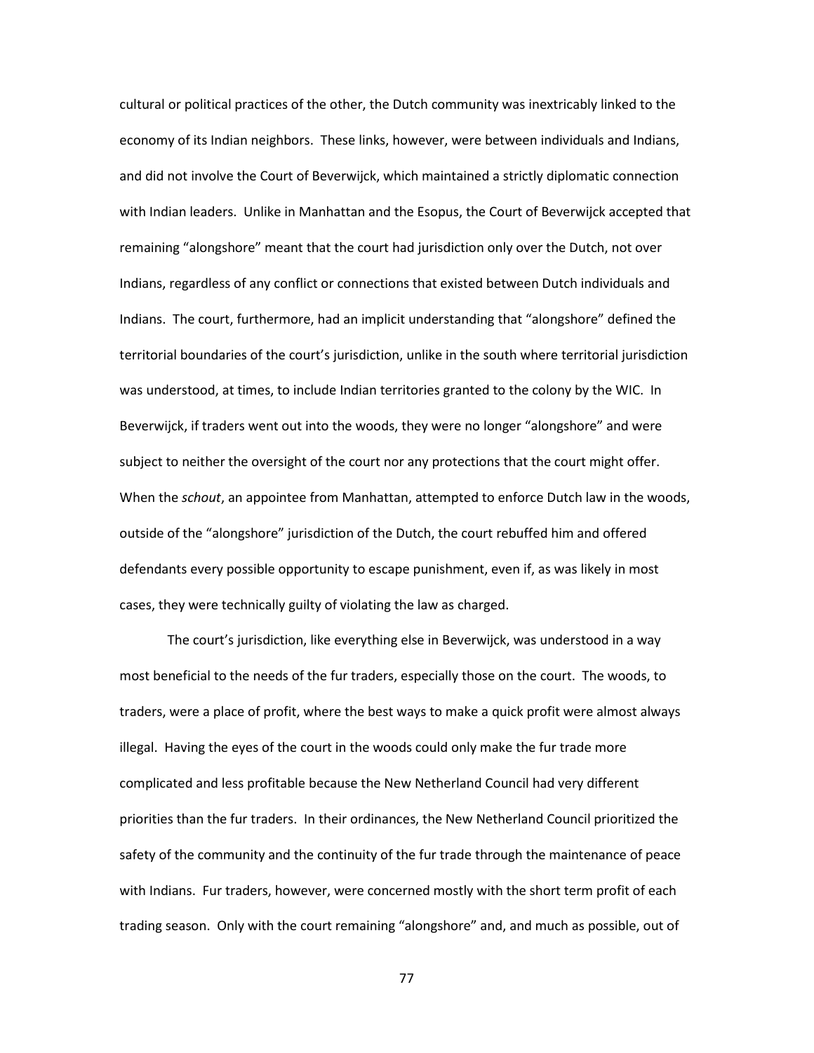cultural or political practices of the other, the Dutch community was inextricably linked to the economy of its Indian neighbors. These links, however, were between individuals and Indians, and did not involve the Court of Beverwijck, which maintained a strictly diplomatic connection with Indian leaders. Unlike in Manhattan and the Esopus, the Court of Beverwijck accepted that remaining "alongshore" meant that the court had jurisdiction only over the Dutch, not over Indians, regardless of any conflict or connections that existed between Dutch individuals and Indians. The court, furthermore, had an implicit understanding that "alongshore" defined the territorial boundaries of the court's jurisdiction, unlike in the south where territorial jurisdiction was understood, at times, to include Indian territories granted to the colony by the WIC. In Beverwijck, if traders went out into the woods, they were no longer "alongshore" and were subject to neither the oversight of the court nor any protections that the court might offer. When the *schout*, an appointee from Manhattan, attempted to enforce Dutch law in the woods, outside of the "alongshore" jurisdiction of the Dutch, the court rebuffed him and offered defendants every possible opportunity to escape punishment, even if, as was likely in most cases, they were technically guilty of violating the law as charged.

The court's jurisdiction, like everything else in Beverwijck, was understood in a way most beneficial to the needs of the fur traders, especially those on the court. The woods, to traders, were a place of profit, where the best ways to make a quick profit were almost always illegal. Having the eyes of the court in the woods could only make the fur trade more complicated and less profitable because the New Netherland Council had very different priorities than the fur traders. In their ordinances, the New Netherland Council prioritized the safety of the community and the continuity of the fur trade through the maintenance of peace with Indians. Fur traders, however, were concerned mostly with the short term profit of each trading season. Only with the court remaining "alongshore" and, and much as possible, out of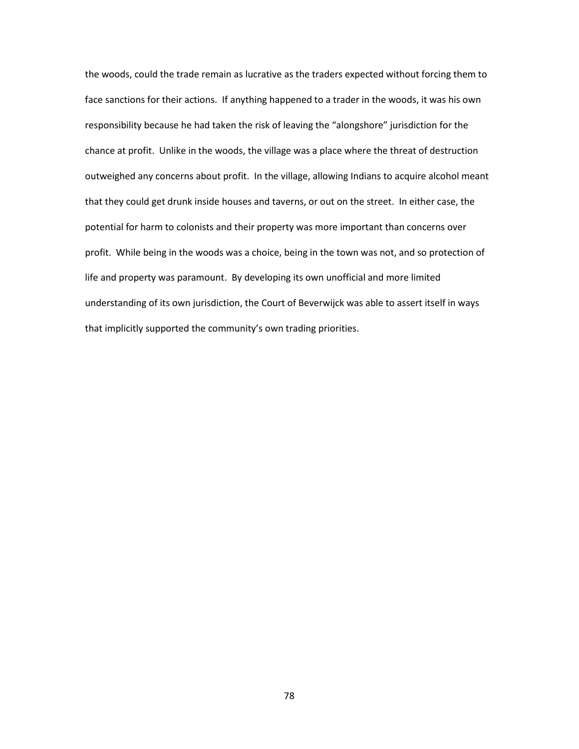the woods, could the trade remain as lucrative as the traders expected without forcing them to face sanctions for their actions. If anything happened to a trader in the woods, it was his own responsibility because he had taken the risk of leaving the "alongshore" jurisdiction for the chance at profit. Unlike in the woods, the village was a place where the threat of destruction outweighed any concerns about profit. In the village, allowing Indians to acquire alcohol meant that they could get drunk inside houses and taverns, or out on the street. In either case, the potential for harm to colonists and their property was more important than concerns over profit. While being in the woods was a choice, being in the town was not, and so protection of life and property was paramount. By developing its own unofficial and more limited understanding of its own jurisdiction, the Court of Beverwijck was able to assert itself in ways that implicitly supported the community's own trading priorities.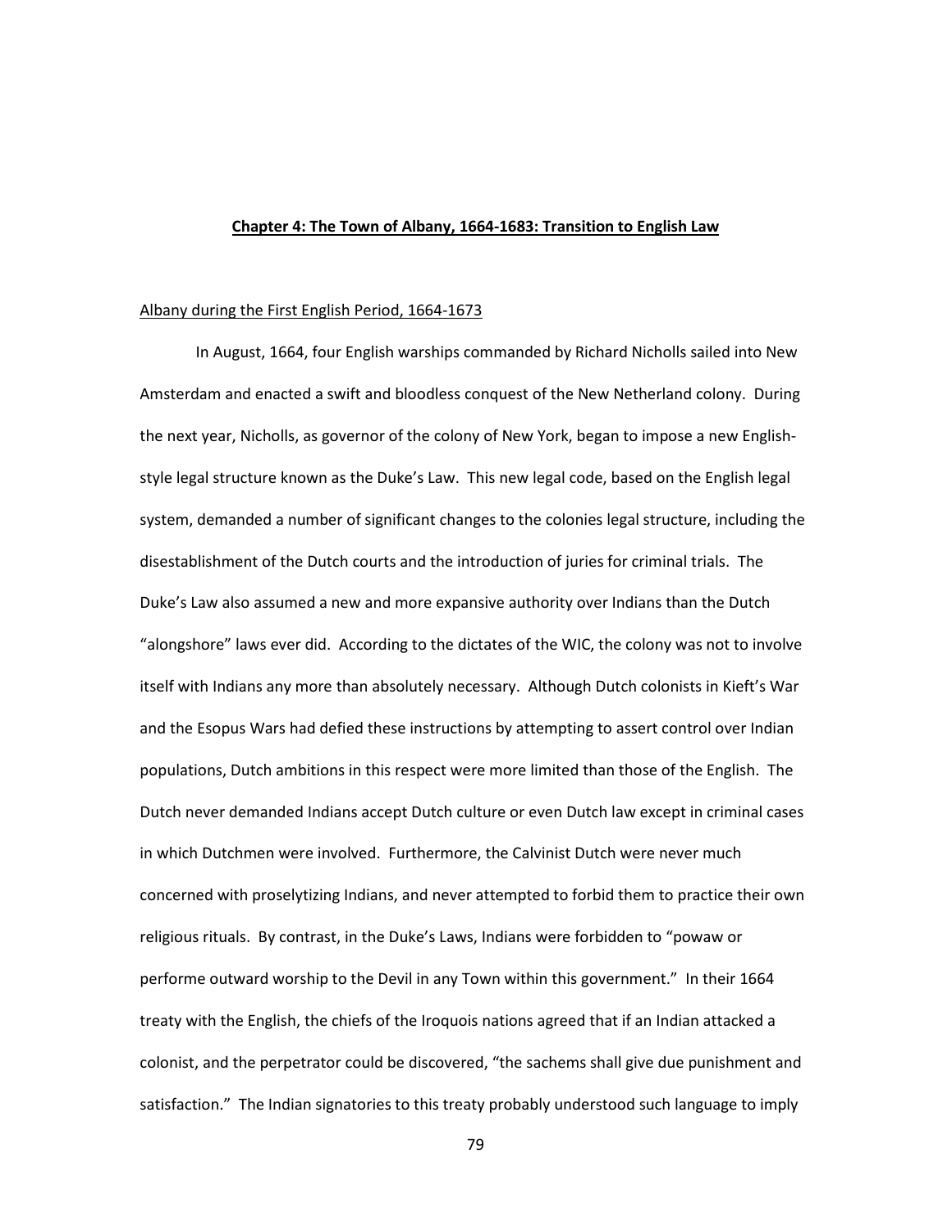**Chapter 4: The Town of Albany, 1664-1683: Transition to English Law**

Albany during the First English Period, 1664-1673

In August, 1664, four English warships commanded by Richard Nicholls sailed into New Amsterdam and enacted a swift and bloodless conquest of the New Netherland colony. During the next year, Nicholls, as governor of the colony of New York, began to impose a new English-style legal structure known as the Duke's Law. This new legal code, based on the English legal system, demanded a number of significant changes to the colonies legal structure, including the disestablishment of the Dutch courts and the introduction of juries for criminal trials. The Duke's Law also assumed a new and more expansive authority over Indians than the Dutch "alongshore" laws ever did. According to the dictates of the WIC, the colony was not to involve itself with Indians any more than absolutely necessary. Although Dutch colonists in Kieft's War and the Esopus Wars had defied these instructions by attempting to assert control over Indian populations, Dutch ambitions in this respect were more limited than those of the English. The Dutch never demanded Indians accept Dutch culture or even Dutch law except in criminal cases in which Dutchmen were involved. Furthermore, the Calvinist Dutch were never much concerned with proselytizing Indians, and never attempted to forbid them to practice their own religious rituals. By contrast, in the Duke's Laws, Indians were forbidden to "powaw or performe outward worship to the Devil in any Town within this government." In their 1664 treaty with the English, the chiefs of the Iroquois nations agreed that if an Indian attacked a colonist, and the perpetrator could be discovered, "the sachems shall give due punishment and satisfaction." The Indian signatories to this treaty probably understood such language to imply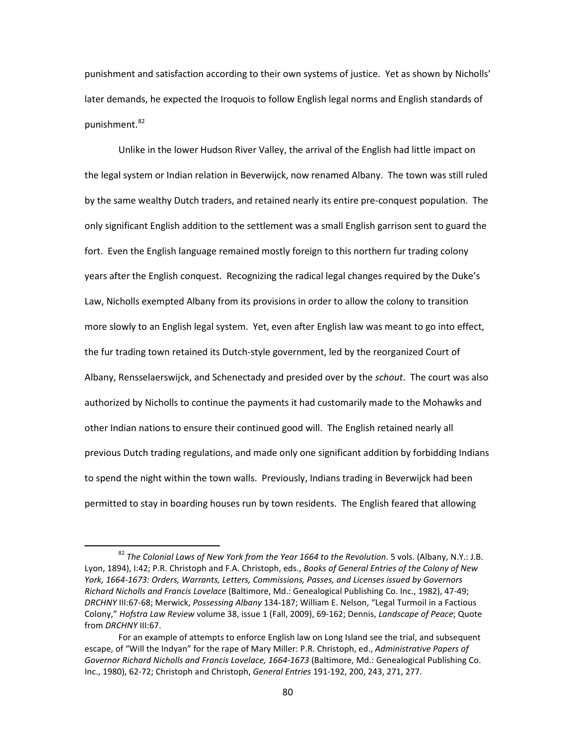punishment and satisfaction according to their own systems of justice. Yet as shown by Nicholls' later demands, he expected the Iroquois to follow English legal norms and English standards of punishment.[82]

Unlike in the lower Hudson River Valley, the arrival of the English had little impact on the legal system or Indian relation in Beverwijck, now renamed Albany. The town was still ruled by the same wealthy Dutch traders, and retained nearly its entire pre-conquest population. The only significant English addition to the settlement was a small English garrison sent to guard the fort. Even the English language remained mostly foreign to this northern fur trading colony years after the English conquest. Recognizing the radical legal changes required by the Duke's Law, Nicholls exempted Albany from its provisions in order to allow the colony to transition more slowly to an English legal system. Yet, even after English law was meant to go into effect, the fur trading town retained its Dutch-style government, led by the reorganized Court of Albany, Rensselaerswijck, and Schenectady and presided over by the *schout*. The court was also authorized by Nicholls to continue the payments it had customarily made to the Mohawks and other Indian nations to ensure their continued good will. The English retained nearly all previous Dutch trading regulations, and made only one significant addition by forbidding Indians to spend the night within the town walls. Previously, Indians trading in Beverwijck had been permitted to stay in boarding houses run by town residents. The English feared that allowing

---

[82] *The Colonial Laws of New York from the Year 1664 to the Revolution*. 5 vols. (Albany, N.Y.: J.B. Lyon, 1894), I:42; P.R. Christoph and F.A. Christoph, eds., *Books of General Entries of the Colony of New York, 1664-1673: Orders, Warrants, Letters, Commissions, Passes, and Licenses issued by Governors Richard Nicholls and Francis Lovelace* (Baltimore, Md.: Genealogical Publishing Co. Inc., 1982), 47-49; *DRCHNY* III:67-68; Merwick, *Possessing Albany* 134-187; William E. Nelson, "Legal Turmoil in a Factious Colony," *Hofstra Law Review* volume 38, issue 1 (Fall, 2009), 69-162; Dennis, *Landscape of Peace*; Quote from *DRCHNY* III:67.

For an example of attempts to enforce English law on Long Island see the trial, and subsequent escape, of "Will the Indyan" for the rape of Mary Miller: P.R. Christoph, ed., *Administrative Papers of Governor Richard Nicholls and Francis Lovelace, 1664-1673* (Baltimore, Md.: Genealogical Publishing Co. Inc., 1980), 62-72; Christoph and Christoph, *General Entries* 191-192, 200, 243, 271, 277.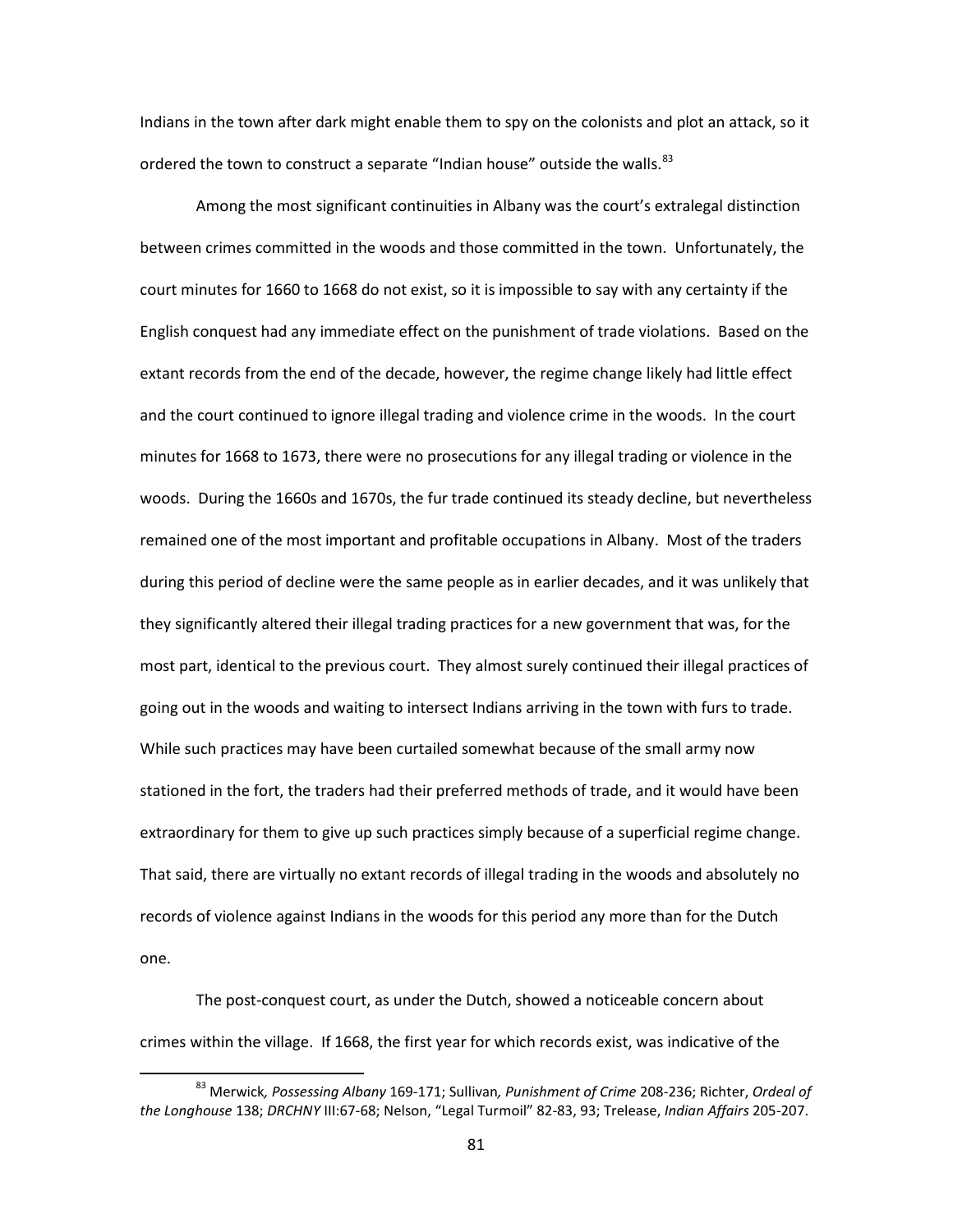Indians in the town after dark might enable them to spy on the colonists and plot an attack, so it ordered the town to construct a separate "Indian house" outside the walls.[83]

Among the most significant continuities in Albany was the court's extralegal distinction between crimes committed in the woods and those committed in the town. Unfortunately, the court minutes for 1660 to 1668 do not exist, so it is impossible to say with any certainty if the English conquest had any immediate effect on the punishment of trade violations. Based on the extant records from the end of the decade, however, the regime change likely had little effect and the court continued to ignore illegal trading and violence crime in the woods. In the court minutes for 1668 to 1673, there were no prosecutions for any illegal trading or violence in the woods. During the 1660s and 1670s, the fur trade continued its steady decline, but nevertheless remained one of the most important and profitable occupations in Albany. Most of the traders during this period of decline were the same people as in earlier decades, and it was unlikely that they significantly altered their illegal trading practices for a new government that was, for the most part, identical to the previous court. They almost surely continued their illegal practices of going out in the woods and waiting to intersect Indians arriving in the town with furs to trade. While such practices may have been curtailed somewhat because of the small army now stationed in the fort, the traders had their preferred methods of trade, and it would have been extraordinary for them to give up such practices simply because of a superficial regime change. That said, there are virtually no extant records of illegal trading in the woods and absolutely no records of violence against Indians in the woods for this period any more than for the Dutch one.

The post-conquest court, as under the Dutch, showed a noticeable concern about crimes within the village. If 1668, the first year for which records exist, was indicative of the

---

[83] Merwick*, Possessing Albany* 169-171; Sullivan*, Punishment of Crime* 208-236; Richter, *Ordeal of the Longhouse* 138; *DRCHNY* III:67-68; Nelson, "Legal Turmoil" 82-83, 93; Trelease, *Indian Affairs* 205-207.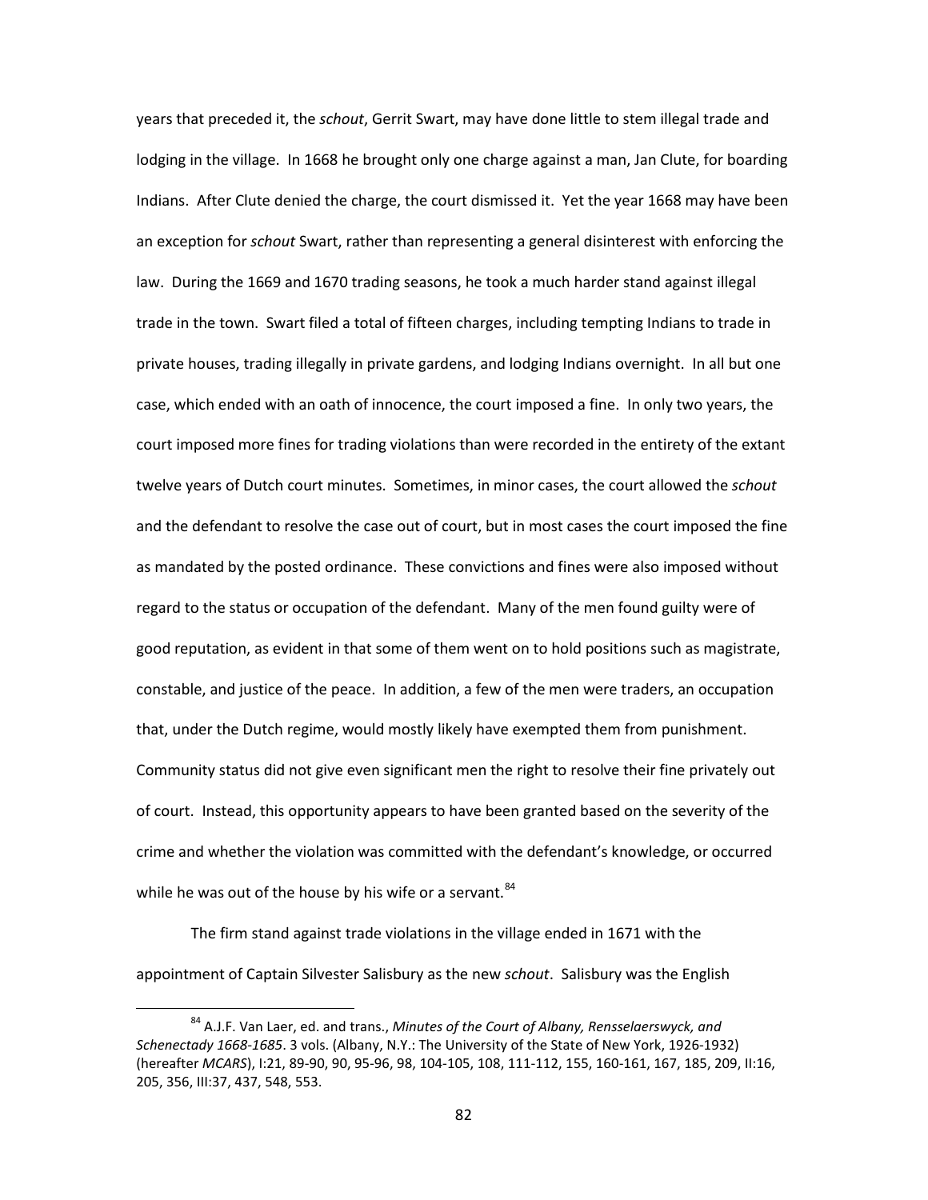years that preceded it, the *schout*, Gerrit Swart, may have done little to stem illegal trade and lodging in the village. In 1668 he brought only one charge against a man, Jan Clute, for boarding Indians. After Clute denied the charge, the court dismissed it. Yet the year 1668 may have been an exception for *schout* Swart, rather than representing a general disinterest with enforcing the law. During the 1669 and 1670 trading seasons, he took a much harder stand against illegal trade in the town. Swart filed a total of fifteen charges, including tempting Indians to trade in private houses, trading illegally in private gardens, and lodging Indians overnight. In all but one case, which ended with an oath of innocence, the court imposed a fine. In only two years, the court imposed more fines for trading violations than were recorded in the entirety of the extant twelve years of Dutch court minutes. Sometimes, in minor cases, the court allowed the *schout* and the defendant to resolve the case out of court, but in most cases the court imposed the fine as mandated by the posted ordinance. These convictions and fines were also imposed without regard to the status or occupation of the defendant. Many of the men found guilty were of good reputation, as evident in that some of them went on to hold positions such as magistrate, constable, and justice of the peace. In addition, a few of the men were traders, an occupation that, under the Dutch regime, would mostly likely have exempted them from punishment. Community status did not give even significant men the right to resolve their fine privately out of court. Instead, this opportunity appears to have been granted based on the severity of the crime and whether the violation was committed with the defendant's knowledge, or occurred while he was out of the house by his wife or a servant.[84]

The firm stand against trade violations in the village ended in 1671 with the appointment of Captain Silvester Salisbury as the new *schout*. Salisbury was the English

[84] A.J.F. Van Laer, ed. and trans., *Minutes of the Court of Albany, Rensselaerswyck, and Schenectady 1668-1685*. 3 vols. (Albany, N.Y.: The University of the State of New York, 1926-1932) (hereafter *MCARS*), I:21, 89-90, 90, 95-96, 98, 104-105, 108, 111-112, 155, 160-161, 167, 185, 209, II:16, 205, 356, III:37, 437, 548, 553.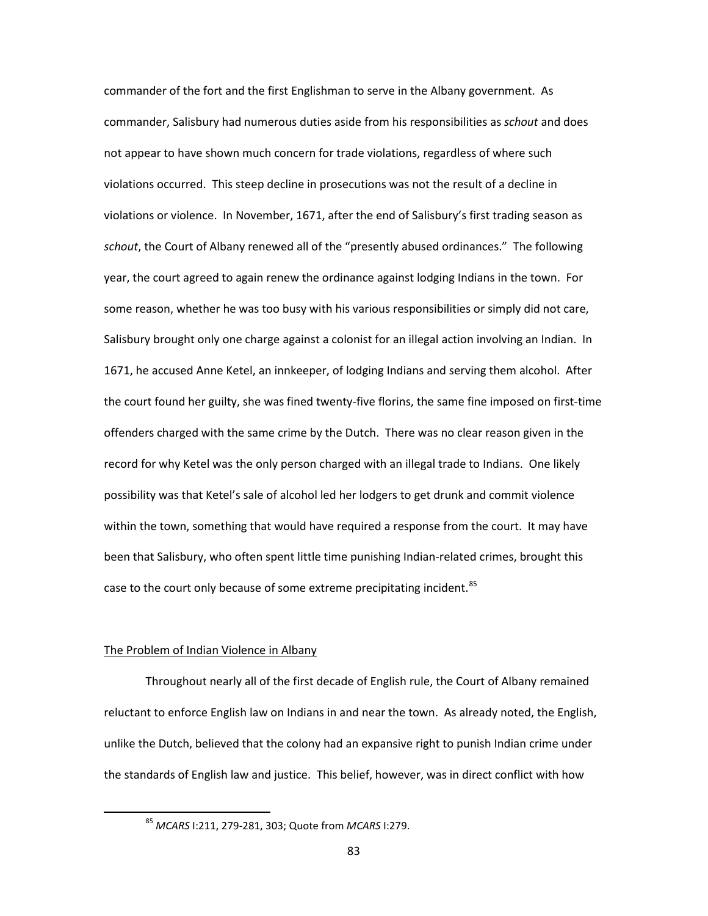commander of the fort and the first Englishman to serve in the Albany government. As commander, Salisbury had numerous duties aside from his responsibilities as *schout* and does not appear to have shown much concern for trade violations, regardless of where such violations occurred. This steep decline in prosecutions was not the result of a decline in violations or violence. In November, 1671, after the end of Salisbury's first trading season as *schout*, the Court of Albany renewed all of the "presently abused ordinances." The following year, the court agreed to again renew the ordinance against lodging Indians in the town. For some reason, whether he was too busy with his various responsibilities or simply did not care, Salisbury brought only one charge against a colonist for an illegal action involving an Indian. In 1671, he accused Anne Ketel, an innkeeper, of lodging Indians and serving them alcohol. After the court found her guilty, she was fined twenty-five florins, the same fine imposed on first-time offenders charged with the same crime by the Dutch. There was no clear reason given in the record for why Ketel was the only person charged with an illegal trade to Indians. One likely possibility was that Ketel's sale of alcohol led her lodgers to get drunk and commit violence within the town, something that would have required a response from the court. It may have been that Salisbury, who often spent little time punishing Indian-related crimes, brought this case to the court only because of some extreme precipitating incident.[85]

## The Problem of Indian Violence in Albany

Throughout nearly all of the first decade of English rule, the Court of Albany remained reluctant to enforce English law on Indians in and near the town. As already noted, the English, unlike the Dutch, believed that the colony had an expansive right to punish Indian crime under the standards of English law and justice. This belief, however, was in direct conflict with how

---

[85] *MCARS* I:211, 279-281, 303; Quote from *MCARS* I:279.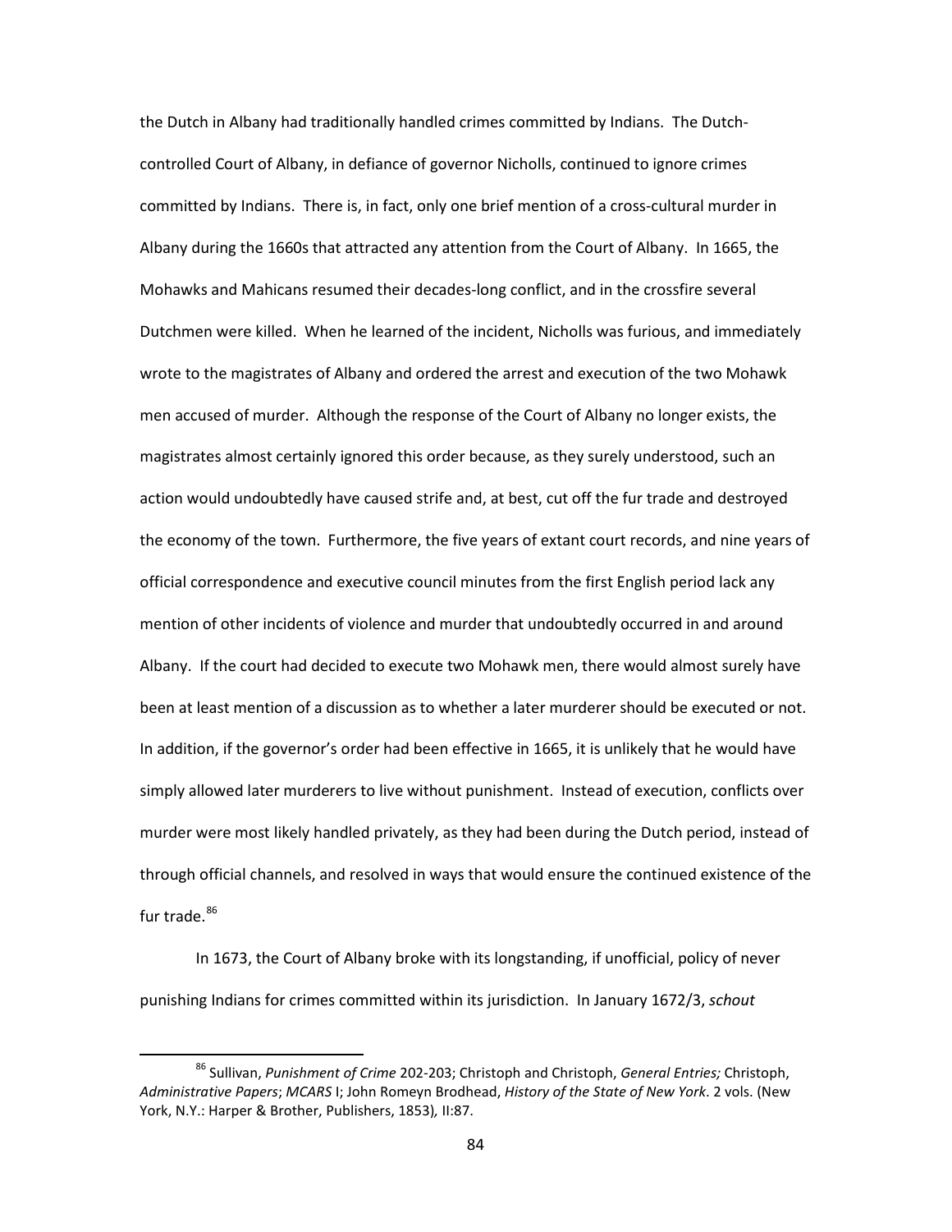the Dutch in Albany had traditionally handled crimes committed by Indians. The Dutch-controlled Court of Albany, in defiance of governor Nicholls, continued to ignore crimes committed by Indians. There is, in fact, only one brief mention of a cross-cultural murder in Albany during the 1660s that attracted any attention from the Court of Albany. In 1665, the Mohawks and Mahicans resumed their decades-long conflict, and in the crossfire several Dutchmen were killed. When he learned of the incident, Nicholls was furious, and immediately wrote to the magistrates of Albany and ordered the arrest and execution of the two Mohawk men accused of murder. Although the response of the Court of Albany no longer exists, the magistrates almost certainly ignored this order because, as they surely understood, such an action would undoubtedly have caused strife and, at best, cut off the fur trade and destroyed the economy of the town. Furthermore, the five years of extant court records, and nine years of official correspondence and executive council minutes from the first English period lack any mention of other incidents of violence and murder that undoubtedly occurred in and around Albany. If the court had decided to execute two Mohawk men, there would almost surely have been at least mention of a discussion as to whether a later murderer should be executed or not. In addition, if the governor's order had been effective in 1665, it is unlikely that he would have simply allowed later murderers to live without punishment. Instead of execution, conflicts over murder were most likely handled privately, as they had been during the Dutch period, instead of through official channels, and resolved in ways that would ensure the continued existence of the fur trade.[86]

In 1673, the Court of Albany broke with its longstanding, if unofficial, policy of never punishing Indians for crimes committed within its jurisdiction. In January 1672/3, *schout*

---

[86] Sullivan, *Punishment of Crime* 202-203; Christoph and Christoph, *General Entries;* Christoph, *Administrative Papers*; *MCARS* I; John Romeyn Brodhead, *History of the State of New York*. 2 vols. (New York, N.Y.: Harper & Brother, Publishers, 1853), II:87.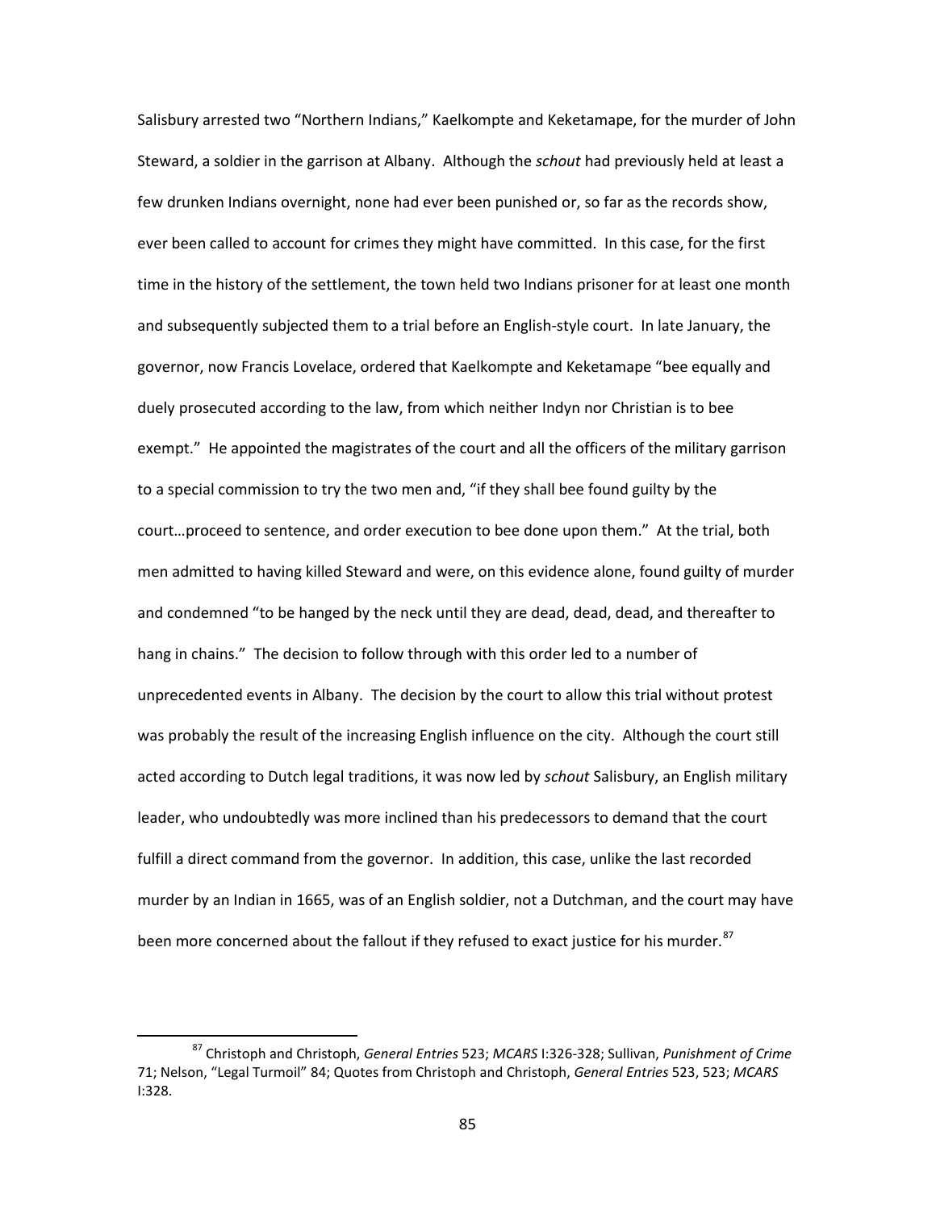Salisbury arrested two "Northern Indians," Kaelkompte and Keketamape, for the murder of John Steward, a soldier in the garrison at Albany. Although the *schout* had previously held at least a few drunken Indians overnight, none had ever been punished or, so far as the records show, ever been called to account for crimes they might have committed. In this case, for the first time in the history of the settlement, the town held two Indians prisoner for at least one month and subsequently subjected them to a trial before an English-style court. In late January, the governor, now Francis Lovelace, ordered that Kaelkompte and Keketamape "bee equally and duely prosecuted according to the law, from which neither Indyn nor Christian is to bee exempt." He appointed the magistrates of the court and all the officers of the military garrison to a special commission to try the two men and, "if they shall bee found guilty by the court…proceed to sentence, and order execution to bee done upon them." At the trial, both men admitted to having killed Steward and were, on this evidence alone, found guilty of murder and condemned "to be hanged by the neck until they are dead, dead, dead, and thereafter to hang in chains." The decision to follow through with this order led to a number of unprecedented events in Albany. The decision by the court to allow this trial without protest was probably the result of the increasing English influence on the city. Although the court still acted according to Dutch legal traditions, it was now led by *schout* Salisbury, an English military leader, who undoubtedly was more inclined than his predecessors to demand that the court fulfill a direct command from the governor. In addition, this case, unlike the last recorded murder by an Indian in 1665, was of an English soldier, not a Dutchman, and the court may have been more concerned about the fallout if they refused to exact justice for his murder.[87]

[87] Christoph and Christoph, *General Entries* 523; *MCARS* I:326-328; Sullivan, *Punishment of Crime* 71; Nelson, "Legal Turmoil" 84; Quotes from Christoph and Christoph, *General Entries* 523, 523; *MCARS* I:328.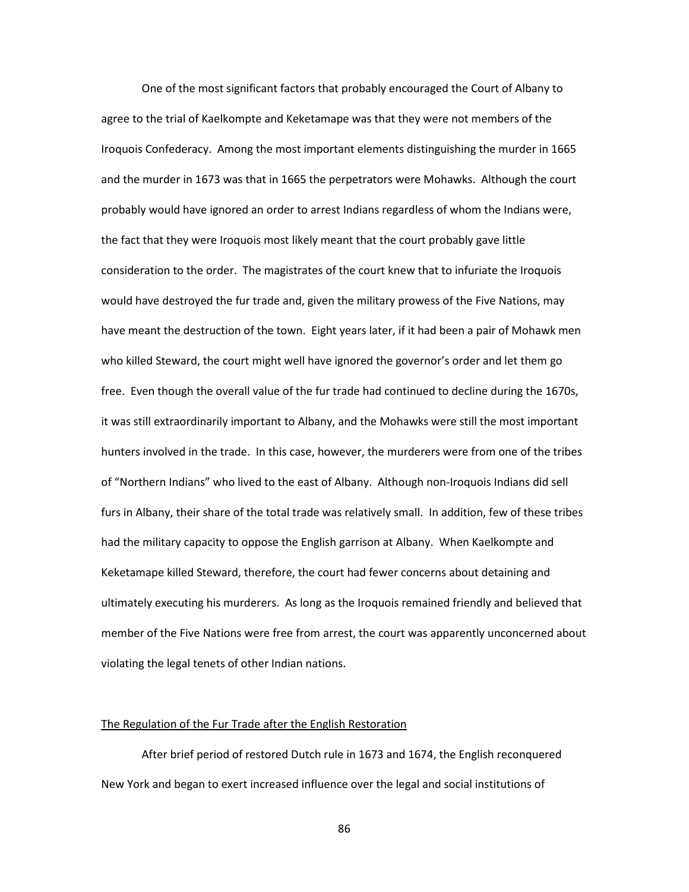One of the most significant factors that probably encouraged the Court of Albany to agree to the trial of Kaelkompte and Keketamape was that they were not members of the Iroquois Confederacy. Among the most important elements distinguishing the murder in 1665 and the murder in 1673 was that in 1665 the perpetrators were Mohawks. Although the court probably would have ignored an order to arrest Indians regardless of whom the Indians were, the fact that they were Iroquois most likely meant that the court probably gave little consideration to the order. The magistrates of the court knew that to infuriate the Iroquois would have destroyed the fur trade and, given the military prowess of the Five Nations, may have meant the destruction of the town. Eight years later, if it had been a pair of Mohawk men who killed Steward, the court might well have ignored the governor's order and let them go free. Even though the overall value of the fur trade had continued to decline during the 1670s, it was still extraordinarily important to Albany, and the Mohawks were still the most important hunters involved in the trade. In this case, however, the murderers were from one of the tribes of "Northern Indians" who lived to the east of Albany. Although non-Iroquois Indians did sell furs in Albany, their share of the total trade was relatively small. In addition, few of these tribes had the military capacity to oppose the English garrison at Albany. When Kaelkompte and Keketamape killed Steward, therefore, the court had fewer concerns about detaining and ultimately executing his murderers. As long as the Iroquois remained friendly and believed that member of the Five Nations were free from arrest, the court was apparently unconcerned about violating the legal tenets of other Indian nations.

<u>The Regulation of the Fur Trade after the English Restoration</u>

After brief period of restored Dutch rule in 1673 and 1674, the English reconquered New York and began to exert increased influence over the legal and social institutions of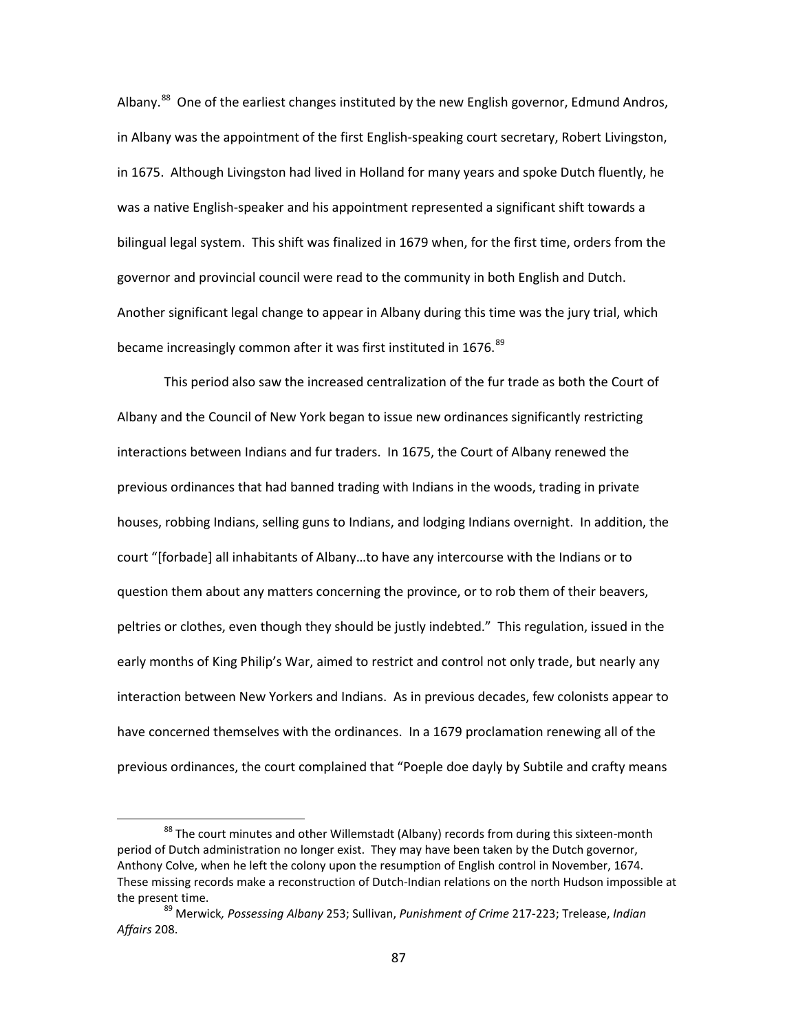Albany.[88] One of the earliest changes instituted by the new English governor, Edmund Andros, in Albany was the appointment of the first English-speaking court secretary, Robert Livingston, in 1675. Although Livingston had lived in Holland for many years and spoke Dutch fluently, he was a native English-speaker and his appointment represented a significant shift towards a bilingual legal system. This shift was finalized in 1679 when, for the first time, orders from the governor and provincial council were read to the community in both English and Dutch. Another significant legal change to appear in Albany during this time was the jury trial, which became increasingly common after it was first instituted in 1676.[89]

This period also saw the increased centralization of the fur trade as both the Court of Albany and the Council of New York began to issue new ordinances significantly restricting interactions between Indians and fur traders. In 1675, the Court of Albany renewed the previous ordinances that had banned trading with Indians in the woods, trading in private houses, robbing Indians, selling guns to Indians, and lodging Indians overnight. In addition, the court "[forbade] all inhabitants of Albany…to have any intercourse with the Indians or to question them about any matters concerning the province, or to rob them of their beavers, peltries or clothes, even though they should be justly indebted." This regulation, issued in the early months of King Philip's War, aimed to restrict and control not only trade, but nearly any interaction between New Yorkers and Indians. As in previous decades, few colonists appear to have concerned themselves with the ordinances. In a 1679 proclamation renewing all of the previous ordinances, the court complained that "Poeple doe dayly by Subtile and crafty means

[88] The court minutes and other Willemstadt (Albany) records from during this sixteen-month period of Dutch administration no longer exist. They may have been taken by the Dutch governor, Anthony Colve, when he left the colony upon the resumption of English control in November, 1674. These missing records make a reconstruction of Dutch-Indian relations on the north Hudson impossible at the present time.

[89] Merwick*, Possessing Albany* 253; Sullivan, *Punishment of Crime* 217-223; Trelease, *Indian Affairs* 208.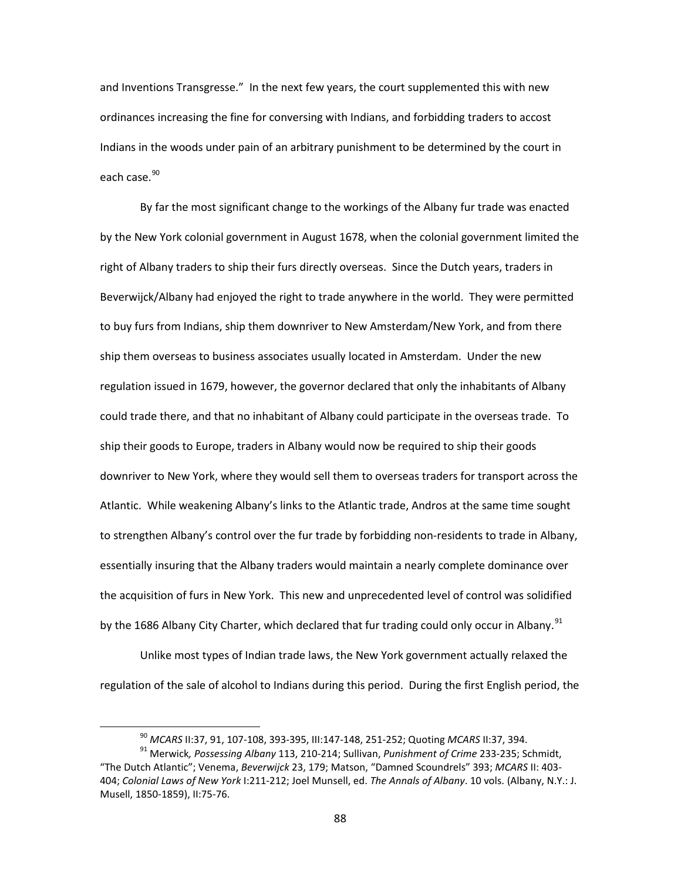and Inventions Transgresse." In the next few years, the court supplemented this with new ordinances increasing the fine for conversing with Indians, and forbidding traders to accost Indians in the woods under pain of an arbitrary punishment to be determined by the court in each case.[90]

By far the most significant change to the workings of the Albany fur trade was enacted by the New York colonial government in August 1678, when the colonial government limited the right of Albany traders to ship their furs directly overseas. Since the Dutch years, traders in Beverwijck/Albany had enjoyed the right to trade anywhere in the world. They were permitted to buy furs from Indians, ship them downriver to New Amsterdam/New York, and from there ship them overseas to business associates usually located in Amsterdam. Under the new regulation issued in 1679, however, the governor declared that only the inhabitants of Albany could trade there, and that no inhabitant of Albany could participate in the overseas trade. To ship their goods to Europe, traders in Albany would now be required to ship their goods downriver to New York, where they would sell them to overseas traders for transport across the Atlantic. While weakening Albany's links to the Atlantic trade, Andros at the same time sought to strengthen Albany's control over the fur trade by forbidding non-residents to trade in Albany, essentially insuring that the Albany traders would maintain a nearly complete dominance over the acquisition of furs in New York. This new and unprecedented level of control was solidified by the 1686 Albany City Charter, which declared that fur trading could only occur in Albany.[91]

Unlike most types of Indian trade laws, the New York government actually relaxed the regulation of the sale of alcohol to Indians during this period. During the first English period, the

---

[90] *MCARS* II:37, 91, 107-108, 393-395, III:147-148, 251-252; Quoting *MCARS* II:37, 394.

[91] Merwick*, Possessing Albany* 113, 210-214; Sullivan, *Punishment of Crime* 233-235; Schmidt, "The Dutch Atlantic"; Venema, *Beverwijck* 23, 179; Matson, "Damned Scoundrels" 393; *MCARS* II: 403-404; *Colonial Laws of New York* I:211-212; Joel Munsell, ed. *The Annals of Albany*. 10 vols. (Albany, N.Y.: J. Musell, 1850-1859), II:75-76.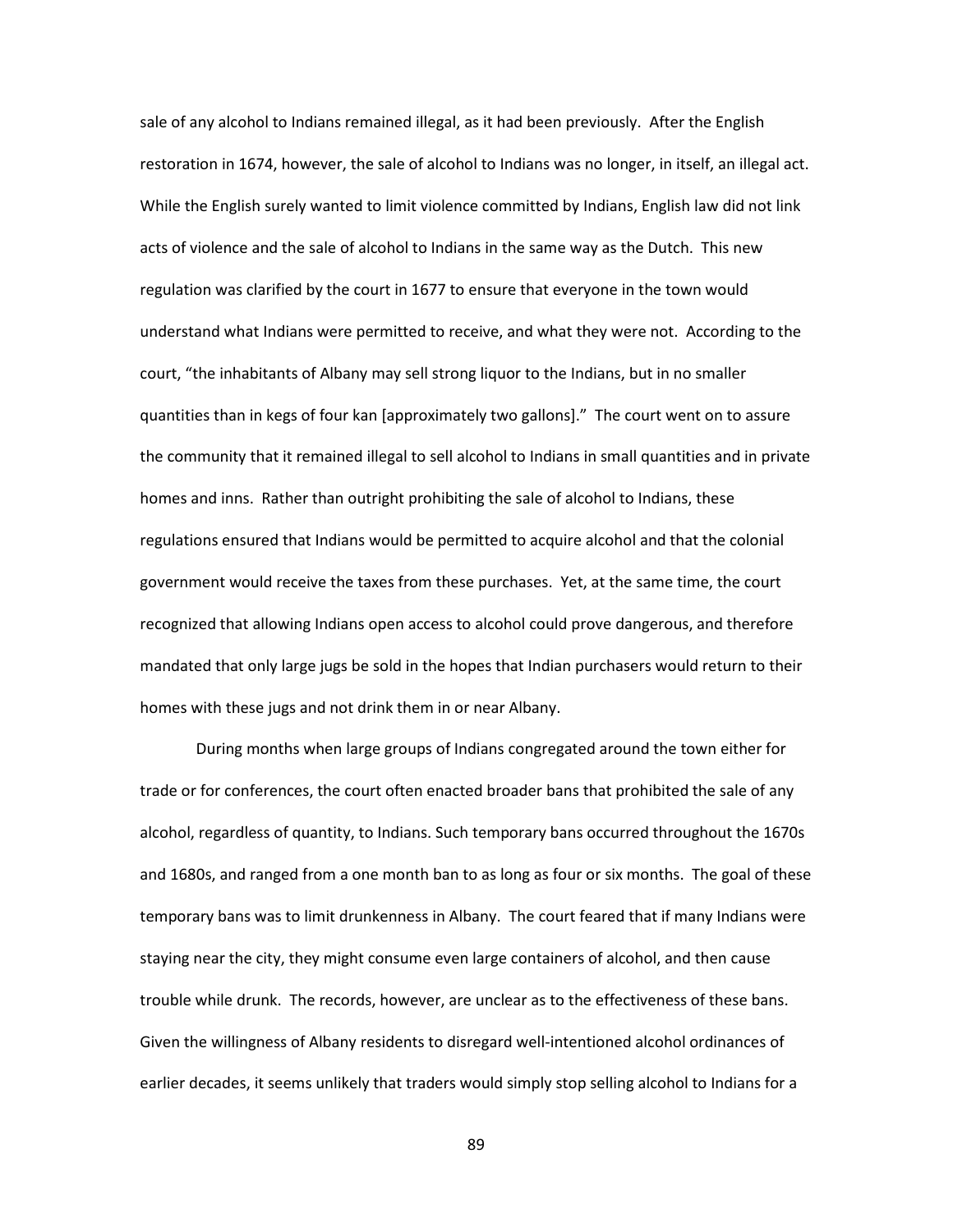sale of any alcohol to Indians remained illegal, as it had been previously. After the English restoration in 1674, however, the sale of alcohol to Indians was no longer, in itself, an illegal act. While the English surely wanted to limit violence committed by Indians, English law did not link acts of violence and the sale of alcohol to Indians in the same way as the Dutch. This new regulation was clarified by the court in 1677 to ensure that everyone in the town would understand what Indians were permitted to receive, and what they were not. According to the court, "the inhabitants of Albany may sell strong liquor to the Indians, but in no smaller quantities than in kegs of four kan [approximately two gallons]." The court went on to assure the community that it remained illegal to sell alcohol to Indians in small quantities and in private homes and inns. Rather than outright prohibiting the sale of alcohol to Indians, these regulations ensured that Indians would be permitted to acquire alcohol and that the colonial government would receive the taxes from these purchases. Yet, at the same time, the court recognized that allowing Indians open access to alcohol could prove dangerous, and therefore mandated that only large jugs be sold in the hopes that Indian purchasers would return to their homes with these jugs and not drink them in or near Albany.

During months when large groups of Indians congregated around the town either for trade or for conferences, the court often enacted broader bans that prohibited the sale of any alcohol, regardless of quantity, to Indians. Such temporary bans occurred throughout the 1670s and 1680s, and ranged from a one month ban to as long as four or six months. The goal of these temporary bans was to limit drunkenness in Albany. The court feared that if many Indians were staying near the city, they might consume even large containers of alcohol, and then cause trouble while drunk. The records, however, are unclear as to the effectiveness of these bans. Given the willingness of Albany residents to disregard well-intentioned alcohol ordinances of earlier decades, it seems unlikely that traders would simply stop selling alcohol to Indians for a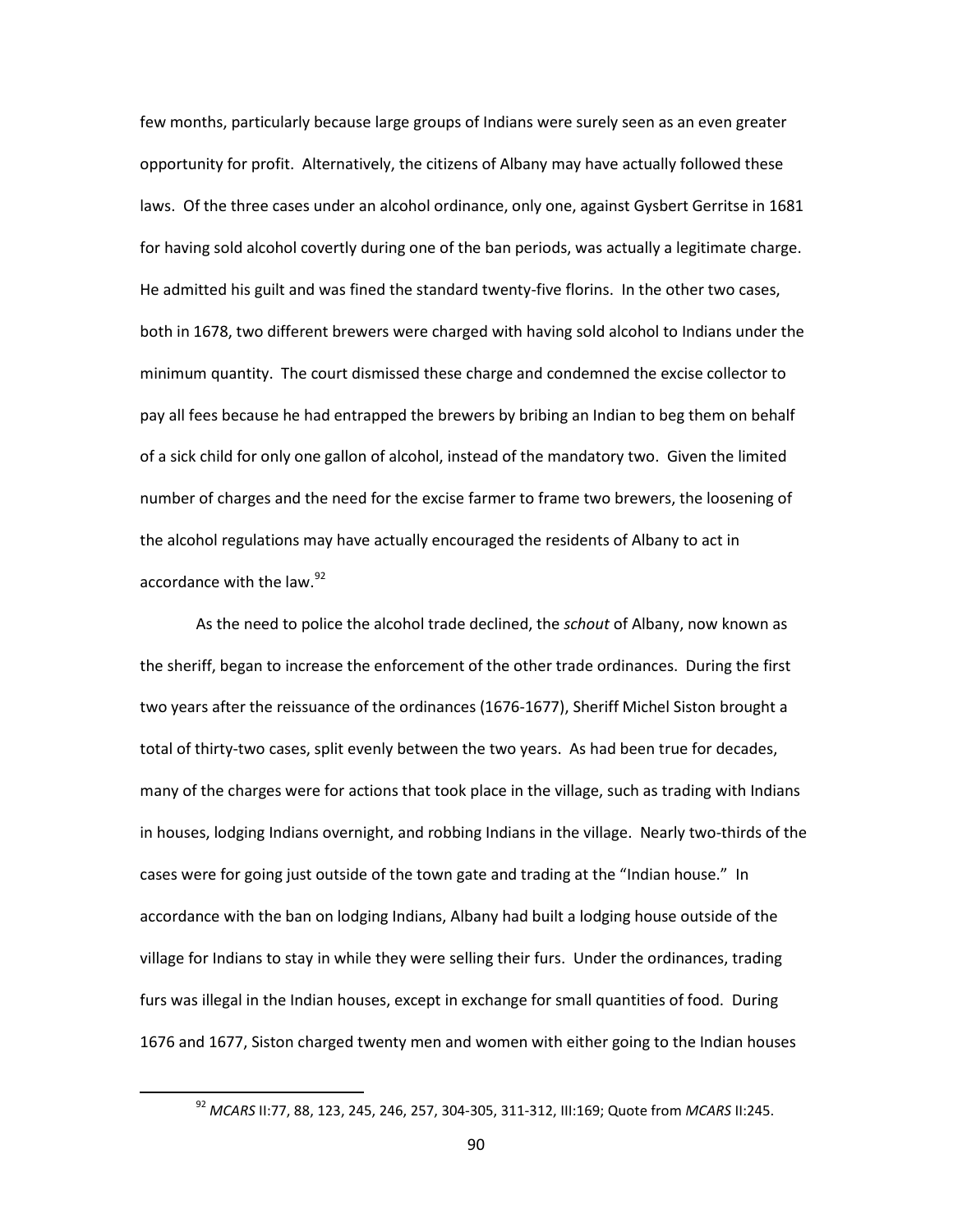few months, particularly because large groups of Indians were surely seen as an even greater opportunity for profit. Alternatively, the citizens of Albany may have actually followed these laws. Of the three cases under an alcohol ordinance, only one, against Gysbert Gerritse in 1681 for having sold alcohol covertly during one of the ban periods, was actually a legitimate charge. He admitted his guilt and was fined the standard twenty-five florins. In the other two cases, both in 1678, two different brewers were charged with having sold alcohol to Indians under the minimum quantity. The court dismissed these charge and condemned the excise collector to pay all fees because he had entrapped the brewers by bribing an Indian to beg them on behalf of a sick child for only one gallon of alcohol, instead of the mandatory two. Given the limited number of charges and the need for the excise farmer to frame two brewers, the loosening of the alcohol regulations may have actually encouraged the residents of Albany to act in accordance with the law.[92]

As the need to police the alcohol trade declined, the *schout* of Albany, now known as the sheriff, began to increase the enforcement of the other trade ordinances. During the first two years after the reissuance of the ordinances (1676-1677), Sheriff Michel Siston brought a total of thirty-two cases, split evenly between the two years. As had been true for decades, many of the charges were for actions that took place in the village, such as trading with Indians in houses, lodging Indians overnight, and robbing Indians in the village. Nearly two-thirds of the cases were for going just outside of the town gate and trading at the "Indian house." In accordance with the ban on lodging Indians, Albany had built a lodging house outside of the village for Indians to stay in while they were selling their furs. Under the ordinances, trading furs was illegal in the Indian houses, except in exchange for small quantities of food. During 1676 and 1677, Siston charged twenty men and women with either going to the Indian houses

[92] *MCARS* II:77, 88, 123, 245, 246, 257, 304-305, 311-312, III:169; Quote from *MCARS* II:245.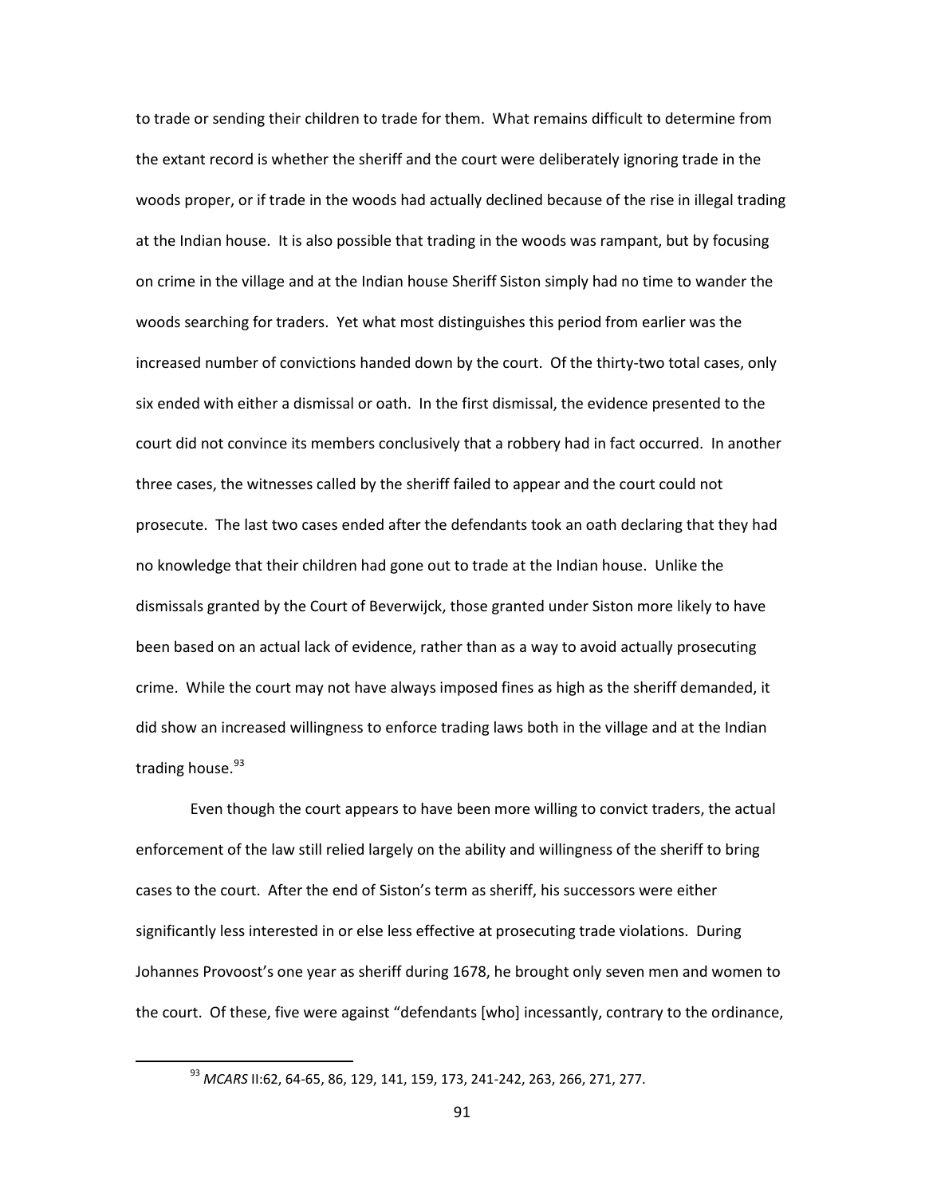to trade or sending their children to trade for them. What remains difficult to determine from the extant record is whether the sheriff and the court were deliberately ignoring trade in the woods proper, or if trade in the woods had actually declined because of the rise in illegal trading at the Indian house. It is also possible that trading in the woods was rampant, but by focusing on crime in the village and at the Indian house Sheriff Siston simply had no time to wander the woods searching for traders. Yet what most distinguishes this period from earlier was the increased number of convictions handed down by the court. Of the thirty-two total cases, only six ended with either a dismissal or oath. In the first dismissal, the evidence presented to the court did not convince its members conclusively that a robbery had in fact occurred. In another three cases, the witnesses called by the sheriff failed to appear and the court could not prosecute. The last two cases ended after the defendants took an oath declaring that they had no knowledge that their children had gone out to trade at the Indian house. Unlike the dismissals granted by the Court of Beverwijck, those granted under Siston more likely to have been based on an actual lack of evidence, rather than as a way to avoid actually prosecuting crime. While the court may not have always imposed fines as high as the sheriff demanded, it did show an increased willingness to enforce trading laws both in the village and at the Indian trading house.[93]

Even though the court appears to have been more willing to convict traders, the actual enforcement of the law still relied largely on the ability and willingness of the sheriff to bring cases to the court. After the end of Siston's term as sheriff, his successors were either significantly less interested in or else less effective at prosecuting trade violations. During Johannes Provoost's one year as sheriff during 1678, he brought only seven men and women to the court. Of these, five were against "defendants [who] incessantly, contrary to the ordinance,

---

[93] *MCARS* II:62, 64-65, 86, 129, 141, 159, 173, 241-242, 263, 266, 271, 277.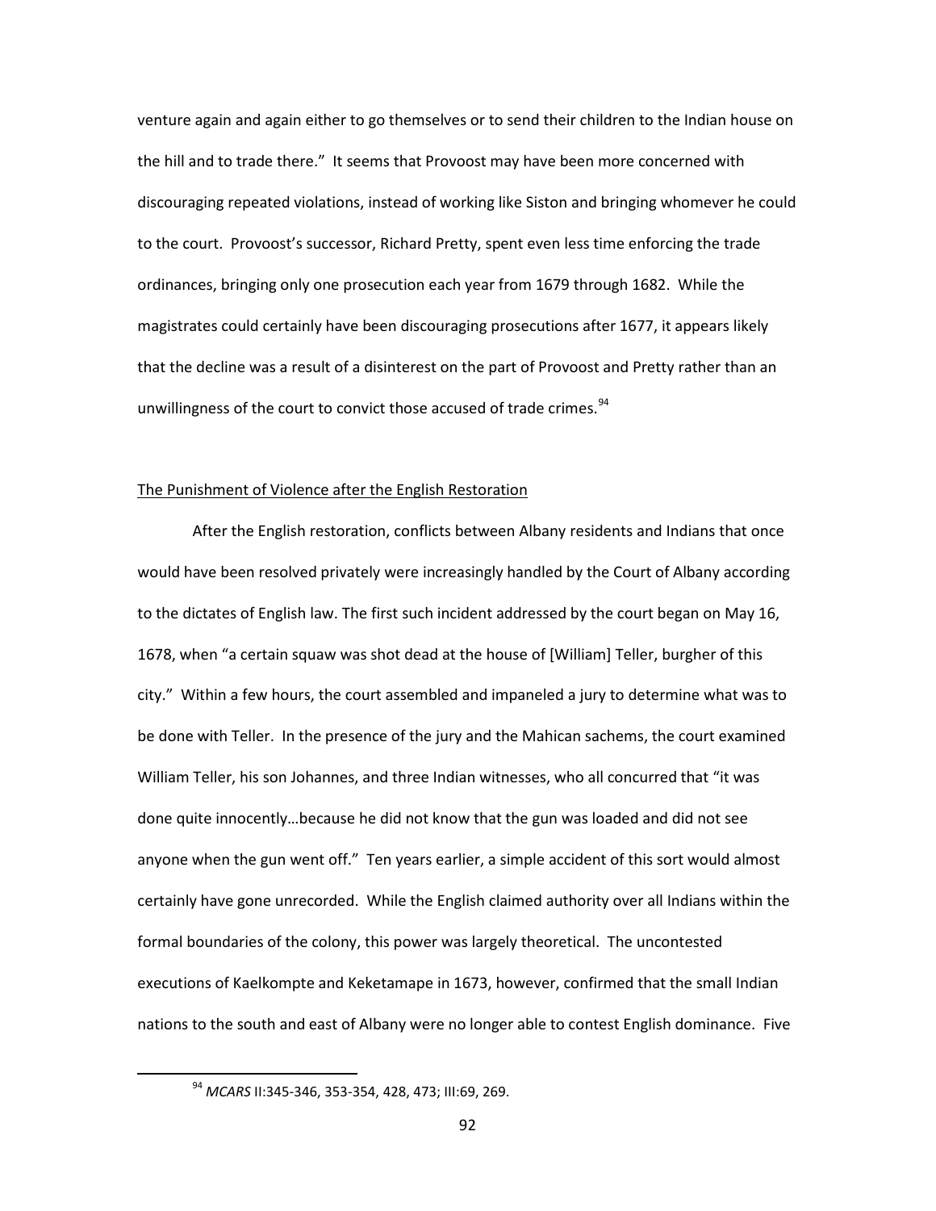venture again and again either to go themselves or to send their children to the Indian house on the hill and to trade there." It seems that Provoost may have been more concerned with discouraging repeated violations, instead of working like Siston and bringing whomever he could to the court. Provoost's successor, Richard Pretty, spent even less time enforcing the trade ordinances, bringing only one prosecution each year from 1679 through 1682. While the magistrates could certainly have been discouraging prosecutions after 1677, it appears likely that the decline was a result of a disinterest on the part of Provoost and Pretty rather than an unwillingness of the court to convict those accused of trade crimes.[94]

## The Punishment of Violence after the English Restoration

After the English restoration, conflicts between Albany residents and Indians that once would have been resolved privately were increasingly handled by the Court of Albany according to the dictates of English law. The first such incident addressed by the court began on May 16, 1678, when "a certain squaw was shot dead at the house of [William] Teller, burgher of this city." Within a few hours, the court assembled and impaneled a jury to determine what was to be done with Teller. In the presence of the jury and the Mahican sachems, the court examined William Teller, his son Johannes, and three Indian witnesses, who all concurred that "it was done quite innocently…because he did not know that the gun was loaded and did not see anyone when the gun went off." Ten years earlier, a simple accident of this sort would almost certainly have gone unrecorded. While the English claimed authority over all Indians within the formal boundaries of the colony, this power was largely theoretical. The uncontested executions of Kaelkompte and Keketamape in 1673, however, confirmed that the small Indian nations to the south and east of Albany were no longer able to contest English dominance. Five

[94] *MCARS* II:345-346, 353-354, 428, 473; III:69, 269.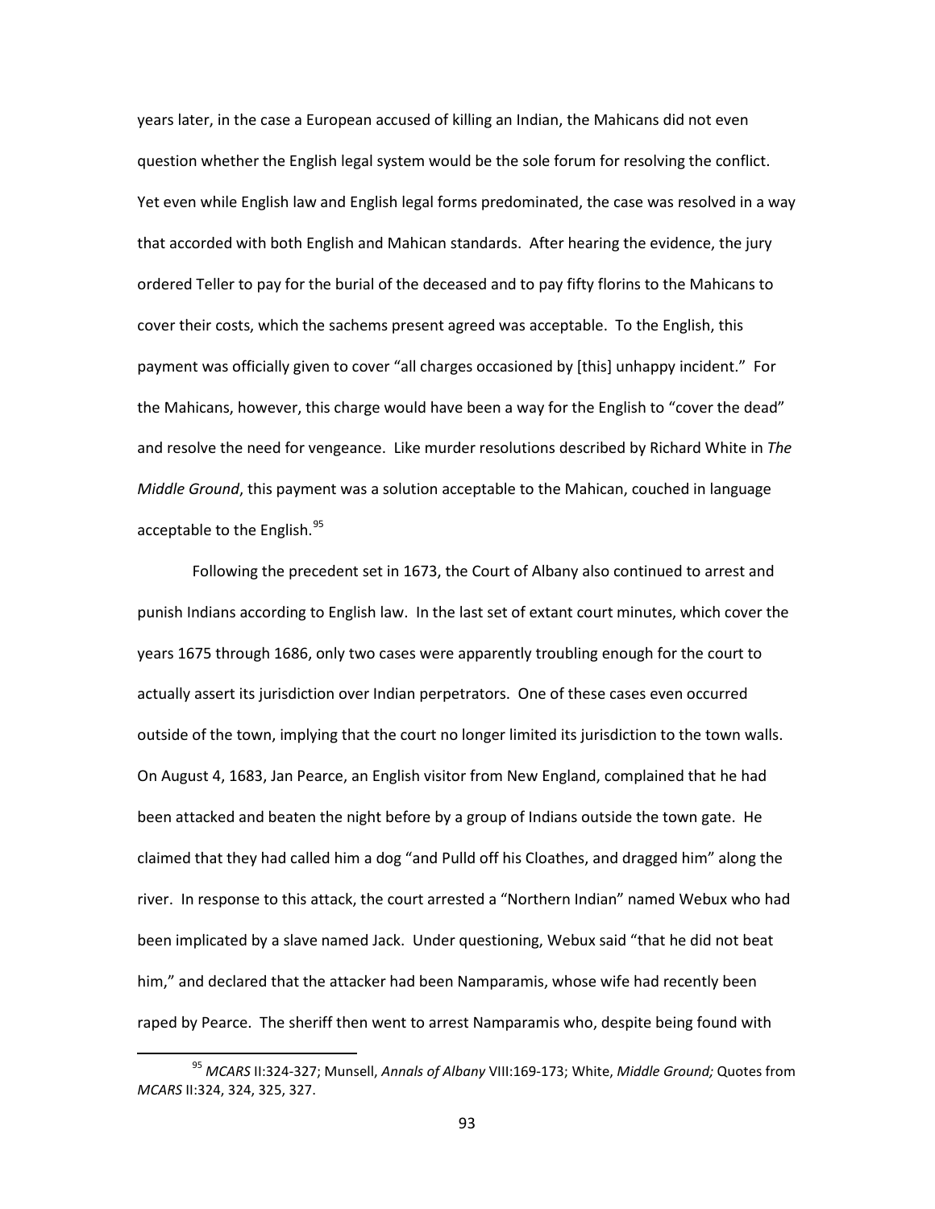years later, in the case a European accused of killing an Indian, the Mahicans did not even question whether the English legal system would be the sole forum for resolving the conflict. Yet even while English law and English legal forms predominated, the case was resolved in a way that accorded with both English and Mahican standards. After hearing the evidence, the jury ordered Teller to pay for the burial of the deceased and to pay fifty florins to the Mahicans to cover their costs, which the sachems present agreed was acceptable. To the English, this payment was officially given to cover "all charges occasioned by [this] unhappy incident." For the Mahicans, however, this charge would have been a way for the English to "cover the dead" and resolve the need for vengeance. Like murder resolutions described by Richard White in *The Middle Ground*, this payment was a solution acceptable to the Mahican, couched in language acceptable to the English.[95]

Following the precedent set in 1673, the Court of Albany also continued to arrest and punish Indians according to English law. In the last set of extant court minutes, which cover the years 1675 through 1686, only two cases were apparently troubling enough for the court to actually assert its jurisdiction over Indian perpetrators. One of these cases even occurred outside of the town, implying that the court no longer limited its jurisdiction to the town walls. On August 4, 1683, Jan Pearce, an English visitor from New England, complained that he had been attacked and beaten the night before by a group of Indians outside the town gate. He claimed that they had called him a dog "and Pulld off his Cloathes, and dragged him" along the river. In response to this attack, the court arrested a "Northern Indian" named Webux who had been implicated by a slave named Jack. Under questioning, Webux said "that he did not beat him," and declared that the attacker had been Namparamis, whose wife had recently been raped by Pearce. The sheriff then went to arrest Namparamis who, despite being found with

---

[95] *MCARS* II:324-327; Munsell, *Annals of Albany* VIII:169-173; White, *Middle Ground;* Quotes from *MCARS* II:324, 324, 325, 327.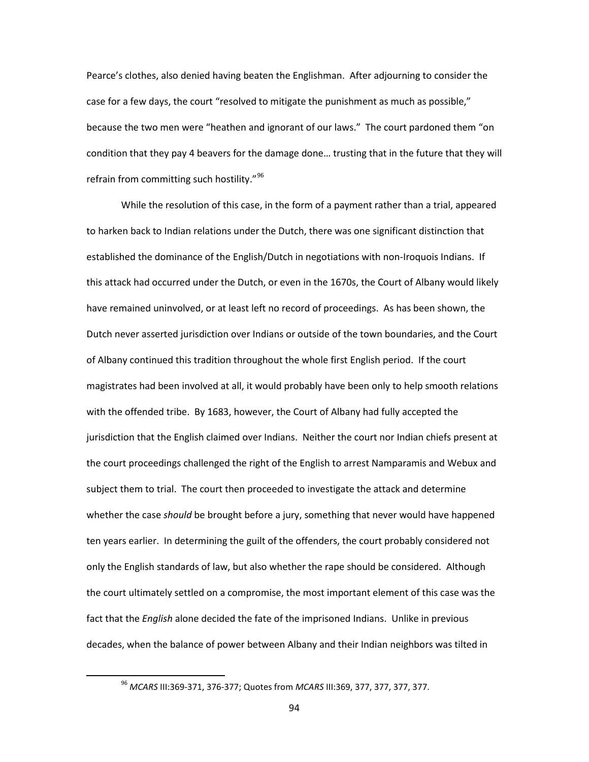Pearce's clothes, also denied having beaten the Englishman. After adjourning to consider the case for a few days, the court "resolved to mitigate the punishment as much as possible," because the two men were "heathen and ignorant of our laws." The court pardoned them "on condition that they pay 4 beavers for the damage done… trusting that in the future that they will refrain from committing such hostility."[96]

While the resolution of this case, in the form of a payment rather than a trial, appeared to harken back to Indian relations under the Dutch, there was one significant distinction that established the dominance of the English/Dutch in negotiations with non-Iroquois Indians. If this attack had occurred under the Dutch, or even in the 1670s, the Court of Albany would likely have remained uninvolved, or at least left no record of proceedings. As has been shown, the Dutch never asserted jurisdiction over Indians or outside of the town boundaries, and the Court of Albany continued this tradition throughout the whole first English period. If the court magistrates had been involved at all, it would probably have been only to help smooth relations with the offended tribe. By 1683, however, the Court of Albany had fully accepted the jurisdiction that the English claimed over Indians. Neither the court nor Indian chiefs present at the court proceedings challenged the right of the English to arrest Namparamis and Webux and subject them to trial. The court then proceeded to investigate the attack and determine whether the case *should* be brought before a jury, something that never would have happened ten years earlier. In determining the guilt of the offenders, the court probably considered not only the English standards of law, but also whether the rape should be considered. Although the court ultimately settled on a compromise, the most important element of this case was the fact that the *English* alone decided the fate of the imprisoned Indians. Unlike in previous decades, when the balance of power between Albany and their Indian neighbors was tilted in

[96] *MCARS* III:369-371, 376-377; Quotes from *MCARS* III:369, 377, 377, 377, 377.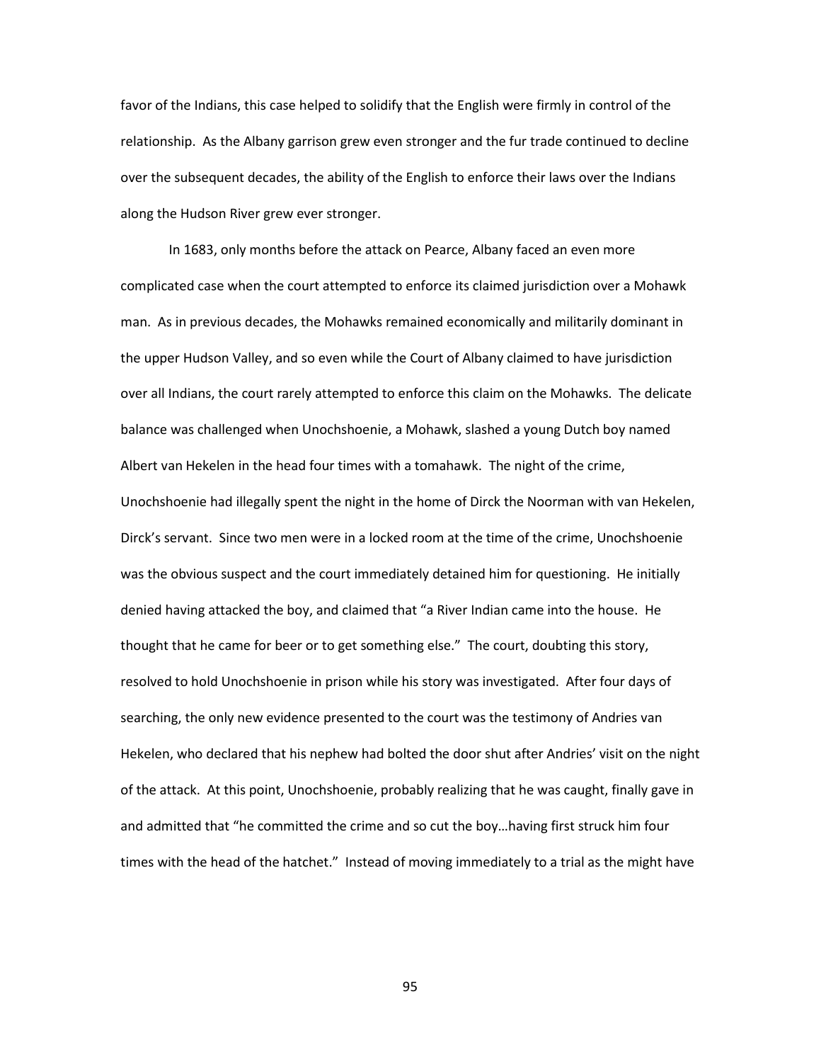favor of the Indians, this case helped to solidify that the English were firmly in control of the relationship. As the Albany garrison grew even stronger and the fur trade continued to decline over the subsequent decades, the ability of the English to enforce their laws over the Indians along the Hudson River grew ever stronger.

In 1683, only months before the attack on Pearce, Albany faced an even more complicated case when the court attempted to enforce its claimed jurisdiction over a Mohawk man. As in previous decades, the Mohawks remained economically and militarily dominant in the upper Hudson Valley, and so even while the Court of Albany claimed to have jurisdiction over all Indians, the court rarely attempted to enforce this claim on the Mohawks. The delicate balance was challenged when Unochshoenie, a Mohawk, slashed a young Dutch boy named Albert van Hekelen in the head four times with a tomahawk. The night of the crime, Unochshoenie had illegally spent the night in the home of Dirck the Noorman with van Hekelen, Dirck's servant. Since two men were in a locked room at the time of the crime, Unochshoenie was the obvious suspect and the court immediately detained him for questioning. He initially denied having attacked the boy, and claimed that "a River Indian came into the house. He thought that he came for beer or to get something else." The court, doubting this story, resolved to hold Unochshoenie in prison while his story was investigated. After four days of searching, the only new evidence presented to the court was the testimony of Andries van Hekelen, who declared that his nephew had bolted the door shut after Andries' visit on the night of the attack. At this point, Unochshoenie, probably realizing that he was caught, finally gave in and admitted that "he committed the crime and so cut the boy…having first struck him four times with the head of the hatchet." Instead of moving immediately to a trial as the might have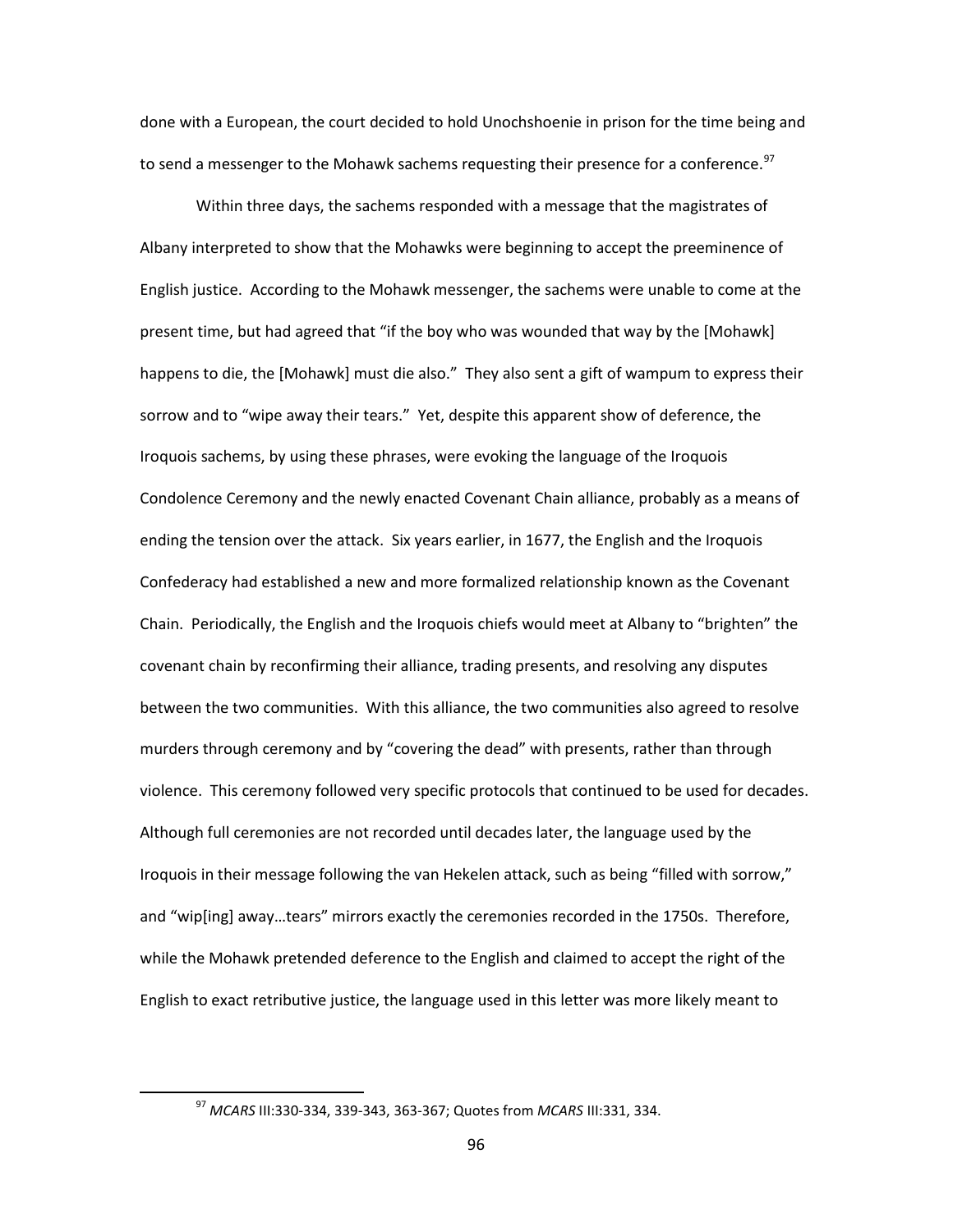done with a European, the court decided to hold Unochshoenie in prison for the time being and to send a messenger to the Mohawk sachems requesting their presence for a conference.[97]

Within three days, the sachems responded with a message that the magistrates of Albany interpreted to show that the Mohawks were beginning to accept the preeminence of English justice. According to the Mohawk messenger, the sachems were unable to come at the present time, but had agreed that "if the boy who was wounded that way by the [Mohawk] happens to die, the [Mohawk] must die also." They also sent a gift of wampum to express their sorrow and to "wipe away their tears." Yet, despite this apparent show of deference, the Iroquois sachems, by using these phrases, were evoking the language of the Iroquois Condolence Ceremony and the newly enacted Covenant Chain alliance, probably as a means of ending the tension over the attack. Six years earlier, in 1677, the English and the Iroquois Confederacy had established a new and more formalized relationship known as the Covenant Chain. Periodically, the English and the Iroquois chiefs would meet at Albany to "brighten" the covenant chain by reconfirming their alliance, trading presents, and resolving any disputes between the two communities. With this alliance, the two communities also agreed to resolve murders through ceremony and by "covering the dead" with presents, rather than through violence. This ceremony followed very specific protocols that continued to be used for decades. Although full ceremonies are not recorded until decades later, the language used by the Iroquois in their message following the van Hekelen attack, such as being "filled with sorrow," and "wip[ing] away…tears" mirrors exactly the ceremonies recorded in the 1750s. Therefore, while the Mohawk pretended deference to the English and claimed to accept the right of the English to exact retributive justice, the language used in this letter was more likely meant to

[97] *MCARS* III:330-334, 339-343, 363-367; Quotes from *MCARS* III:331, 334.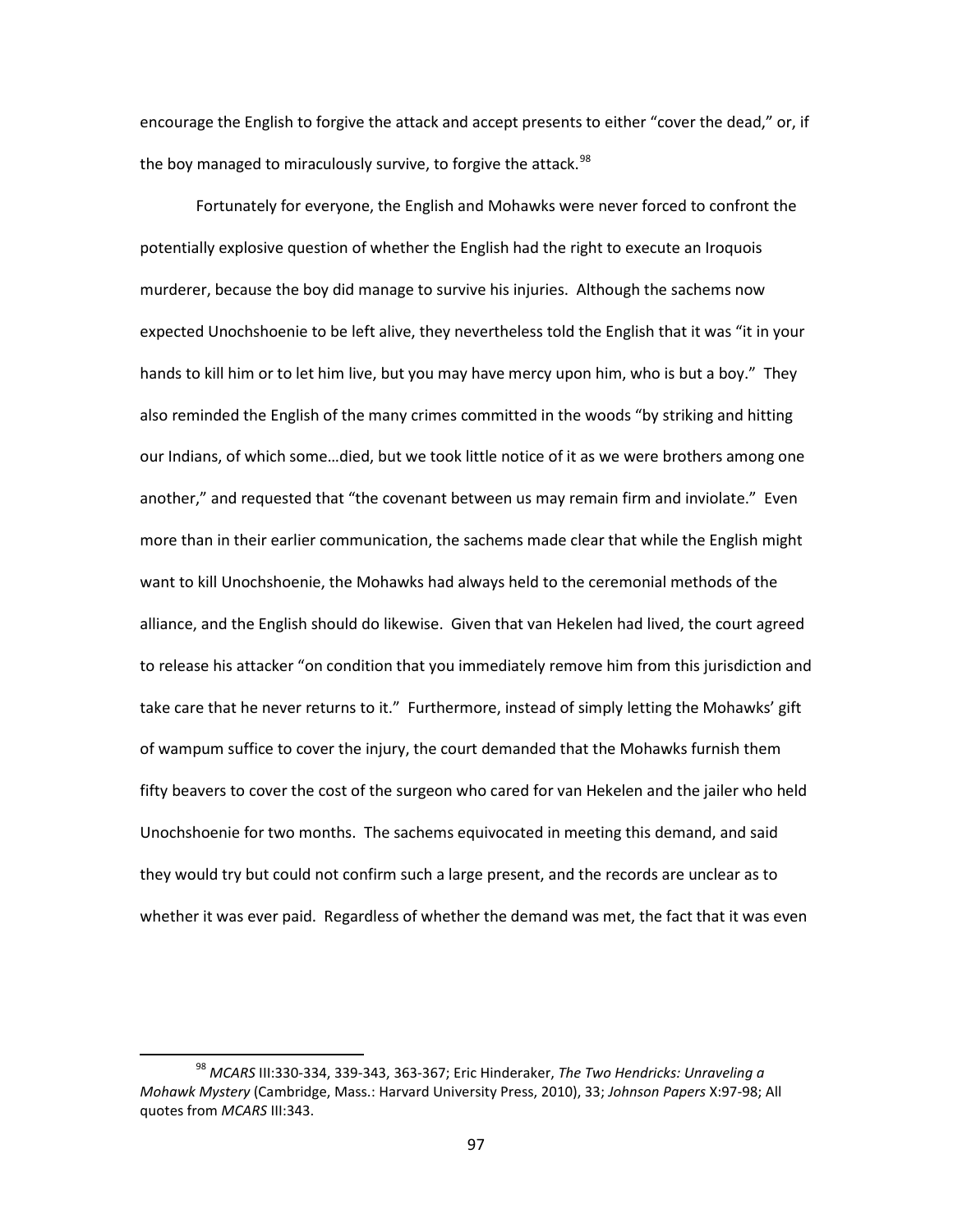encourage the English to forgive the attack and accept presents to either "cover the dead," or, if the boy managed to miraculously survive, to forgive the attack.[98]

Fortunately for everyone, the English and Mohawks were never forced to confront the potentially explosive question of whether the English had the right to execute an Iroquois murderer, because the boy did manage to survive his injuries. Although the sachems now expected Unochshoenie to be left alive, they nevertheless told the English that it was "it in your hands to kill him or to let him live, but you may have mercy upon him, who is but a boy." They also reminded the English of the many crimes committed in the woods "by striking and hitting our Indians, of which some…died, but we took little notice of it as we were brothers among one another," and requested that "the covenant between us may remain firm and inviolate." Even more than in their earlier communication, the sachems made clear that while the English might want to kill Unochshoenie, the Mohawks had always held to the ceremonial methods of the alliance, and the English should do likewise. Given that van Hekelen had lived, the court agreed to release his attacker "on condition that you immediately remove him from this jurisdiction and take care that he never returns to it." Furthermore, instead of simply letting the Mohawks' gift of wampum suffice to cover the injury, the court demanded that the Mohawks furnish them fifty beavers to cover the cost of the surgeon who cared for van Hekelen and the jailer who held Unochshoenie for two months. The sachems equivocated in meeting this demand, and said they would try but could not confirm such a large present, and the records are unclear as to whether it was ever paid. Regardless of whether the demand was met, the fact that it was even

---

[98] *MCARS* III:330-334, 339-343, 363-367; Eric Hinderaker, *The Two Hendricks: Unraveling a Mohawk Mystery* (Cambridge, Mass.: Harvard University Press, 2010), 33; *Johnson Papers* X:97-98; All quotes from *MCARS* III:343.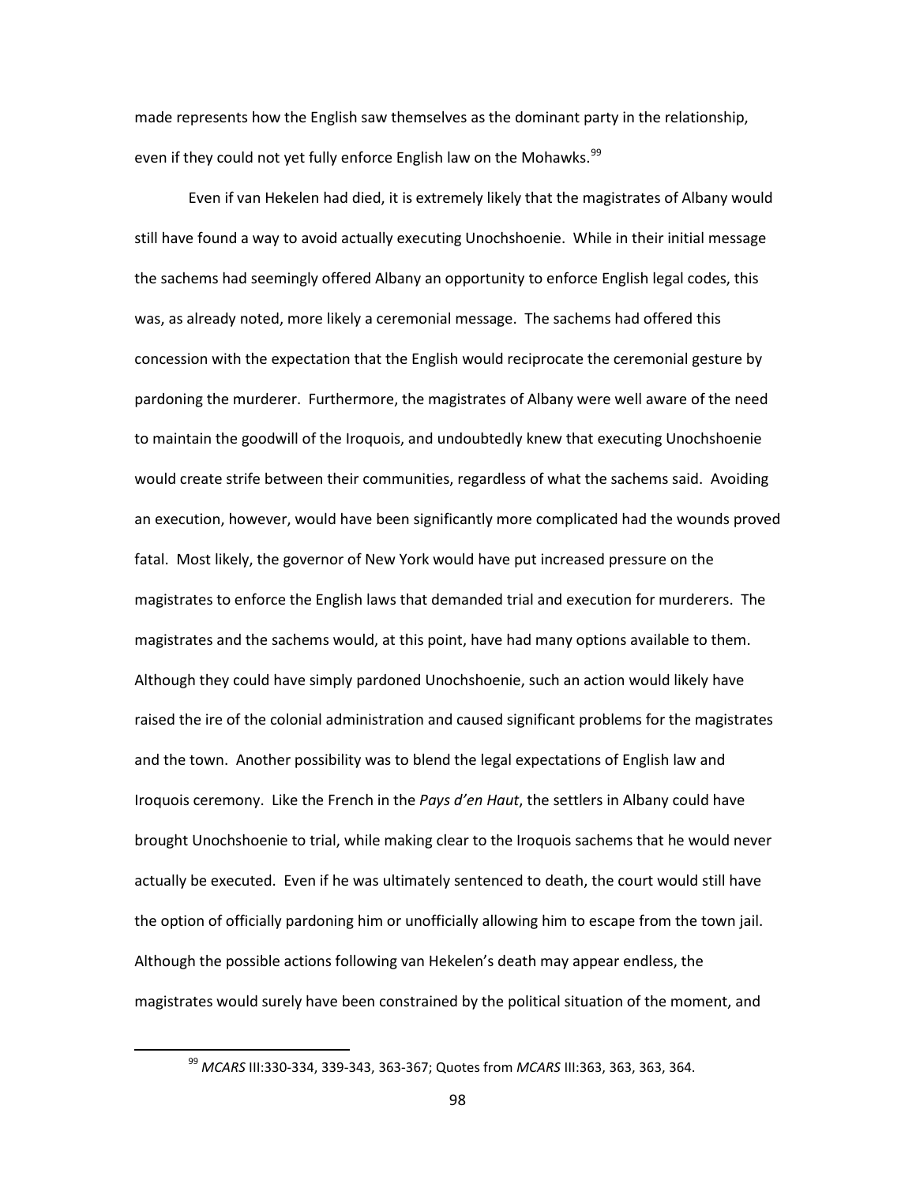made represents how the English saw themselves as the dominant party in the relationship, even if they could not yet fully enforce English law on the Mohawks.[99]

Even if van Hekelen had died, it is extremely likely that the magistrates of Albany would still have found a way to avoid actually executing Unochshoenie. While in their initial message the sachems had seemingly offered Albany an opportunity to enforce English legal codes, this was, as already noted, more likely a ceremonial message. The sachems had offered this concession with the expectation that the English would reciprocate the ceremonial gesture by pardoning the murderer. Furthermore, the magistrates of Albany were well aware of the need to maintain the goodwill of the Iroquois, and undoubtedly knew that executing Unochshoenie would create strife between their communities, regardless of what the sachems said. Avoiding an execution, however, would have been significantly more complicated had the wounds proved fatal. Most likely, the governor of New York would have put increased pressure on the magistrates to enforce the English laws that demanded trial and execution for murderers. The magistrates and the sachems would, at this point, have had many options available to them. Although they could have simply pardoned Unochshoenie, such an action would likely have raised the ire of the colonial administration and caused significant problems for the magistrates and the town. Another possibility was to blend the legal expectations of English law and Iroquois ceremony. Like the French in the *Pays d'en Haut*, the settlers in Albany could have brought Unochshoenie to trial, while making clear to the Iroquois sachems that he would never actually be executed. Even if he was ultimately sentenced to death, the court would still have the option of officially pardoning him or unofficially allowing him to escape from the town jail. Although the possible actions following van Hekelen's death may appear endless, the magistrates would surely have been constrained by the political situation of the moment, and

[99] *MCARS* III:330-334, 339-343, 363-367; Quotes from *MCARS* III:363, 363, 363, 364.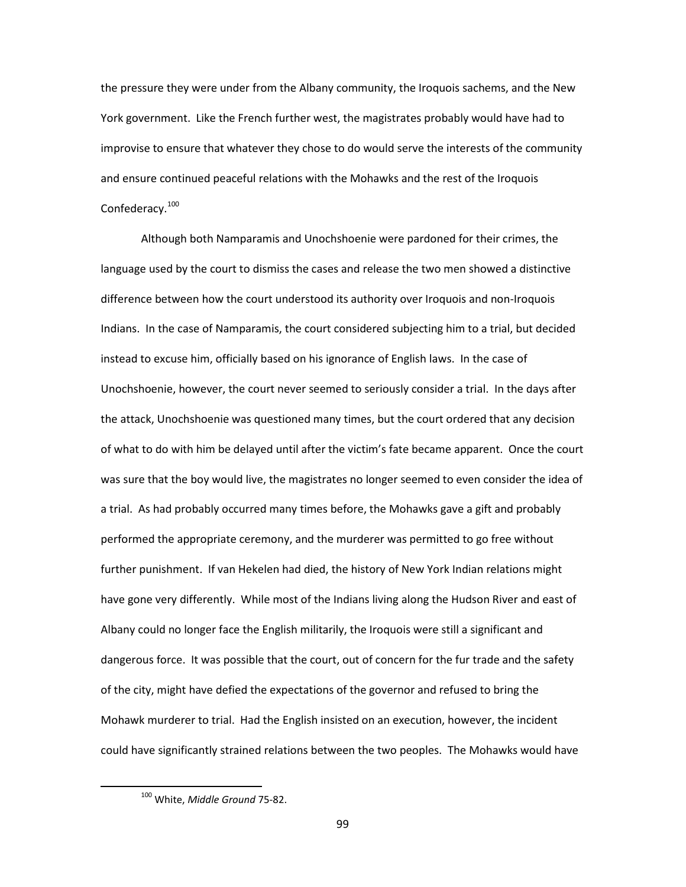the pressure they were under from the Albany community, the Iroquois sachems, and the New York government. Like the French further west, the magistrates probably would have had to improvise to ensure that whatever they chose to do would serve the interests of the community and ensure continued peaceful relations with the Mohawks and the rest of the Iroquois Confederacy.[100]

Although both Namparamis and Unochshoenie were pardoned for their crimes, the language used by the court to dismiss the cases and release the two men showed a distinctive difference between how the court understood its authority over Iroquois and non-Iroquois Indians. In the case of Namparamis, the court considered subjecting him to a trial, but decided instead to excuse him, officially based on his ignorance of English laws. In the case of Unochshoenie, however, the court never seemed to seriously consider a trial. In the days after the attack, Unochshoenie was questioned many times, but the court ordered that any decision of what to do with him be delayed until after the victim's fate became apparent. Once the court was sure that the boy would live, the magistrates no longer seemed to even consider the idea of a trial. As had probably occurred many times before, the Mohawks gave a gift and probably performed the appropriate ceremony, and the murderer was permitted to go free without further punishment. If van Hekelen had died, the history of New York Indian relations might have gone very differently. While most of the Indians living along the Hudson River and east of Albany could no longer face the English militarily, the Iroquois were still a significant and dangerous force. It was possible that the court, out of concern for the fur trade and the safety of the city, might have defied the expectations of the governor and refused to bring the Mohawk murderer to trial. Had the English insisted on an execution, however, the incident could have significantly strained relations between the two peoples. The Mohawks would have

[100] White, *Middle Ground* 75-82.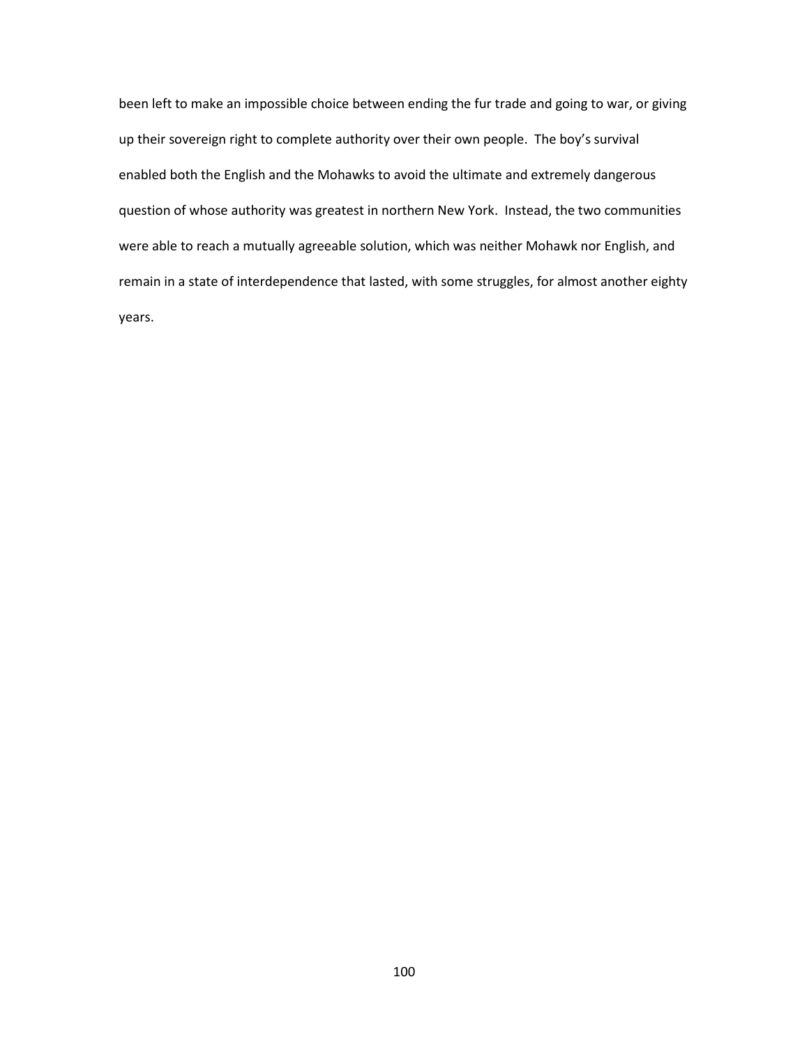been left to make an impossible choice between ending the fur trade and going to war, or giving up their sovereign right to complete authority over their own people. The boy's survival enabled both the English and the Mohawks to avoid the ultimate and extremely dangerous question of whose authority was greatest in northern New York. Instead, the two communities were able to reach a mutually agreeable solution, which was neither Mohawk nor English, and remain in a state of interdependence that lasted, with some struggles, for almost another eighty years.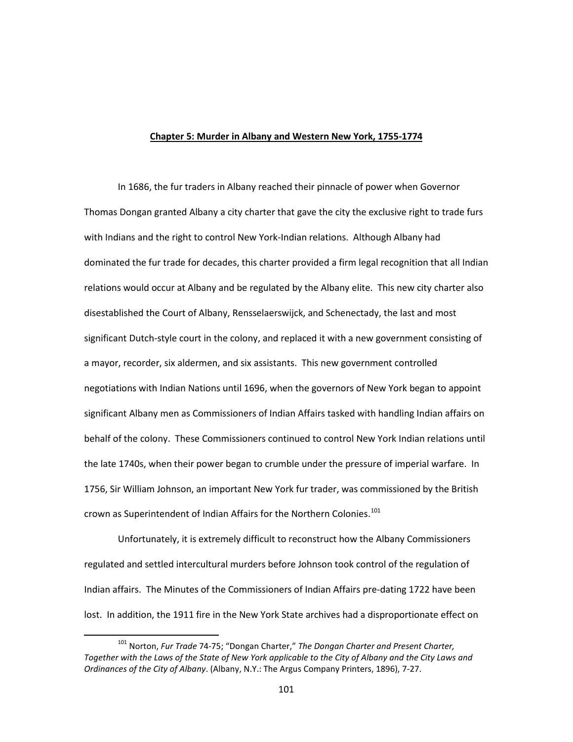## **Chapter 5: Murder in Albany and Western New York, 1755-1774**

In 1686, the fur traders in Albany reached their pinnacle of power when Governor Thomas Dongan granted Albany a city charter that gave the city the exclusive right to trade furs with Indians and the right to control New York-Indian relations. Although Albany had dominated the fur trade for decades, this charter provided a firm legal recognition that all Indian relations would occur at Albany and be regulated by the Albany elite. This new city charter also disestablished the Court of Albany, Rensselaerswijck, and Schenectady, the last and most significant Dutch-style court in the colony, and replaced it with a new government consisting of a mayor, recorder, six aldermen, and six assistants. This new government controlled negotiations with Indian Nations until 1696, when the governors of New York began to appoint significant Albany men as Commissioners of Indian Affairs tasked with handling Indian affairs on behalf of the colony. These Commissioners continued to control New York Indian relations until the late 1740s, when their power began to crumble under the pressure of imperial warfare. In 1756, Sir William Johnson, an important New York fur trader, was commissioned by the British crown as Superintendent of Indian Affairs for the Northern Colonies.[101]

Unfortunately, it is extremely difficult to reconstruct how the Albany Commissioners regulated and settled intercultural murders before Johnson took control of the regulation of Indian affairs. The Minutes of the Commissioners of Indian Affairs pre-dating 1722 have been lost. In addition, the 1911 fire in the New York State archives had a disproportionate effect on

[101] Norton, *Fur Trade* 74-75; "Dongan Charter," *The Dongan Charter and Present Charter, Together with the Laws of the State of New York applicable to the City of Albany and the City Laws and Ordinances of the City of Albany*. (Albany, N.Y.: The Argus Company Printers, 1896), 7-27.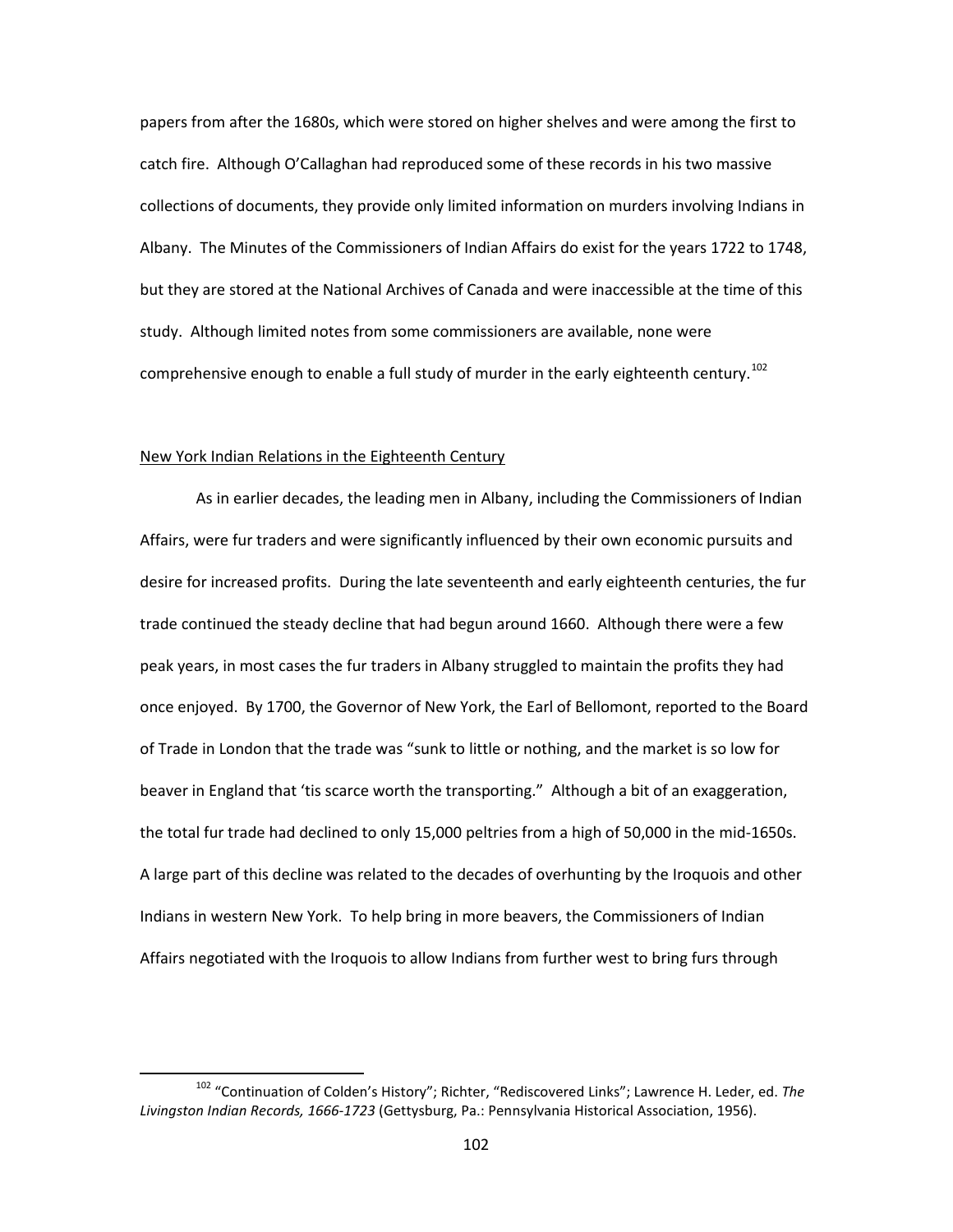papers from after the 1680s, which were stored on higher shelves and were among the first to catch fire. Although O'Callaghan had reproduced some of these records in his two massive collections of documents, they provide only limited information on murders involving Indians in Albany. The Minutes of the Commissioners of Indian Affairs do exist for the years 1722 to 1748, but they are stored at the National Archives of Canada and were inaccessible at the time of this study. Although limited notes from some commissioners are available, none were comprehensive enough to enable a full study of murder in the early eighteenth century.[102]

## New York Indian Relations in the Eighteenth Century

As in earlier decades, the leading men in Albany, including the Commissioners of Indian Affairs, were fur traders and were significantly influenced by their own economic pursuits and desire for increased profits. During the late seventeenth and early eighteenth centuries, the fur trade continued the steady decline that had begun around 1660. Although there were a few peak years, in most cases the fur traders in Albany struggled to maintain the profits they had once enjoyed. By 1700, the Governor of New York, the Earl of Bellomont, reported to the Board of Trade in London that the trade was "sunk to little or nothing, and the market is so low for beaver in England that 'tis scarce worth the transporting." Although a bit of an exaggeration, the total fur trade had declined to only 15,000 peltries from a high of 50,000 in the mid-1650s. A large part of this decline was related to the decades of overhunting by the Iroquois and other Indians in western New York. To help bring in more beavers, the Commissioners of Indian Affairs negotiated with the Iroquois to allow Indians from further west to bring furs through

[102] "Continuation of Colden's History"; Richter, "Rediscovered Links"; Lawrence H. Leder, ed. *The Livingston Indian Records, 1666-1723* (Gettysburg, Pa.: Pennsylvania Historical Association, 1956).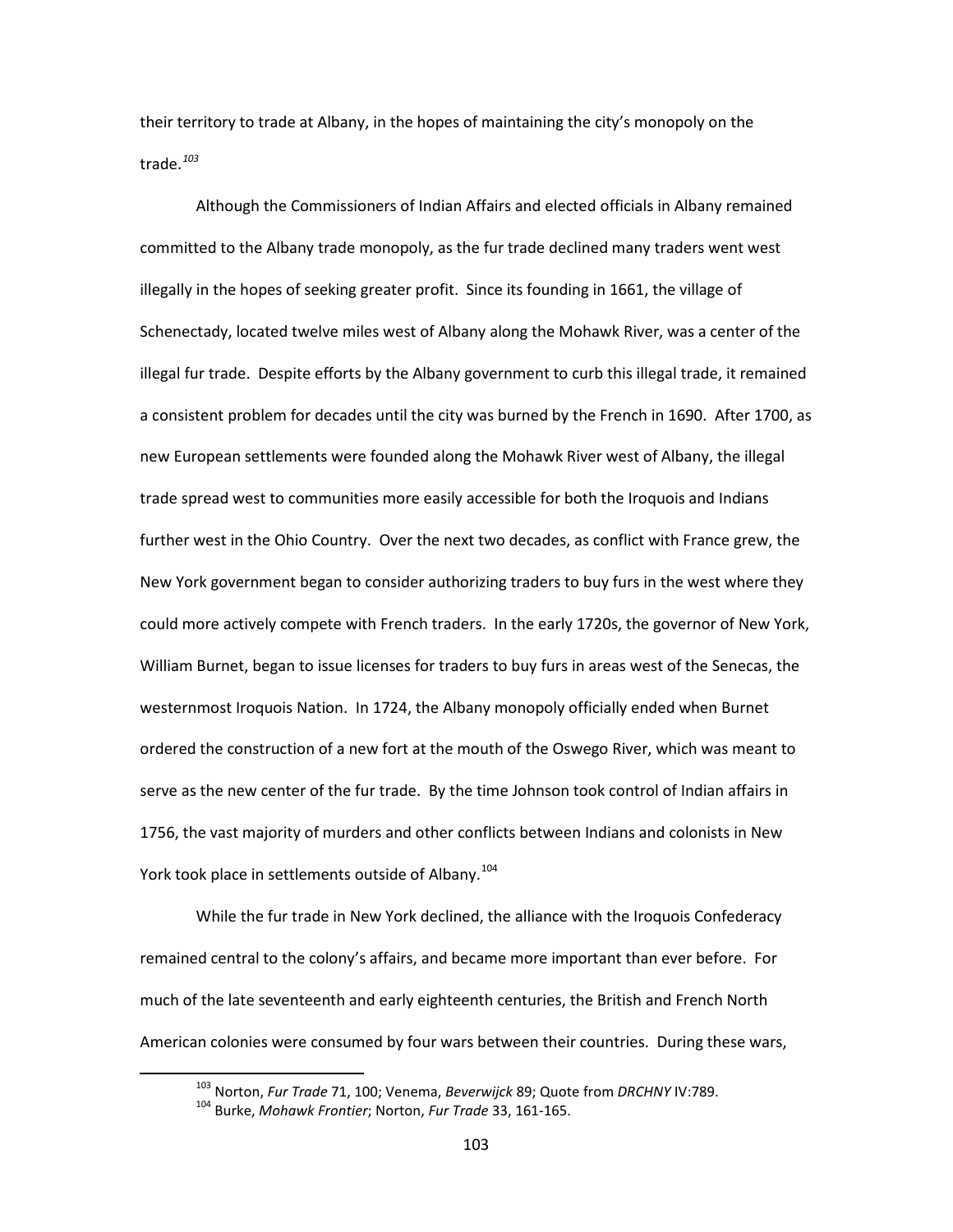their territory to trade at Albany, in the hopes of maintaining the city's monopoly on the trade.[103]

Although the Commissioners of Indian Affairs and elected officials in Albany remained committed to the Albany trade monopoly, as the fur trade declined many traders went west illegally in the hopes of seeking greater profit. Since its founding in 1661, the village of Schenectady, located twelve miles west of Albany along the Mohawk River, was a center of the illegal fur trade. Despite efforts by the Albany government to curb this illegal trade, it remained a consistent problem for decades until the city was burned by the French in 1690. After 1700, as new European settlements were founded along the Mohawk River west of Albany, the illegal trade spread west to communities more easily accessible for both the Iroquois and Indians further west in the Ohio Country. Over the next two decades, as conflict with France grew, the New York government began to consider authorizing traders to buy furs in the west where they could more actively compete with French traders. In the early 1720s, the governor of New York, William Burnet, began to issue licenses for traders to buy furs in areas west of the Senecas, the westernmost Iroquois Nation. In 1724, the Albany monopoly officially ended when Burnet ordered the construction of a new fort at the mouth of the Oswego River, which was meant to serve as the new center of the fur trade. By the time Johnson took control of Indian affairs in 1756, the vast majority of murders and other conflicts between Indians and colonists in New York took place in settlements outside of Albany.[104]

While the fur trade in New York declined, the alliance with the Iroquois Confederacy remained central to the colony's affairs, and became more important than ever before. For much of the late seventeenth and early eighteenth centuries, the British and French North American colonies were consumed by four wars between their countries. During these wars,

---

[103] Norton, *Fur Trade* 71, 100; Venema, *Beverwijck* 89; Quote from *DRCHNY* IV:789.

[104] Burke, *Mohawk Frontier*; Norton, *Fur Trade* 33, 161-165.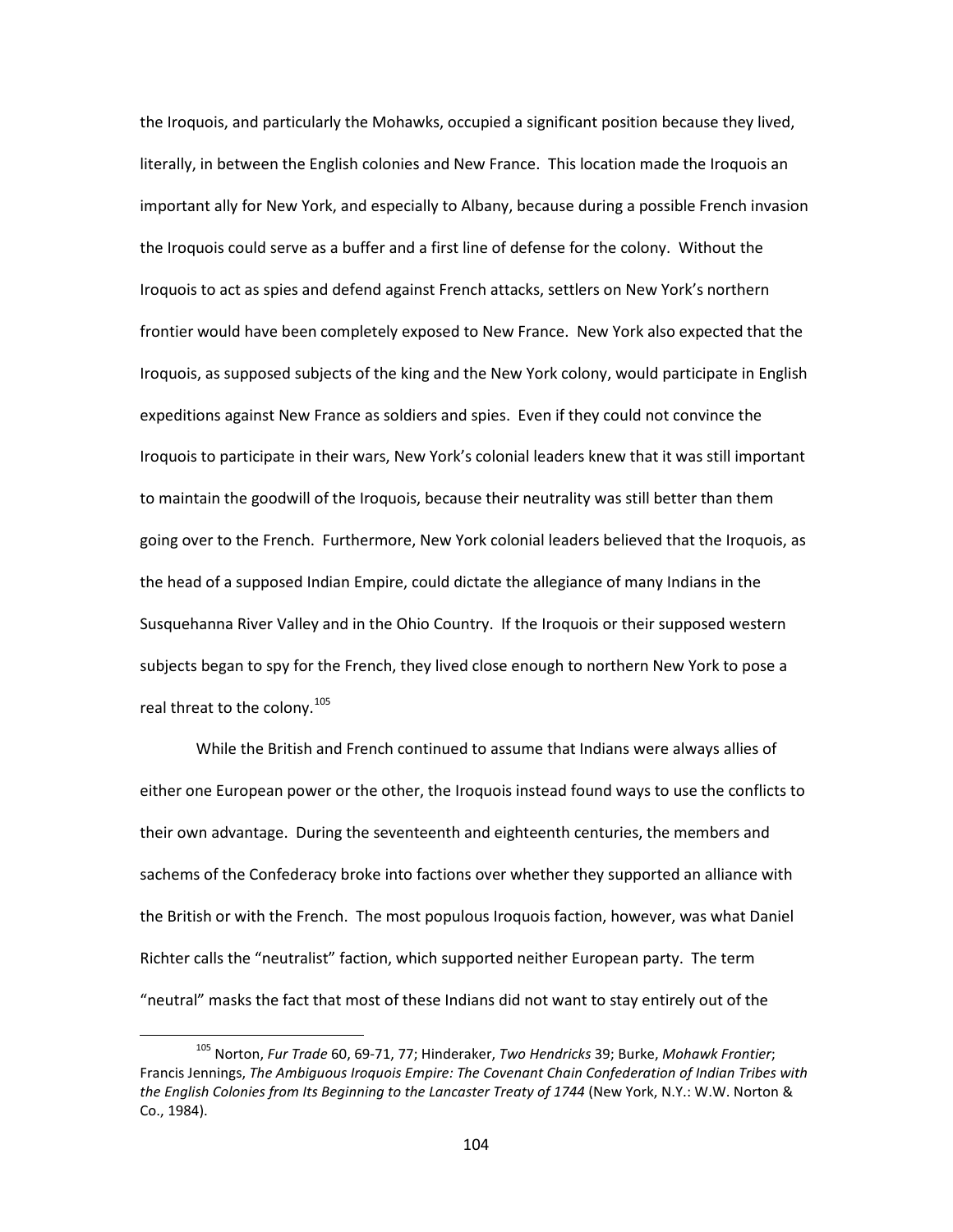the Iroquois, and particularly the Mohawks, occupied a significant position because they lived, literally, in between the English colonies and New France. This location made the Iroquois an important ally for New York, and especially to Albany, because during a possible French invasion the Iroquois could serve as a buffer and a first line of defense for the colony. Without the Iroquois to act as spies and defend against French attacks, settlers on New York's northern frontier would have been completely exposed to New France. New York also expected that the Iroquois, as supposed subjects of the king and the New York colony, would participate in English expeditions against New France as soldiers and spies. Even if they could not convince the Iroquois to participate in their wars, New York's colonial leaders knew that it was still important to maintain the goodwill of the Iroquois, because their neutrality was still better than them going over to the French. Furthermore, New York colonial leaders believed that the Iroquois, as the head of a supposed Indian Empire, could dictate the allegiance of many Indians in the Susquehanna River Valley and in the Ohio Country. If the Iroquois or their supposed western subjects began to spy for the French, they lived close enough to northern New York to pose a real threat to the colony.[105]

While the British and French continued to assume that Indians were always allies of either one European power or the other, the Iroquois instead found ways to use the conflicts to their own advantage. During the seventeenth and eighteenth centuries, the members and sachems of the Confederacy broke into factions over whether they supported an alliance with the British or with the French. The most populous Iroquois faction, however, was what Daniel Richter calls the "neutralist" faction, which supported neither European party. The term "neutral" masks the fact that most of these Indians did not want to stay entirely out of the

---

[105] Norton, *Fur Trade* 60, 69-71, 77; Hinderaker, *Two Hendricks* 39; Burke, *Mohawk Frontier*; Francis Jennings, *The Ambiguous Iroquois Empire: The Covenant Chain Confederation of Indian Tribes with the English Colonies from Its Beginning to the Lancaster Treaty of 1744* (New York, N.Y.: W.W. Norton & Co., 1984).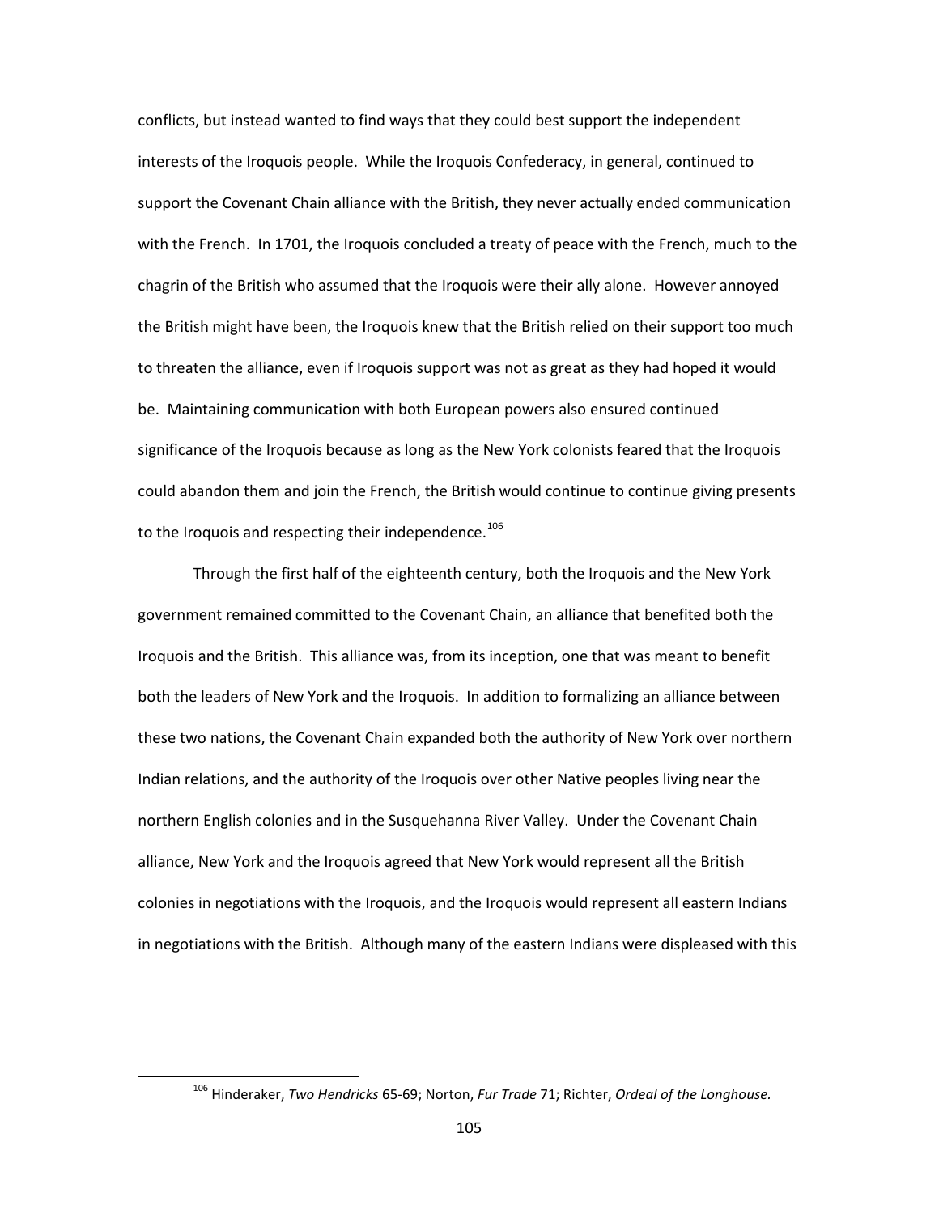conflicts, but instead wanted to find ways that they could best support the independent interests of the Iroquois people. While the Iroquois Confederacy, in general, continued to support the Covenant Chain alliance with the British, they never actually ended communication with the French. In 1701, the Iroquois concluded a treaty of peace with the French, much to the chagrin of the British who assumed that the Iroquois were their ally alone. However annoyed the British might have been, the Iroquois knew that the British relied on their support too much to threaten the alliance, even if Iroquois support was not as great as they had hoped it would be. Maintaining communication with both European powers also ensured continued significance of the Iroquois because as long as the New York colonists feared that the Iroquois could abandon them and join the French, the British would continue to continue giving presents to the Iroquois and respecting their independence.[106]

Through the first half of the eighteenth century, both the Iroquois and the New York government remained committed to the Covenant Chain, an alliance that benefited both the Iroquois and the British. This alliance was, from its inception, one that was meant to benefit both the leaders of New York and the Iroquois. In addition to formalizing an alliance between these two nations, the Covenant Chain expanded both the authority of New York over northern Indian relations, and the authority of the Iroquois over other Native peoples living near the northern English colonies and in the Susquehanna River Valley. Under the Covenant Chain alliance, New York and the Iroquois agreed that New York would represent all the British colonies in negotiations with the Iroquois, and the Iroquois would represent all eastern Indians in negotiations with the British. Although many of the eastern Indians were displeased with this

[106] Hinderaker, *Two Hendricks* 65-69; Norton, *Fur Trade* 71; Richter, *Ordeal of the Longhouse.*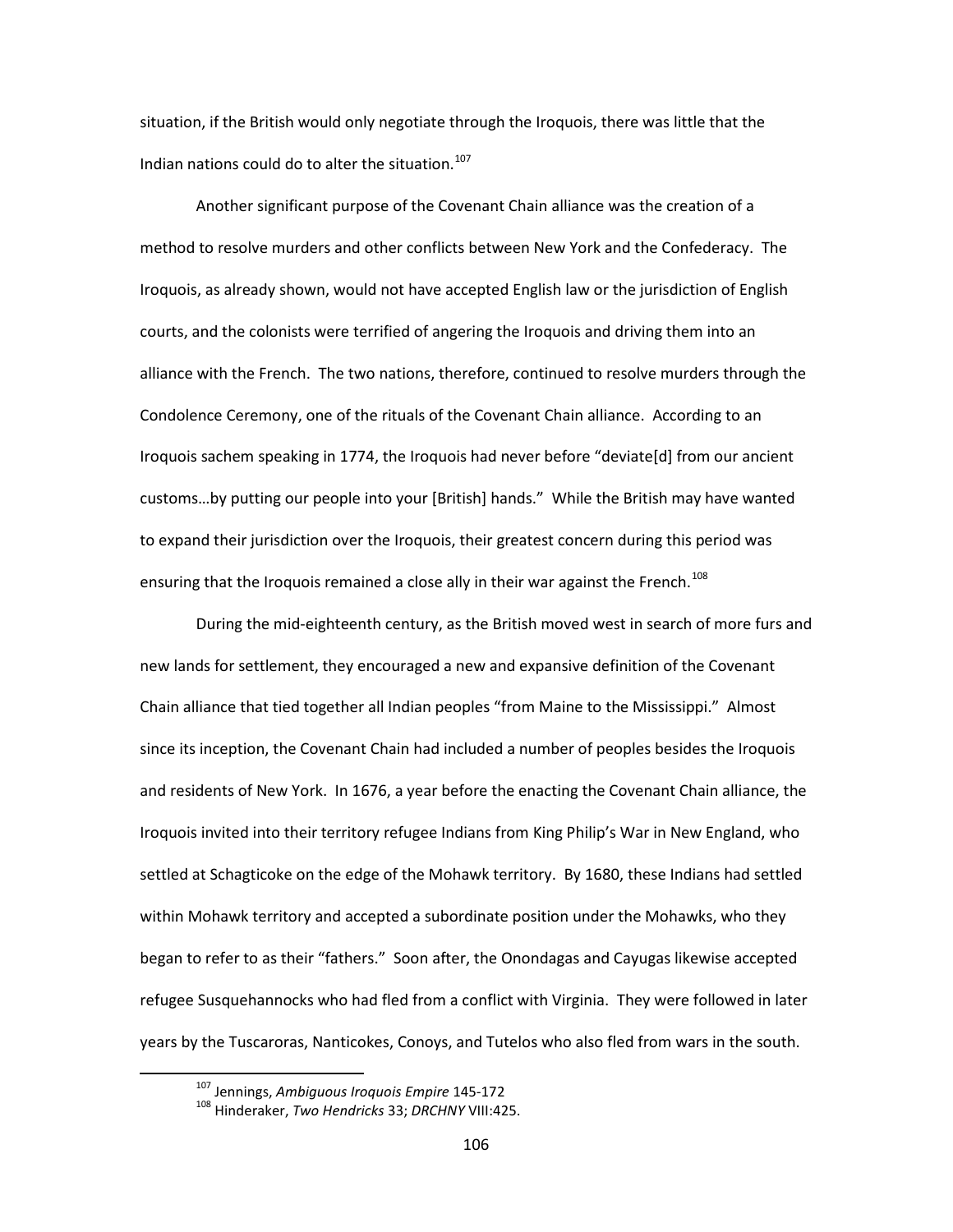situation, if the British would only negotiate through the Iroquois, there was little that the Indian nations could do to alter the situation.[107]

Another significant purpose of the Covenant Chain alliance was the creation of a method to resolve murders and other conflicts between New York and the Confederacy. The Iroquois, as already shown, would not have accepted English law or the jurisdiction of English courts, and the colonists were terrified of angering the Iroquois and driving them into an alliance with the French. The two nations, therefore, continued to resolve murders through the Condolence Ceremony, one of the rituals of the Covenant Chain alliance. According to an Iroquois sachem speaking in 1774, the Iroquois had never before "deviate[d] from our ancient customs…by putting our people into your [British] hands." While the British may have wanted to expand their jurisdiction over the Iroquois, their greatest concern during this period was ensuring that the Iroquois remained a close ally in their war against the French.[108]

During the mid-eighteenth century, as the British moved west in search of more furs and new lands for settlement, they encouraged a new and expansive definition of the Covenant Chain alliance that tied together all Indian peoples "from Maine to the Mississippi." Almost since its inception, the Covenant Chain had included a number of peoples besides the Iroquois and residents of New York. In 1676, a year before the enacting the Covenant Chain alliance, the Iroquois invited into their territory refugee Indians from King Philip's War in New England, who settled at Schagticoke on the edge of the Mohawk territory. By 1680, these Indians had settled within Mohawk territory and accepted a subordinate position under the Mohawks, who they began to refer to as their "fathers." Soon after, the Onondagas and Cayugas likewise accepted refugee Susquehannocks who had fled from a conflict with Virginia. They were followed in later years by the Tuscaroras, Nanticokes, Conoys, and Tutelos who also fled from wars in the south.

---

[107] Jennings, *Ambiguous Iroquois Empire* 145-172

[108] Hinderaker, *Two Hendricks* 33; *DRCHNY* VIII:425.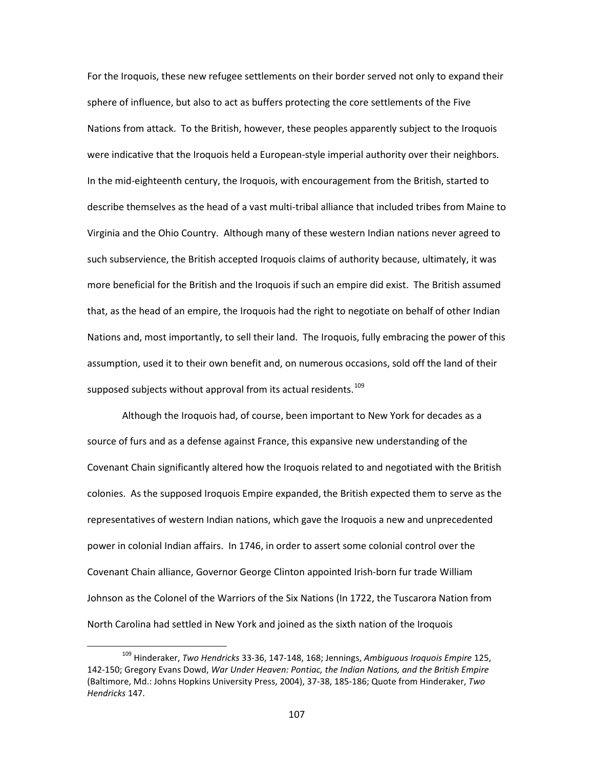For the Iroquois, these new refugee settlements on their border served not only to expand their sphere of influence, but also to act as buffers protecting the core settlements of the Five Nations from attack. To the British, however, these peoples apparently subject to the Iroquois were indicative that the Iroquois held a European-style imperial authority over their neighbors. In the mid-eighteenth century, the Iroquois, with encouragement from the British, started to describe themselves as the head of a vast multi-tribal alliance that included tribes from Maine to Virginia and the Ohio Country. Although many of these western Indian nations never agreed to such subservience, the British accepted Iroquois claims of authority because, ultimately, it was more beneficial for the British and the Iroquois if such an empire did exist. The British assumed that, as the head of an empire, the Iroquois had the right to negotiate on behalf of other Indian Nations and, most importantly, to sell their land. The Iroquois, fully embracing the power of this assumption, used it to their own benefit and, on numerous occasions, sold off the land of their supposed subjects without approval from its actual residents.[109]

Although the Iroquois had, of course, been important to New York for decades as a source of furs and as a defense against France, this expansive new understanding of the Covenant Chain significantly altered how the Iroquois related to and negotiated with the British colonies. As the supposed Iroquois Empire expanded, the British expected them to serve as the representatives of western Indian nations, which gave the Iroquois a new and unprecedented power in colonial Indian affairs. In 1746, in order to assert some colonial control over the Covenant Chain alliance, Governor George Clinton appointed Irish-born fur trade William Johnson as the Colonel of the Warriors of the Six Nations (In 1722, the Tuscarora Nation from North Carolina had settled in New York and joined as the sixth nation of the Iroquois

---

[109] Hinderaker, *Two Hendricks* 33-36, 147-148, 168; Jennings, *Ambiguous Iroquois Empire* 125, 142-150; Gregory Evans Dowd, *War Under Heaven: Pontiac, the Indian Nations, and the British Empire* (Baltimore, Md.: Johns Hopkins University Press, 2004), 37-38, 185-186; Quote from Hinderaker, *Two Hendricks* 147.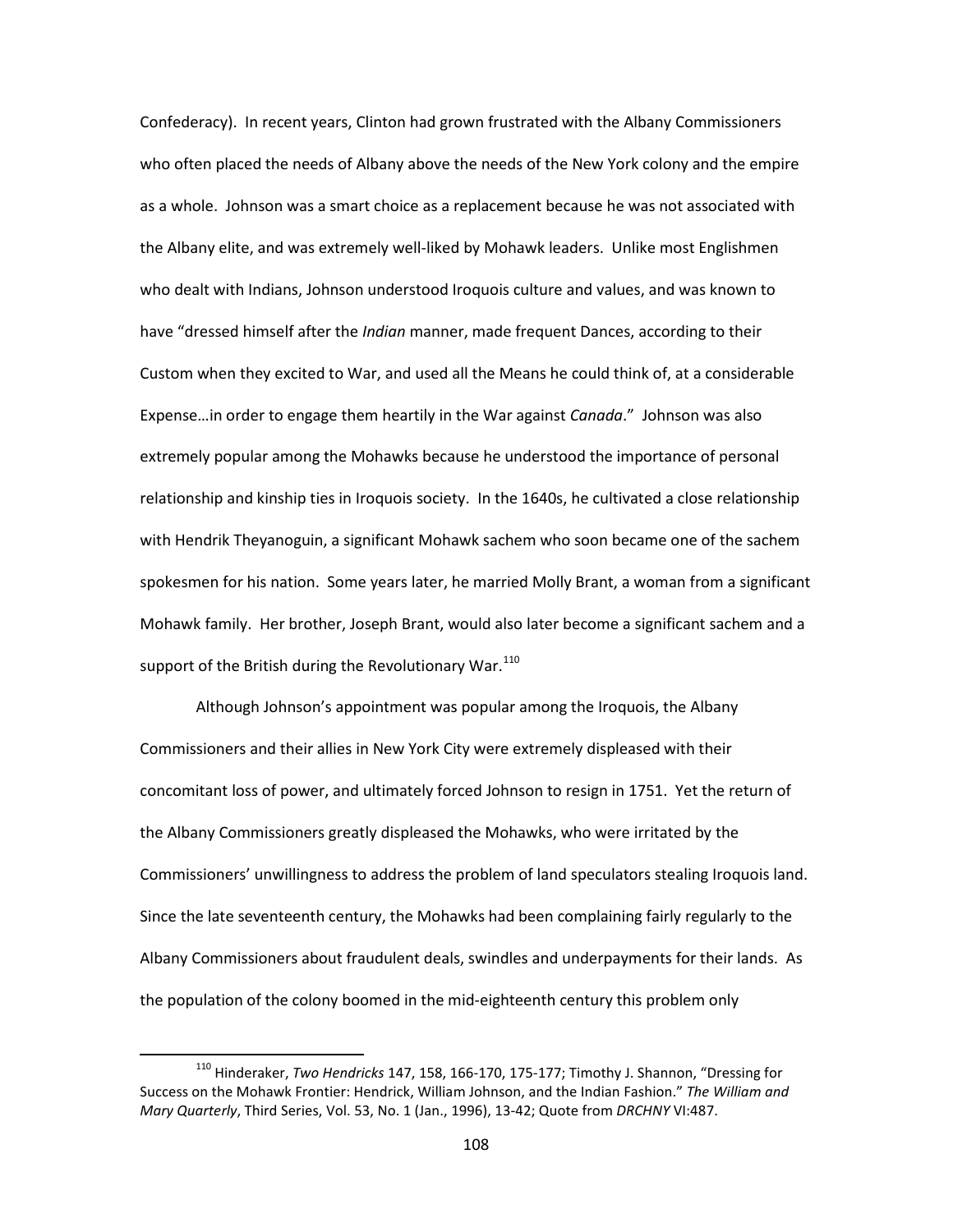Confederacy). In recent years, Clinton had grown frustrated with the Albany Commissioners who often placed the needs of Albany above the needs of the New York colony and the empire as a whole. Johnson was a smart choice as a replacement because he was not associated with the Albany elite, and was extremely well-liked by Mohawk leaders. Unlike most Englishmen who dealt with Indians, Johnson understood Iroquois culture and values, and was known to have "dressed himself after the *Indian* manner, made frequent Dances, according to their Custom when they excited to War, and used all the Means he could think of, at a considerable Expense…in order to engage them heartily in the War against *Canada*." Johnson was also extremely popular among the Mohawks because he understood the importance of personal relationship and kinship ties in Iroquois society. In the 1640s, he cultivated a close relationship with Hendrik Theyanoguin, a significant Mohawk sachem who soon became one of the sachem spokesmen for his nation. Some years later, he married Molly Brant, a woman from a significant Mohawk family. Her brother, Joseph Brant, would also later become a significant sachem and a support of the British during the Revolutionary War.[110]

Although Johnson's appointment was popular among the Iroquois, the Albany Commissioners and their allies in New York City were extremely displeased with their concomitant loss of power, and ultimately forced Johnson to resign in 1751. Yet the return of the Albany Commissioners greatly displeased the Mohawks, who were irritated by the Commissioners' unwillingness to address the problem of land speculators stealing Iroquois land. Since the late seventeenth century, the Mohawks had been complaining fairly regularly to the Albany Commissioners about fraudulent deals, swindles and underpayments for their lands. As the population of the colony boomed in the mid-eighteenth century this problem only

[110] Hinderaker, *Two Hendricks* 147, 158, 166-170, 175-177; Timothy J. Shannon, "Dressing for Success on the Mohawk Frontier: Hendrick, William Johnson, and the Indian Fashion." *The William and Mary Quarterly*, Third Series, Vol. 53, No. 1 (Jan., 1996), 13-42; Quote from *DRCHNY* VI:487.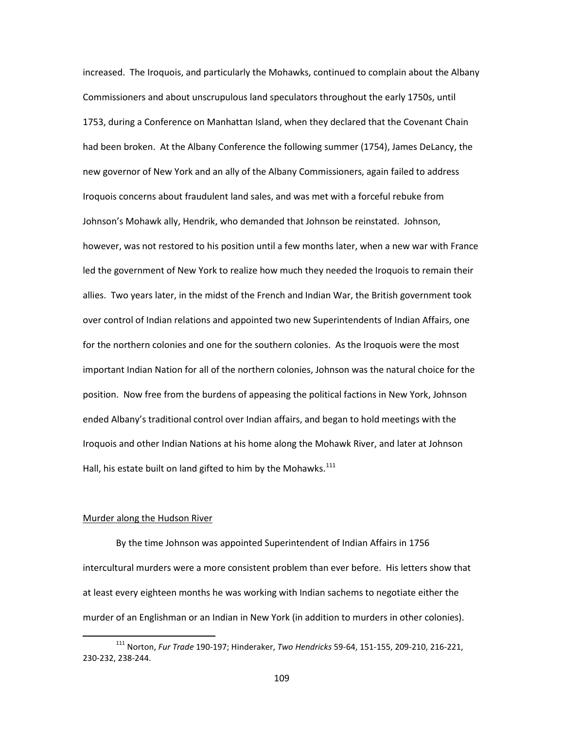increased. The Iroquois, and particularly the Mohawks, continued to complain about the Albany Commissioners and about unscrupulous land speculators throughout the early 1750s, until 1753, during a Conference on Manhattan Island, when they declared that the Covenant Chain had been broken. At the Albany Conference the following summer (1754), James DeLancy, the new governor of New York and an ally of the Albany Commissioners, again failed to address Iroquois concerns about fraudulent land sales, and was met with a forceful rebuke from Johnson's Mohawk ally, Hendrik, who demanded that Johnson be reinstated. Johnson, however, was not restored to his position until a few months later, when a new war with France led the government of New York to realize how much they needed the Iroquois to remain their allies. Two years later, in the midst of the French and Indian War, the British government took over control of Indian relations and appointed two new Superintendents of Indian Affairs, one for the northern colonies and one for the southern colonies. As the Iroquois were the most important Indian Nation for all of the northern colonies, Johnson was the natural choice for the position. Now free from the burdens of appeasing the political factions in New York, Johnson ended Albany's traditional control over Indian affairs, and began to hold meetings with the Iroquois and other Indian Nations at his home along the Mohawk River, and later at Johnson Hall, his estate built on land gifted to him by the Mohawks.[111]

## Murder along the Hudson River

By the time Johnson was appointed Superintendent of Indian Affairs in 1756 intercultural murders were a more consistent problem than ever before. His letters show that at least every eighteen months he was working with Indian sachems to negotiate either the murder of an Englishman or an Indian in New York (in addition to murders in other colonies).

---

[111] Norton, *Fur Trade* 190-197; Hinderaker, *Two Hendricks* 59-64, 151-155, 209-210, 216-221, 230-232, 238-244.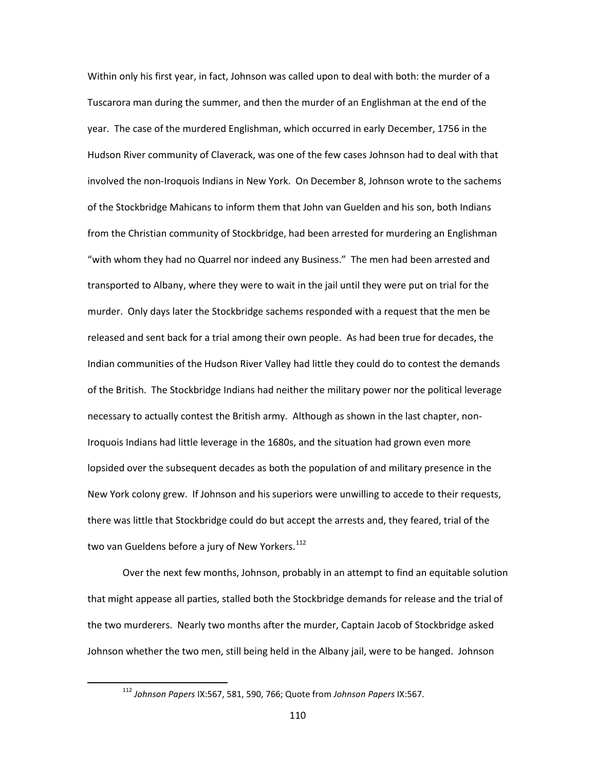Within only his first year, in fact, Johnson was called upon to deal with both: the murder of a Tuscarora man during the summer, and then the murder of an Englishman at the end of the year. The case of the murdered Englishman, which occurred in early December, 1756 in the Hudson River community of Claverack, was one of the few cases Johnson had to deal with that involved the non-Iroquois Indians in New York. On December 8, Johnson wrote to the sachems of the Stockbridge Mahicans to inform them that John van Guelden and his son, both Indians from the Christian community of Stockbridge, had been arrested for murdering an Englishman "with whom they had no Quarrel nor indeed any Business." The men had been arrested and transported to Albany, where they were to wait in the jail until they were put on trial for the murder. Only days later the Stockbridge sachems responded with a request that the men be released and sent back for a trial among their own people. As had been true for decades, the Indian communities of the Hudson River Valley had little they could do to contest the demands of the British. The Stockbridge Indians had neither the military power nor the political leverage necessary to actually contest the British army. Although as shown in the last chapter, non-Iroquois Indians had little leverage in the 1680s, and the situation had grown even more lopsided over the subsequent decades as both the population of and military presence in the New York colony grew. If Johnson and his superiors were unwilling to accede to their requests, there was little that Stockbridge could do but accept the arrests and, they feared, trial of the two van Gueldens before a jury of New Yorkers.[112]

Over the next few months, Johnson, probably in an attempt to find an equitable solution that might appease all parties, stalled both the Stockbridge demands for release and the trial of the two murderers. Nearly two months after the murder, Captain Jacob of Stockbridge asked Johnson whether the two men, still being held in the Albany jail, were to be hanged. Johnson

---

[112] *Johnson Papers* IX:567, 581, 590, 766; Quote from *Johnson Papers* IX:567.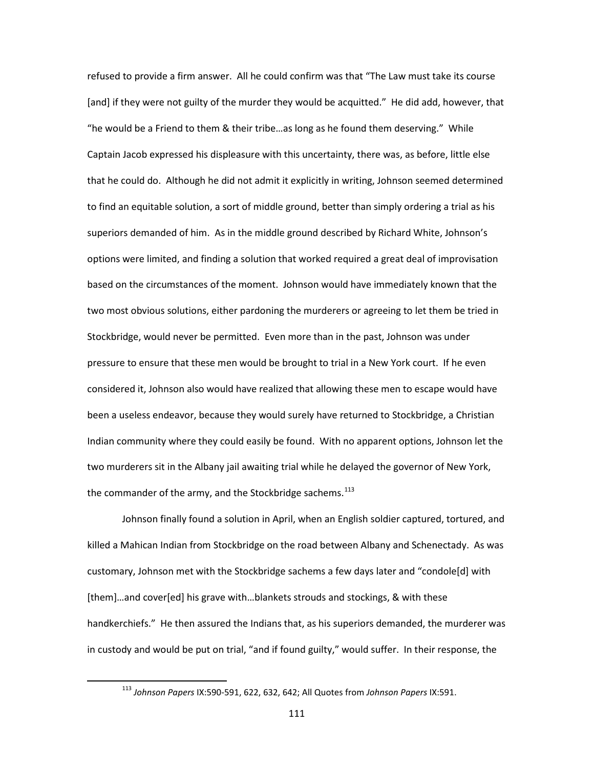refused to provide a firm answer. All he could confirm was that "The Law must take its course [and] if they were not guilty of the murder they would be acquitted." He did add, however, that "he would be a Friend to them & their tribe…as long as he found them deserving." While Captain Jacob expressed his displeasure with this uncertainty, there was, as before, little else that he could do. Although he did not admit it explicitly in writing, Johnson seemed determined to find an equitable solution, a sort of middle ground, better than simply ordering a trial as his superiors demanded of him. As in the middle ground described by Richard White, Johnson's options were limited, and finding a solution that worked required a great deal of improvisation based on the circumstances of the moment. Johnson would have immediately known that the two most obvious solutions, either pardoning the murderers or agreeing to let them be tried in Stockbridge, would never be permitted. Even more than in the past, Johnson was under pressure to ensure that these men would be brought to trial in a New York court. If he even considered it, Johnson also would have realized that allowing these men to escape would have been a useless endeavor, because they would surely have returned to Stockbridge, a Christian Indian community where they could easily be found. With no apparent options, Johnson let the two murderers sit in the Albany jail awaiting trial while he delayed the governor of New York, the commander of the army, and the Stockbridge sachems.[113]

Johnson finally found a solution in April, when an English soldier captured, tortured, and killed a Mahican Indian from Stockbridge on the road between Albany and Schenectady. As was customary, Johnson met with the Stockbridge sachems a few days later and "condole[d] with [them]…and cover[ed] his grave with…blankets strouds and stockings, & with these handkerchiefs." He then assured the Indians that, as his superiors demanded, the murderer was in custody and would be put on trial, "and if found guilty," would suffer. In their response, the

[113] *Johnson Papers* IX:590-591, 622, 632, 642; All Quotes from *Johnson Papers* IX:591.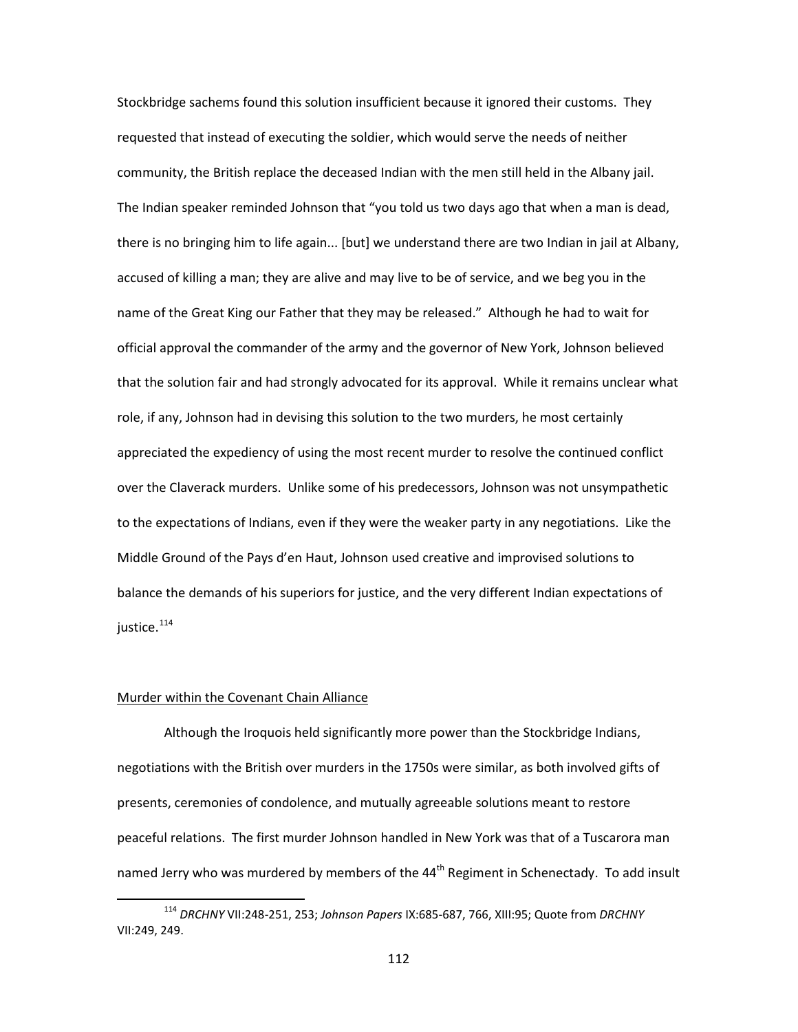Stockbridge sachems found this solution insufficient because it ignored their customs. They requested that instead of executing the soldier, which would serve the needs of neither community, the British replace the deceased Indian with the men still held in the Albany jail. The Indian speaker reminded Johnson that "you told us two days ago that when a man is dead, there is no bringing him to life again... [but] we understand there are two Indian in jail at Albany, accused of killing a man; they are alive and may live to be of service, and we beg you in the name of the Great King our Father that they may be released." Although he had to wait for official approval the commander of the army and the governor of New York, Johnson believed that the solution fair and had strongly advocated for its approval. While it remains unclear what role, if any, Johnson had in devising this solution to the two murders, he most certainly appreciated the expediency of using the most recent murder to resolve the continued conflict over the Claverack murders. Unlike some of his predecessors, Johnson was not unsympathetic to the expectations of Indians, even if they were the weaker party in any negotiations. Like the Middle Ground of the Pays d'en Haut, Johnson used creative and improvised solutions to balance the demands of his superiors for justice, and the very different Indian expectations of justice.[114]

Murder within the Covenant Chain Alliance

Although the Iroquois held significantly more power than the Stockbridge Indians, negotiations with the British over murders in the 1750s were similar, as both involved gifts of presents, ceremonies of condolence, and mutually agreeable solutions meant to restore peaceful relations. The first murder Johnson handled in New York was that of a Tuscarora man named Jerry who was murdered by members of the 44th Regiment in Schenectady. To add insult

[114] *DRCHNY* VII:248-251, 253; *Johnson Papers* IX:685-687, 766, XIII:95; Quote from *DRCHNY* VII:249, 249.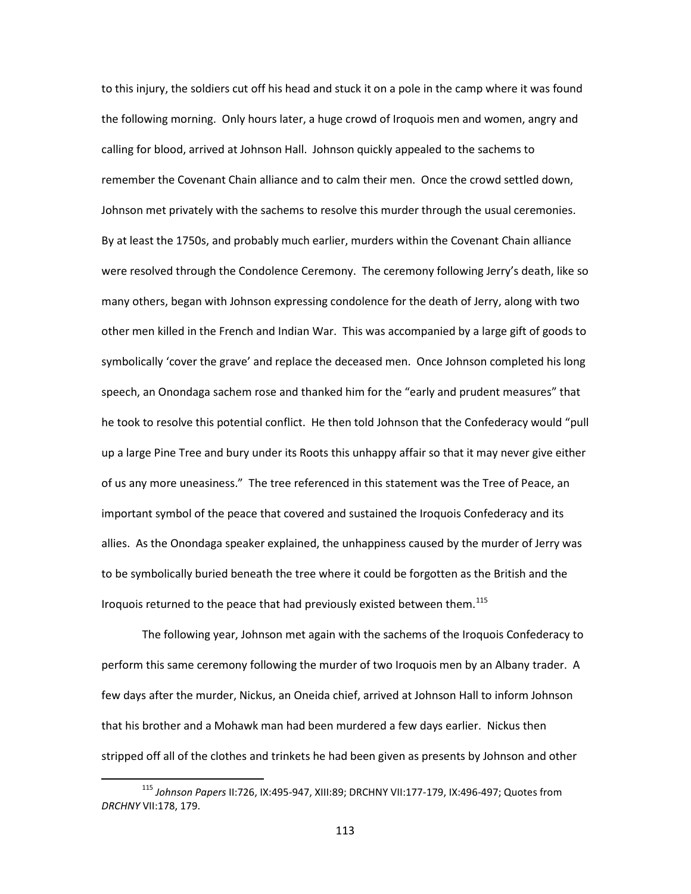to this injury, the soldiers cut off his head and stuck it on a pole in the camp where it was found the following morning. Only hours later, a huge crowd of Iroquois men and women, angry and calling for blood, arrived at Johnson Hall. Johnson quickly appealed to the sachems to remember the Covenant Chain alliance and to calm their men. Once the crowd settled down, Johnson met privately with the sachems to resolve this murder through the usual ceremonies. By at least the 1750s, and probably much earlier, murders within the Covenant Chain alliance were resolved through the Condolence Ceremony. The ceremony following Jerry's death, like so many others, began with Johnson expressing condolence for the death of Jerry, along with two other men killed in the French and Indian War. This was accompanied by a large gift of goods to symbolically 'cover the grave' and replace the deceased men. Once Johnson completed his long speech, an Onondaga sachem rose and thanked him for the "early and prudent measures" that he took to resolve this potential conflict. He then told Johnson that the Confederacy would "pull up a large Pine Tree and bury under its Roots this unhappy affair so that it may never give either of us any more uneasiness." The tree referenced in this statement was the Tree of Peace, an important symbol of the peace that covered and sustained the Iroquois Confederacy and its allies. As the Onondaga speaker explained, the unhappiness caused by the murder of Jerry was to be symbolically buried beneath the tree where it could be forgotten as the British and the Iroquois returned to the peace that had previously existed between them.[115]

The following year, Johnson met again with the sachems of the Iroquois Confederacy to perform this same ceremony following the murder of two Iroquois men by an Albany trader. A few days after the murder, Nickus, an Oneida chief, arrived at Johnson Hall to inform Johnson that his brother and a Mohawk man had been murdered a few days earlier. Nickus then stripped off all of the clothes and trinkets he had been given as presents by Johnson and other

[115] *Johnson Papers* II:726, IX:495-947, XIII:89; DRCHNY VII:177-179, IX:496-497; Quotes from *DRCHNY* VII:178, 179.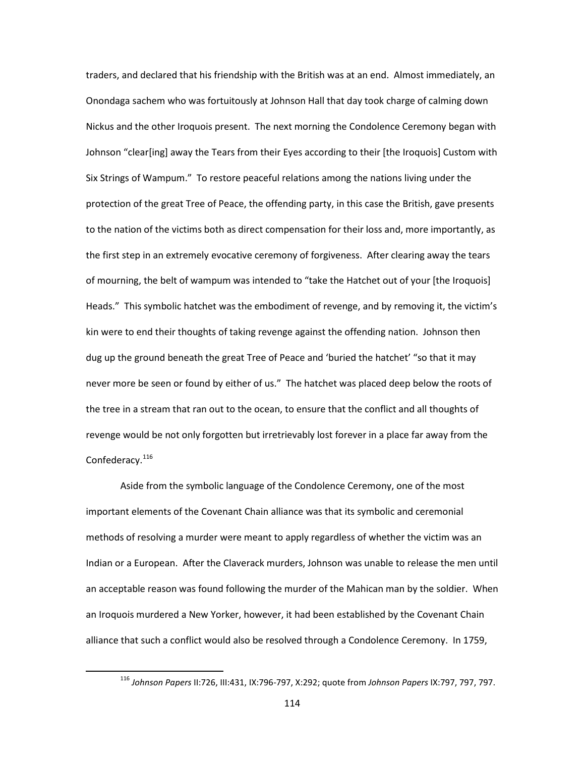traders, and declared that his friendship with the British was at an end. Almost immediately, an Onondaga sachem who was fortuitously at Johnson Hall that day took charge of calming down Nickus and the other Iroquois present. The next morning the Condolence Ceremony began with Johnson "clear[ing] away the Tears from their Eyes according to their [the Iroquois] Custom with Six Strings of Wampum." To restore peaceful relations among the nations living under the protection of the great Tree of Peace, the offending party, in this case the British, gave presents to the nation of the victims both as direct compensation for their loss and, more importantly, as the first step in an extremely evocative ceremony of forgiveness. After clearing away the tears of mourning, the belt of wampum was intended to "take the Hatchet out of your [the Iroquois] Heads." This symbolic hatchet was the embodiment of revenge, and by removing it, the victim's kin were to end their thoughts of taking revenge against the offending nation. Johnson then dug up the ground beneath the great Tree of Peace and 'buried the hatchet' "so that it may never more be seen or found by either of us." The hatchet was placed deep below the roots of the tree in a stream that ran out to the ocean, to ensure that the conflict and all thoughts of revenge would be not only forgotten but irretrievably lost forever in a place far away from the Confederacy.[116]

Aside from the symbolic language of the Condolence Ceremony, one of the most important elements of the Covenant Chain alliance was that its symbolic and ceremonial methods of resolving a murder were meant to apply regardless of whether the victim was an Indian or a European. After the Claverack murders, Johnson was unable to release the men until an acceptable reason was found following the murder of the Mahican man by the soldier. When an Iroquois murdered a New Yorker, however, it had been established by the Covenant Chain alliance that such a conflict would also be resolved through a Condolence Ceremony. In 1759,

[116] *Johnson Papers* II:726, III:431, IX:796-797, X:292; quote from *Johnson Papers* IX:797, 797, 797.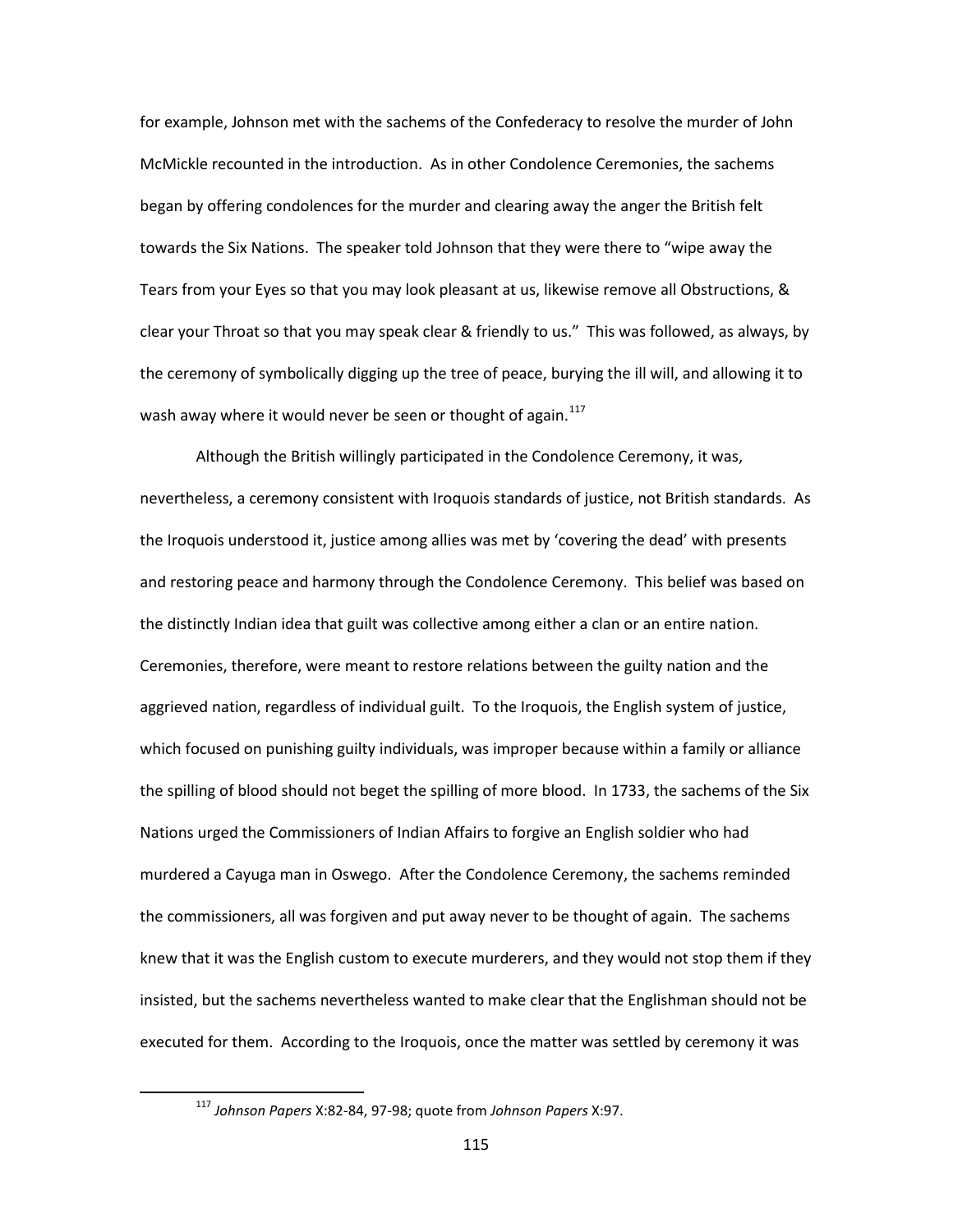for example, Johnson met with the sachems of the Confederacy to resolve the murder of John McMickle recounted in the introduction. As in other Condolence Ceremonies, the sachems began by offering condolences for the murder and clearing away the anger the British felt towards the Six Nations. The speaker told Johnson that they were there to "wipe away the Tears from your Eyes so that you may look pleasant at us, likewise remove all Obstructions, & clear your Throat so that you may speak clear & friendly to us." This was followed, as always, by the ceremony of symbolically digging up the tree of peace, burying the ill will, and allowing it to wash away where it would never be seen or thought of again.[117]

Although the British willingly participated in the Condolence Ceremony, it was, nevertheless, a ceremony consistent with Iroquois standards of justice, not British standards. As the Iroquois understood it, justice among allies was met by 'covering the dead' with presents and restoring peace and harmony through the Condolence Ceremony. This belief was based on the distinctly Indian idea that guilt was collective among either a clan or an entire nation. Ceremonies, therefore, were meant to restore relations between the guilty nation and the aggrieved nation, regardless of individual guilt. To the Iroquois, the English system of justice, which focused on punishing guilty individuals, was improper because within a family or alliance the spilling of blood should not beget the spilling of more blood. In 1733, the sachems of the Six Nations urged the Commissioners of Indian Affairs to forgive an English soldier who had murdered a Cayuga man in Oswego. After the Condolence Ceremony, the sachems reminded the commissioners, all was forgiven and put away never to be thought of again. The sachems knew that it was the English custom to execute murderers, and they would not stop them if they insisted, but the sachems nevertheless wanted to make clear that the Englishman should not be executed for them. According to the Iroquois, once the matter was settled by ceremony it was

[117] *Johnson Papers* X:82-84, 97-98; quote from *Johnson Papers* X:97.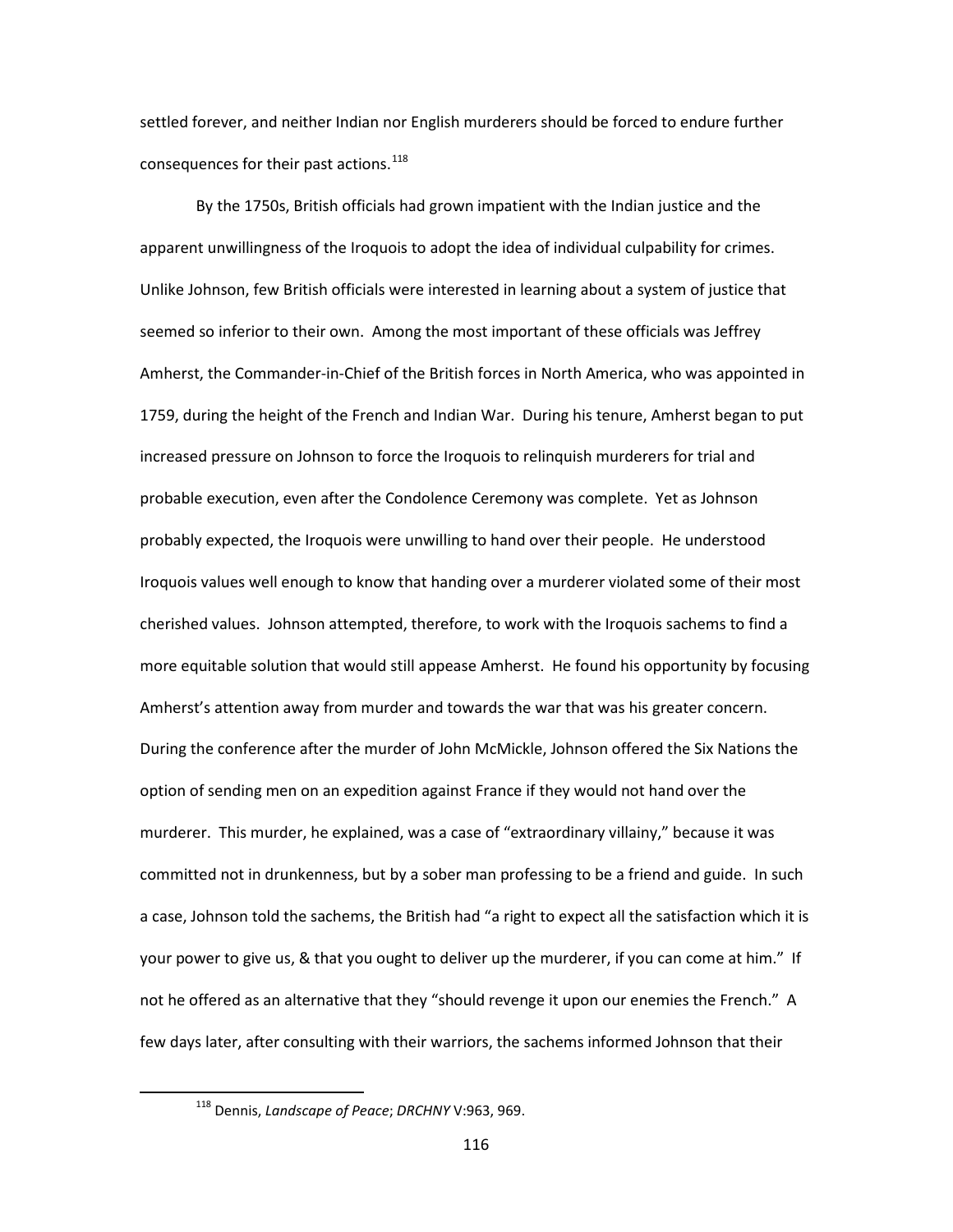settled forever, and neither Indian nor English murderers should be forced to endure further consequences for their past actions.[118]

By the 1750s, British officials had grown impatient with the Indian justice and the apparent unwillingness of the Iroquois to adopt the idea of individual culpability for crimes. Unlike Johnson, few British officials were interested in learning about a system of justice that seemed so inferior to their own. Among the most important of these officials was Jeffrey Amherst, the Commander-in-Chief of the British forces in North America, who was appointed in 1759, during the height of the French and Indian War. During his tenure, Amherst began to put increased pressure on Johnson to force the Iroquois to relinquish murderers for trial and probable execution, even after the Condolence Ceremony was complete. Yet as Johnson probably expected, the Iroquois were unwilling to hand over their people. He understood Iroquois values well enough to know that handing over a murderer violated some of their most cherished values. Johnson attempted, therefore, to work with the Iroquois sachems to find a more equitable solution that would still appease Amherst. He found his opportunity by focusing Amherst's attention away from murder and towards the war that was his greater concern. During the conference after the murder of John McMickle, Johnson offered the Six Nations the option of sending men on an expedition against France if they would not hand over the murderer. This murder, he explained, was a case of "extraordinary villainy," because it was committed not in drunkenness, but by a sober man professing to be a friend and guide. In such a case, Johnson told the sachems, the British had "a right to expect all the satisfaction which it is your power to give us, & that you ought to deliver up the murderer, if you can come at him." If not he offered as an alternative that they "should revenge it upon our enemies the French." A few days later, after consulting with their warriors, the sachems informed Johnson that their

---

[118] Dennis, *Landscape of Peace*; *DRCHNY* V:963, 969.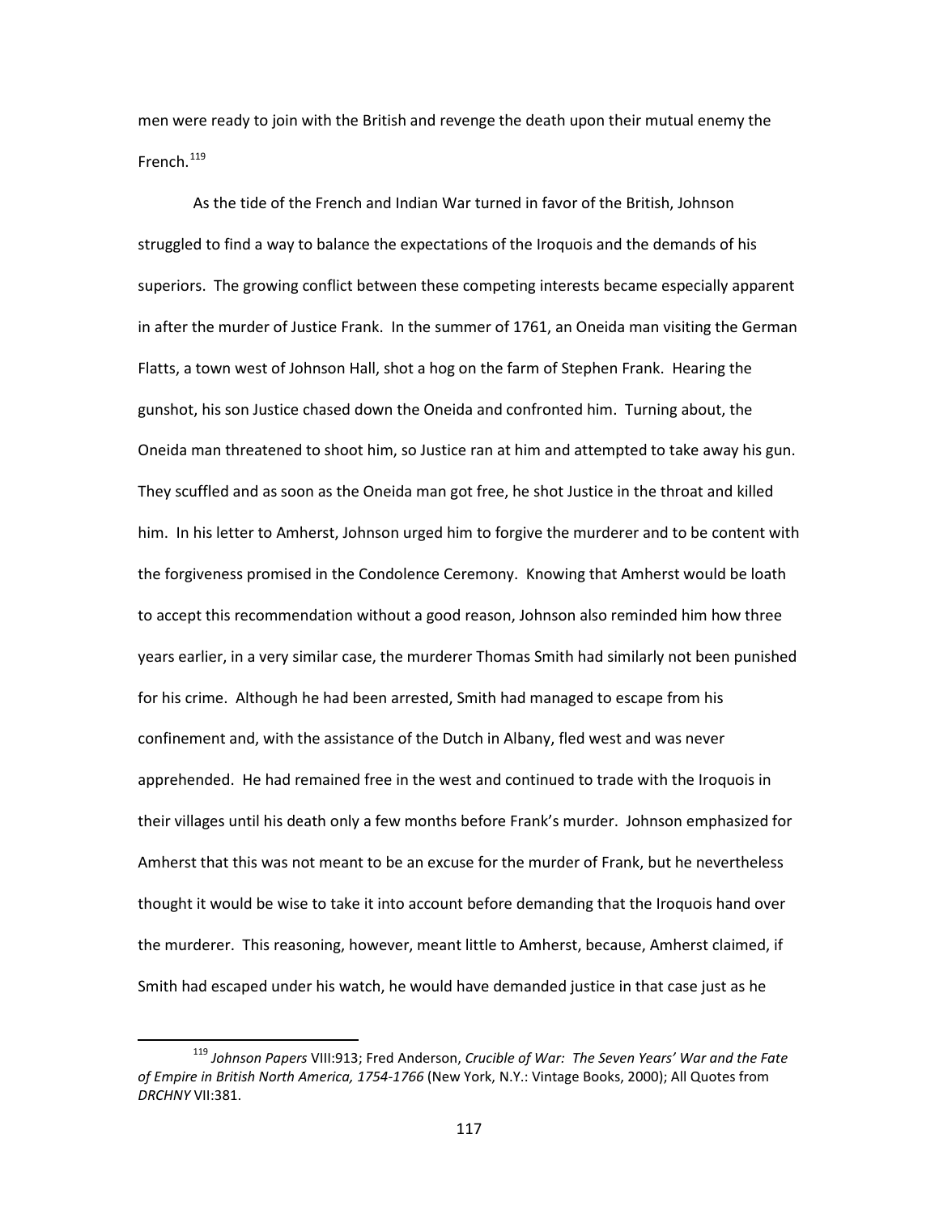men were ready to join with the British and revenge the death upon their mutual enemy the French.[119]

As the tide of the French and Indian War turned in favor of the British, Johnson struggled to find a way to balance the expectations of the Iroquois and the demands of his superiors. The growing conflict between these competing interests became especially apparent in after the murder of Justice Frank. In the summer of 1761, an Oneida man visiting the German Flatts, a town west of Johnson Hall, shot a hog on the farm of Stephen Frank. Hearing the gunshot, his son Justice chased down the Oneida and confronted him. Turning about, the Oneida man threatened to shoot him, so Justice ran at him and attempted to take away his gun. They scuffled and as soon as the Oneida man got free, he shot Justice in the throat and killed him. In his letter to Amherst, Johnson urged him to forgive the murderer and to be content with the forgiveness promised in the Condolence Ceremony. Knowing that Amherst would be loath to accept this recommendation without a good reason, Johnson also reminded him how three years earlier, in a very similar case, the murderer Thomas Smith had similarly not been punished for his crime. Although he had been arrested, Smith had managed to escape from his confinement and, with the assistance of the Dutch in Albany, fled west and was never apprehended. He had remained free in the west and continued to trade with the Iroquois in their villages until his death only a few months before Frank's murder. Johnson emphasized for Amherst that this was not meant to be an excuse for the murder of Frank, but he nevertheless thought it would be wise to take it into account before demanding that the Iroquois hand over the murderer. This reasoning, however, meant little to Amherst, because, Amherst claimed, if Smith had escaped under his watch, he would have demanded justice in that case just as he

---

[119] *Johnson Papers* VIII:913; Fred Anderson, *Crucible of War: The Seven Years' War and the Fate of Empire in British North America, 1754-1766* (New York, N.Y.: Vintage Books, 2000); All Quotes from *DRCHNY* VII:381.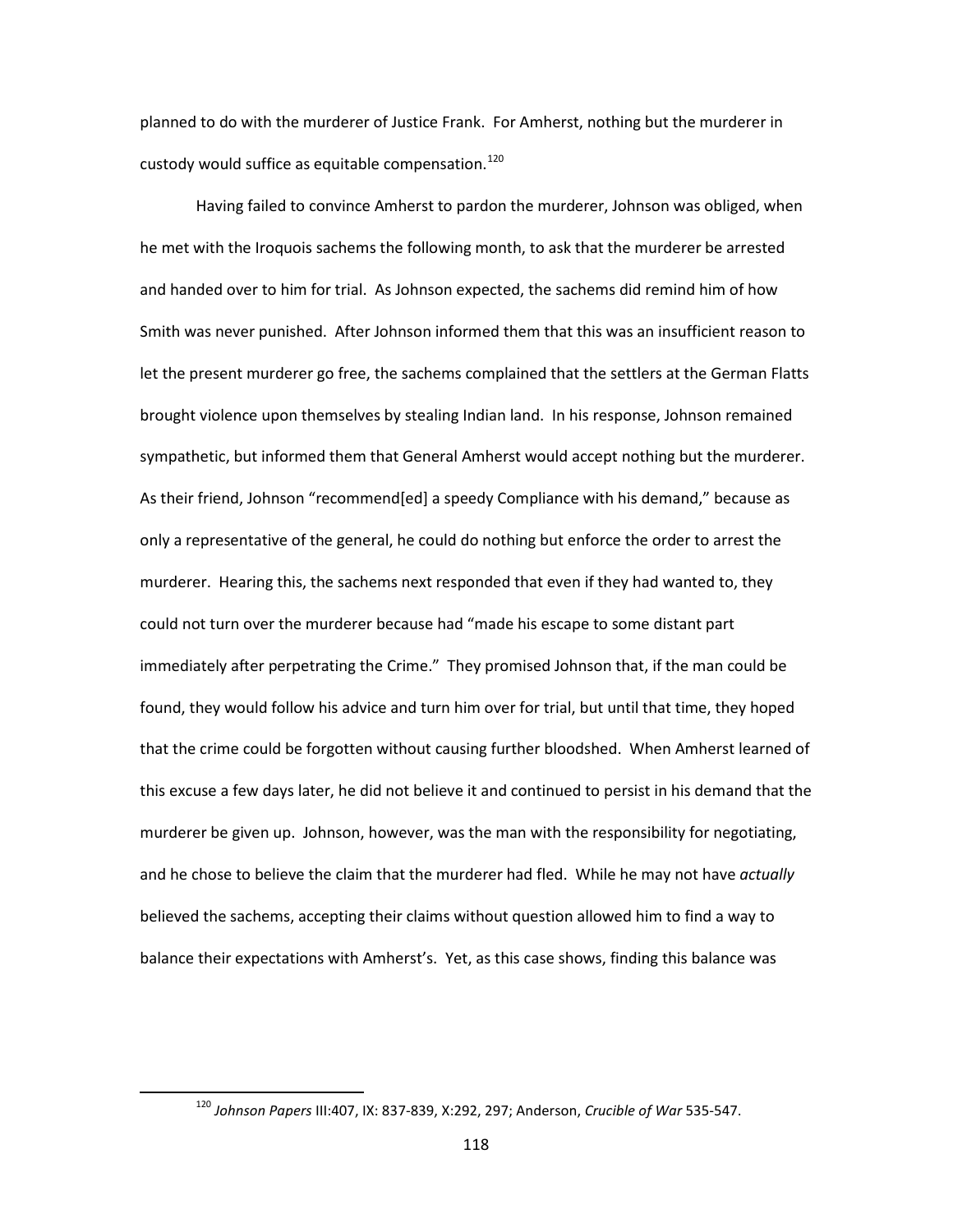planned to do with the murderer of Justice Frank. For Amherst, nothing but the murderer in custody would suffice as equitable compensation.[120]

Having failed to convince Amherst to pardon the murderer, Johnson was obliged, when he met with the Iroquois sachems the following month, to ask that the murderer be arrested and handed over to him for trial. As Johnson expected, the sachems did remind him of how Smith was never punished. After Johnson informed them that this was an insufficient reason to let the present murderer go free, the sachems complained that the settlers at the German Flatts brought violence upon themselves by stealing Indian land. In his response, Johnson remained sympathetic, but informed them that General Amherst would accept nothing but the murderer. As their friend, Johnson "recommend[ed] a speedy Compliance with his demand," because as only a representative of the general, he could do nothing but enforce the order to arrest the murderer. Hearing this, the sachems next responded that even if they had wanted to, they could not turn over the murderer because had "made his escape to some distant part immediately after perpetrating the Crime." They promised Johnson that, if the man could be found, they would follow his advice and turn him over for trial, but until that time, they hoped that the crime could be forgotten without causing further bloodshed. When Amherst learned of this excuse a few days later, he did not believe it and continued to persist in his demand that the murderer be given up. Johnson, however, was the man with the responsibility for negotiating, and he chose to believe the claim that the murderer had fled. While he may not have *actually* believed the sachems, accepting their claims without question allowed him to find a way to balance their expectations with Amherst's. Yet, as this case shows, finding this balance was

[120] *Johnson Papers* III:407, IX: 837-839, X:292, 297; Anderson, *Crucible of War* 535-547.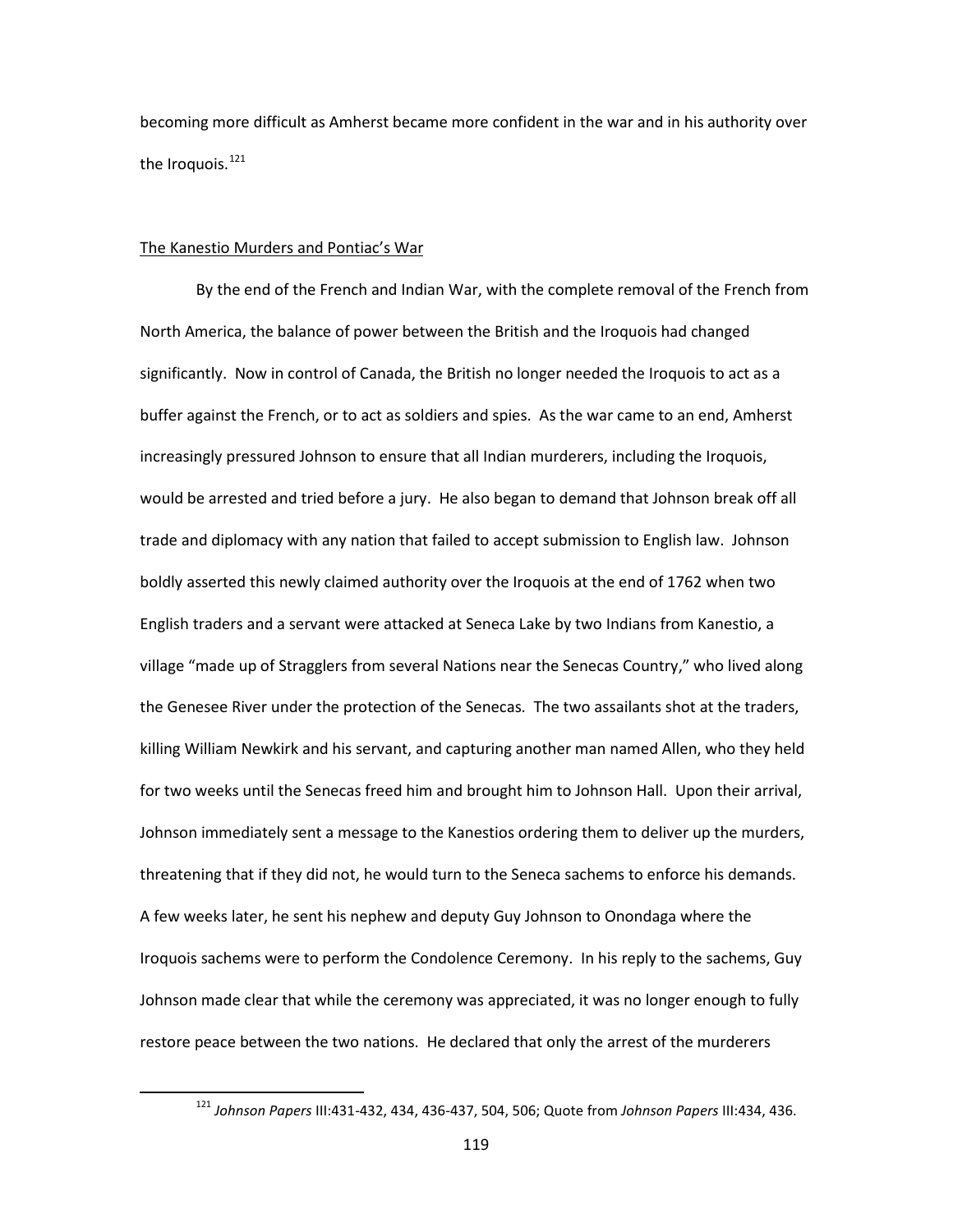becoming more difficult as Amherst became more confident in the war and in his authority over the Iroquois.[121]

The Kanestio Murders and Pontiac's War

By the end of the French and Indian War, with the complete removal of the French from North America, the balance of power between the British and the Iroquois had changed significantly. Now in control of Canada, the British no longer needed the Iroquois to act as a buffer against the French, or to act as soldiers and spies. As the war came to an end, Amherst increasingly pressured Johnson to ensure that all Indian murderers, including the Iroquois, would be arrested and tried before a jury. He also began to demand that Johnson break off all trade and diplomacy with any nation that failed to accept submission to English law. Johnson boldly asserted this newly claimed authority over the Iroquois at the end of 1762 when two English traders and a servant were attacked at Seneca Lake by two Indians from Kanestio, a village "made up of Stragglers from several Nations near the Senecas Country," who lived along the Genesee River under the protection of the Senecas. The two assailants shot at the traders, killing William Newkirk and his servant, and capturing another man named Allen, who they held for two weeks until the Senecas freed him and brought him to Johnson Hall. Upon their arrival, Johnson immediately sent a message to the Kanestios ordering them to deliver up the murders, threatening that if they did not, he would turn to the Seneca sachems to enforce his demands. A few weeks later, he sent his nephew and deputy Guy Johnson to Onondaga where the Iroquois sachems were to perform the Condolence Ceremony. In his reply to the sachems, Guy Johnson made clear that while the ceremony was appreciated, it was no longer enough to fully restore peace between the two nations. He declared that only the arrest of the murderers

[121] *Johnson Papers* III:431-432, 434, 436-437, 504, 506; Quote from *Johnson Papers* III:434, 436.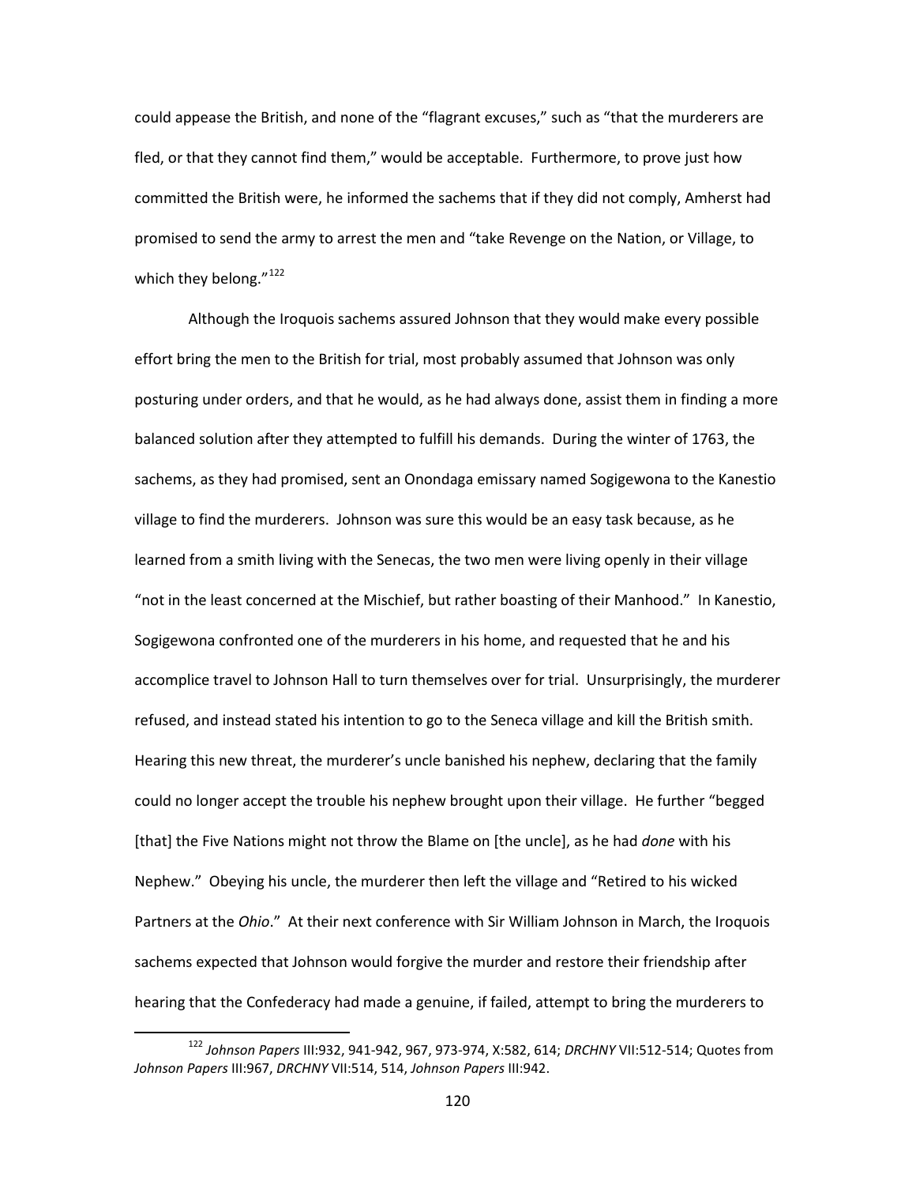could appease the British, and none of the "flagrant excuses," such as "that the murderers are fled, or that they cannot find them," would be acceptable. Furthermore, to prove just how committed the British were, he informed the sachems that if they did not comply, Amherst had promised to send the army to arrest the men and "take Revenge on the Nation, or Village, to which they belong."[122]

Although the Iroquois sachems assured Johnson that they would make every possible effort bring the men to the British for trial, most probably assumed that Johnson was only posturing under orders, and that he would, as he had always done, assist them in finding a more balanced solution after they attempted to fulfill his demands. During the winter of 1763, the sachems, as they had promised, sent an Onondaga emissary named Sogigewona to the Kanestio village to find the murderers. Johnson was sure this would be an easy task because, as he learned from a smith living with the Senecas, the two men were living openly in their village "not in the least concerned at the Mischief, but rather boasting of their Manhood." In Kanestio, Sogigewona confronted one of the murderers in his home, and requested that he and his accomplice travel to Johnson Hall to turn themselves over for trial. Unsurprisingly, the murderer refused, and instead stated his intention to go to the Seneca village and kill the British smith. Hearing this new threat, the murderer's uncle banished his nephew, declaring that the family could no longer accept the trouble his nephew brought upon their village. He further "begged [that] the Five Nations might not throw the Blame on [the uncle], as he had *done* with his Nephew." Obeying his uncle, the murderer then left the village and "Retired to his wicked Partners at the *Ohio*." At their next conference with Sir William Johnson in March, the Iroquois sachems expected that Johnson would forgive the murder and restore their friendship after hearing that the Confederacy had made a genuine, if failed, attempt to bring the murderers to

[122] *Johnson Papers* III:932, 941-942, 967, 973-974, X:582, 614; *DRCHNY* VII:512-514; Quotes from *Johnson Papers* III:967, *DRCHNY* VII:514, 514, *Johnson Papers* III:942.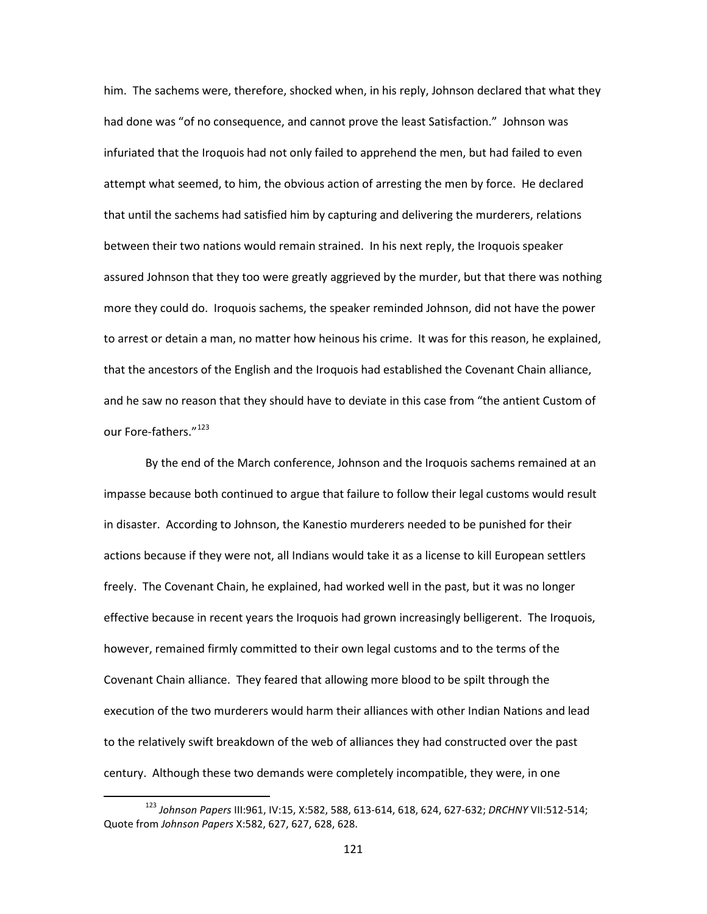him. The sachems were, therefore, shocked when, in his reply, Johnson declared that what they had done was "of no consequence, and cannot prove the least Satisfaction." Johnson was infuriated that the Iroquois had not only failed to apprehend the men, but had failed to even attempt what seemed, to him, the obvious action of arresting the men by force. He declared that until the sachems had satisfied him by capturing and delivering the murderers, relations between their two nations would remain strained. In his next reply, the Iroquois speaker assured Johnson that they too were greatly aggrieved by the murder, but that there was nothing more they could do. Iroquois sachems, the speaker reminded Johnson, did not have the power to arrest or detain a man, no matter how heinous his crime. It was for this reason, he explained, that the ancestors of the English and the Iroquois had established the Covenant Chain alliance, and he saw no reason that they should have to deviate in this case from "the antient Custom of our Fore-fathers."[123]

By the end of the March conference, Johnson and the Iroquois sachems remained at an impasse because both continued to argue that failure to follow their legal customs would result in disaster. According to Johnson, the Kanestio murderers needed to be punished for their actions because if they were not, all Indians would take it as a license to kill European settlers freely. The Covenant Chain, he explained, had worked well in the past, but it was no longer effective because in recent years the Iroquois had grown increasingly belligerent. The Iroquois, however, remained firmly committed to their own legal customs and to the terms of the Covenant Chain alliance. They feared that allowing more blood to be spilt through the execution of the two murderers would harm their alliances with other Indian Nations and lead to the relatively swift breakdown of the web of alliances they had constructed over the past century. Although these two demands were completely incompatible, they were, in one

[123] *Johnson Papers* III:961, IV:15, X:582, 588, 613-614, 618, 624, 627-632; *DRCHNY* VII:512-514; Quote from *Johnson Papers* X:582, 627, 627, 628, 628.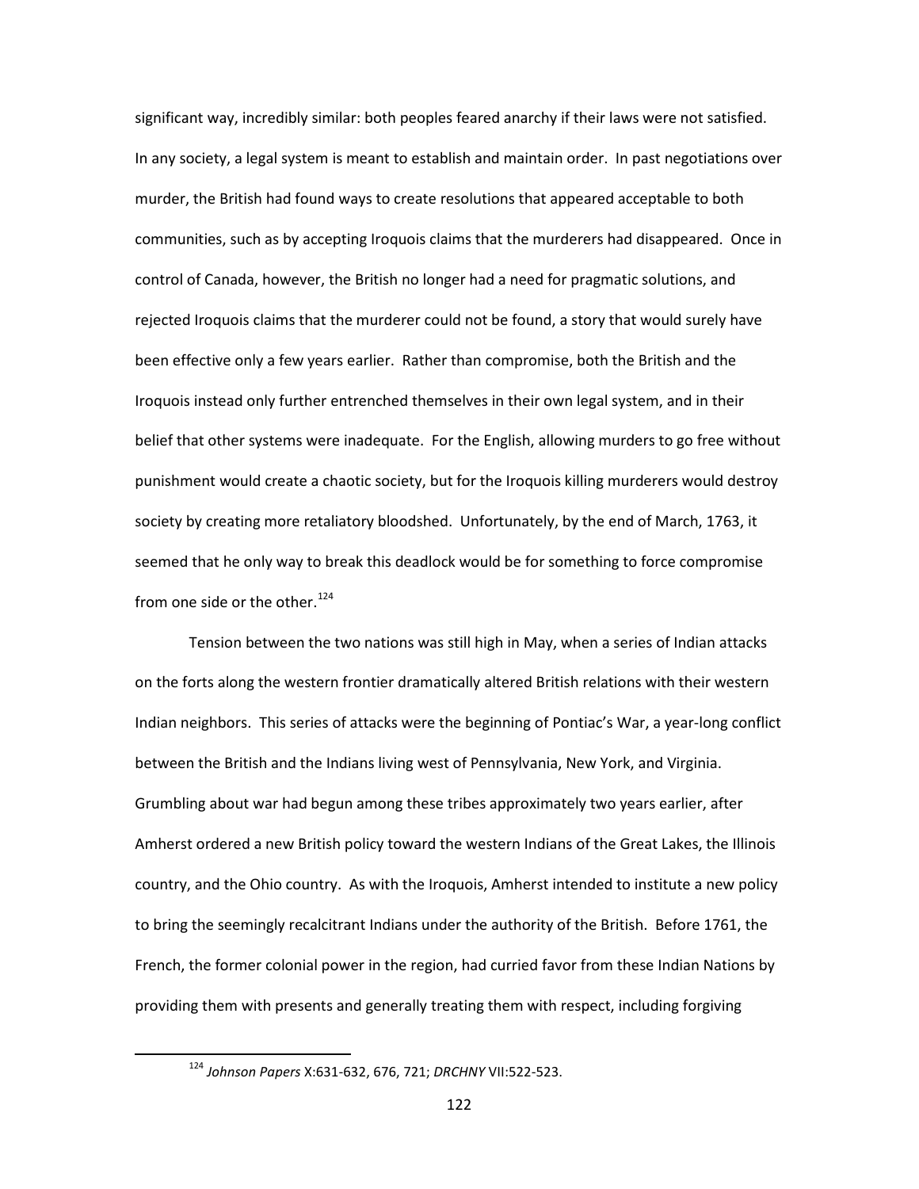significant way, incredibly similar: both peoples feared anarchy if their laws were not satisfied. In any society, a legal system is meant to establish and maintain order. In past negotiations over murder, the British had found ways to create resolutions that appeared acceptable to both communities, such as by accepting Iroquois claims that the murderers had disappeared. Once in control of Canada, however, the British no longer had a need for pragmatic solutions, and rejected Iroquois claims that the murderer could not be found, a story that would surely have been effective only a few years earlier. Rather than compromise, both the British and the Iroquois instead only further entrenched themselves in their own legal system, and in their belief that other systems were inadequate. For the English, allowing murders to go free without punishment would create a chaotic society, but for the Iroquois killing murderers would destroy society by creating more retaliatory bloodshed. Unfortunately, by the end of March, 1763, it seemed that he only way to break this deadlock would be for something to force compromise from one side or the other.[124]

Tension between the two nations was still high in May, when a series of Indian attacks on the forts along the western frontier dramatically altered British relations with their western Indian neighbors. This series of attacks were the beginning of Pontiac's War, a year-long conflict between the British and the Indians living west of Pennsylvania, New York, and Virginia. Grumbling about war had begun among these tribes approximately two years earlier, after Amherst ordered a new British policy toward the western Indians of the Great Lakes, the Illinois country, and the Ohio country. As with the Iroquois, Amherst intended to institute a new policy to bring the seemingly recalcitrant Indians under the authority of the British. Before 1761, the French, the former colonial power in the region, had curried favor from these Indian Nations by providing them with presents and generally treating them with respect, including forgiving

[124] *Johnson Papers* X:631-632, 676, 721; *DRCHNY* VII:522-523.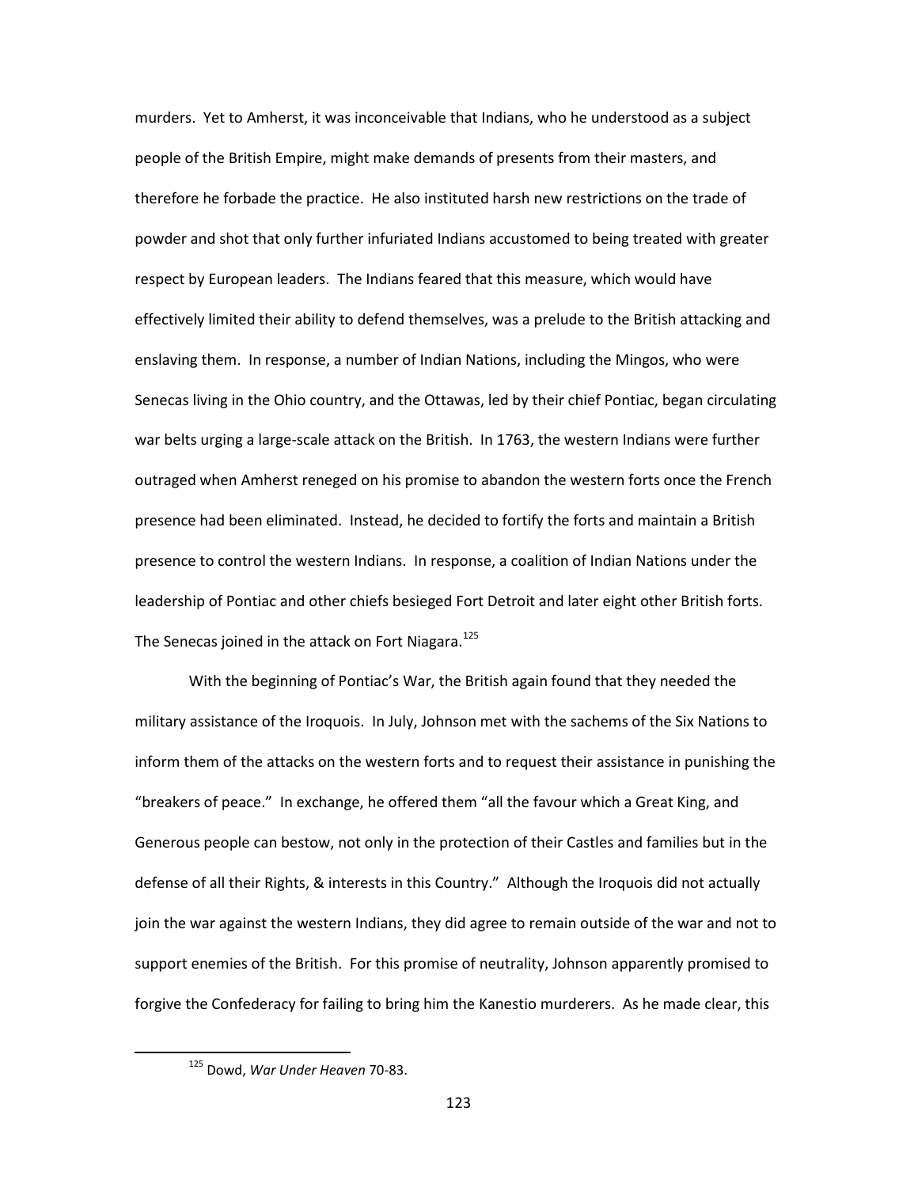murders. Yet to Amherst, it was inconceivable that Indians, who he understood as a subject people of the British Empire, might make demands of presents from their masters, and therefore he forbade the practice. He also instituted harsh new restrictions on the trade of powder and shot that only further infuriated Indians accustomed to being treated with greater respect by European leaders. The Indians feared that this measure, which would have effectively limited their ability to defend themselves, was a prelude to the British attacking and enslaving them. In response, a number of Indian Nations, including the Mingos, who were Senecas living in the Ohio country, and the Ottawas, led by their chief Pontiac, began circulating war belts urging a large-scale attack on the British. In 1763, the western Indians were further outraged when Amherst reneged on his promise to abandon the western forts once the French presence had been eliminated. Instead, he decided to fortify the forts and maintain a British presence to control the western Indians. In response, a coalition of Indian Nations under the leadership of Pontiac and other chiefs besieged Fort Detroit and later eight other British forts. The Senecas joined in the attack on Fort Niagara.[125]

With the beginning of Pontiac's War, the British again found that they needed the military assistance of the Iroquois. In July, Johnson met with the sachems of the Six Nations to inform them of the attacks on the western forts and to request their assistance in punishing the "breakers of peace." In exchange, he offered them "all the favour which a Great King, and Generous people can bestow, not only in the protection of their Castles and families but in the defense of all their Rights, & interests in this Country." Although the Iroquois did not actually join the war against the western Indians, they did agree to remain outside of the war and not to support enemies of the British. For this promise of neutrality, Johnson apparently promised to forgive the Confederacy for failing to bring him the Kanestio murderers. As he made clear, this

[125] Dowd, *War Under Heaven* 70-83.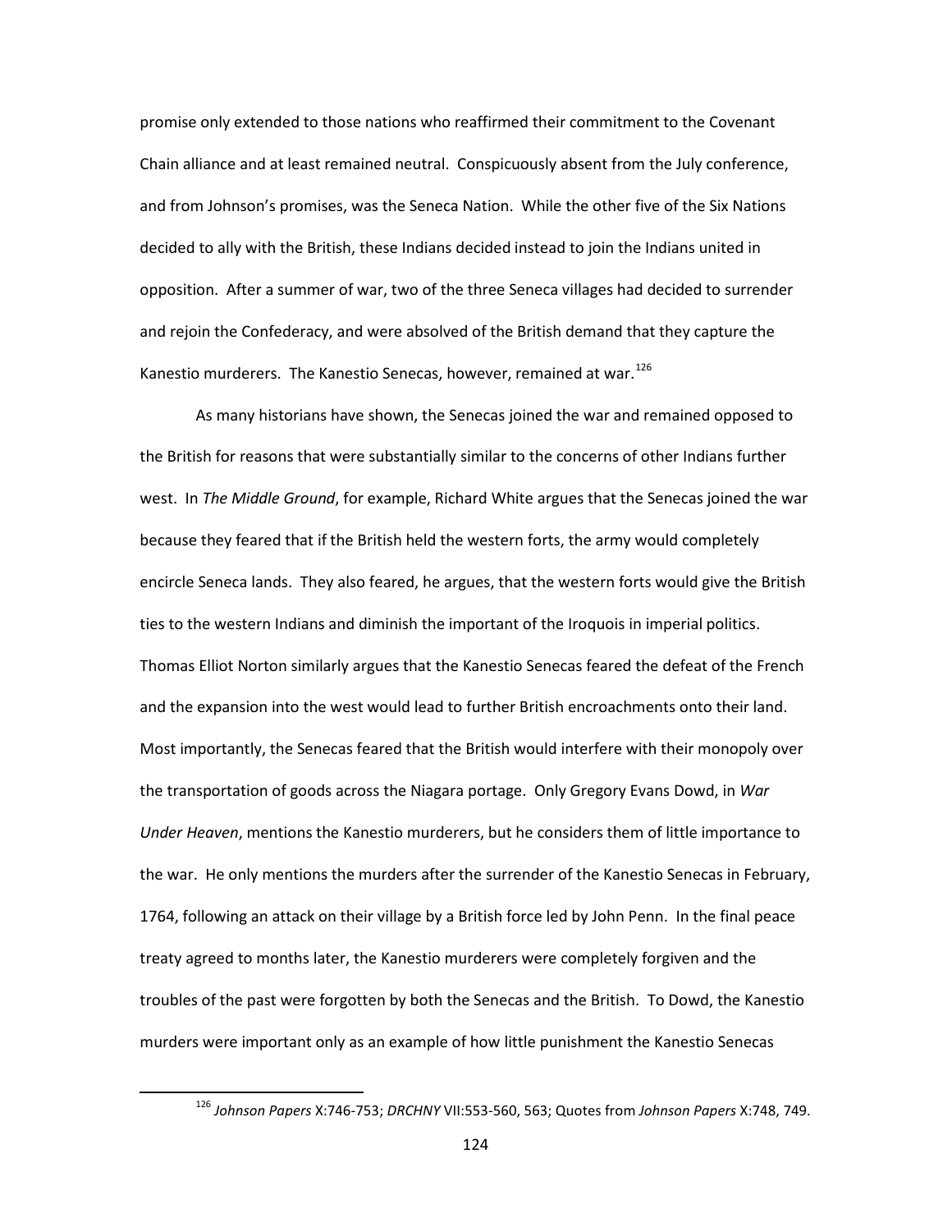promise only extended to those nations who reaffirmed their commitment to the Covenant Chain alliance and at least remained neutral. Conspicuously absent from the July conference, and from Johnson's promises, was the Seneca Nation. While the other five of the Six Nations decided to ally with the British, these Indians decided instead to join the Indians united in opposition. After a summer of war, two of the three Seneca villages had decided to surrender and rejoin the Confederacy, and were absolved of the British demand that they capture the Kanestio murderers. The Kanestio Senecas, however, remained at war.[126]

As many historians have shown, the Senecas joined the war and remained opposed to the British for reasons that were substantially similar to the concerns of other Indians further west. In *The Middle Ground*, for example, Richard White argues that the Senecas joined the war because they feared that if the British held the western forts, the army would completely encircle Seneca lands. They also feared, he argues, that the western forts would give the British ties to the western Indians and diminish the important of the Iroquois in imperial politics. Thomas Elliot Norton similarly argues that the Kanestio Senecas feared the defeat of the French and the expansion into the west would lead to further British encroachments onto their land. Most importantly, the Senecas feared that the British would interfere with their monopoly over the transportation of goods across the Niagara portage. Only Gregory Evans Dowd, in *War Under Heaven*, mentions the Kanestio murderers, but he considers them of little importance to the war. He only mentions the murders after the surrender of the Kanestio Senecas in February, 1764, following an attack on their village by a British force led by John Penn. In the final peace treaty agreed to months later, the Kanestio murderers were completely forgiven and the troubles of the past were forgotten by both the Senecas and the British. To Dowd, the Kanestio murders were important only as an example of how little punishment the Kanestio Senecas

[126] *Johnson Papers* X:746-753; *DRCHNY* VII:553-560, 563; Quotes from *Johnson Papers* X:748, 749.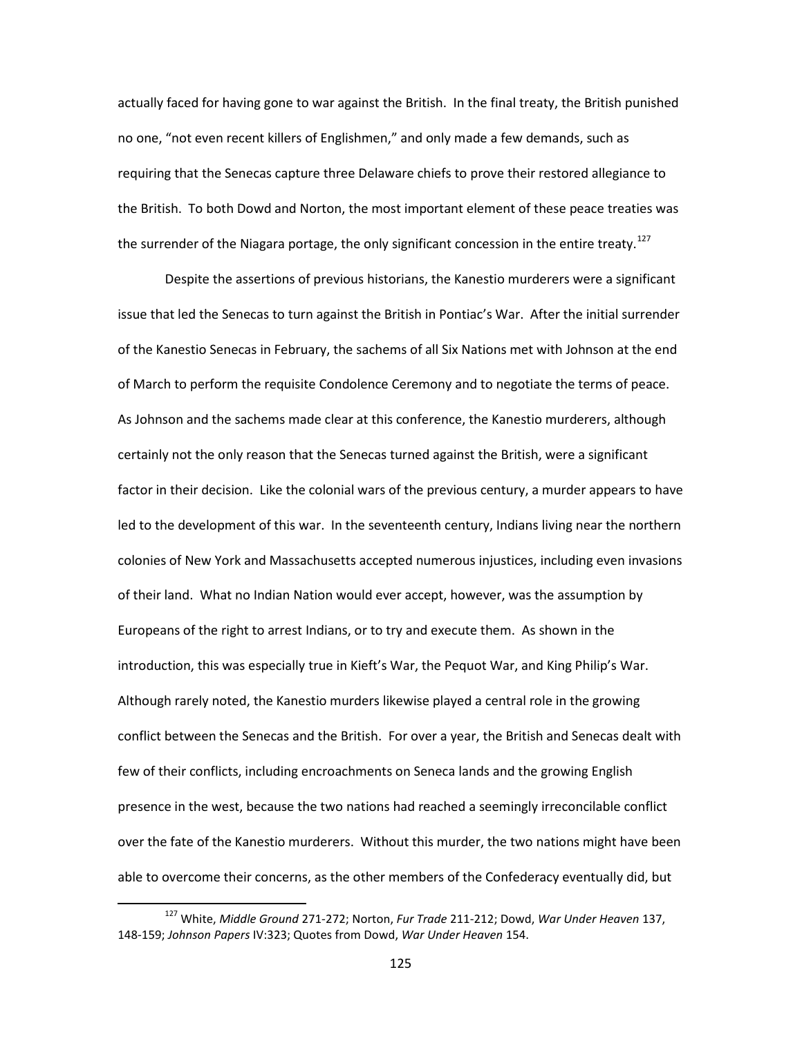actually faced for having gone to war against the British. In the final treaty, the British punished no one, "not even recent killers of Englishmen," and only made a few demands, such as requiring that the Senecas capture three Delaware chiefs to prove their restored allegiance to the British. To both Dowd and Norton, the most important element of these peace treaties was the surrender of the Niagara portage, the only significant concession in the entire treaty.[127]

Despite the assertions of previous historians, the Kanestio murderers were a significant issue that led the Senecas to turn against the British in Pontiac's War. After the initial surrender of the Kanestio Senecas in February, the sachems of all Six Nations met with Johnson at the end of March to perform the requisite Condolence Ceremony and to negotiate the terms of peace. As Johnson and the sachems made clear at this conference, the Kanestio murderers, although certainly not the only reason that the Senecas turned against the British, were a significant factor in their decision. Like the colonial wars of the previous century, a murder appears to have led to the development of this war. In the seventeenth century, Indians living near the northern colonies of New York and Massachusetts accepted numerous injustices, including even invasions of their land. What no Indian Nation would ever accept, however, was the assumption by Europeans of the right to arrest Indians, or to try and execute them. As shown in the introduction, this was especially true in Kieft's War, the Pequot War, and King Philip's War. Although rarely noted, the Kanestio murders likewise played a central role in the growing conflict between the Senecas and the British. For over a year, the British and Senecas dealt with few of their conflicts, including encroachments on Seneca lands and the growing English presence in the west, because the two nations had reached a seemingly irreconcilable conflict over the fate of the Kanestio murderers. Without this murder, the two nations might have been able to overcome their concerns, as the other members of the Confederacy eventually did, but

[127] White, *Middle Ground* 271-272; Norton, *Fur Trade* 211-212; Dowd, *War Under Heaven* 137, 148-159; *Johnson Papers* IV:323; Quotes from Dowd, *War Under Heaven* 154.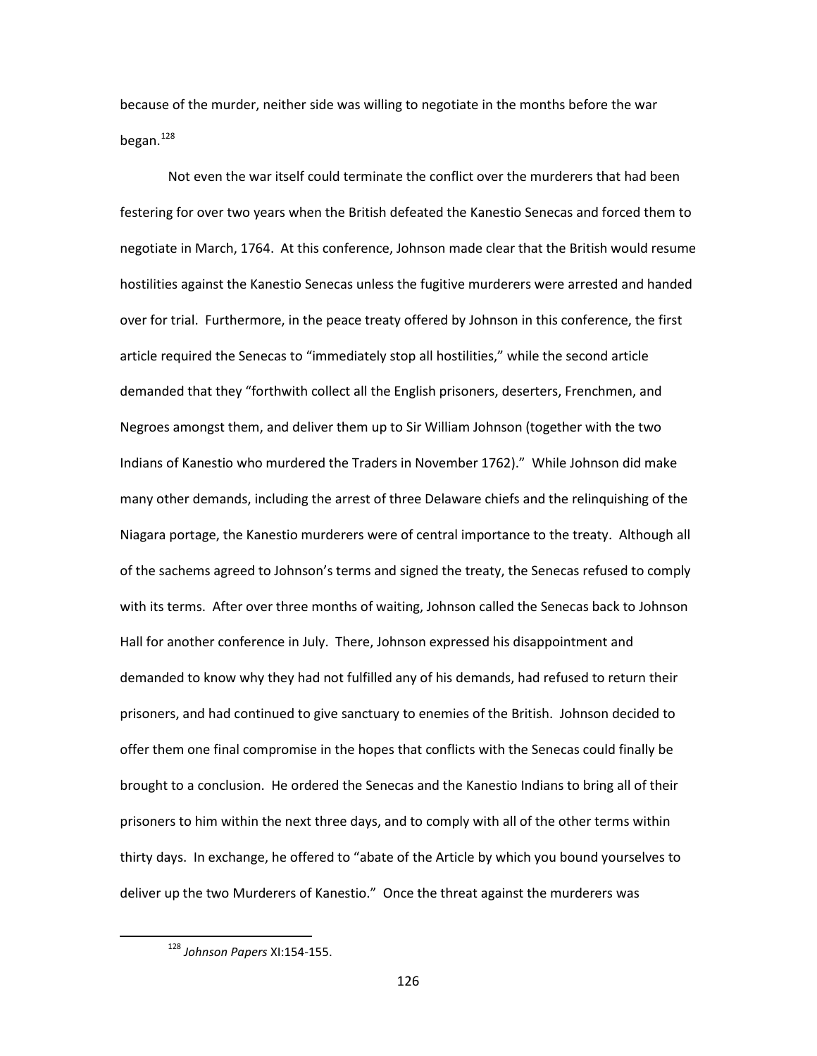because of the murder, neither side was willing to negotiate in the months before the war began.[128]

Not even the war itself could terminate the conflict over the murderers that had been festering for over two years when the British defeated the Kanestio Senecas and forced them to negotiate in March, 1764. At this conference, Johnson made clear that the British would resume hostilities against the Kanestio Senecas unless the fugitive murderers were arrested and handed over for trial. Furthermore, in the peace treaty offered by Johnson in this conference, the first article required the Senecas to "immediately stop all hostilities," while the second article demanded that they "forthwith collect all the English prisoners, deserters, Frenchmen, and Negroes amongst them, and deliver them up to Sir William Johnson (together with the two Indians of Kanestio who murdered the Traders in November 1762)." While Johnson did make many other demands, including the arrest of three Delaware chiefs and the relinquishing of the Niagara portage, the Kanestio murderers were of central importance to the treaty. Although all of the sachems agreed to Johnson's terms and signed the treaty, the Senecas refused to comply with its terms. After over three months of waiting, Johnson called the Senecas back to Johnson Hall for another conference in July. There, Johnson expressed his disappointment and demanded to know why they had not fulfilled any of his demands, had refused to return their prisoners, and had continued to give sanctuary to enemies of the British. Johnson decided to offer them one final compromise in the hopes that conflicts with the Senecas could finally be brought to a conclusion. He ordered the Senecas and the Kanestio Indians to bring all of their prisoners to him within the next three days, and to comply with all of the other terms within thirty days. In exchange, he offered to "abate of the Article by which you bound yourselves to deliver up the two Murderers of Kanestio." Once the threat against the murderers was

[128] *Johnson Papers* XI:154-155.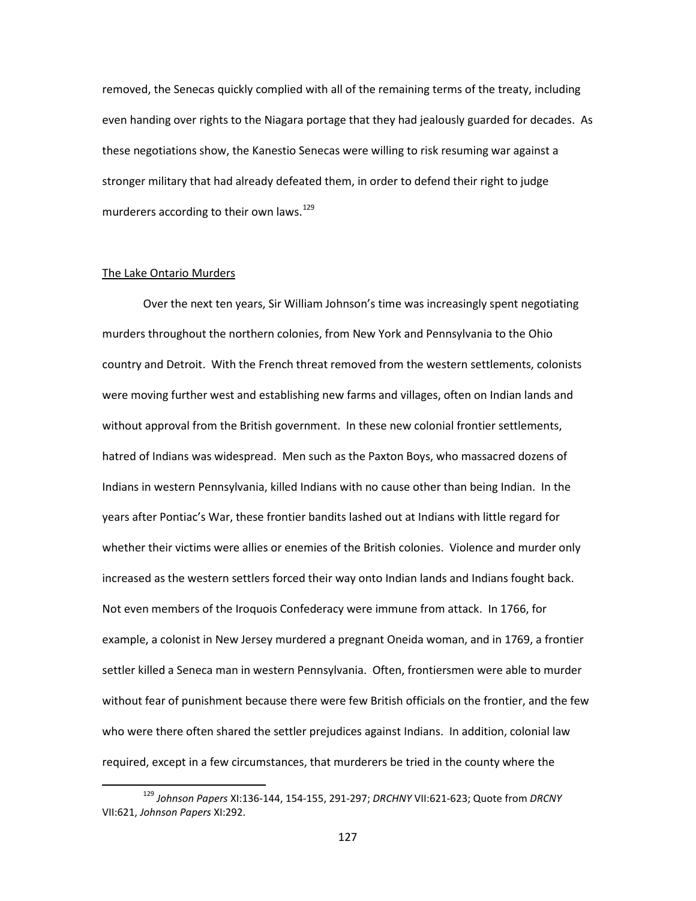removed, the Senecas quickly complied with all of the remaining terms of the treaty, including even handing over rights to the Niagara portage that they had jealously guarded for decades. As these negotiations show, the Kanestio Senecas were willing to risk resuming war against a stronger military that had already defeated them, in order to defend their right to judge murderers according to their own laws.[129]

## The Lake Ontario Murders

Over the next ten years, Sir William Johnson's time was increasingly spent negotiating murders throughout the northern colonies, from New York and Pennsylvania to the Ohio country and Detroit. With the French threat removed from the western settlements, colonists were moving further west and establishing new farms and villages, often on Indian lands and without approval from the British government. In these new colonial frontier settlements, hatred of Indians was widespread. Men such as the Paxton Boys, who massacred dozens of Indians in western Pennsylvania, killed Indians with no cause other than being Indian. In the years after Pontiac's War, these frontier bandits lashed out at Indians with little regard for whether their victims were allies or enemies of the British colonies. Violence and murder only increased as the western settlers forced their way onto Indian lands and Indians fought back. Not even members of the Iroquois Confederacy were immune from attack. In 1766, for example, a colonist in New Jersey murdered a pregnant Oneida woman, and in 1769, a frontier settler killed a Seneca man in western Pennsylvania. Often, frontiersmen were able to murder without fear of punishment because there were few British officials on the frontier, and the few who were there often shared the settler prejudices against Indians. In addition, colonial law required, except in a few circumstances, that murderers be tried in the county where the

[129] *Johnson Papers* XI:136-144, 154-155, 291-297; *DRCHNY* VII:621-623; Quote from *DRCNY* VII:621, *Johnson Papers* XI:292.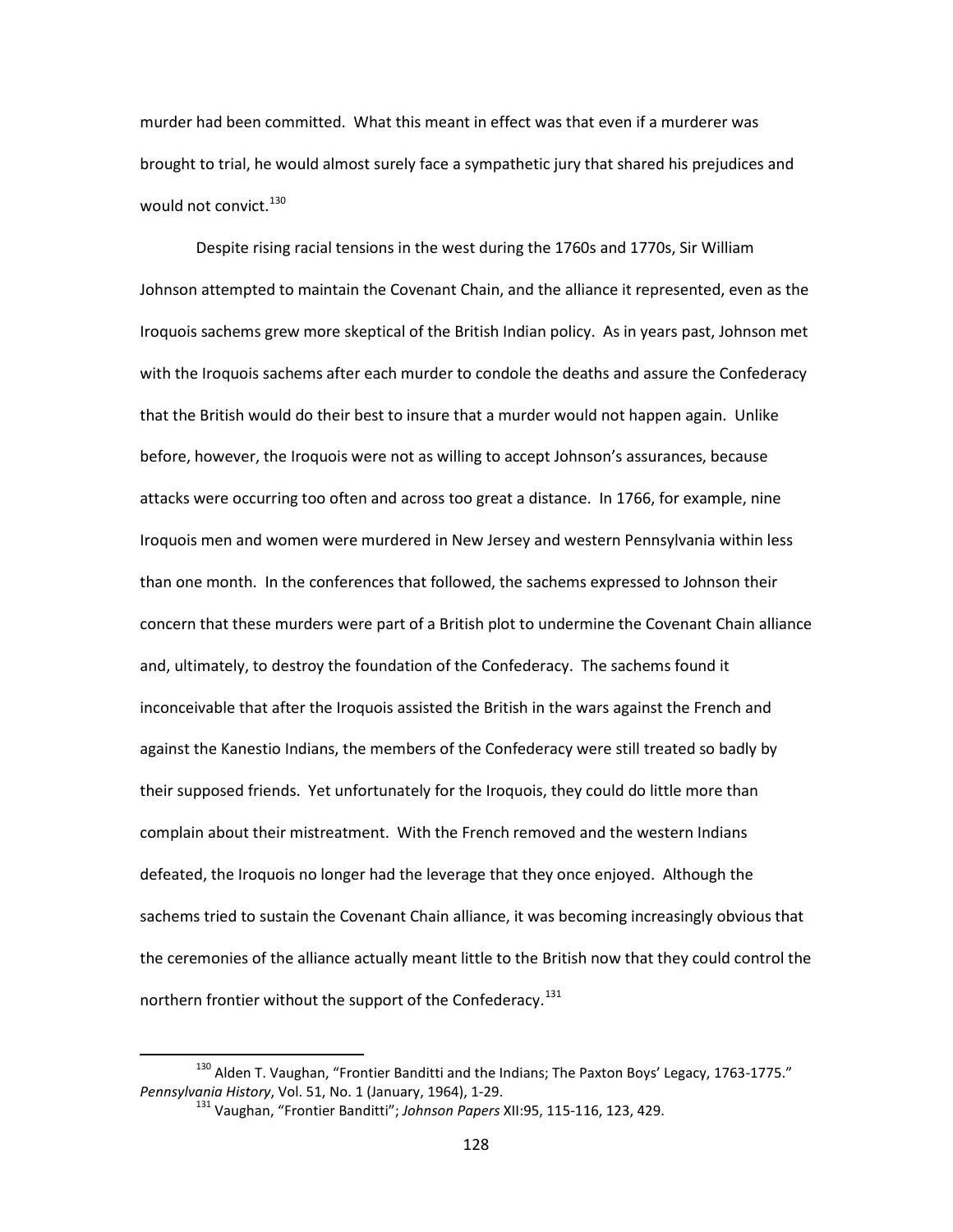murder had been committed. What this meant in effect was that even if a murderer was brought to trial, he would almost surely face a sympathetic jury that shared his prejudices and would not convict.[130]

Despite rising racial tensions in the west during the 1760s and 1770s, Sir William Johnson attempted to maintain the Covenant Chain, and the alliance it represented, even as the Iroquois sachems grew more skeptical of the British Indian policy. As in years past, Johnson met with the Iroquois sachems after each murder to condole the deaths and assure the Confederacy that the British would do their best to insure that a murder would not happen again. Unlike before, however, the Iroquois were not as willing to accept Johnson's assurances, because attacks were occurring too often and across too great a distance. In 1766, for example, nine Iroquois men and women were murdered in New Jersey and western Pennsylvania within less than one month. In the conferences that followed, the sachems expressed to Johnson their concern that these murders were part of a British plot to undermine the Covenant Chain alliance and, ultimately, to destroy the foundation of the Confederacy. The sachems found it inconceivable that after the Iroquois assisted the British in the wars against the French and against the Kanestio Indians, the members of the Confederacy were still treated so badly by their supposed friends. Yet unfortunately for the Iroquois, they could do little more than complain about their mistreatment. With the French removed and the western Indians defeated, the Iroquois no longer had the leverage that they once enjoyed. Although the sachems tried to sustain the Covenant Chain alliance, it was becoming increasingly obvious that the ceremonies of the alliance actually meant little to the British now that they could control the northern frontier without the support of the Confederacy.[131]

---

[130] Alden T. Vaughan, "Frontier Banditti and the Indians; The Paxton Boys' Legacy, 1763-1775." *Pennsylvania History*, Vol. 51, No. 1 (January, 1964), 1-29.

[131] Vaughan, "Frontier Banditti"; *Johnson Papers* XII:95, 115-116, 123, 429.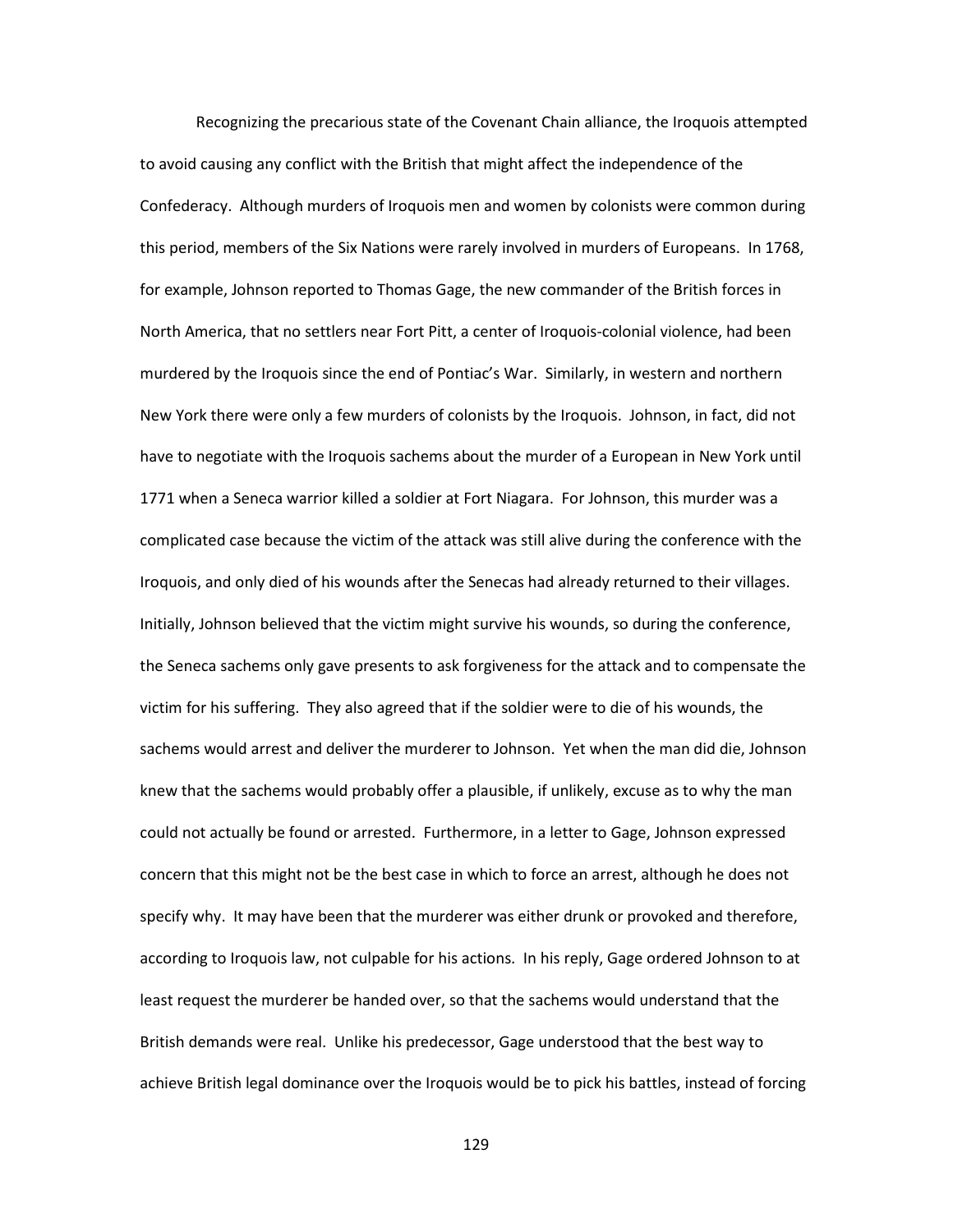Recognizing the precarious state of the Covenant Chain alliance, the Iroquois attempted to avoid causing any conflict with the British that might affect the independence of the Confederacy. Although murders of Iroquois men and women by colonists were common during this period, members of the Six Nations were rarely involved in murders of Europeans. In 1768, for example, Johnson reported to Thomas Gage, the new commander of the British forces in North America, that no settlers near Fort Pitt, a center of Iroquois-colonial violence, had been murdered by the Iroquois since the end of Pontiac's War. Similarly, in western and northern New York there were only a few murders of colonists by the Iroquois. Johnson, in fact, did not have to negotiate with the Iroquois sachems about the murder of a European in New York until 1771 when a Seneca warrior killed a soldier at Fort Niagara. For Johnson, this murder was a complicated case because the victim of the attack was still alive during the conference with the Iroquois, and only died of his wounds after the Senecas had already returned to their villages. Initially, Johnson believed that the victim might survive his wounds, so during the conference, the Seneca sachems only gave presents to ask forgiveness for the attack and to compensate the victim for his suffering. They also agreed that if the soldier were to die of his wounds, the sachems would arrest and deliver the murderer to Johnson. Yet when the man did die, Johnson knew that the sachems would probably offer a plausible, if unlikely, excuse as to why the man could not actually be found or arrested. Furthermore, in a letter to Gage, Johnson expressed concern that this might not be the best case in which to force an arrest, although he does not specify why. It may have been that the murderer was either drunk or provoked and therefore, according to Iroquois law, not culpable for his actions. In his reply, Gage ordered Johnson to at least request the murderer be handed over, so that the sachems would understand that the British demands were real. Unlike his predecessor, Gage understood that the best way to achieve British legal dominance over the Iroquois would be to pick his battles, instead of forcing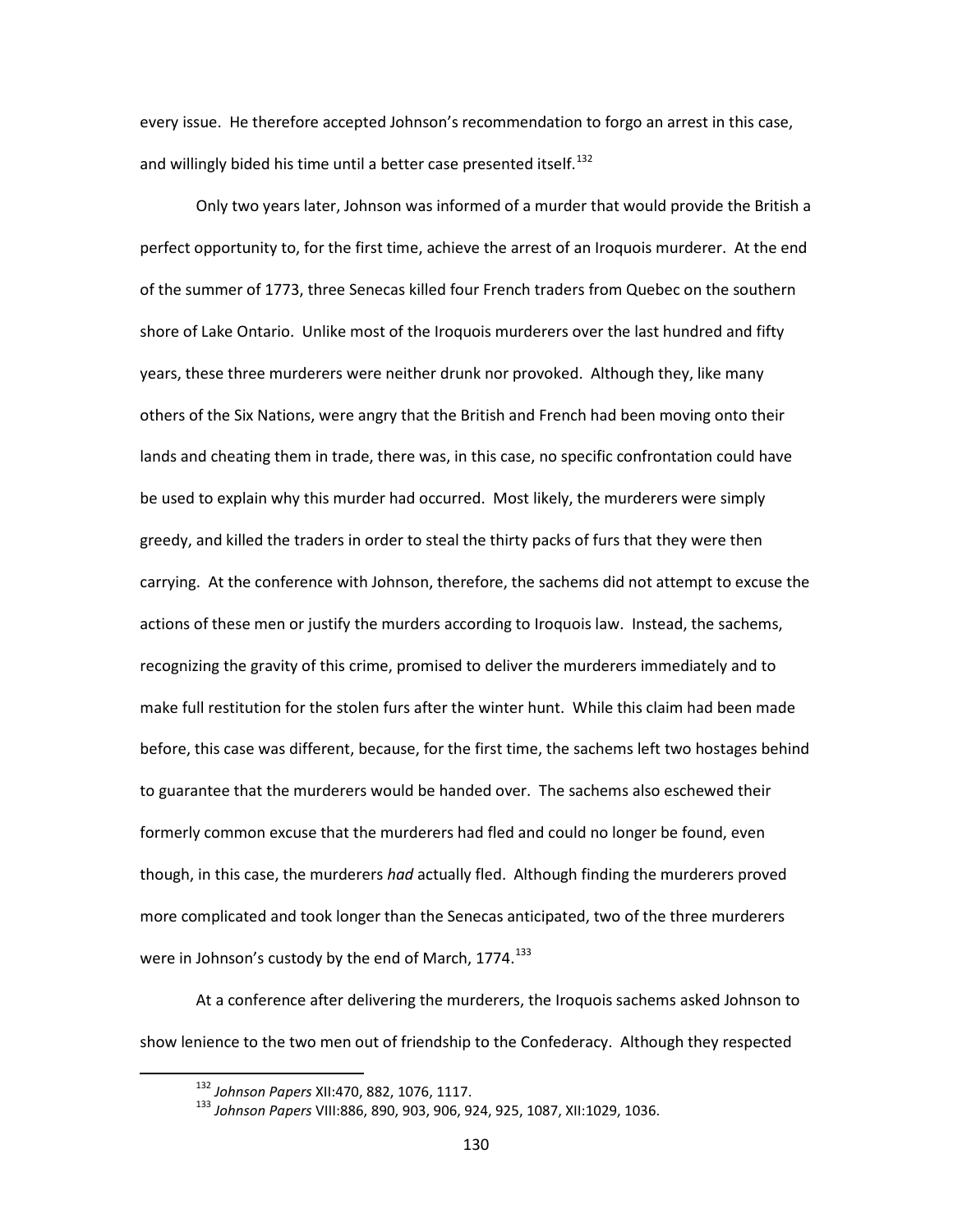every issue. He therefore accepted Johnson's recommendation to forgo an arrest in this case, and willingly bided his time until a better case presented itself.[132]

Only two years later, Johnson was informed of a murder that would provide the British a perfect opportunity to, for the first time, achieve the arrest of an Iroquois murderer. At the end of the summer of 1773, three Senecas killed four French traders from Quebec on the southern shore of Lake Ontario. Unlike most of the Iroquois murderers over the last hundred and fifty years, these three murderers were neither drunk nor provoked. Although they, like many others of the Six Nations, were angry that the British and French had been moving onto their lands and cheating them in trade, there was, in this case, no specific confrontation could have be used to explain why this murder had occurred. Most likely, the murderers were simply greedy, and killed the traders in order to steal the thirty packs of furs that they were then carrying. At the conference with Johnson, therefore, the sachems did not attempt to excuse the actions of these men or justify the murders according to Iroquois law. Instead, the sachems, recognizing the gravity of this crime, promised to deliver the murderers immediately and to make full restitution for the stolen furs after the winter hunt. While this claim had been made before, this case was different, because, for the first time, the sachems left two hostages behind to guarantee that the murderers would be handed over. The sachems also eschewed their formerly common excuse that the murderers had fled and could no longer be found, even though, in this case, the murderers *had* actually fled. Although finding the murderers proved more complicated and took longer than the Senecas anticipated, two of the three murderers were in Johnson's custody by the end of March, 1774.[133]

At a conference after delivering the murderers, the Iroquois sachems asked Johnson to show lenience to the two men out of friendship to the Confederacy. Although they respected

[132] *Johnson Papers* XII:470, 882, 1076, 1117.

[133] *Johnson Papers* VIII:886, 890, 903, 906, 924, 925, 1087, XII:1029, 1036.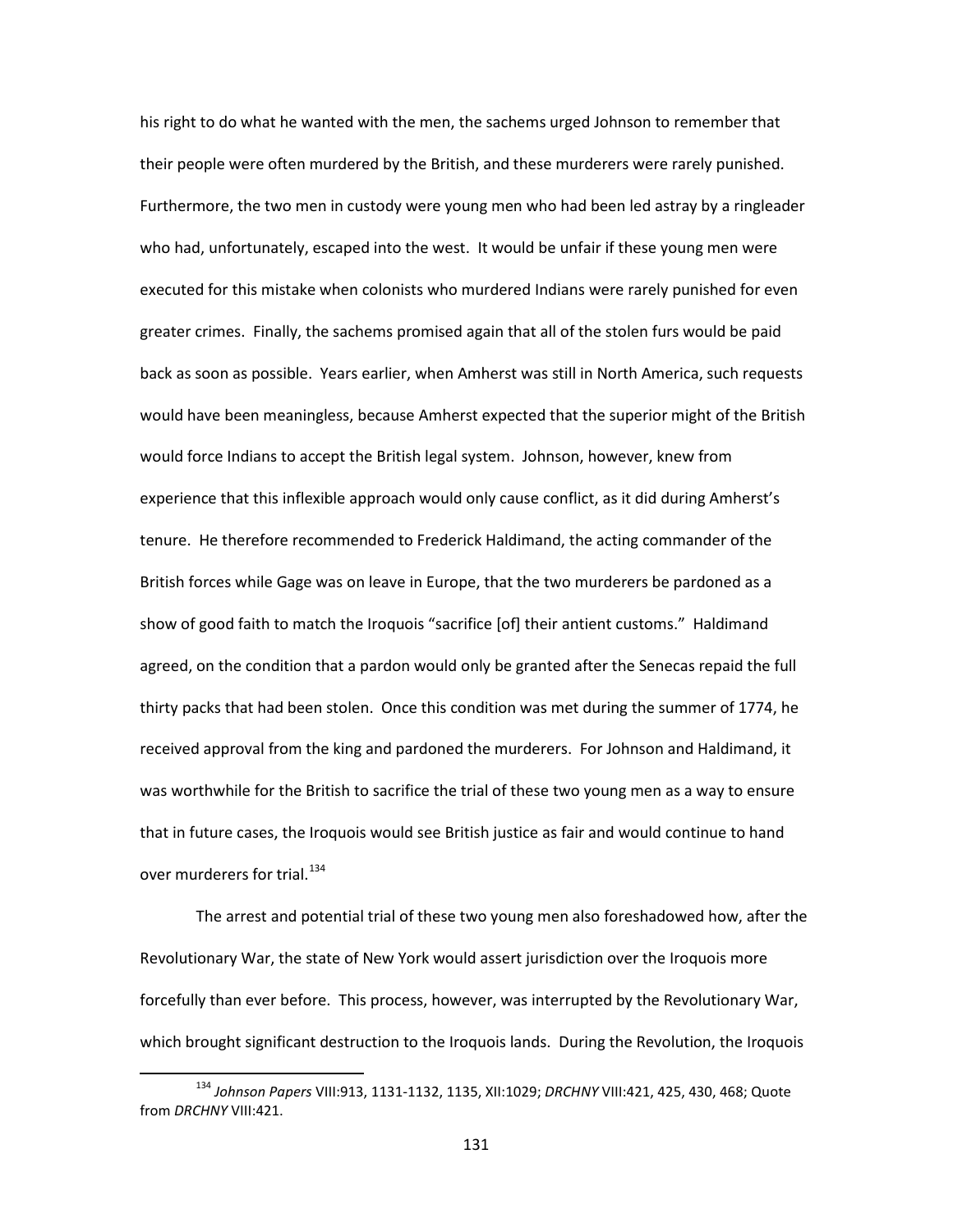his right to do what he wanted with the men, the sachems urged Johnson to remember that their people were often murdered by the British, and these murderers were rarely punished. Furthermore, the two men in custody were young men who had been led astray by a ringleader who had, unfortunately, escaped into the west. It would be unfair if these young men were executed for this mistake when colonists who murdered Indians were rarely punished for even greater crimes. Finally, the sachems promised again that all of the stolen furs would be paid back as soon as possible. Years earlier, when Amherst was still in North America, such requests would have been meaningless, because Amherst expected that the superior might of the British would force Indians to accept the British legal system. Johnson, however, knew from experience that this inflexible approach would only cause conflict, as it did during Amherst's tenure. He therefore recommended to Frederick Haldimand, the acting commander of the British forces while Gage was on leave in Europe, that the two murderers be pardoned as a show of good faith to match the Iroquois "sacrifice [of] their antient customs." Haldimand agreed, on the condition that a pardon would only be granted after the Senecas repaid the full thirty packs that had been stolen. Once this condition was met during the summer of 1774, he received approval from the king and pardoned the murderers. For Johnson and Haldimand, it was worthwhile for the British to sacrifice the trial of these two young men as a way to ensure that in future cases, the Iroquois would see British justice as fair and would continue to hand over murderers for trial.[134]

The arrest and potential trial of these two young men also foreshadowed how, after the Revolutionary War, the state of New York would assert jurisdiction over the Iroquois more forcefully than ever before. This process, however, was interrupted by the Revolutionary War, which brought significant destruction to the Iroquois lands. During the Revolution, the Iroquois

---

[134] *Johnson Papers* VIII:913, 1131-1132, 1135, XII:1029; *DRCHNY* VIII:421, 425, 430, 468; Quote from *DRCHNY* VIII:421.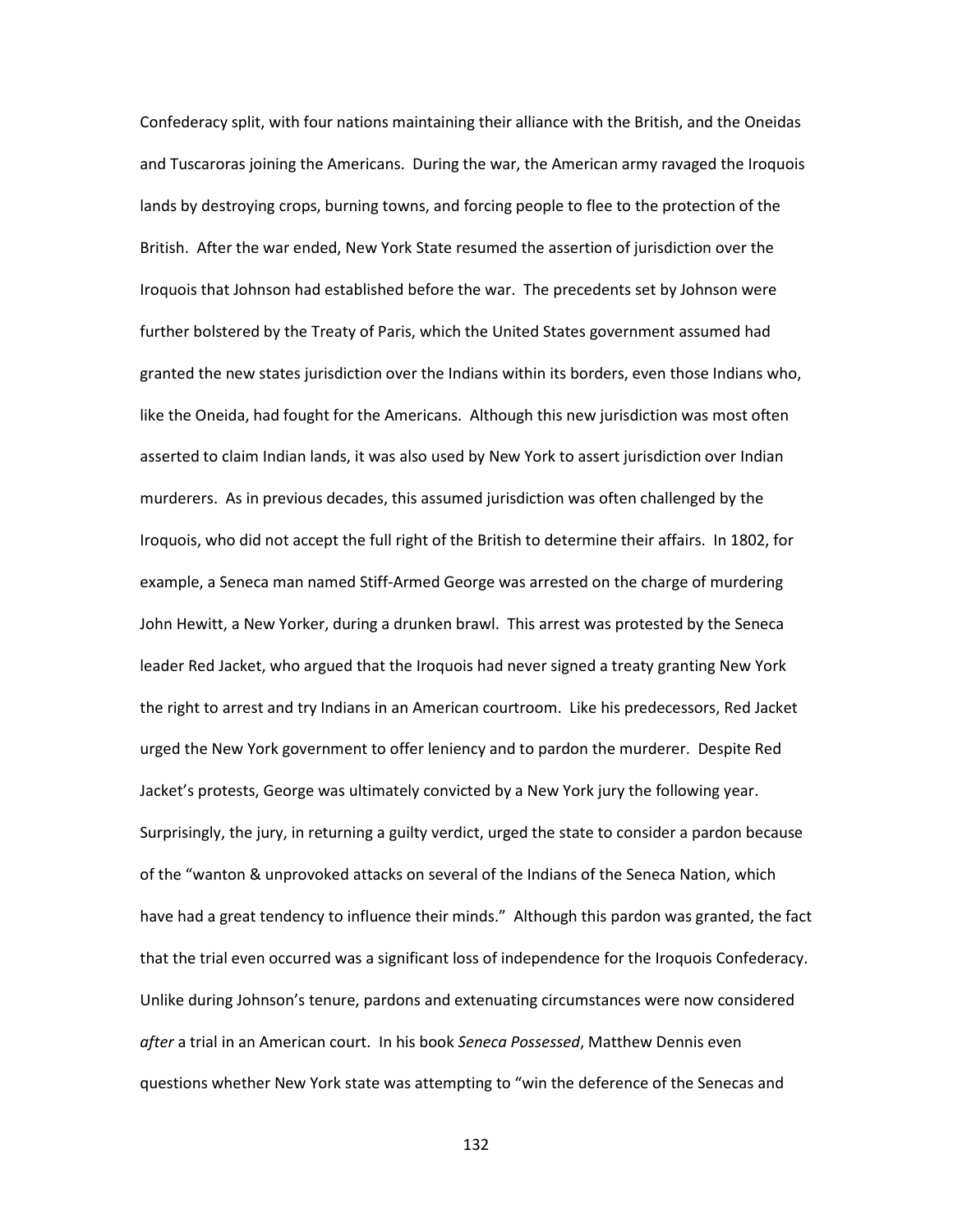Confederacy split, with four nations maintaining their alliance with the British, and the Oneidas and Tuscaroras joining the Americans. During the war, the American army ravaged the Iroquois lands by destroying crops, burning towns, and forcing people to flee to the protection of the British. After the war ended, New York State resumed the assertion of jurisdiction over the Iroquois that Johnson had established before the war. The precedents set by Johnson were further bolstered by the Treaty of Paris, which the United States government assumed had granted the new states jurisdiction over the Indians within its borders, even those Indians who, like the Oneida, had fought for the Americans. Although this new jurisdiction was most often asserted to claim Indian lands, it was also used by New York to assert jurisdiction over Indian murderers. As in previous decades, this assumed jurisdiction was often challenged by the Iroquois, who did not accept the full right of the British to determine their affairs. In 1802, for example, a Seneca man named Stiff-Armed George was arrested on the charge of murdering John Hewitt, a New Yorker, during a drunken brawl. This arrest was protested by the Seneca leader Red Jacket, who argued that the Iroquois had never signed a treaty granting New York the right to arrest and try Indians in an American courtroom. Like his predecessors, Red Jacket urged the New York government to offer leniency and to pardon the murderer. Despite Red Jacket's protests, George was ultimately convicted by a New York jury the following year. Surprisingly, the jury, in returning a guilty verdict, urged the state to consider a pardon because of the "wanton & unprovoked attacks on several of the Indians of the Seneca Nation, which have had a great tendency to influence their minds." Although this pardon was granted, the fact that the trial even occurred was a significant loss of independence for the Iroquois Confederacy. Unlike during Johnson's tenure, pardons and extenuating circumstances were now considered *after* a trial in an American court. In his book *Seneca Possessed*, Matthew Dennis even questions whether New York state was attempting to "win the deference of the Senecas and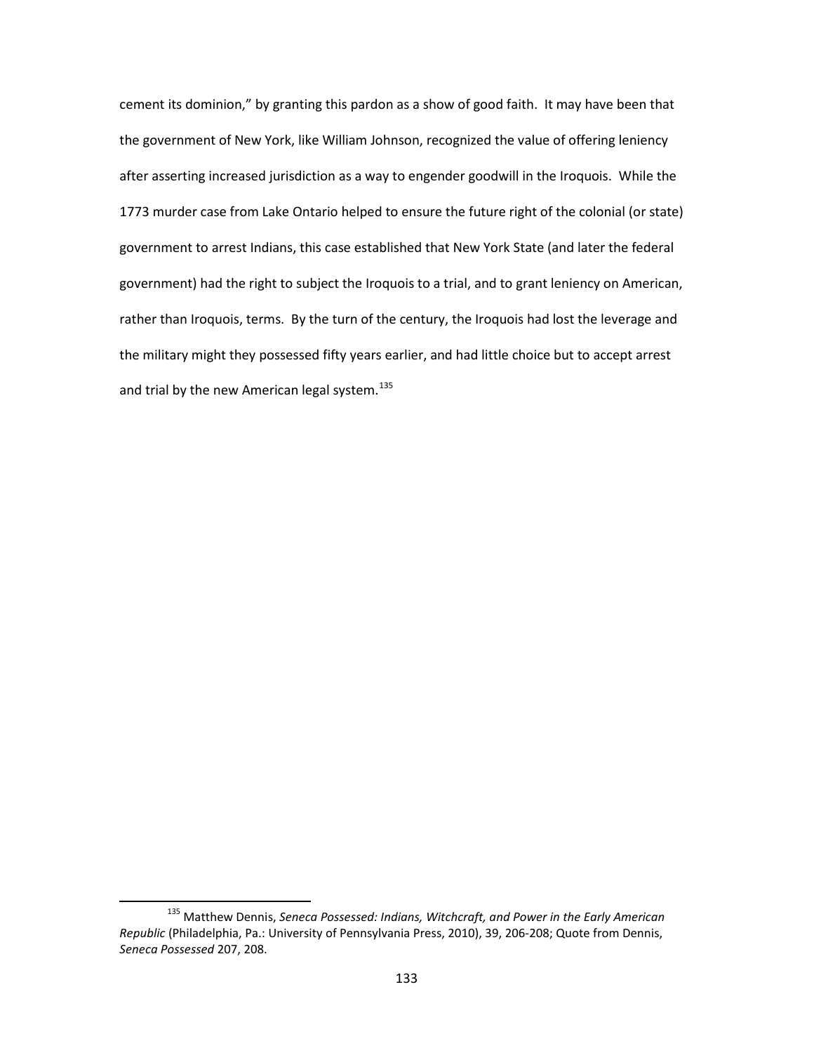cement its dominion," by granting this pardon as a show of good faith. It may have been that the government of New York, like William Johnson, recognized the value of offering leniency after asserting increased jurisdiction as a way to engender goodwill in the Iroquois. While the 1773 murder case from Lake Ontario helped to ensure the future right of the colonial (or state) government to arrest Indians, this case established that New York State (and later the federal government) had the right to subject the Iroquois to a trial, and to grant leniency on American, rather than Iroquois, terms. By the turn of the century, the Iroquois had lost the leverage and the military might they possessed fifty years earlier, and had little choice but to accept arrest and trial by the new American legal system.[135]

---

[135] Matthew Dennis, *Seneca Possessed: Indians, Witchcraft, and Power in the Early American Republic* (Philadelphia, Pa.: University of Pennsylvania Press, 2010), 39, 206-208; Quote from Dennis, *Seneca Possessed* 207, 208.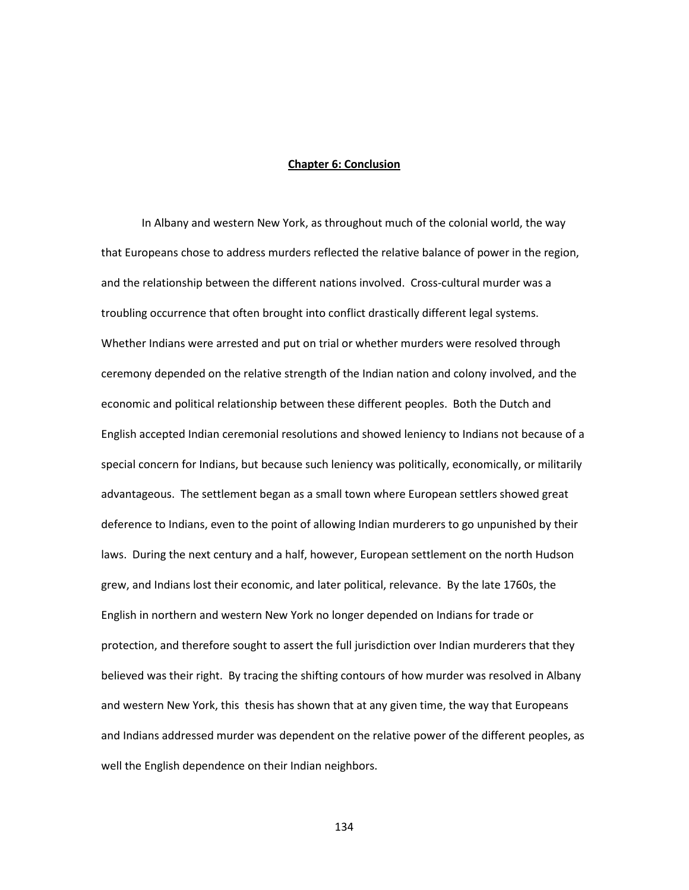# Chapter 6: Conclusion

In Albany and western New York, as throughout much of the colonial world, the way that Europeans chose to address murders reflected the relative balance of power in the region, and the relationship between the different nations involved. Cross-cultural murder was a troubling occurrence that often brought into conflict drastically different legal systems. Whether Indians were arrested and put on trial or whether murders were resolved through ceremony depended on the relative strength of the Indian nation and colony involved, and the economic and political relationship between these different peoples. Both the Dutch and English accepted Indian ceremonial resolutions and showed leniency to Indians not because of a special concern for Indians, but because such leniency was politically, economically, or militarily advantageous. The settlement began as a small town where European settlers showed great deference to Indians, even to the point of allowing Indian murderers to go unpunished by their laws. During the next century and a half, however, European settlement on the north Hudson grew, and Indians lost their economic, and later political, relevance. By the late 1760s, the English in northern and western New York no longer depended on Indians for trade or protection, and therefore sought to assert the full jurisdiction over Indian murderers that they believed was their right. By tracing the shifting contours of how murder was resolved in Albany and western New York, this thesis has shown that at any given time, the way that Europeans and Indians addressed murder was dependent on the relative power of the different peoples, as well the English dependence on their Indian neighbors.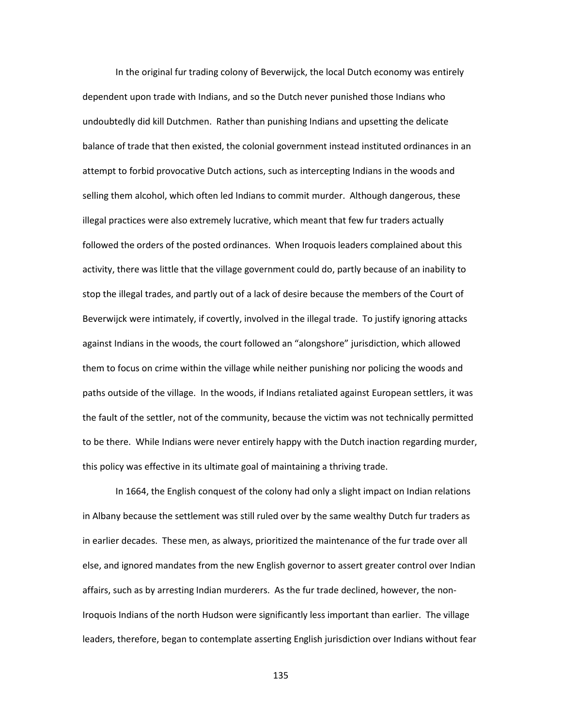In the original fur trading colony of Beverwijck, the local Dutch economy was entirely dependent upon trade with Indians, and so the Dutch never punished those Indians who undoubtedly did kill Dutchmen. Rather than punishing Indians and upsetting the delicate balance of trade that then existed, the colonial government instead instituted ordinances in an attempt to forbid provocative Dutch actions, such as intercepting Indians in the woods and selling them alcohol, which often led Indians to commit murder. Although dangerous, these illegal practices were also extremely lucrative, which meant that few fur traders actually followed the orders of the posted ordinances. When Iroquois leaders complained about this activity, there was little that the village government could do, partly because of an inability to stop the illegal trades, and partly out of a lack of desire because the members of the Court of Beverwijck were intimately, if covertly, involved in the illegal trade. To justify ignoring attacks against Indians in the woods, the court followed an "alongshore" jurisdiction, which allowed them to focus on crime within the village while neither punishing nor policing the woods and paths outside of the village. In the woods, if Indians retaliated against European settlers, it was the fault of the settler, not of the community, because the victim was not technically permitted to be there. While Indians were never entirely happy with the Dutch inaction regarding murder, this policy was effective in its ultimate goal of maintaining a thriving trade.

In 1664, the English conquest of the colony had only a slight impact on Indian relations in Albany because the settlement was still ruled over by the same wealthy Dutch fur traders as in earlier decades. These men, as always, prioritized the maintenance of the fur trade over all else, and ignored mandates from the new English governor to assert greater control over Indian affairs, such as by arresting Indian murderers. As the fur trade declined, however, the non-Iroquois Indians of the north Hudson were significantly less important than earlier. The village leaders, therefore, began to contemplate asserting English jurisdiction over Indians without fear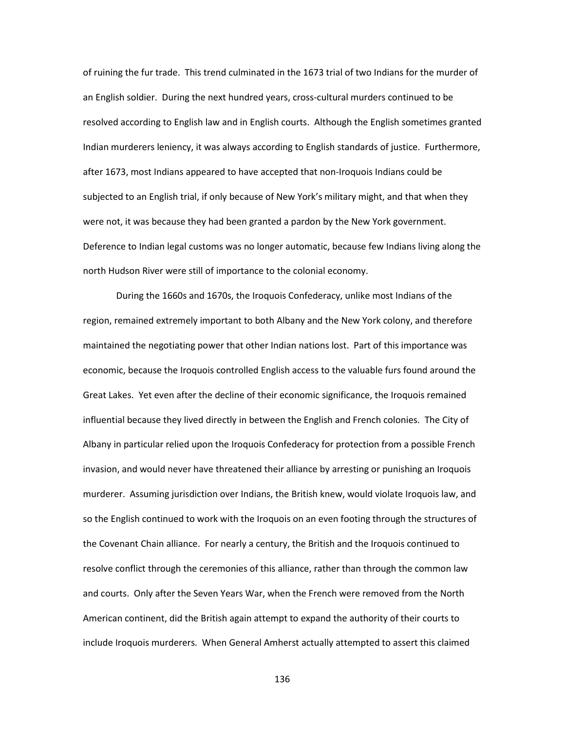of ruining the fur trade. This trend culminated in the 1673 trial of two Indians for the murder of an English soldier. During the next hundred years, cross-cultural murders continued to be resolved according to English law and in English courts. Although the English sometimes granted Indian murderers leniency, it was always according to English standards of justice. Furthermore, after 1673, most Indians appeared to have accepted that non-Iroquois Indians could be subjected to an English trial, if only because of New York's military might, and that when they were not, it was because they had been granted a pardon by the New York government. Deference to Indian legal customs was no longer automatic, because few Indians living along the north Hudson River were still of importance to the colonial economy.

During the 1660s and 1670s, the Iroquois Confederacy, unlike most Indians of the region, remained extremely important to both Albany and the New York colony, and therefore maintained the negotiating power that other Indian nations lost. Part of this importance was economic, because the Iroquois controlled English access to the valuable furs found around the Great Lakes. Yet even after the decline of their economic significance, the Iroquois remained influential because they lived directly in between the English and French colonies. The City of Albany in particular relied upon the Iroquois Confederacy for protection from a possible French invasion, and would never have threatened their alliance by arresting or punishing an Iroquois murderer. Assuming jurisdiction over Indians, the British knew, would violate Iroquois law, and so the English continued to work with the Iroquois on an even footing through the structures of the Covenant Chain alliance. For nearly a century, the British and the Iroquois continued to resolve conflict through the ceremonies of this alliance, rather than through the common law and courts. Only after the Seven Years War, when the French were removed from the North American continent, did the British again attempt to expand the authority of their courts to include Iroquois murderers. When General Amherst actually attempted to assert this claimed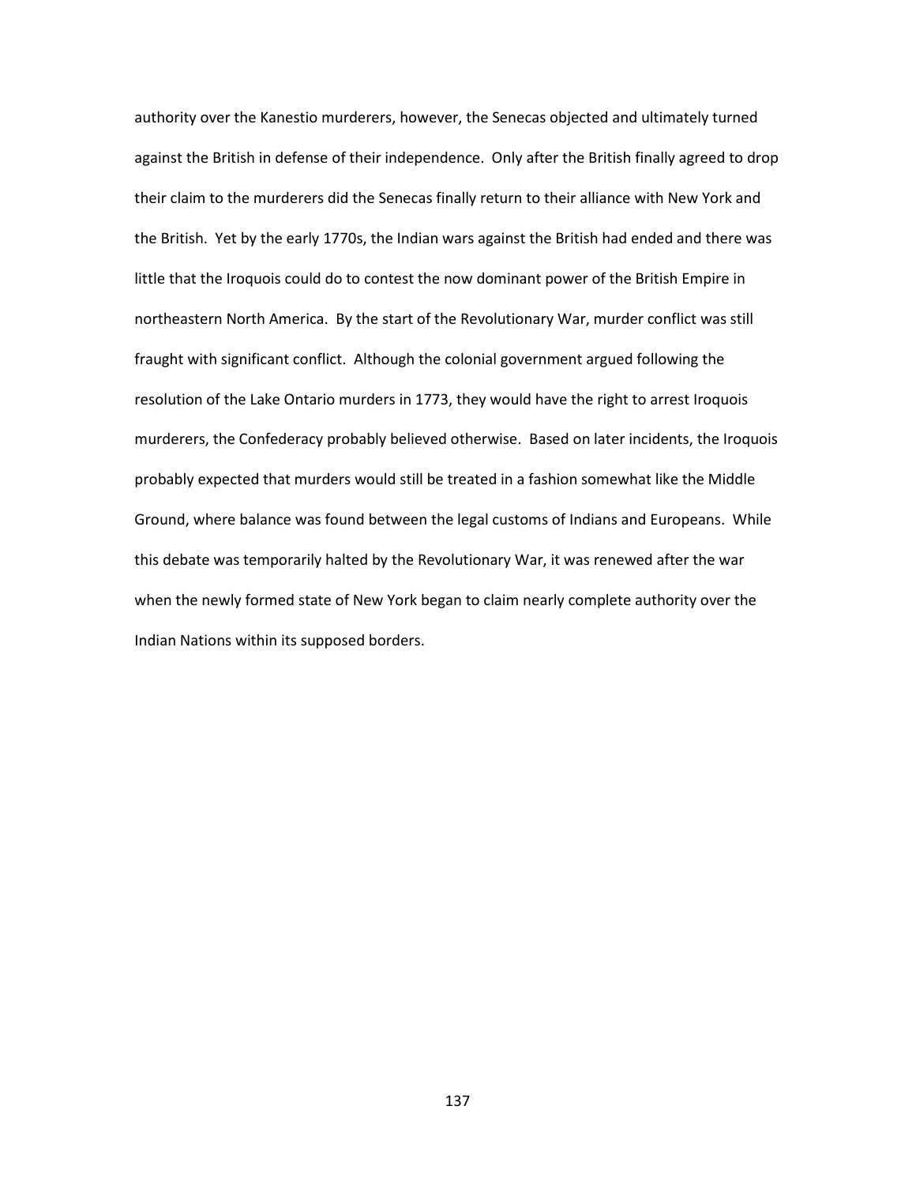authority over the Kanestio murderers, however, the Senecas objected and ultimately turned against the British in defense of their independence. Only after the British finally agreed to drop their claim to the murderers did the Senecas finally return to their alliance with New York and the British. Yet by the early 1770s, the Indian wars against the British had ended and there was little that the Iroquois could do to contest the now dominant power of the British Empire in northeastern North America. By the start of the Revolutionary War, murder conflict was still fraught with significant conflict. Although the colonial government argued following the resolution of the Lake Ontario murders in 1773, they would have the right to arrest Iroquois murderers, the Confederacy probably believed otherwise. Based on later incidents, the Iroquois probably expected that murders would still be treated in a fashion somewhat like the Middle Ground, where balance was found between the legal customs of Indians and Europeans. While this debate was temporarily halted by the Revolutionary War, it was renewed after the war when the newly formed state of New York began to claim nearly complete authority over the Indian Nations within its supposed borders.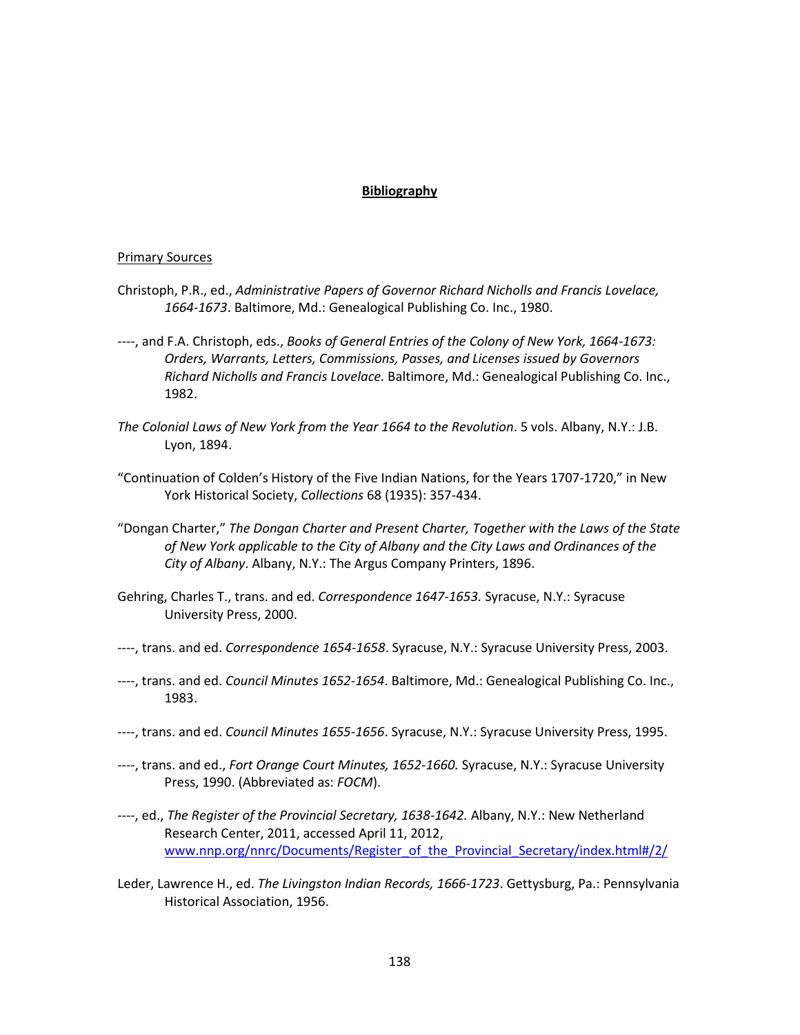# **Bibliography**

Primary Sources

Christoph, P.R., ed., *Administrative Papers of Governor Richard Nicholls and Francis Lovelace, 1664-1673*. Baltimore, Md.: Genealogical Publishing Co. Inc., 1980.

----, and F.A. Christoph, eds., *Books of General Entries of the Colony of New York, 1664-1673: Orders, Warrants, Letters, Commissions, Passes, and Licenses issued by Governors Richard Nicholls and Francis Lovelace.* Baltimore, Md.: Genealogical Publishing Co. Inc., 1982.

*The Colonial Laws of New York from the Year 1664 to the Revolution*. 5 vols. Albany, N.Y.: J.B. Lyon, 1894.

"Continuation of Colden's History of the Five Indian Nations, for the Years 1707-1720," in New York Historical Society, *Collections* 68 (1935): 357-434.

"Dongan Charter," *The Dongan Charter and Present Charter, Together with the Laws of the State of New York applicable to the City of Albany and the City Laws and Ordinances of the City of Albany*. Albany, N.Y.: The Argus Company Printers, 1896.

Gehring, Charles T., trans. and ed. *Correspondence 1647-1653.* Syracuse, N.Y.: Syracuse University Press, 2000.

----, trans. and ed. *Correspondence 1654-1658*. Syracuse, N.Y.: Syracuse University Press, 2003.

----, trans. and ed. *Council Minutes 1652-1654*. Baltimore, Md.: Genealogical Publishing Co. Inc., 1983.

----, trans. and ed. *Council Minutes 1655-1656*. Syracuse, N.Y.: Syracuse University Press, 1995.

----, trans. and ed., *Fort Orange Court Minutes, 1652-1660.* Syracuse, N.Y.: Syracuse University Press, 1990. (Abbreviated as: *FOCM*).

----, ed., *The Register of the Provincial Secretary, 1638-1642.* Albany, N.Y.: New Netherland Research Center, 2011, accessed April 11, 2012, www.nnp.org/nnrc/Documents/Register_of_the_Provincial_Secretary/index.html#/2/

Leder, Lawrence H., ed. *The Livingston Indian Records, 1666-1723*. Gettysburg, Pa.: Pennsylvania Historical Association, 1956.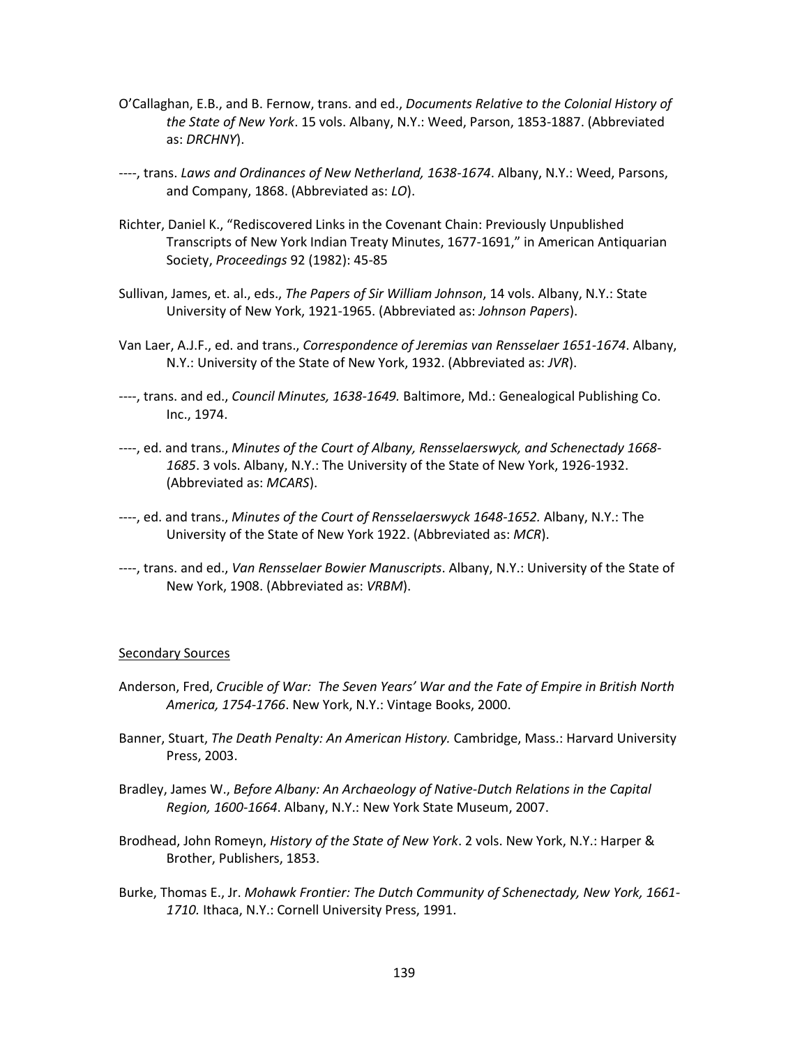O'Callaghan, E.B., and B. Fernow, trans. and ed., *Documents Relative to the Colonial History of the State of New York*. 15 vols. Albany, N.Y.: Weed, Parson, 1853-1887. (Abbreviated as: *DRCHNY*).

----, trans. *Laws and Ordinances of New Netherland, 1638-1674*. Albany, N.Y.: Weed, Parsons, and Company, 1868. (Abbreviated as: *LO*).

Richter, Daniel K., "Rediscovered Links in the Covenant Chain: Previously Unpublished Transcripts of New York Indian Treaty Minutes, 1677-1691," in American Antiquarian Society, *Proceedings* 92 (1982): 45-85

Sullivan, James, et. al., eds., *The Papers of Sir William Johnson*, 14 vols. Albany, N.Y.: State University of New York, 1921-1965. (Abbreviated as: *Johnson Papers*).

Van Laer, A.J.F., ed. and trans., *Correspondence of Jeremias van Rensselaer 1651-1674*. Albany, N.Y.: University of the State of New York, 1932. (Abbreviated as: *JVR*).

----, trans. and ed., *Council Minutes, 1638-1649.* Baltimore, Md.: Genealogical Publishing Co. Inc., 1974.

----, ed. and trans., *Minutes of the Court of Albany, Rensselaerswyck, and Schenectady 1668-1685*. 3 vols. Albany, N.Y.: The University of the State of New York, 1926-1932. (Abbreviated as: *MCARS*).

----, ed. and trans., *Minutes of the Court of Rensselaerswyck 1648-1652.* Albany, N.Y.: The University of the State of New York 1922. (Abbreviated as: *MCR*).

----, trans. and ed., *Van Rensselaer Bowier Manuscripts*. Albany, N.Y.: University of the State of New York, 1908. (Abbreviated as: *VRBM*).

## Secondary Sources

Anderson, Fred, *Crucible of War: The Seven Years' War and the Fate of Empire in British North America, 1754-1766*. New York, N.Y.: Vintage Books, 2000.

Banner, Stuart, *The Death Penalty: An American History.* Cambridge, Mass.: Harvard University Press, 2003.

Bradley, James W., *Before Albany: An Archaeology of Native-Dutch Relations in the Capital Region, 1600-1664*. Albany, N.Y.: New York State Museum, 2007.

Brodhead, John Romeyn, *History of the State of New York*. 2 vols. New York, N.Y.: Harper & Brother, Publishers, 1853.

Burke, Thomas E., Jr. *Mohawk Frontier: The Dutch Community of Schenectady, New York, 1661-1710.* Ithaca, N.Y.: Cornell University Press, 1991.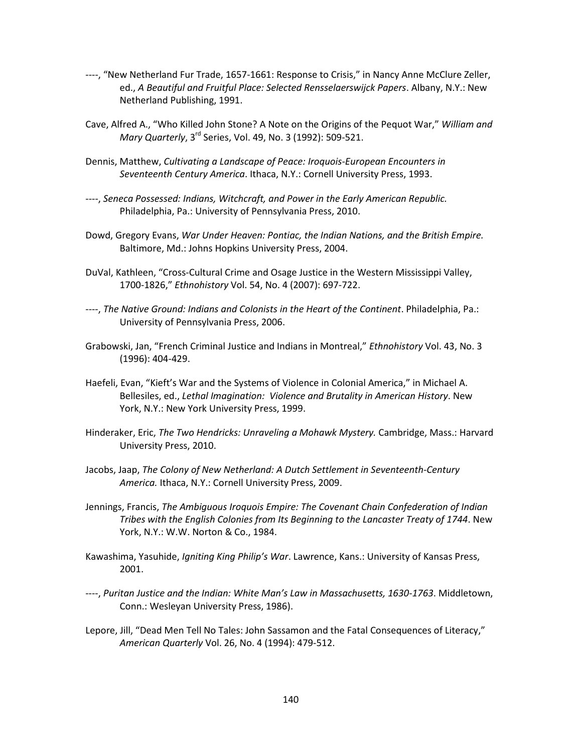----, "New Netherland Fur Trade, 1657-1661: Response to Crisis," in Nancy Anne McClure Zeller, ed., *A Beautiful and Fruitful Place: Selected Rensselaerswijck Papers*. Albany, N.Y.: New Netherland Publishing, 1991.

Cave, Alfred A., "Who Killed John Stone? A Note on the Origins of the Pequot War," *William and Mary Quarterly*, 3rd Series, Vol. 49, No. 3 (1992): 509-521.

Dennis, Matthew, *Cultivating a Landscape of Peace: Iroquois-European Encounters in Seventeenth Century America*. Ithaca, N.Y.: Cornell University Press, 1993.

----, *Seneca Possessed: Indians, Witchcraft, and Power in the Early American Republic.* Philadelphia, Pa.: University of Pennsylvania Press, 2010.

Dowd, Gregory Evans, *War Under Heaven: Pontiac, the Indian Nations, and the British Empire.* Baltimore, Md.: Johns Hopkins University Press, 2004.

DuVal, Kathleen, "Cross-Cultural Crime and Osage Justice in the Western Mississippi Valley, 1700-1826," *Ethnohistory* Vol. 54, No. 4 (2007): 697-722.

----, *The Native Ground: Indians and Colonists in the Heart of the Continent*. Philadelphia, Pa.: University of Pennsylvania Press, 2006.

Grabowski, Jan, "French Criminal Justice and Indians in Montreal," *Ethnohistory* Vol. 43, No. 3 (1996): 404-429.

Haefeli, Evan, "Kieft's War and the Systems of Violence in Colonial America," in Michael A. Bellesiles, ed., *Lethal Imagination: Violence and Brutality in American History*. New York, N.Y.: New York University Press, 1999.

Hinderaker, Eric, *The Two Hendricks: Unraveling a Mohawk Mystery.* Cambridge, Mass.: Harvard University Press, 2010.

Jacobs, Jaap, *The Colony of New Netherland: A Dutch Settlement in Seventeenth-Century America.* Ithaca, N.Y.: Cornell University Press, 2009.

Jennings, Francis, *The Ambiguous Iroquois Empire: The Covenant Chain Confederation of Indian Tribes with the English Colonies from Its Beginning to the Lancaster Treaty of 1744*. New York, N.Y.: W.W. Norton & Co., 1984.

Kawashima, Yasuhide, *Igniting King Philip's War*. Lawrence, Kans.: University of Kansas Press, 2001.

----, *Puritan Justice and the Indian: White Man's Law in Massachusetts, 1630-1763*. Middletown, Conn.: Wesleyan University Press, 1986).

Lepore, Jill, "Dead Men Tell No Tales: John Sassamon and the Fatal Consequences of Literacy," *American Quarterly* Vol. 26, No. 4 (1994): 479-512.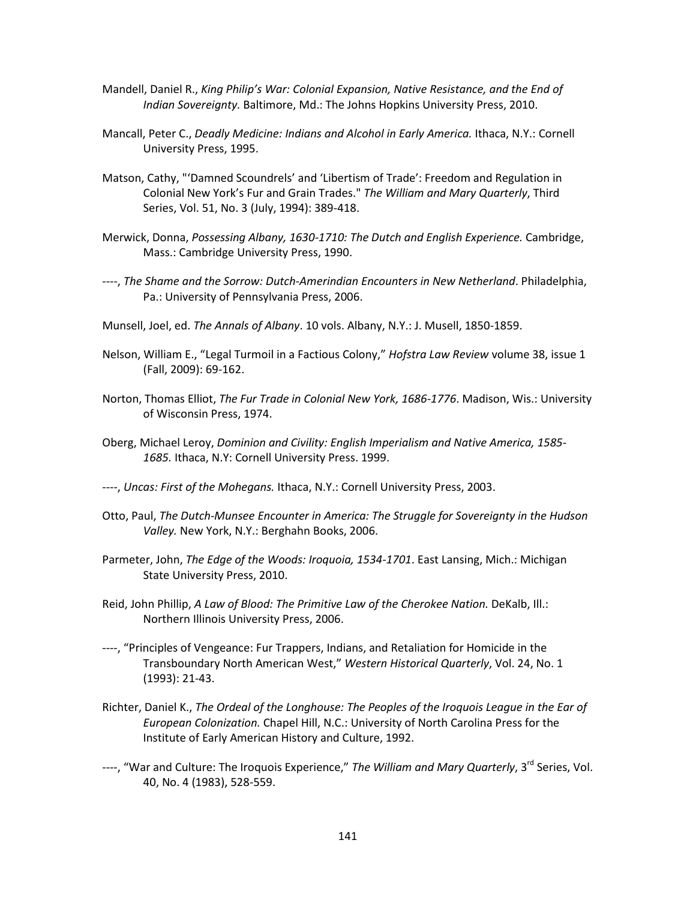Mandell, Daniel R., *King Philip's War: Colonial Expansion, Native Resistance, and the End of Indian Sovereignty.* Baltimore, Md.: The Johns Hopkins University Press, 2010.

Mancall, Peter C., *Deadly Medicine: Indians and Alcohol in Early America.* Ithaca, N.Y.: Cornell University Press, 1995.

Matson, Cathy, "'Damned Scoundrels' and 'Libertism of Trade': Freedom and Regulation in Colonial New York's Fur and Grain Trades." *The William and Mary Quarterly*, Third Series, Vol. 51, No. 3 (July, 1994): 389-418.

Merwick, Donna, *Possessing Albany, 1630-1710: The Dutch and English Experience.* Cambridge, Mass.: Cambridge University Press, 1990.

----, *The Shame and the Sorrow: Dutch-Amerindian Encounters in New Netherland*. Philadelphia, Pa.: University of Pennsylvania Press, 2006.

Munsell, Joel, ed. *The Annals of Albany*. 10 vols. Albany, N.Y.: J. Musell, 1850-1859.

Nelson, William E., "Legal Turmoil in a Factious Colony," *Hofstra Law Review* volume 38, issue 1 (Fall, 2009): 69-162.

Norton, Thomas Elliot, *The Fur Trade in Colonial New York, 1686-1776*. Madison, Wis.: University of Wisconsin Press, 1974.

Oberg, Michael Leroy, *Dominion and Civility: English Imperialism and Native America, 1585-1685.* Ithaca, N.Y: Cornell University Press. 1999.

----, *Uncas: First of the Mohegans.* Ithaca, N.Y.: Cornell University Press, 2003.

Otto, Paul, *The Dutch-Munsee Encounter in America: The Struggle for Sovereignty in the Hudson Valley.* New York, N.Y.: Berghahn Books, 2006.

Parmeter, John, *The Edge of the Woods: Iroquoia, 1534-1701*. East Lansing, Mich.: Michigan State University Press, 2010.

Reid, John Phillip, *A Law of Blood: The Primitive Law of the Cherokee Nation.* DeKalb, Ill.: Northern Illinois University Press, 2006.

----, "Principles of Vengeance: Fur Trappers, Indians, and Retaliation for Homicide in the Transboundary North American West," *Western Historical Quarterly*, Vol. 24, No. 1 (1993): 21-43.

Richter, Daniel K., *The Ordeal of the Longhouse: The Peoples of the Iroquois League in the Ear of European Colonization.* Chapel Hill, N.C.: University of North Carolina Press for the Institute of Early American History and Culture, 1992.

----, "War and Culture: The Iroquois Experience," *The William and Mary Quarterly*, 3rd Series, Vol. 40, No. 4 (1983), 528-559.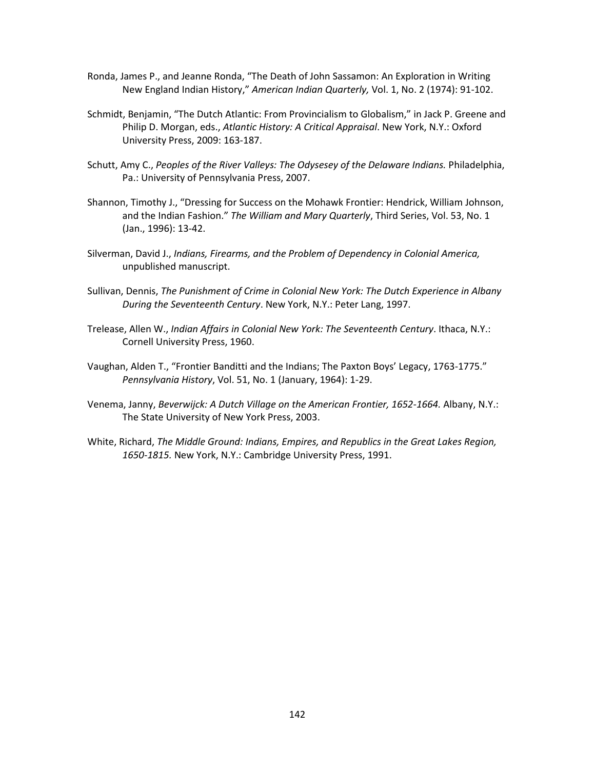Ronda, James P., and Jeanne Ronda, "The Death of John Sassamon: An Exploration in Writing New England Indian History," *American Indian Quarterly,* Vol. 1, No. 2 (1974): 91-102.

Schmidt, Benjamin, "The Dutch Atlantic: From Provincialism to Globalism," in Jack P. Greene and Philip D. Morgan, eds., *Atlantic History: A Critical Appraisal*. New York, N.Y.: Oxford University Press, 2009: 163-187.

Schutt, Amy C., *Peoples of the River Valleys: The Odysesey of the Delaware Indians.* Philadelphia, Pa.: University of Pennsylvania Press, 2007.

Shannon, Timothy J., "Dressing for Success on the Mohawk Frontier: Hendrick, William Johnson, and the Indian Fashion." *The William and Mary Quarterly*, Third Series, Vol. 53, No. 1 (Jan., 1996): 13-42.

Silverman, David J., *Indians, Firearms, and the Problem of Dependency in Colonial America,* unpublished manuscript.

Sullivan, Dennis, *The Punishment of Crime in Colonial New York: The Dutch Experience in Albany During the Seventeenth Century*. New York, N.Y.: Peter Lang, 1997.

Trelease, Allen W., *Indian Affairs in Colonial New York: The Seventeenth Century*. Ithaca, N.Y.: Cornell University Press, 1960.

Vaughan, Alden T., "Frontier Banditti and the Indians; The Paxton Boys' Legacy, 1763-1775." *Pennsylvania History*, Vol. 51, No. 1 (January, 1964): 1-29.

Venema, Janny, *Beverwijck: A Dutch Village on the American Frontier, 1652-1664.* Albany, N.Y.: The State University of New York Press, 2003.

White, Richard, *The Middle Ground: Indians, Empires, and Republics in the Great Lakes Region, 1650-1815.* New York, N.Y.: Cambridge University Press, 1991.